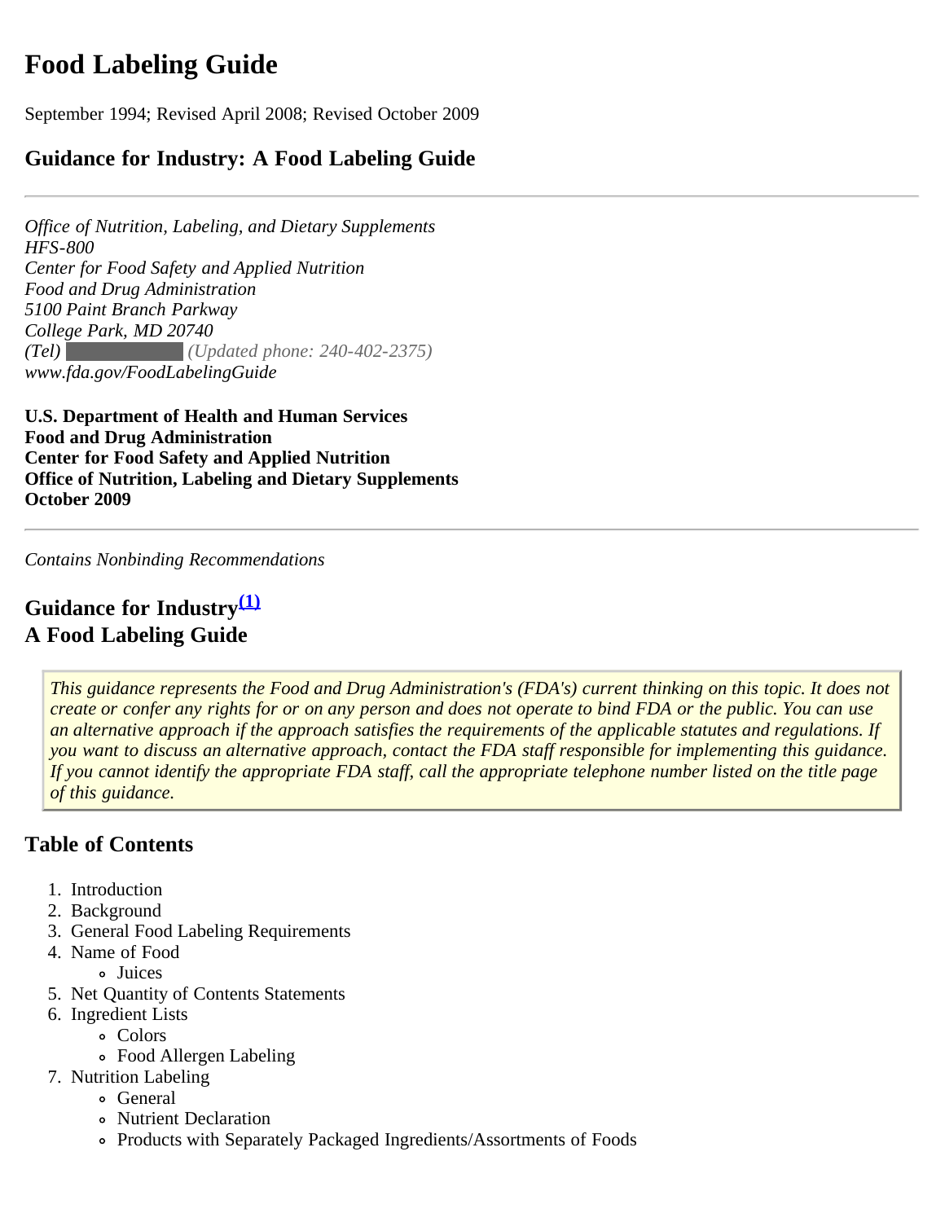# Food Labeling Guide

September 1994; Revised April 2008; Revised October 2009

## Guidance for Industry: A Food Labeling Guide

---

*Office of Nutrition, Labeling, and Dietary Supplements*
*HFS-800*
*Center for Food Safety and Applied Nutrition*
*Food and Drug Administration*
*5100 Paint Branch Parkway*
*College Park, MD 20740*
*(Tel) (Updated phone: 240-402-2375)*
*www.fda.gov/FoodLabelingGuide*

**U.S. Department of Health and Human Services**
**Food and Drug Administration**
**Center for Food Safety and Applied Nutrition**
**Office of Nutrition, Labeling and Dietary Supplements**
**October 2009**

---

*Contains Nonbinding Recommendations*

## Guidance for Industry[(1)]
## A Food Labeling Guide

*This guidance represents the Food and Drug Administration's (FDA's) current thinking on this topic. It does not create or confer any rights for or on any person and does not operate to bind FDA or the public. You can use an alternative approach if the approach satisfies the requirements of the applicable statutes and regulations. If you want to discuss an alternative approach, contact the FDA staff responsible for implementing this guidance. If you cannot identify the appropriate FDA staff, call the appropriate telephone number listed on the title page of this guidance.*

## Table of Contents

1. Introduction
2. Background
3. General Food Labeling Requirements
4. Name of Food
   - Juices
5. Net Quantity of Contents Statements
6. Ingredient Lists
   - Colors
   - Food Allergen Labeling
7. Nutrition Labeling
   - General
   - Nutrient Declaration
   - Products with Separately Packaged Ingredients/Assortments of Foods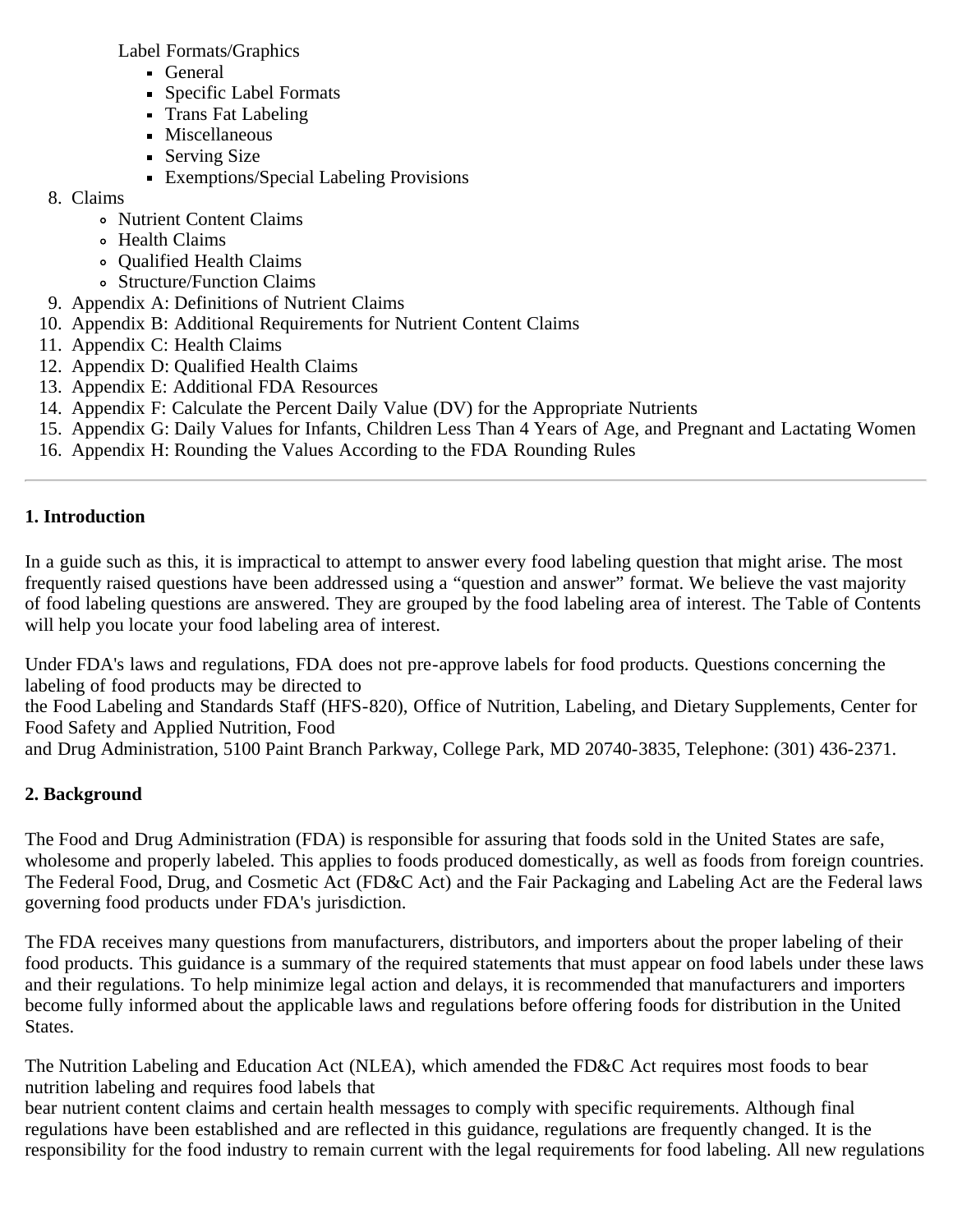- Label Formats/Graphics
  - General
  - Specific Label Formats
  - Trans Fat Labeling
  - Miscellaneous
  - Serving Size
  - Exemptions/Special Labeling Provisions

8. Claims
   - Nutrient Content Claims
   - Health Claims
   - Qualified Health Claims
   - Structure/Function Claims
9. Appendix A: Definitions of Nutrient Claims
10. Appendix B: Additional Requirements for Nutrient Content Claims
11. Appendix C: Health Claims
12. Appendix D: Qualified Health Claims
13. Appendix E: Additional FDA Resources
14. Appendix F: Calculate the Percent Daily Value (DV) for the Appropriate Nutrients
15. Appendix G: Daily Values for Infants, Children Less Than 4 Years of Age, and Pregnant and Lactating Women
16. Appendix H: Rounding the Values According to the FDA Rounding Rules

---

**1. Introduction**

In a guide such as this, it is impractical to attempt to answer every food labeling question that might arise. The most frequently raised questions have been addressed using a "question and answer" format. We believe the vast majority of food labeling questions are answered. They are grouped by the food labeling area of interest. The Table of Contents will help you locate your food labeling area of interest.

Under FDA's laws and regulations, FDA does not pre-approve labels for food products. Questions concerning the labeling of food products may be directed to the Food Labeling and Standards Staff (HFS-820), Office of Nutrition, Labeling, and Dietary Supplements, Center for Food Safety and Applied Nutrition, Food and Drug Administration, 5100 Paint Branch Parkway, College Park, MD 20740-3835, Telephone: (301) 436-2371.

**2. Background**

The Food and Drug Administration (FDA) is responsible for assuring that foods sold in the United States are safe, wholesome and properly labeled. This applies to foods produced domestically, as well as foods from foreign countries. The Federal Food, Drug, and Cosmetic Act (FD&C Act) and the Fair Packaging and Labeling Act are the Federal laws governing food products under FDA's jurisdiction.

The FDA receives many questions from manufacturers, distributors, and importers about the proper labeling of their food products. This guidance is a summary of the required statements that must appear on food labels under these laws and their regulations. To help minimize legal action and delays, it is recommended that manufacturers and importers become fully informed about the applicable laws and regulations before offering foods for distribution in the United States.

The Nutrition Labeling and Education Act (NLEA), which amended the FD&C Act requires most foods to bear nutrition labeling and requires food labels that bear nutrient content claims and certain health messages to comply with specific requirements. Although final regulations have been established and are reflected in this guidance, regulations are frequently changed. It is the responsibility for the food industry to remain current with the legal requirements for food labeling. All new regulations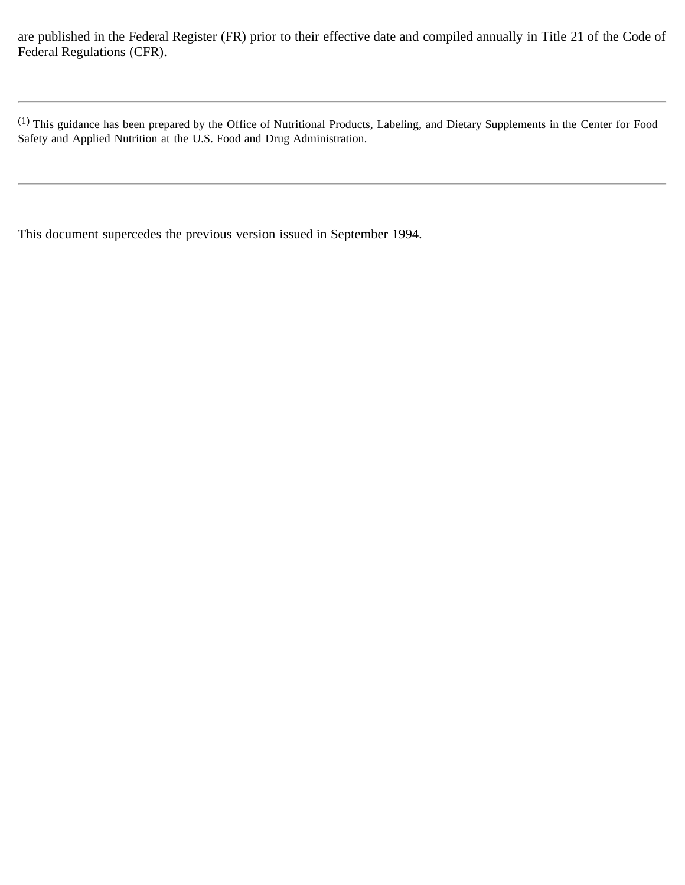are published in the Federal Register (FR) prior to their effective date and compiled annually in Title 21 of the Code of Federal Regulations (CFR).

---

[(1)] This guidance has been prepared by the Office of Nutritional Products, Labeling, and Dietary Supplements in the Center for Food Safety and Applied Nutrition at the U.S. Food and Drug Administration.

---

This document supercedes the previous version issued in September 1994.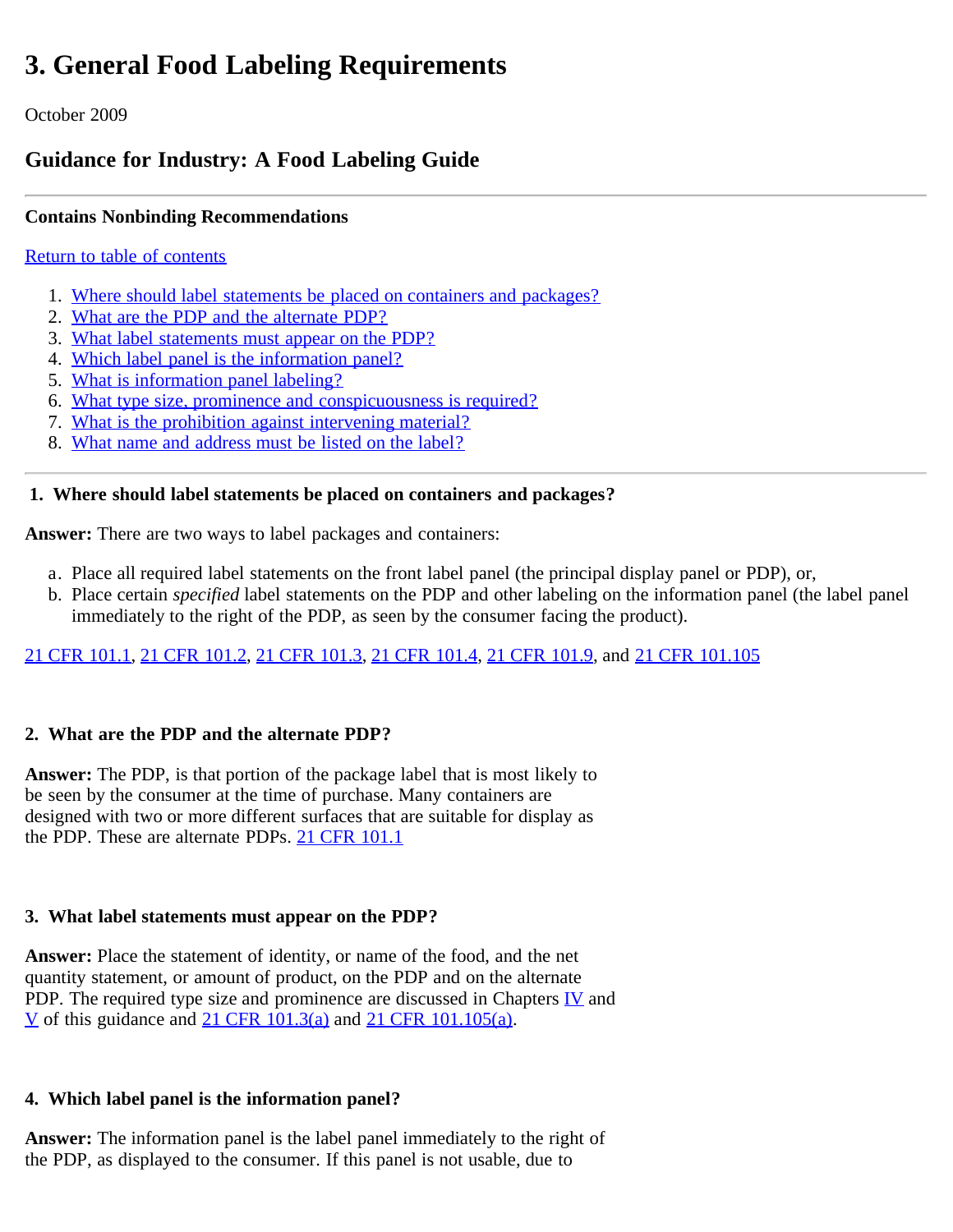# 3. General Food Labeling Requirements

October 2009

## Guidance for Industry: A Food Labeling Guide

---

**Contains Nonbinding Recommendations**

Return to table of contents

1. Where should label statements be placed on containers and packages?
2. What are the PDP and the alternate PDP?
3. What label statements must appear on the PDP?
4. Which label panel is the information panel?
5. What is information panel labeling?
6. What type size, prominence and conspicuousness is required?
7. What is the prohibition against intervening material?
8. What name and address must be listed on the label?

---

### 1. Where should label statements be placed on containers and packages?

**Answer:** There are two ways to label packages and containers:

a. Place all required label statements on the front label panel (the principal display panel or PDP), or,
b. Place certain *specified* label statements on the PDP and other labeling on the information panel (the label panel immediately to the right of the PDP, as seen by the consumer facing the product).

21 CFR 101.1, 21 CFR 101.2, 21 CFR 101.3, 21 CFR 101.4, 21 CFR 101.9, and 21 CFR 101.105

### 2. What are the PDP and the alternate PDP?

**Answer:** The PDP, is that portion of the package label that is most likely to be seen by the consumer at the time of purchase. Many containers are designed with two or more different surfaces that are suitable for display as the PDP. These are alternate PDPs. 21 CFR 101.1

### 3. What label statements must appear on the PDP?

**Answer:** Place the statement of identity, or name of the food, and the net quantity statement, or amount of product, on the PDP and on the alternate PDP. The required type size and prominence are discussed in Chapters IV and V of this guidance and 21 CFR 101.3(a) and 21 CFR 101.105(a).

### 4. Which label panel is the information panel?

**Answer:** The information panel is the label panel immediately to the right of the PDP, as displayed to the consumer. If this panel is not usable, due to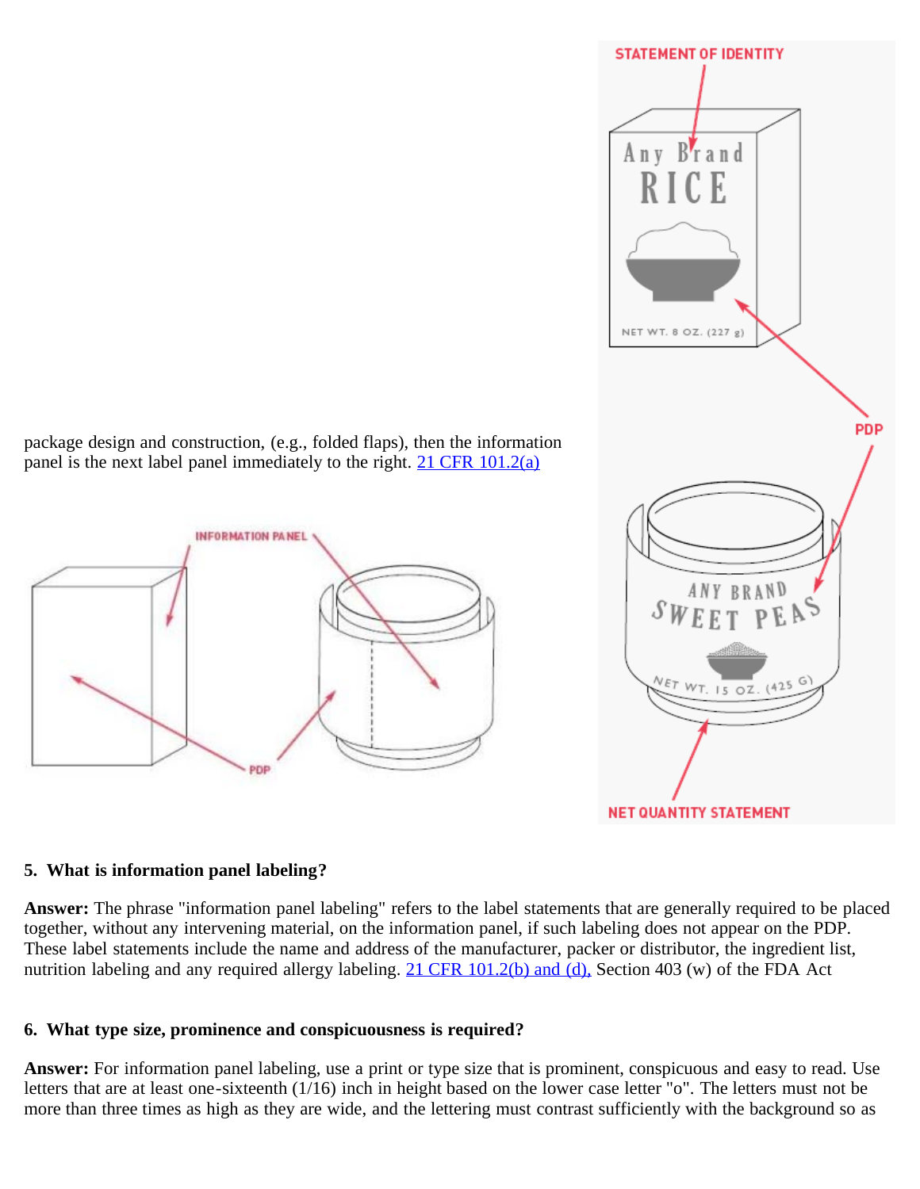package design and construction, (e.g., folded flaps), then the information panel is the next label panel immediately to the right. [21 CFR 101.2(a)](#)

**5. What is information panel labeling?**

**Answer:** The phrase "information panel labeling" refers to the label statements that are generally required to be placed together, without any intervening material, on the information panel, if such labeling does not appear on the PDP. These label statements include the name and address of the manufacturer, packer or distributor, the ingredient list, nutrition labeling and any required allergy labeling. [21 CFR 101.2(b) and (d),](#) Section 403 (w) of the FDA Act

**6. What type size, prominence and conspicuousness is required?**

**Answer:** For information panel labeling, use a print or type size that is prominent, conspicuous and easy to read. Use letters that are at least one-sixteenth (1/16) inch in height based on the lower case letter "o". The letters must not be more than three times as high as they are wide, and the lettering must contrast sufficiently with the background so as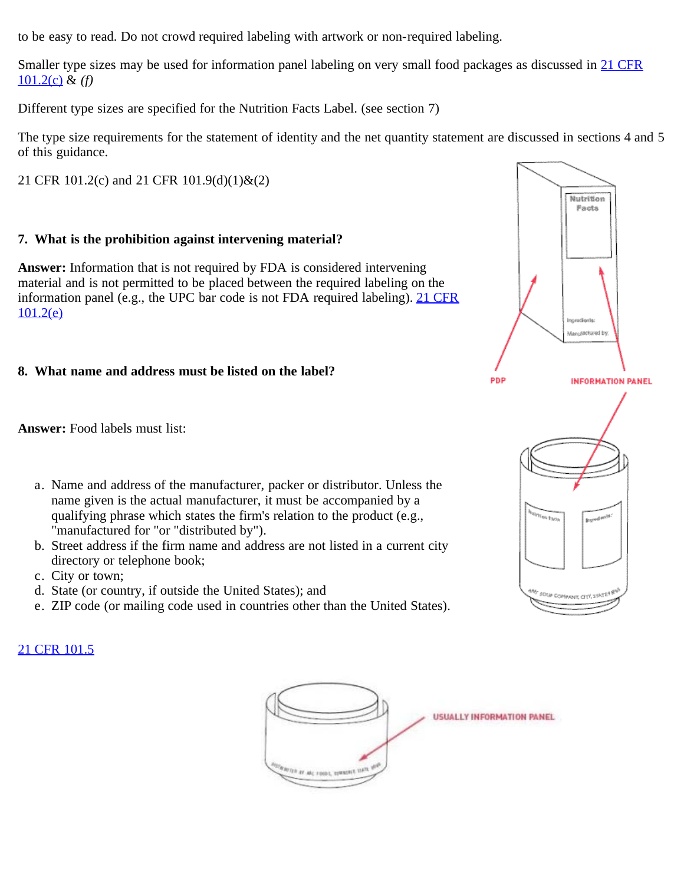to be easy to read. Do not crowd required labeling with artwork or non-required labeling.

Smaller type sizes may be used for information panel labeling on very small food packages as discussed in 21 CFR 101.2(c) & *(f)*

Different type sizes are specified for the Nutrition Facts Label. (see section 7)

The type size requirements for the statement of identity and the net quantity statement are discussed in sections 4 and 5 of this guidance.

21 CFR 101.2(c) and 21 CFR 101.9(d)(1)&(2)

**7. What is the prohibition against intervening material?**

**Answer:** Information that is not required by FDA is considered intervening material and is not permitted to be placed between the required labeling on the information panel (e.g., the UPC bar code is not FDA required labeling). 21 CFR 101.2(e)

**8. What name and address must be listed on the label?**

**Answer:** Food labels must list:

a. Name and address of the manufacturer, packer or distributor. Unless the name given is the actual manufacturer, it must be accompanied by a qualifying phrase which states the firm's relation to the product (e.g., "manufactured for "or "distributed by").
b. Street address if the firm name and address are not listed in a current city directory or telephone book;
c. City or town;
d. State (or country, if outside the United States); and
e. ZIP code (or mailing code used in countries other than the United States).

21 CFR 101.5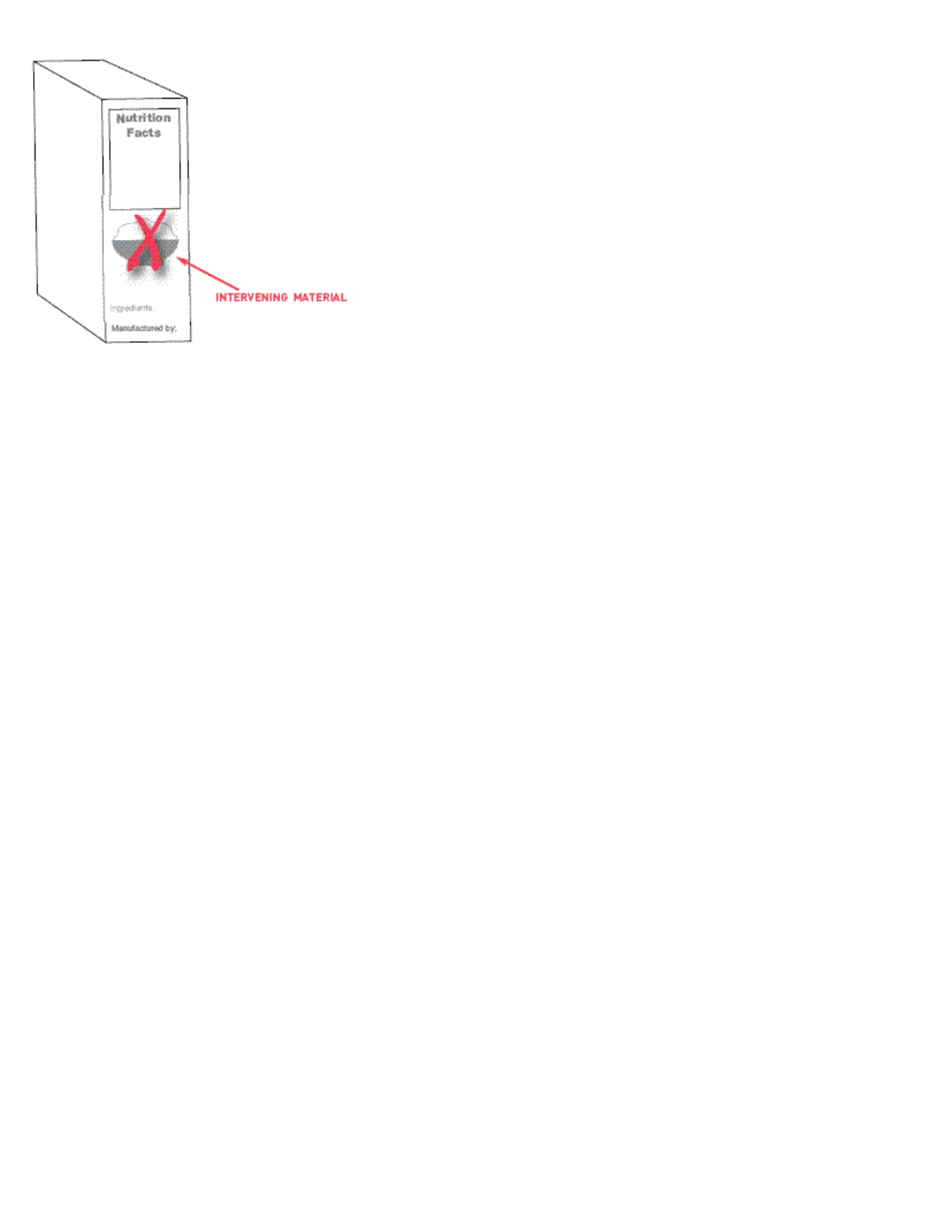Nutrition Facts

Ingredients

Manufactured by:

INTERVENING MATERIAL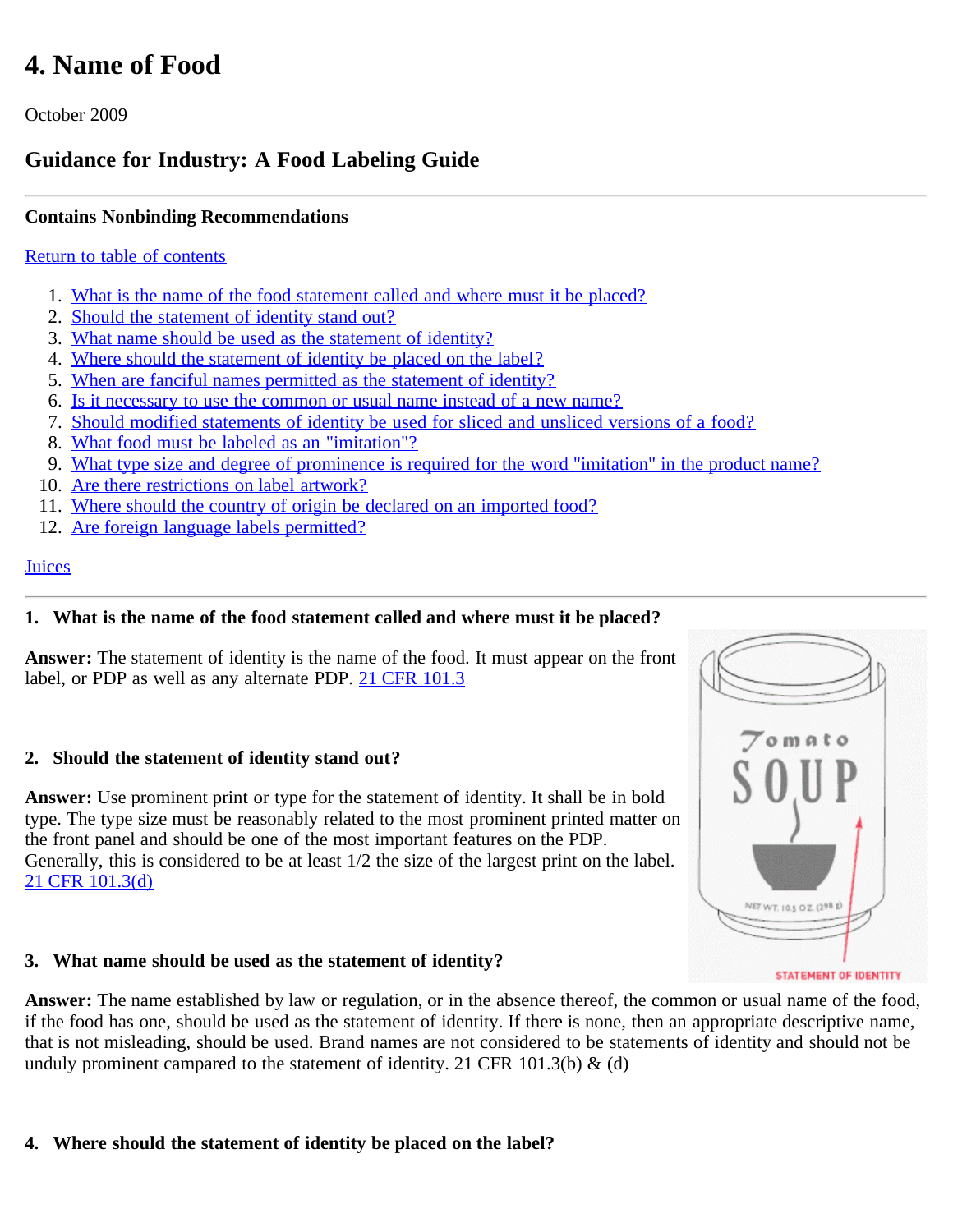# 4. Name of Food

October 2009

## Guidance for Industry: A Food Labeling Guide

---

**Contains Nonbinding Recommendations**

[Return to table of contents]

1. [What is the name of the food statement called and where must it be placed?]
2. [Should the statement of identity stand out?]
3. [What name should be used as the statement of identity?]
4. [Where should the statement of identity be placed on the label?]
5. [When are fanciful names permitted as the statement of identity?]
6. [Is it necessary to use the common or usual name instead of a new name?]
7. [Should modified statements of identity be used for sliced and unsliced versions of a food?]
8. [What food must be labeled as an "imitation"?]
9. [What type size and degree of prominence is required for the word "imitation" in the product name?]
10. [Are there restrictions on label artwork?]
11. [Where should the country of origin be declared on an imported food?]
12. [Are foreign language labels permitted?]

[Juices]

---

**1. What is the name of the food statement called and where must it be placed?**

**Answer:** The statement of identity is the name of the food. It must appear on the front label, or PDP as well as any alternate PDP. [21 CFR 101.3]

**2. Should the statement of identity stand out?**

**Answer:** Use prominent print or type for the statement of identity. It shall be in bold type. The type size must be reasonably related to the most prominent printed matter on the front panel and should be one of the most important features on the PDP. Generally, this is considered to be at least 1/2 the size of the largest print on the label. [21 CFR 101.3(d)]

STATEMENT OF IDENTITY

**3. What name should be used as the statement of identity?**

**Answer:** The name established by law or regulation, or in the absence thereof, the common or usual name of the food, if the food has one, should be used as the statement of identity. If there is none, then an appropriate descriptive name, that is not misleading, should be used. Brand names are not considered to be statements of identity and should not be unduly prominent campared to the statement of identity. 21 CFR 101.3(b) & (d)

**4. Where should the statement of identity be placed on the label?**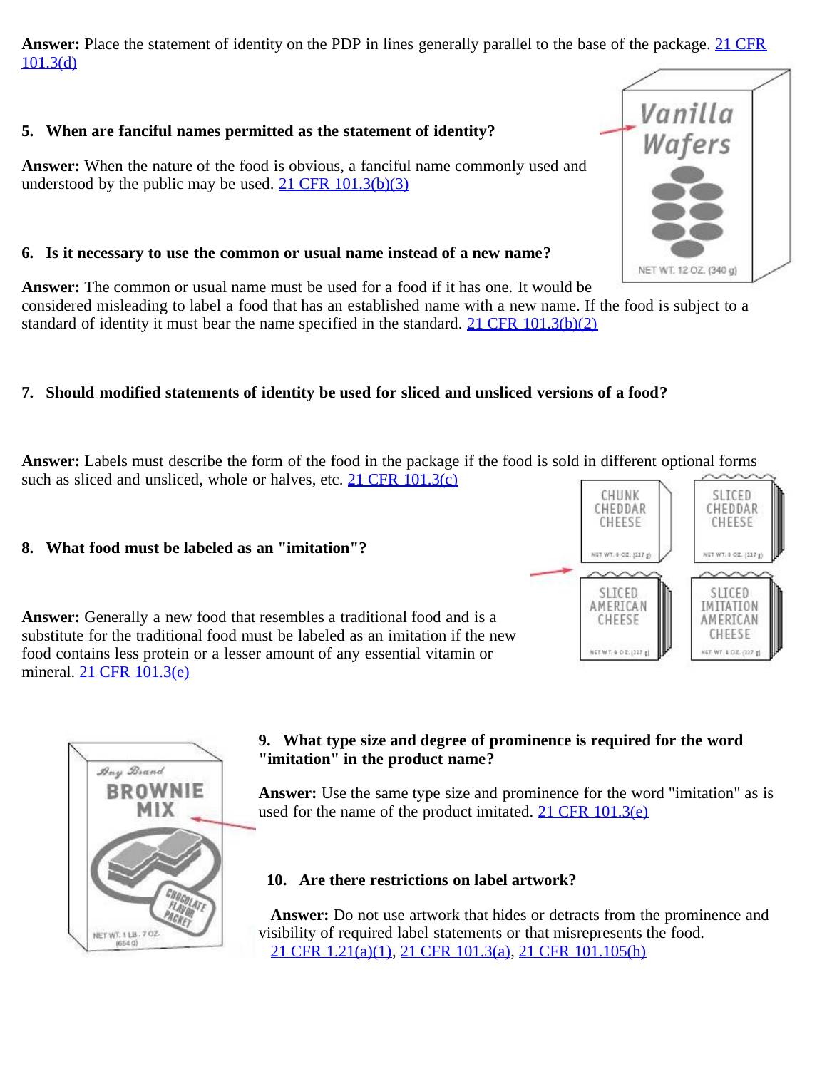**Answer:** Place the statement of identity on the PDP in lines generally parallel to the base of the package. 21 CFR 101.3(d)

**5. When are fanciful names permitted as the statement of identity?**

**Answer:** When the nature of the food is obvious, a fanciful name commonly used and understood by the public may be used. 21 CFR 101.3(b)(3)

**6. Is it necessary to use the common or usual name instead of a new name?**

**Answer:** The common or usual name must be used for a food if it has one. It would be considered misleading to label a food that has an established name with a new name. If the food is subject to a standard of identity it must bear the name specified in the standard. 21 CFR 101.3(b)(2)

**7. Should modified statements of identity be used for sliced and unsliced versions of a food?**

**Answer:** Labels must describe the form of the food in the package if the food is sold in different optional forms such as sliced and unsliced, whole or halves, etc. 21 CFR 101.3(c)

**8. What food must be labeled as an "imitation"?**

**Answer:** Generally a new food that resembles a traditional food and is a substitute for the traditional food must be labeled as an imitation if the new food contains less protein or a lesser amount of any essential vitamin or mineral. 21 CFR 101.3(e)

**9. What type size and degree of prominence is required for the word "imitation" in the product name?**

**Answer:** Use the same type size and prominence for the word "imitation" as is used for the name of the product imitated. 21 CFR 101.3(e)

**10. Are there restrictions on label artwork?**

**Answer:** Do not use artwork that hides or detracts from the prominence and visibility of required label statements or that misrepresents the food. 21 CFR 1.21(a)(1), 21 CFR 101.3(a), 21 CFR 101.105(h)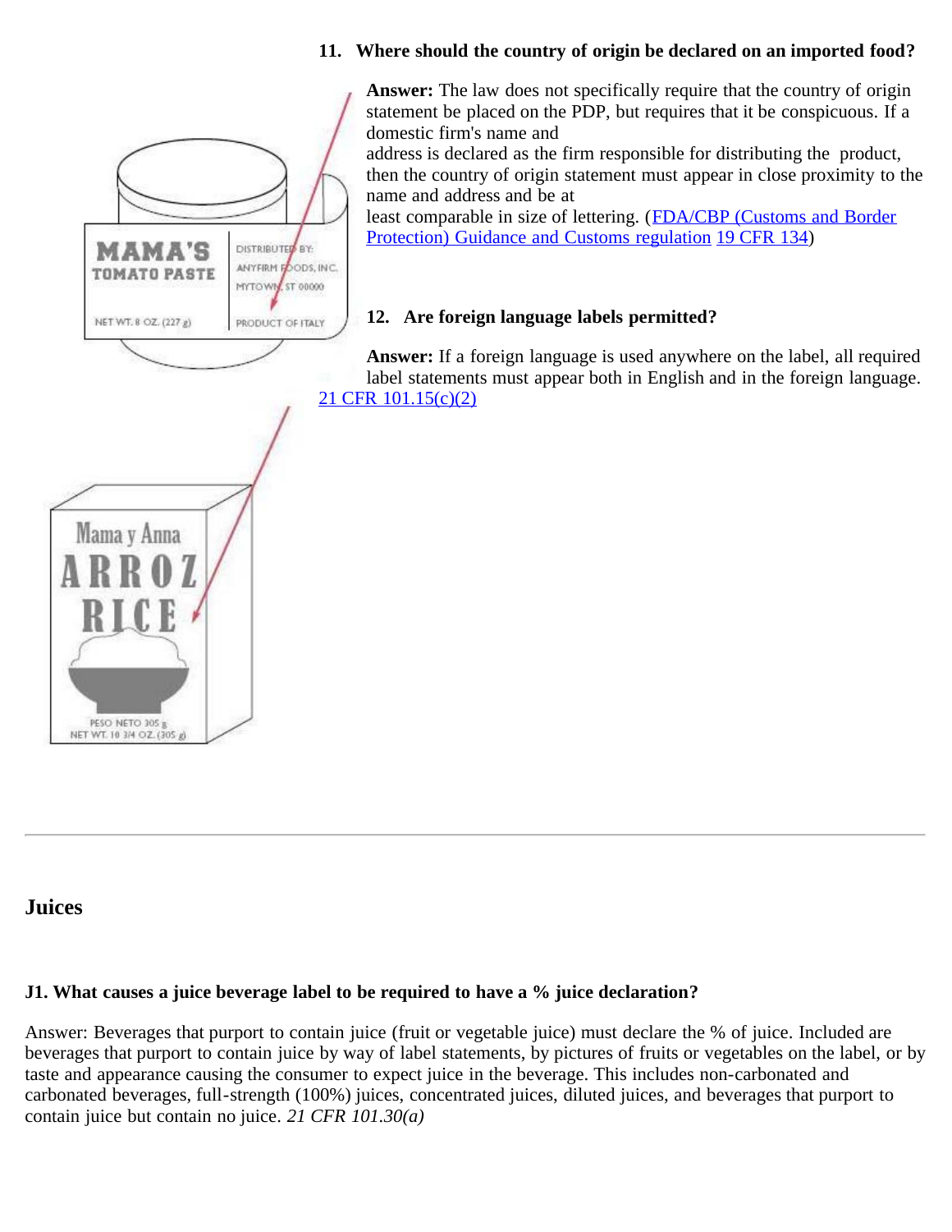**11. Where should the country of origin be declared on an imported food?**

**Answer:** The law does not specifically require that the country of origin statement be placed on the PDP, but requires that it be conspicuous. If a domestic firm's name and address is declared as the firm responsible for distributing the product, then the country of origin statement must appear in close proximity to the name and address and be at least comparable in size of lettering. (FDA/CBP (Customs and Border Protection) Guidance and Customs regulation 19 CFR 134)

MAMA'S TOMATO PASTE

NET WT. 8 OZ. (227 g)

DISTRIBUTED BY:
ANYFIRM FOODS, INC.
MYTOWN, ST 00000

PRODUCT OF ITALY

**12. Are foreign language labels permitted?**

**Answer:** If a foreign language is used anywhere on the label, all required label statements must appear both in English and in the foreign language. 21 CFR 101.15(c)(2)

Mama y Anna
ARROZ
RICE

PESO NETO 305 g
NET WT. 10 3/4 OZ. (305 g)

---

## Juices

**J1. What causes a juice beverage label to be required to have a % juice declaration?**

Answer: Beverages that purport to contain juice (fruit or vegetable juice) must declare the % of juice. Included are beverages that purport to contain juice by way of label statements, by pictures of fruits or vegetables on the label, or by taste and appearance causing the consumer to expect juice in the beverage. This includes non-carbonated and carbonated beverages, full-strength (100%) juices, concentrated juices, diluted juices, and beverages that purport to contain juice but contain no juice. *21 CFR 101.30(a)*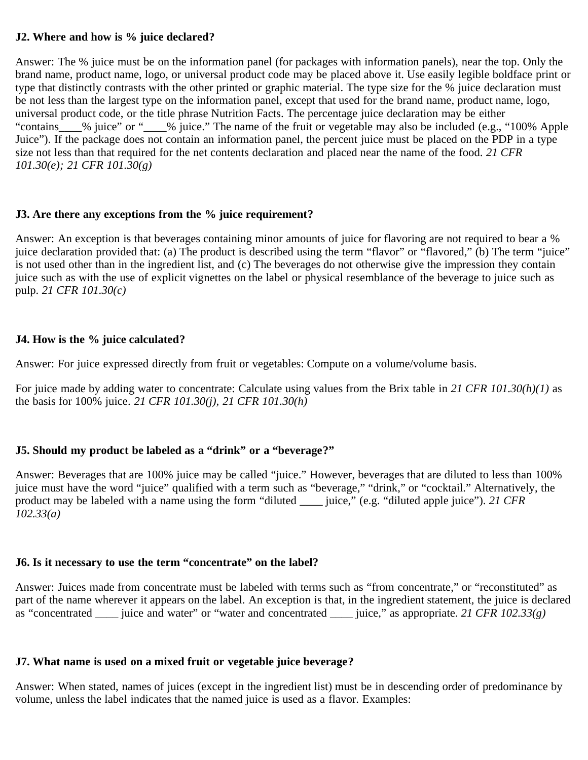**J2. Where and how is % juice declared?**

Answer: The % juice must be on the information panel (for packages with information panels), near the top. Only the brand name, product name, logo, or universal product code may be placed above it. Use easily legible boldface print or type that distinctly contrasts with the other printed or graphic material. The type size for the % juice declaration must be not less than the largest type on the information panel, except that used for the brand name, product name, logo, universal product code, or the title phrase Nutrition Facts. The percentage juice declaration may be either "contains____% juice" or "____% juice." The name of the fruit or vegetable may also be included (e.g., "100% Apple Juice"). If the package does not contain an information panel, the percent juice must be placed on the PDP in a type size not less than that required for the net contents declaration and placed near the name of the food. *21 CFR 101.30(e); 21 CFR 101.30(g)*

**J3. Are there any exceptions from the % juice requirement?**

Answer: An exception is that beverages containing minor amounts of juice for flavoring are not required to bear a % juice declaration provided that: (a) The product is described using the term "flavor" or "flavored," (b) The term "juice" is not used other than in the ingredient list, and (c) The beverages do not otherwise give the impression they contain juice such as with the use of explicit vignettes on the label or physical resemblance of the beverage to juice such as pulp. *21 CFR 101.30(c)*

**J4. How is the % juice calculated?**

Answer: For juice expressed directly from fruit or vegetables: Compute on a volume/volume basis.

For juice made by adding water to concentrate: Calculate using values from the Brix table in *21 CFR 101.30(h)(1)* as the basis for 100% juice. *21 CFR 101.30(j), 21 CFR 101.30(h)*

**J5. Should my product be labeled as a "drink" or a "beverage?"**

Answer: Beverages that are 100% juice may be called "juice." However, beverages that are diluted to less than 100% juice must have the word "juice" qualified with a term such as "beverage," "drink," or "cocktail." Alternatively, the product may be labeled with a name using the form "diluted ____ juice," (e.g. "diluted apple juice"). *21 CFR 102.33(a)*

**J6. Is it necessary to use the term "concentrate" on the label?**

Answer: Juices made from concentrate must be labeled with terms such as "from concentrate," or "reconstituted" as part of the name wherever it appears on the label. An exception is that, in the ingredient statement, the juice is declared as "concentrated ____ juice and water" or "water and concentrated ____ juice," as appropriate. *21 CFR 102.33(g)*

**J7. What name is used on a mixed fruit or vegetable juice beverage?**

Answer: When stated, names of juices (except in the ingredient list) must be in descending order of predominance by volume, unless the label indicates that the named juice is used as a flavor. Examples: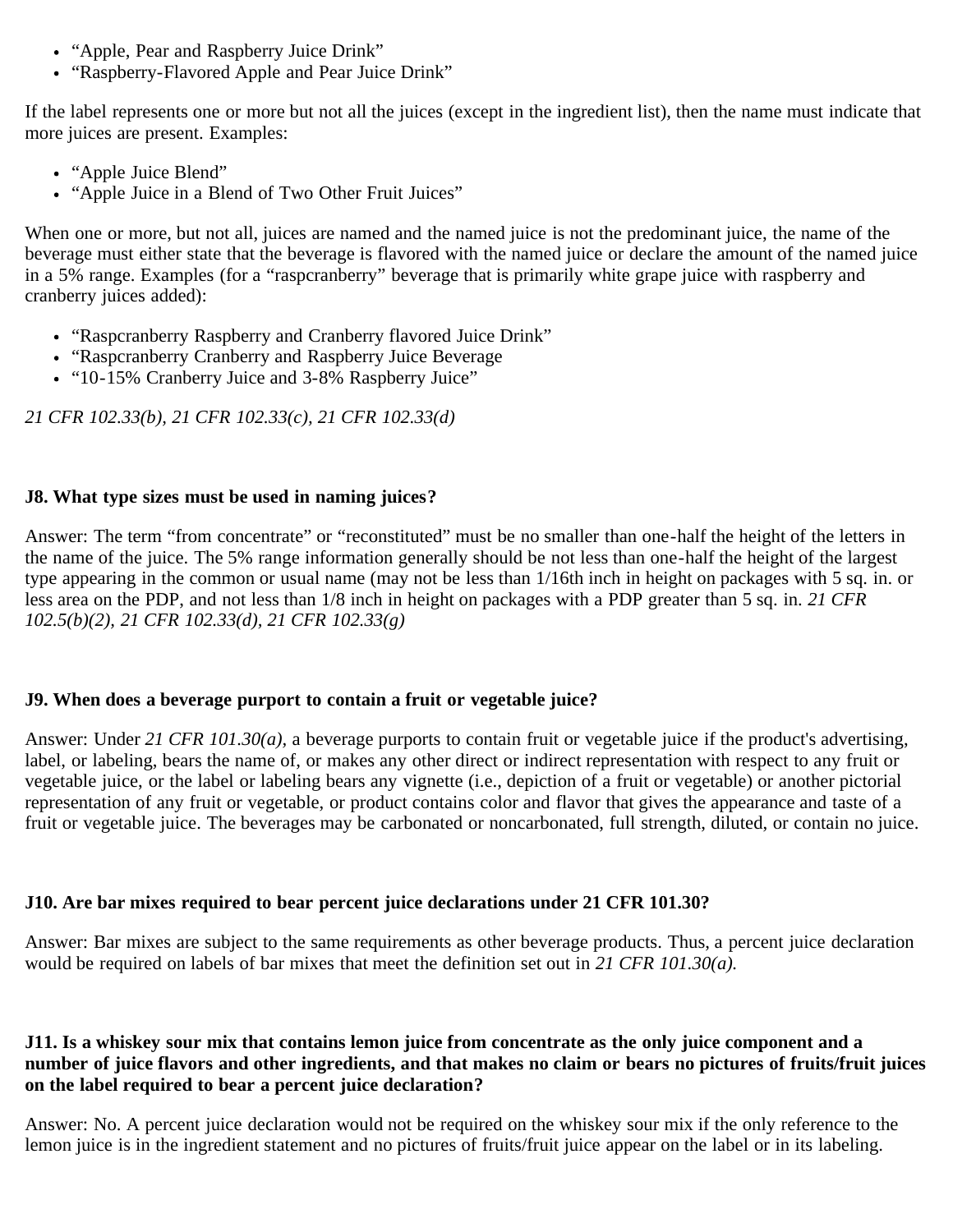- “Apple, Pear and Raspberry Juice Drink”
- “Raspberry-Flavored Apple and Pear Juice Drink”

If the label represents one or more but not all the juices (except in the ingredient list), then the name must indicate that more juices are present. Examples:

- “Apple Juice Blend”
- “Apple Juice in a Blend of Two Other Fruit Juices”

When one or more, but not all, juices are named and the named juice is not the predominant juice, the name of the beverage must either state that the beverage is flavored with the named juice or declare the amount of the named juice in a 5% range. Examples (for a “raspcranberry” beverage that is primarily white grape juice with raspberry and cranberry juices added):

- “Raspcranberry Raspberry and Cranberry flavored Juice Drink”
- “Raspcranberry Cranberry and Raspberry Juice Beverage
- “10-15% Cranberry Juice and 3-8% Raspberry Juice”

*21 CFR 102.33(b), 21 CFR 102.33(c), 21 CFR 102.33(d)*

**J8. What type sizes must be used in naming juices?**

Answer: The term “from concentrate” or “reconstituted” must be no smaller than one-half the height of the letters in the name of the juice. The 5% range information generally should be not less than one-half the height of the largest type appearing in the common or usual name (may not be less than 1/16th inch in height on packages with 5 sq. in. or less area on the PDP, and not less than 1/8 inch in height on packages with a PDP greater than 5 sq. in. *21 CFR 102.5(b)(2), 21 CFR 102.33(d), 21 CFR 102.33(g)*

**J9. When does a beverage purport to contain a fruit or vegetable juice?**

Answer: Under *21 CFR 101.30(a),* a beverage purports to contain fruit or vegetable juice if the product's advertising, label, or labeling, bears the name of, or makes any other direct or indirect representation with respect to any fruit or vegetable juice, or the label or labeling bears any vignette (i.e., depiction of a fruit or vegetable) or another pictorial representation of any fruit or vegetable, or product contains color and flavor that gives the appearance and taste of a fruit or vegetable juice. The beverages may be carbonated or noncarbonated, full strength, diluted, or contain no juice.

**J10. Are bar mixes required to bear percent juice declarations under 21 CFR 101.30?**

Answer: Bar mixes are subject to the same requirements as other beverage products. Thus, a percent juice declaration would be required on labels of bar mixes that meet the definition set out in *21 CFR 101.30(a).*

**J11. Is a whiskey sour mix that contains lemon juice from concentrate as the only juice component and a number of juice flavors and other ingredients, and that makes no claim or bears no pictures of fruits/fruit juices on the label required to bear a percent juice declaration?**

Answer: No. A percent juice declaration would not be required on the whiskey sour mix if the only reference to the lemon juice is in the ingredient statement and no pictures of fruits/fruit juice appear on the label or in its labeling.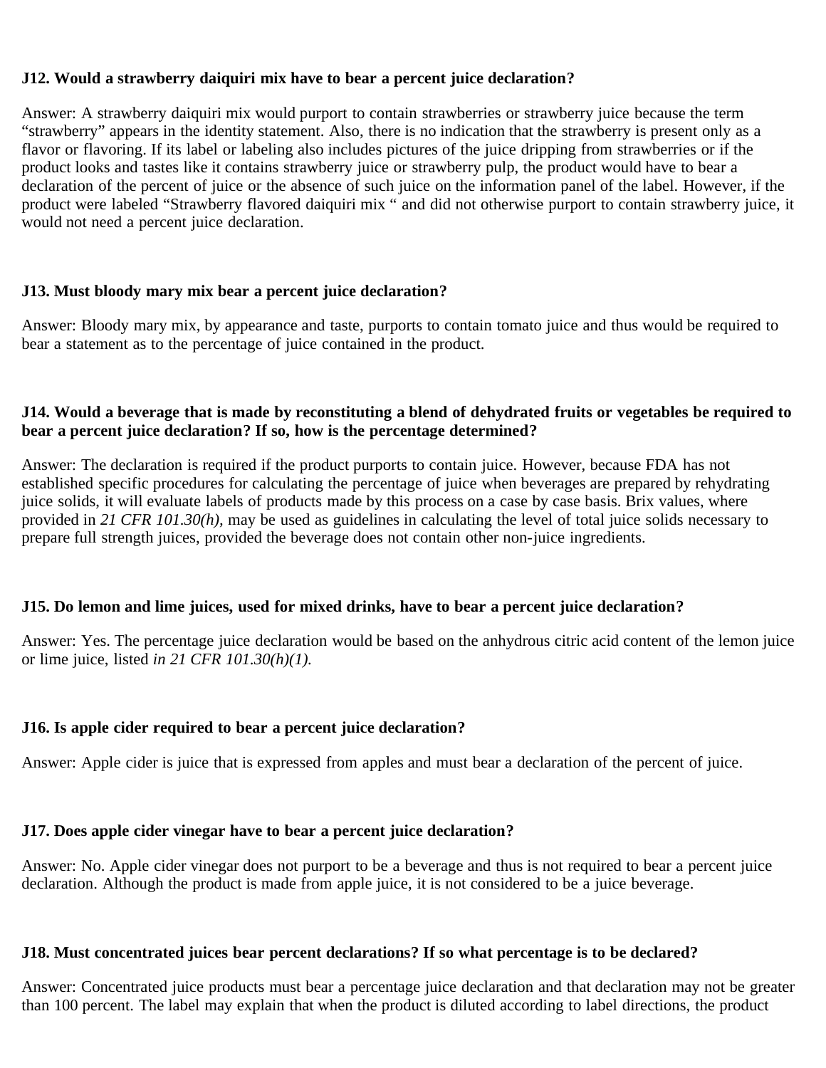**J12. Would a strawberry daiquiri mix have to bear a percent juice declaration?**

Answer: A strawberry daiquiri mix would purport to contain strawberries or strawberry juice because the term “strawberry” appears in the identity statement. Also, there is no indication that the strawberry is present only as a flavor or flavoring. If its label or labeling also includes pictures of the juice dripping from strawberries or if the product looks and tastes like it contains strawberry juice or strawberry pulp, the product would have to bear a declaration of the percent of juice or the absence of such juice on the information panel of the label. However, if the product were labeled “Strawberry flavored daiquiri mix “ and did not otherwise purport to contain strawberry juice, it would not need a percent juice declaration.

**J13. Must bloody mary mix bear a percent juice declaration?**

Answer: Bloody mary mix, by appearance and taste, purports to contain tomato juice and thus would be required to bear a statement as to the percentage of juice contained in the product.

**J14. Would a beverage that is made by reconstituting a blend of dehydrated fruits or vegetables be required to bear a percent juice declaration? If so, how is the percentage determined?**

Answer: The declaration is required if the product purports to contain juice. However, because FDA has not established specific procedures for calculating the percentage of juice when beverages are prepared by rehydrating juice solids, it will evaluate labels of products made by this process on a case by case basis. Brix values, where provided in *21 CFR 101.30(h),* may be used as guidelines in calculating the level of total juice solids necessary to prepare full strength juices, provided the beverage does not contain other non-juice ingredients.

**J15. Do lemon and lime juices, used for mixed drinks, have to bear a percent juice declaration?**

Answer: Yes. The percentage juice declaration would be based on the anhydrous citric acid content of the lemon juice or lime juice, listed *in 21 CFR 101.30(h)(1).*

**J16. Is apple cider required to bear a percent juice declaration?**

Answer: Apple cider is juice that is expressed from apples and must bear a declaration of the percent of juice.

**J17. Does apple cider vinegar have to bear a percent juice declaration?**

Answer: No. Apple cider vinegar does not purport to be a beverage and thus is not required to bear a percent juice declaration. Although the product is made from apple juice, it is not considered to be a juice beverage.

**J18. Must concentrated juices bear percent declarations? If so what percentage is to be declared?**

Answer: Concentrated juice products must bear a percentage juice declaration and that declaration may not be greater than 100 percent. The label may explain that when the product is diluted according to label directions, the product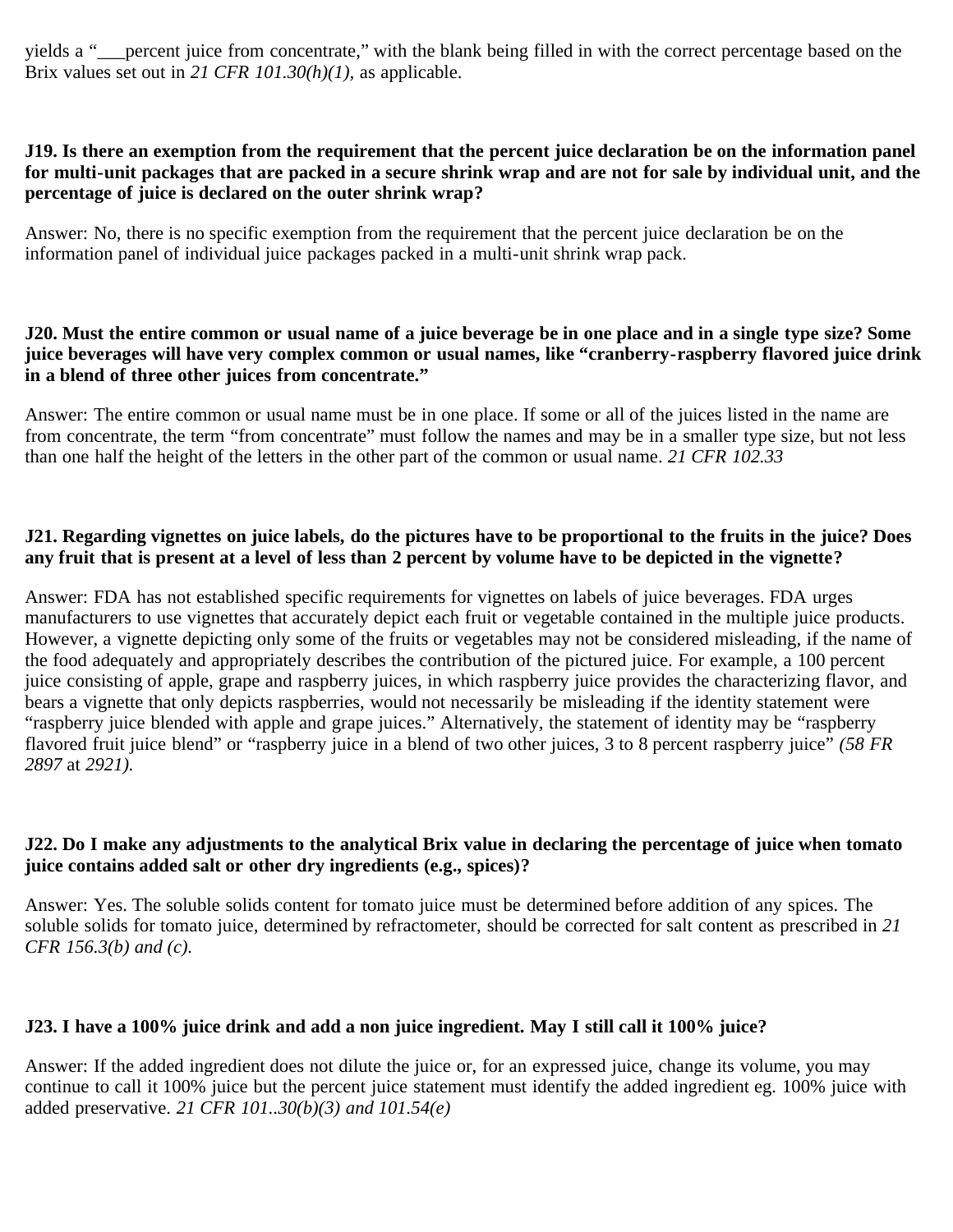yields a "___percent juice from concentrate," with the blank being filled in with the correct percentage based on the Brix values set out in *21 CFR 101.30(h)(1),* as applicable.

**J19. Is there an exemption from the requirement that the percent juice declaration be on the information panel for multi-unit packages that are packed in a secure shrink wrap and are not for sale by individual unit, and the percentage of juice is declared on the outer shrink wrap?**

Answer: No, there is no specific exemption from the requirement that the percent juice declaration be on the information panel of individual juice packages packed in a multi-unit shrink wrap pack.

**J20. Must the entire common or usual name of a juice beverage be in one place and in a single type size? Some juice beverages will have very complex common or usual names, like "cranberry-raspberry flavored juice drink in a blend of three other juices from concentrate."**

Answer: The entire common or usual name must be in one place. If some or all of the juices listed in the name are from concentrate, the term "from concentrate" must follow the names and may be in a smaller type size, but not less than one half the height of the letters in the other part of the common or usual name. *21 CFR 102.33*

**J21. Regarding vignettes on juice labels, do the pictures have to be proportional to the fruits in the juice? Does any fruit that is present at a level of less than 2 percent by volume have to be depicted in the vignette?**

Answer: FDA has not established specific requirements for vignettes on labels of juice beverages. FDA urges manufacturers to use vignettes that accurately depict each fruit or vegetable contained in the multiple juice products. However, a vignette depicting only some of the fruits or vegetables may not be considered misleading, if the name of the food adequately and appropriately describes the contribution of the pictured juice. For example, a 100 percent juice consisting of apple, grape and raspberry juices, in which raspberry juice provides the characterizing flavor, and bears a vignette that only depicts raspberries, would not necessarily be misleading if the identity statement were "raspberry juice blended with apple and grape juices." Alternatively, the statement of identity may be "raspberry flavored fruit juice blend" or "raspberry juice in a blend of two other juices, 3 to 8 percent raspberry juice" *(58 FR 2897* at *2921).*

**J22. Do I make any adjustments to the analytical Brix value in declaring the percentage of juice when tomato juice contains added salt or other dry ingredients (e.g., spices)?**

Answer: Yes. The soluble solids content for tomato juice must be determined before addition of any spices. The soluble solids for tomato juice, determined by refractometer, should be corrected for salt content as prescribed in *21 CFR 156.3(b) and (c).*

**J23. I have a 100% juice drink and add a non juice ingredient. May I still call it 100% juice?**

Answer: If the added ingredient does not dilute the juice or, for an expressed juice, change its volume, you may continue to call it 100% juice but the percent juice statement must identify the added ingredient eg. 100% juice with added preservative. *21 CFR 101..30(b)(3) and 101.54(e)*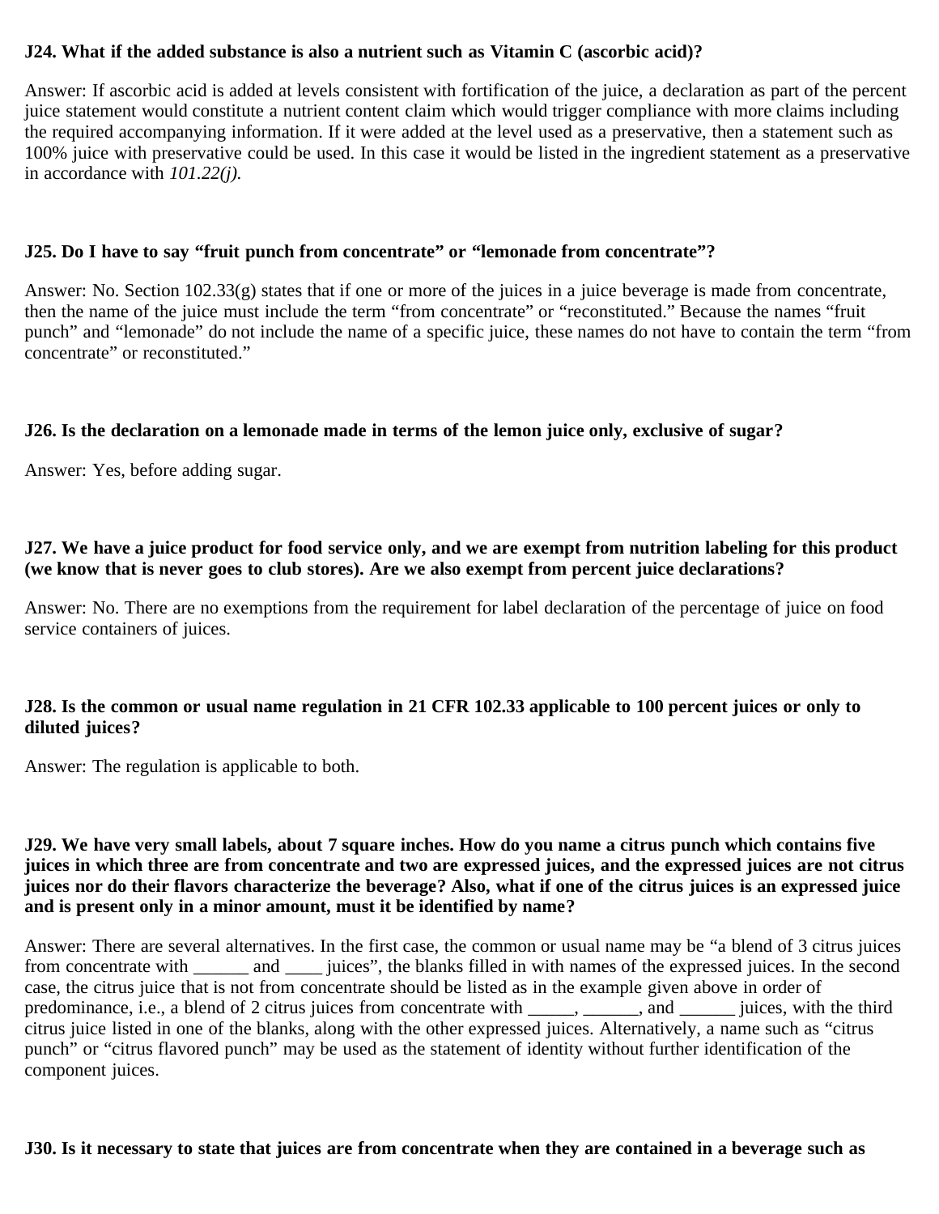**J24. What if the added substance is also a nutrient such as Vitamin C (ascorbic acid)?**

Answer: If ascorbic acid is added at levels consistent with fortification of the juice, a declaration as part of the percent juice statement would constitute a nutrient content claim which would trigger compliance with more claims including the required accompanying information. If it were added at the level used as a preservative, then a statement such as 100% juice with preservative could be used. In this case it would be listed in the ingredient statement as a preservative in accordance with *101.22(j)*.

**J25. Do I have to say "fruit punch from concentrate" or "lemonade from concentrate"?**

Answer: No. Section 102.33(g) states that if one or more of the juices in a juice beverage is made from concentrate, then the name of the juice must include the term "from concentrate" or "reconstituted." Because the names "fruit punch" and "lemonade" do not include the name of a specific juice, these names do not have to contain the term "from concentrate" or reconstituted."

**J26. Is the declaration on a lemonade made in terms of the lemon juice only, exclusive of sugar?**

Answer: Yes, before adding sugar.

**J27. We have a juice product for food service only, and we are exempt from nutrition labeling for this product (we know that is never goes to club stores). Are we also exempt from percent juice declarations?**

Answer: No. There are no exemptions from the requirement for label declaration of the percentage of juice on food service containers of juices.

**J28. Is the common or usual name regulation in 21 CFR 102.33 applicable to 100 percent juices or only to diluted juices?**

Answer: The regulation is applicable to both.

**J29. We have very small labels, about 7 square inches. How do you name a citrus punch which contains five juices in which three are from concentrate and two are expressed juices, and the expressed juices are not citrus juices nor do their flavors characterize the beverage? Also, what if one of the citrus juices is an expressed juice and is present only in a minor amount, must it be identified by name?**

Answer: There are several alternatives. In the first case, the common or usual name may be "a blend of 3 citrus juices from concentrate with ______ and ____ juices", the blanks filled in with names of the expressed juices. In the second case, the citrus juice that is not from concentrate should be listed as in the example given above in order of predominance, i.e., a blend of 2 citrus juices from concentrate with _____, ______, and ______ juices, with the third citrus juice listed in one of the blanks, along with the other expressed juices. Alternatively, a name such as "citrus punch" or "citrus flavored punch" may be used as the statement of identity without further identification of the component juices.

**J30. Is it necessary to state that juices are from concentrate when they are contained in a beverage such as**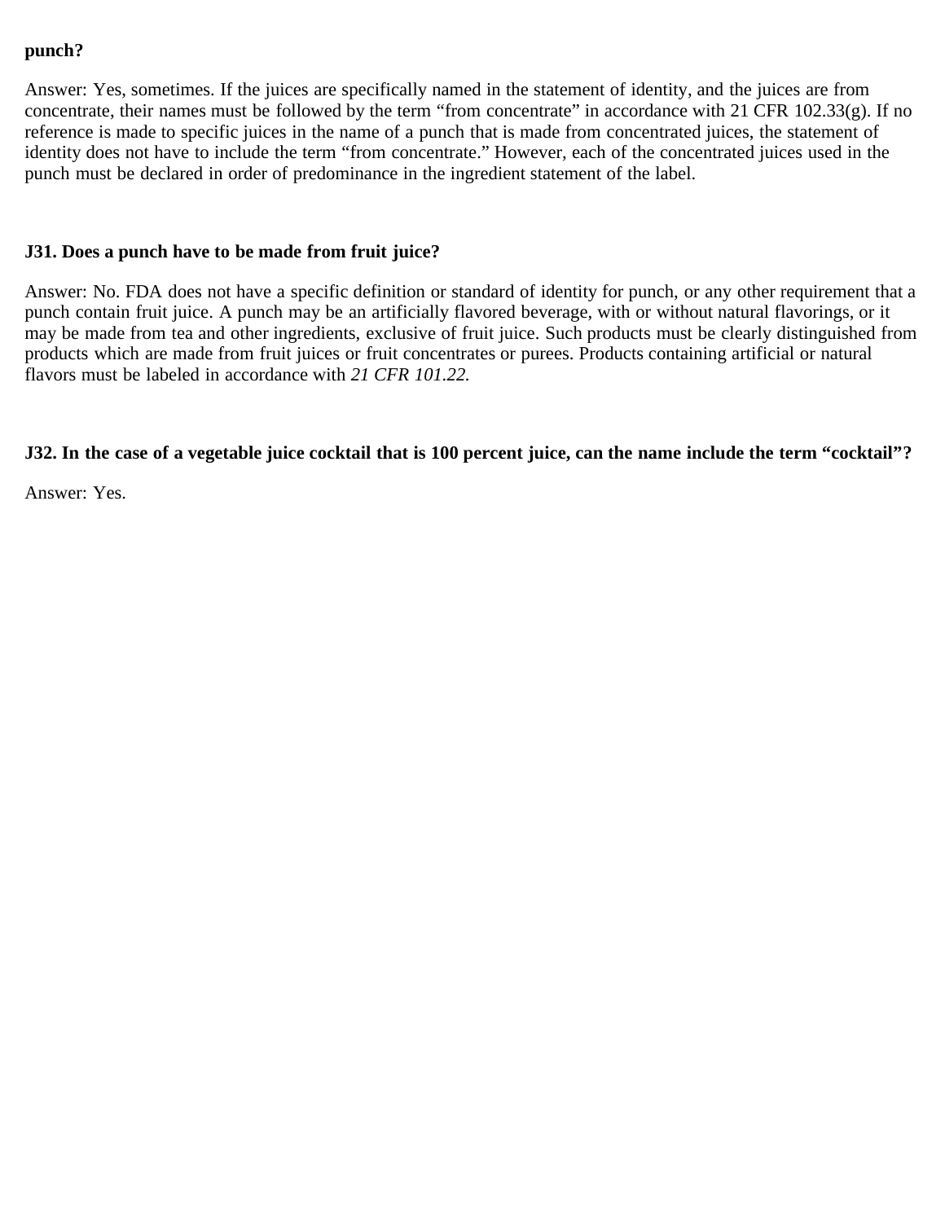**punch?**

Answer: Yes, sometimes. If the juices are specifically named in the statement of identity, and the juices are from concentrate, their names must be followed by the term "from concentrate" in accordance with 21 CFR 102.33(g). If no reference is made to specific juices in the name of a punch that is made from concentrated juices, the statement of identity does not have to include the term "from concentrate." However, each of the concentrated juices used in the punch must be declared in order of predominance in the ingredient statement of the label.

**J31. Does a punch have to be made from fruit juice?**

Answer: No. FDA does not have a specific definition or standard of identity for punch, or any other requirement that a punch contain fruit juice. A punch may be an artificially flavored beverage, with or without natural flavorings, or it may be made from tea and other ingredients, exclusive of fruit juice. Such products must be clearly distinguished from products which are made from fruit juices or fruit concentrates or purees. Products containing artificial or natural flavors must be labeled in accordance with *21 CFR 101.22.*

**J32. In the case of a vegetable juice cocktail that is 100 percent juice, can the name include the term "cocktail"?**

Answer: Yes.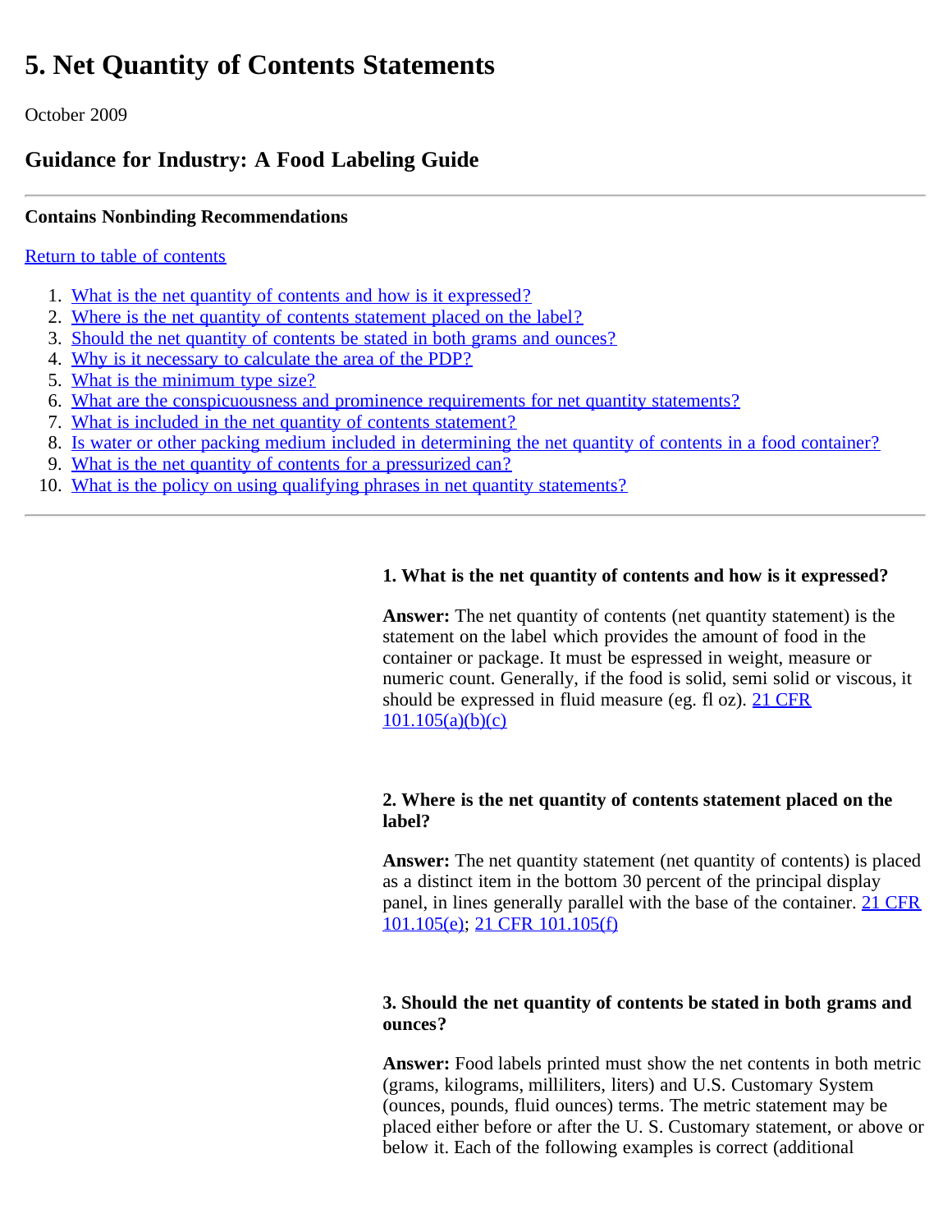# 5. Net Quantity of Contents Statements

October 2009

## Guidance for Industry: A Food Labeling Guide

---

**Contains Nonbinding Recommendations**

[Return to table of contents](#)

1. [What is the net quantity of contents and how is it expressed?](#)
2. [Where is the net quantity of contents statement placed on the label?](#)
3. [Should the net quantity of contents be stated in both grams and ounces?](#)
4. [Why is it necessary to calculate the area of the PDP?](#)
5. [What is the minimum type size?](#)
6. [What are the conspicuousness and prominence requirements for net quantity statements?](#)
7. [What is included in the net quantity of contents statement?](#)
8. [Is water or other packing medium included in determining the net quantity of contents in a food container?](#)
9. [What is the net quantity of contents for a pressurized can?](#)
10. [What is the policy on using qualifying phrases in net quantity statements?](#)

---

**1. What is the net quantity of contents and how is it expressed?**

**Answer:** The net quantity of contents (net quantity statement) is the statement on the label which provides the amount of food in the container or package. It must be espressed in weight, measure or numeric count. Generally, if the food is solid, semi solid or viscous, it should be expressed in fluid measure (eg. fl oz). [21 CFR 101.105(a)(b)(c)](#)

**2. Where is the net quantity of contents statement placed on the label?**

**Answer:** The net quantity statement (net quantity of contents) is placed as a distinct item in the bottom 30 percent of the principal display panel, in lines generally parallel with the base of the container. [21 CFR 101.105(e)](#); [21 CFR 101.105(f)](#)

**3. Should the net quantity of contents be stated in both grams and ounces?**

**Answer:** Food labels printed must show the net contents in both metric (grams, kilograms, milliliters, liters) and U.S. Customary System (ounces, pounds, fluid ounces) terms. The metric statement may be placed either before or after the U. S. Customary statement, or above or below it. Each of the following examples is correct (additional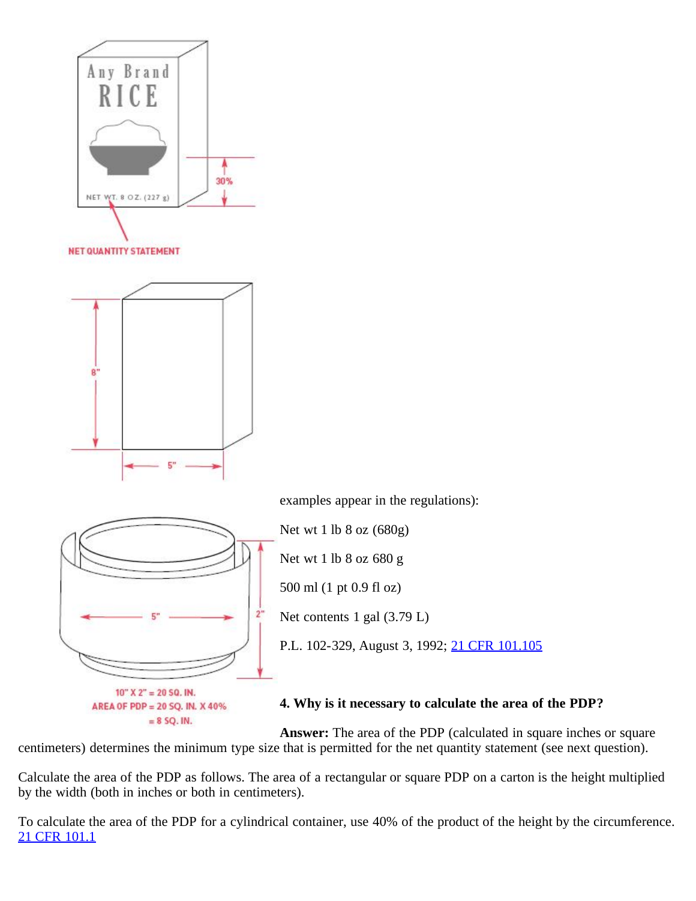examples appear in the regulations):

Net wt 1 lb 8 oz (680g)

Net wt 1 lb 8 oz 680 g

500 ml (1 pt 0.9 fl oz)

Net contents 1 gal (3.79 L)

P.L. 102-329, August 3, 1992; [21 CFR 101.105]()

**4. Why is it necessary to calculate the area of the PDP?**

**Answer:** The area of the PDP (calculated in square inches or square centimeters) determines the minimum type size that is permitted for the net quantity statement (see next question).

Calculate the area of the PDP as follows. The area of a rectangular or square PDP on a carton is the height multiplied by the width (both in inches or both in centimeters).

To calculate the area of the PDP for a cylindrical container, use 40% of the product of the height by the circumference. [21 CFR 101.1]()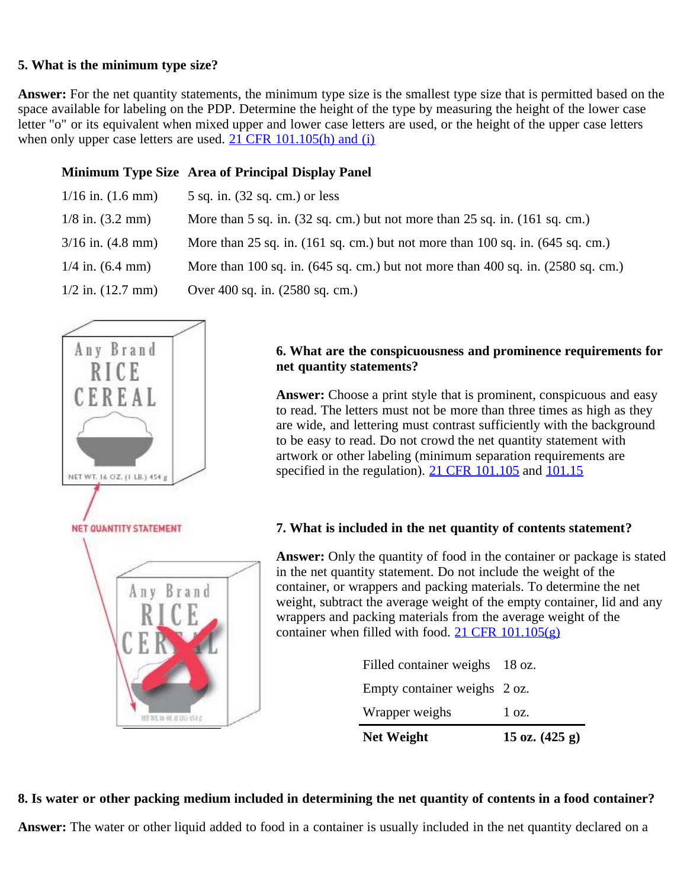**5. What is the minimum type size?**

**Answer:** For the net quantity statements, the minimum type size is the smallest type size that is permitted based on the space available for labeling on the PDP. Determine the height of the type by measuring the height of the lower case letter "o" or its equivalent when mixed upper and lower case letters are used, or the height of the upper case letters when only upper case letters are used. [21 CFR 101.105(h) and (i)](#)

| Minimum Type Size | Area of Principal Display Panel |
|---|---|
| 1/16 in. (1.6 mm) | 5 sq. in. (32 sq. cm.) or less |
| 1/8 in. (3.2 mm) | More than 5 sq. in. (32 sq. cm.) but not more than 25 sq. in. (161 sq. cm.) |
| 3/16 in. (4.8 mm) | More than 25 sq. in. (161 sq. cm.) but not more than 100 sq. in. (645 sq. cm.) |
| 1/4 in. (6.4 mm) | More than 100 sq. in. (645 sq. cm.) but not more than 400 sq. in. (2580 sq. cm.) |
| 1/2 in. (12.7 mm) | Over 400 sq. in. (2580 sq. cm.) |

**6. What are the conspicuousness and prominence requirements for net quantity statements?**

**Answer:** Choose a print style that is prominent, conspicuous and easy to read. The letters must not be more than three times as high as they are wide, and lettering must contrast sufficiently with the background to be easy to read. Do not crowd the net quantity statement with artwork or other labeling (minimum separation requirements are specified in the regulation). [21 CFR 101.105](#) and [101.15](#)

**7. What is included in the net quantity of contents statement?**

**Answer:** Only the quantity of food in the container or package is stated in the net quantity statement. Do not include the weight of the container, or wrappers and packing materials. To determine the net weight, subtract the average weight of the empty container, lid and any wrappers and packing materials from the average weight of the container when filled with food. [21 CFR 101.105(g)](#)

| | |
|---|---|
| Filled container weighs | 18 oz. |
| Empty container weighs | 2 oz. |
| Wrapper weighs | 1 oz. |
| **Net Weight** | **15 oz. (425 g)** |

**8. Is water or other packing medium included in determining the net quantity of contents in a food container?**

**Answer:** The water or other liquid added to food in a container is usually included in the net quantity declared on a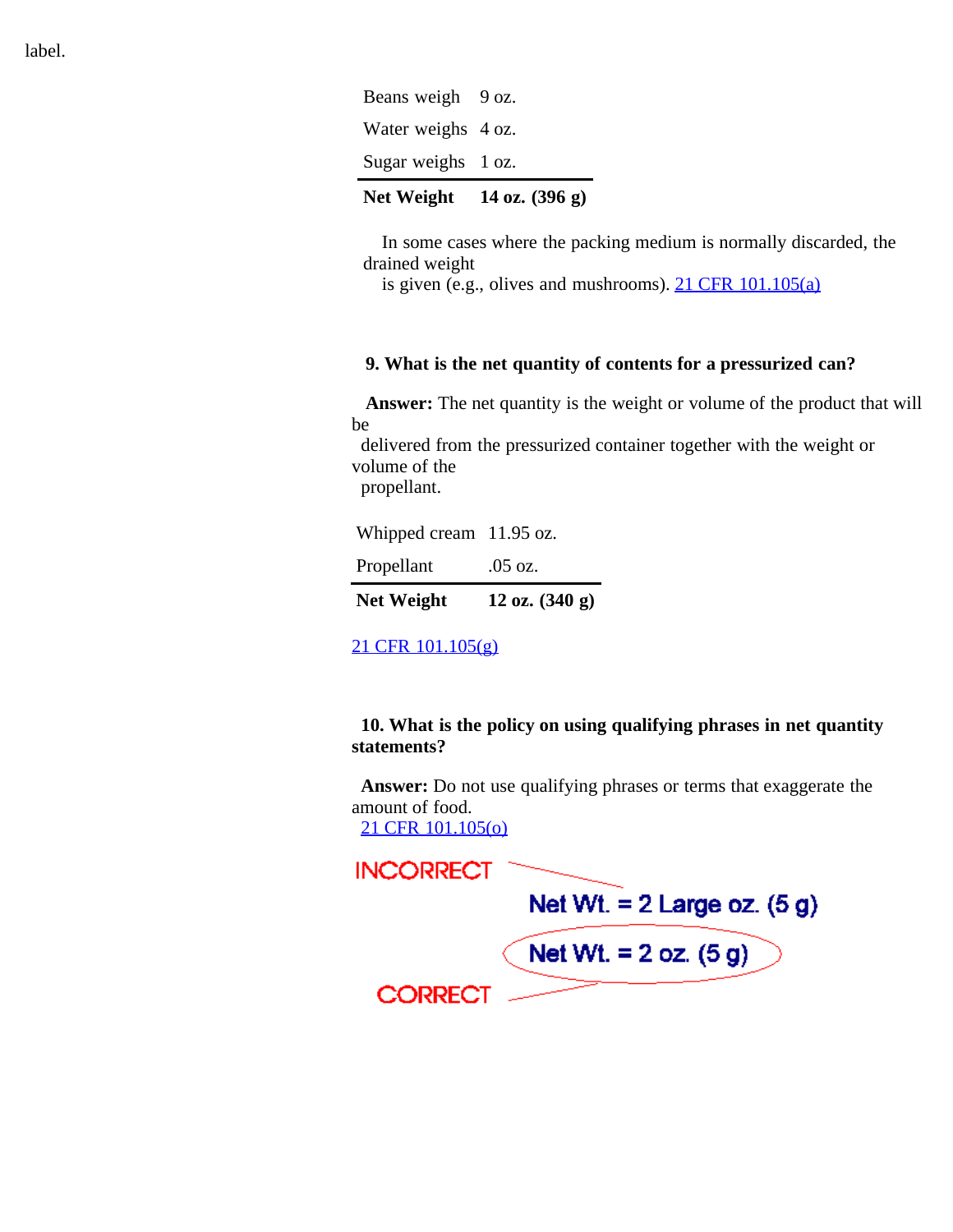label.

| Beans weigh | 9 oz. |
| --- | --- |
| Water weighs | 4 oz. |
| Sugar weighs | 1 oz. |
| **Net Weight** | **14 oz. (396 g)** |

In some cases where the packing medium is normally discarded, the drained weight is given (e.g., olives and mushrooms). [21 CFR 101.105(a)]

**9. What is the net quantity of contents for a pressurized can?**

**Answer:** The net quantity is the weight or volume of the product that will be delivered from the pressurized container together with the weight or volume of the propellant.

| Whipped cream | 11.95 oz. |
| --- | --- |
| Propellant | .05 oz. |
| **Net Weight** | **12 oz. (340 g)** |

[21 CFR 101.105(g)]

**10. What is the policy on using qualifying phrases in net quantity statements?**

**Answer:** Do not use qualifying phrases or terms that exaggerate the amount of food.
[21 CFR 101.105(o)]

INCORRECT: Net Wt. = 2 Large oz. (5 g)

CORRECT: Net Wt. = 2 oz. (5 g)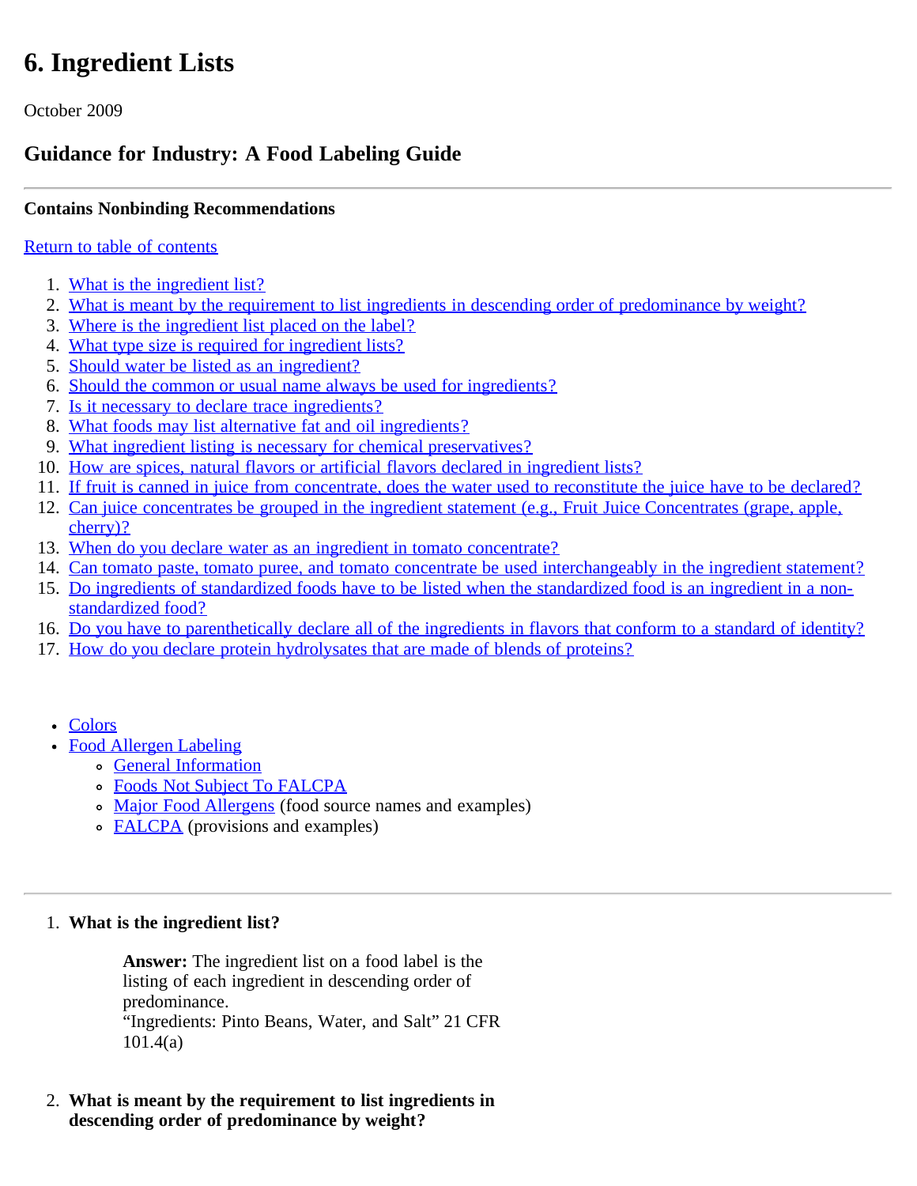# 6. Ingredient Lists

October 2009

## Guidance for Industry: A Food Labeling Guide

---

**Contains Nonbinding Recommendations**

Return to table of contents

1. What is the ingredient list?
2. What is meant by the requirement to list ingredients in descending order of predominance by weight?
3. Where is the ingredient list placed on the label?
4. What type size is required for ingredient lists?
5. Should water be listed as an ingredient?
6. Should the common or usual name always be used for ingredients?
7. Is it necessary to declare trace ingredients?
8. What foods may list alternative fat and oil ingredients?
9. What ingredient listing is necessary for chemical preservatives?
10. How are spices, natural flavors or artificial flavors declared in ingredient lists?
11. If fruit is canned in juice from concentrate, does the water used to reconstitute the juice have to be declared?
12. Can juice concentrates be grouped in the ingredient statement (e.g., Fruit Juice Concentrates (grape, apple, cherry)?
13. When do you declare water as an ingredient in tomato concentrate?
14. Can tomato paste, tomato puree, and tomato concentrate be used interchangeably in the ingredient statement?
15. Do ingredients of standardized foods have to be listed when the standardized food is an ingredient in a non-standardized food?
16. Do you have to parenthetically declare all of the ingredients in flavors that conform to a standard of identity?
17. How do you declare protein hydrolysates that are made of blends of proteins?

- Colors
- Food Allergen Labeling
  - General Information
  - Foods Not Subject To FALCPA
  - Major Food Allergens (food source names and examples)
  - FALCPA (provisions and examples)

---

1. **What is the ingredient list?**

   **Answer:** The ingredient list on a food label is the listing of each ingredient in descending order of predominance.
   "Ingredients: Pinto Beans, Water, and Salt" 21 CFR 101.4(a)

2. **What is meant by the requirement to list ingredients in descending order of predominance by weight?**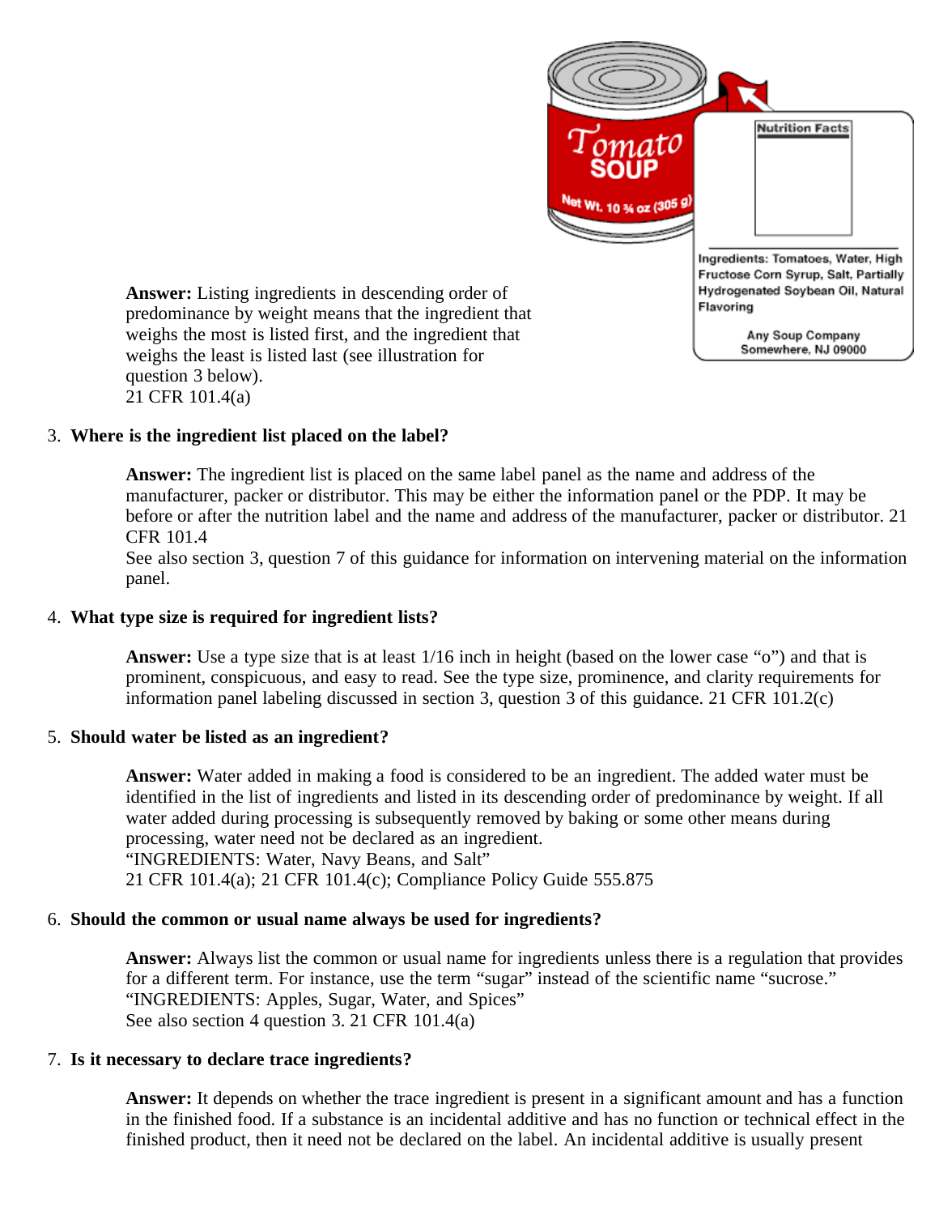**Answer:** Listing ingredients in descending order of predominance by weight means that the ingredient that weighs the most is listed first, and the ingredient that weighs the least is listed last (see illustration for question 3 below).
21 CFR 101.4(a)

3. **Where is the ingredient list placed on the label?**

   **Answer:** The ingredient list is placed on the same label panel as the name and address of the manufacturer, packer or distributor. This may be either the information panel or the PDP. It may be before or after the nutrition label and the name and address of the manufacturer, packer or distributor. 21 CFR 101.4
   See also section 3, question 7 of this guidance for information on intervening material on the information panel.

4. **What type size is required for ingredient lists?**

   **Answer:** Use a type size that is at least 1/16 inch in height (based on the lower case "o") and that is prominent, conspicuous, and easy to read. See the type size, prominence, and clarity requirements for information panel labeling discussed in section 3, question 3 of this guidance. 21 CFR 101.2(c)

5. **Should water be listed as an ingredient?**

   **Answer:** Water added in making a food is considered to be an ingredient. The added water must be identified in the list of ingredients and listed in its descending order of predominance by weight. If all water added during processing is subsequently removed by baking or some other means during processing, water need not be declared as an ingredient.
   "INGREDIENTS: Water, Navy Beans, and Salt"
   21 CFR 101.4(a); 21 CFR 101.4(c); Compliance Policy Guide 555.875

6. **Should the common or usual name always be used for ingredients?**

   **Answer:** Always list the common or usual name for ingredients unless there is a regulation that provides for a different term. For instance, use the term "sugar" instead of the scientific name "sucrose."
   "INGREDIENTS: Apples, Sugar, Water, and Spices"
   See also section 4 question 3. 21 CFR 101.4(a)

7. **Is it necessary to declare trace ingredients?**

   **Answer:** It depends on whether the trace ingredient is present in a significant amount and has a function in the finished food. If a substance is an incidental additive and has no function or technical effect in the finished product, then it need not be declared on the label. An incidental additive is usually present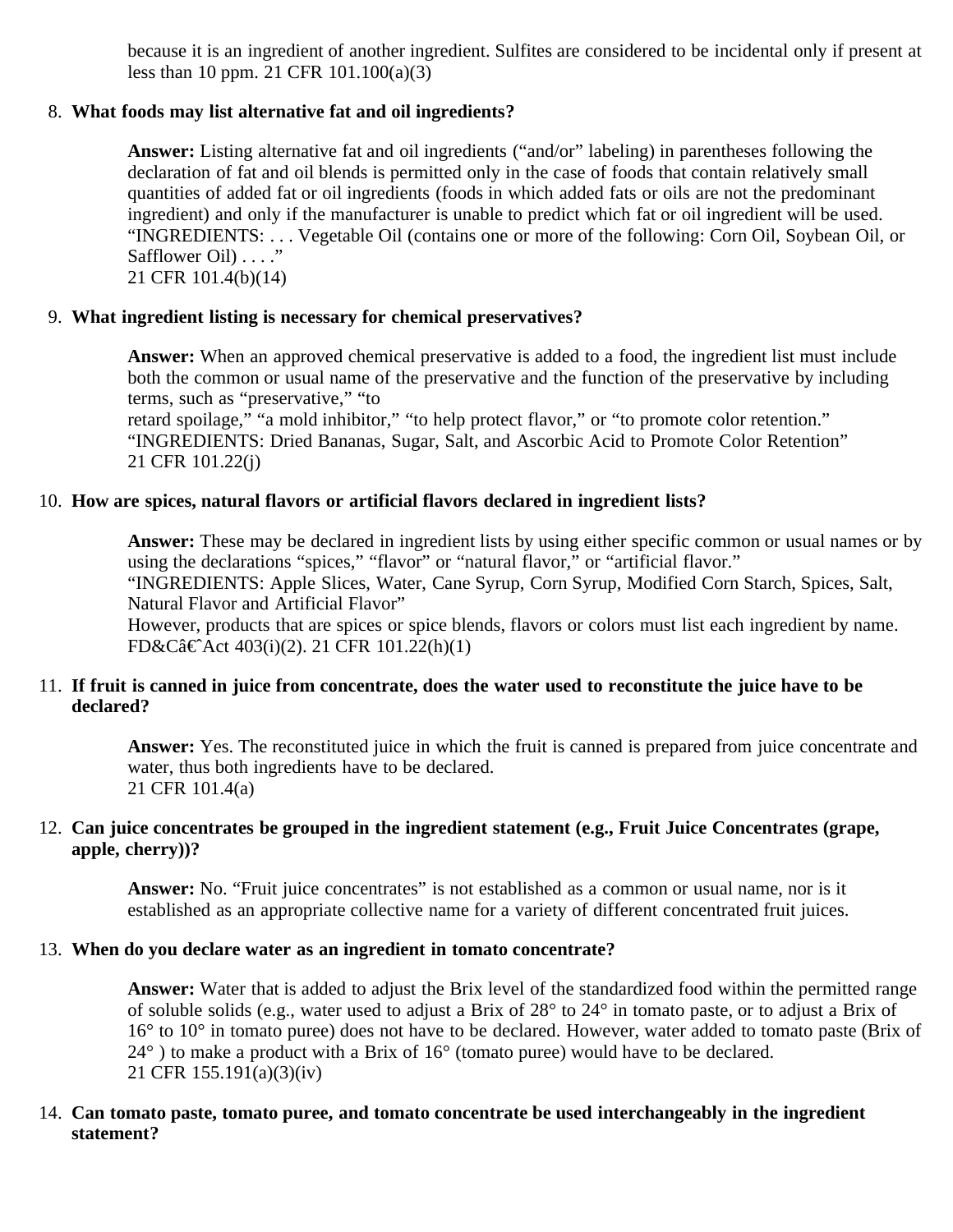because it is an ingredient of another ingredient. Sulfites are considered to be incidental only if present at less than 10 ppm. 21 CFR 101.100(a)(3)

8. **What foods may list alternative fat and oil ingredients?**

   **Answer:** Listing alternative fat and oil ingredients ("and/or" labeling) in parentheses following the declaration of fat and oil blends is permitted only in the case of foods that contain relatively small quantities of added fat or oil ingredients (foods in which added fats or oils are not the predominant ingredient) and only if the manufacturer is unable to predict which fat or oil ingredient will be used. "INGREDIENTS: . . . Vegetable Oil (contains one or more of the following: Corn Oil, Soybean Oil, or Safflower Oil) . . . ."
   21 CFR 101.4(b)(14)

9. **What ingredient listing is necessary for chemical preservatives?**

   **Answer:** When an approved chemical preservative is added to a food, the ingredient list must include both the common or usual name of the preservative and the function of the preservative by including terms, such as "preservative," "to
   retard spoilage," "a mold inhibitor," "to help protect flavor," or "to promote color retention."
   "INGREDIENTS: Dried Bananas, Sugar, Salt, and Ascorbic Acid to Promote Color Retention"
   21 CFR 101.22(j)

10. **How are spices, natural flavors or artificial flavors declared in ingredient lists?**

    **Answer:** These may be declared in ingredient lists by using either specific common or usual names or by using the declarations "spices," "flavor" or "natural flavor," or "artificial flavor."
    "INGREDIENTS: Apple Slices, Water, Cane Syrup, Corn Syrup, Modified Corn Starch, Spices, Salt, Natural Flavor and Artificial Flavor"
    However, products that are spices or spice blends, flavors or colors must list each ingredient by name. FD&Câ€ˆAct 403(i)(2). 21 CFR 101.22(h)(1)

11. **If fruit is canned in juice from concentrate, does the water used to reconstitute the juice have to be declared?**

    **Answer:** Yes. The reconstituted juice in which the fruit is canned is prepared from juice concentrate and water, thus both ingredients have to be declared.
    21 CFR 101.4(a)

12. **Can juice concentrates be grouped in the ingredient statement (e.g., Fruit Juice Concentrates (grape, apple, cherry))?**

    **Answer:** No. "Fruit juice concentrates" is not established as a common or usual name, nor is it established as an appropriate collective name for a variety of different concentrated fruit juices.

13. **When do you declare water as an ingredient in tomato concentrate?**

    **Answer:** Water that is added to adjust the Brix level of the standardized food within the permitted range of soluble solids (e.g., water used to adjust a Brix of 28° to 24° in tomato paste, or to adjust a Brix of 16° to 10° in tomato puree) does not have to be declared. However, water added to tomato paste (Brix of 24° ) to make a product with a Brix of 16° (tomato puree) would have to be declared.
    21 CFR 155.191(a)(3)(iv)

14. **Can tomato paste, tomato puree, and tomato concentrate be used interchangeably in the ingredient statement?**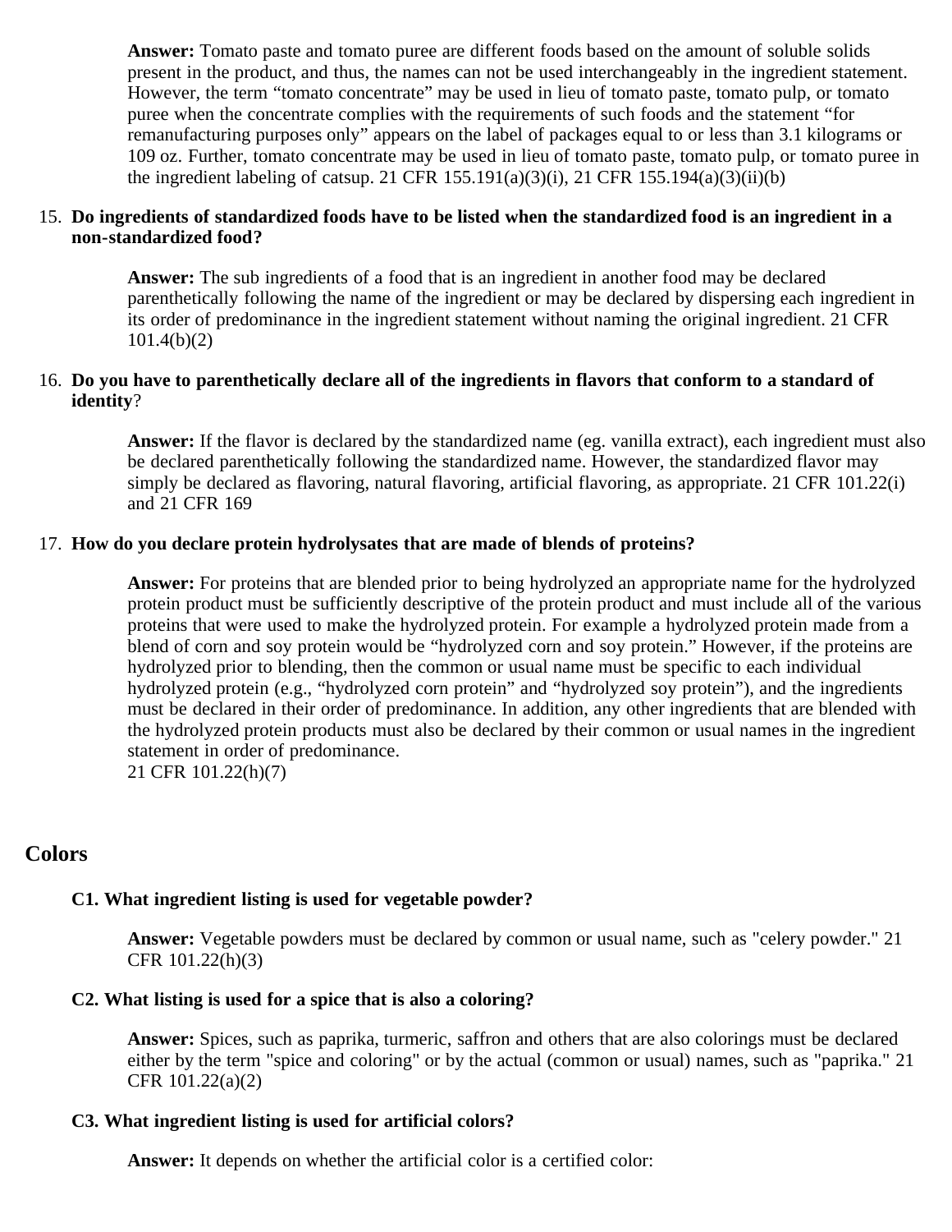**Answer:** Tomato paste and tomato puree are different foods based on the amount of soluble solids present in the product, and thus, the names can not be used interchangeably in the ingredient statement. However, the term “tomato concentrate” may be used in lieu of tomato paste, tomato pulp, or tomato puree when the concentrate complies with the requirements of such foods and the statement “for remanufacturing purposes only” appears on the label of packages equal to or less than 3.1 kilograms or 109 oz. Further, tomato concentrate may be used in lieu of tomato paste, tomato pulp, or tomato puree in the ingredient labeling of catsup. 21 CFR 155.191(a)(3)(i), 21 CFR 155.194(a)(3)(ii)(b)

15. **Do ingredients of standardized foods have to be listed when the standardized food is an ingredient in a non-standardized food?**

    **Answer:** The sub ingredients of a food that is an ingredient in another food may be declared parenthetically following the name of the ingredient or may be declared by dispersing each ingredient in its order of predominance in the ingredient statement without naming the original ingredient. 21 CFR 101.4(b)(2)

16. **Do you have to parenthetically declare all of the ingredients in flavors that conform to a standard of identity**?

    **Answer:** If the flavor is declared by the standardized name (eg. vanilla extract), each ingredient must also be declared parenthetically following the standardized name. However, the standardized flavor may simply be declared as flavoring, natural flavoring, artificial flavoring, as appropriate. 21 CFR 101.22(i) and 21 CFR 169

17. **How do you declare protein hydrolysates that are made of blends of proteins?**

    **Answer:** For proteins that are blended prior to being hydrolyzed an appropriate name for the hydrolyzed protein product must be sufficiently descriptive of the protein product and must include all of the various proteins that were used to make the hydrolyzed protein. For example a hydrolyzed protein made from a blend of corn and soy protein would be “hydrolyzed corn and soy protein.” However, if the proteins are hydrolyzed prior to blending, then the common or usual name must be specific to each individual hydrolyzed protein (e.g., “hydrolyzed corn protein” and “hydrolyzed soy protein”), and the ingredients must be declared in their order of predominance. In addition, any other ingredients that are blended with the hydrolyzed protein products must also be declared by their common or usual names in the ingredient statement in order of predominance.
    21 CFR 101.22(h)(7)

## Colors

**C1. What ingredient listing is used for vegetable powder?**

**Answer:** Vegetable powders must be declared by common or usual name, such as "celery powder." 21 CFR 101.22(h)(3)

**C2. What listing is used for a spice that is also a coloring?**

**Answer:** Spices, such as paprika, turmeric, saffron and others that are also colorings must be declared either by the term "spice and coloring" or by the actual (common or usual) names, such as "paprika." 21 CFR 101.22(a)(2)

**C3. What ingredient listing is used for artificial colors?**

**Answer:** It depends on whether the artificial color is a certified color: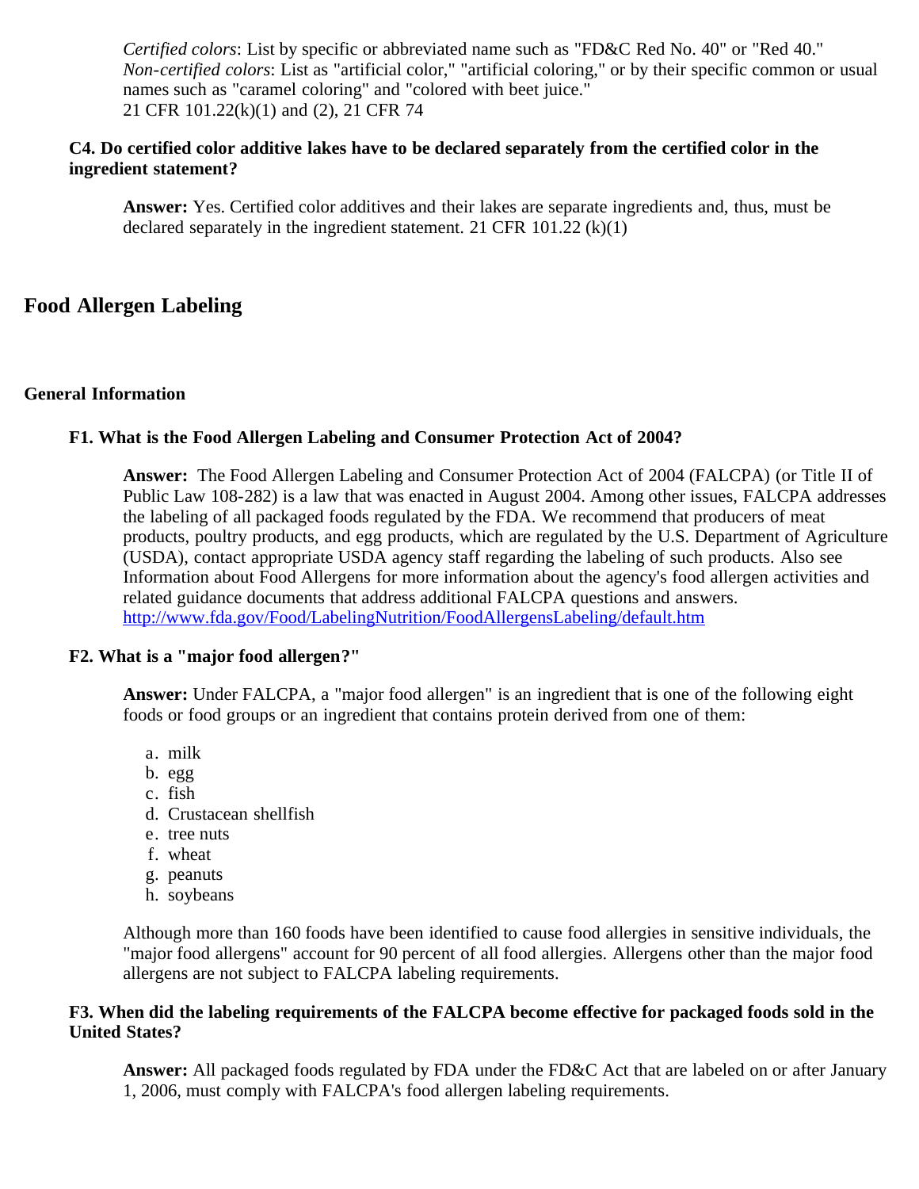*Certified colors*: List by specific or abbreviated name such as "FD&C Red No. 40" or "Red 40."
*Non-certified colors*: List as "artificial color," "artificial coloring," or by their specific common or usual names such as "caramel coloring" and "colored with beet juice."
21 CFR 101.22(k)(1) and (2), 21 CFR 74

### C4. Do certified color additive lakes have to be declared separately from the certified color in the ingredient statement?

**Answer:** Yes. Certified color additives and their lakes are separate ingredients and, thus, must be declared separately in the ingredient statement. 21 CFR 101.22 (k)(1)

# Food Allergen Labeling

## General Information

### F1. What is the Food Allergen Labeling and Consumer Protection Act of 2004?

**Answer:** The Food Allergen Labeling and Consumer Protection Act of 2004 (FALCPA) (or Title II of Public Law 108-282) is a law that was enacted in August 2004. Among other issues, FALCPA addresses the labeling of all packaged foods regulated by the FDA. We recommend that producers of meat products, poultry products, and egg products, which are regulated by the U.S. Department of Agriculture (USDA), contact appropriate USDA agency staff regarding the labeling of such products. Also see Information about Food Allergens for more information about the agency's food allergen activities and related guidance documents that address additional FALCPA questions and answers.
http://www.fda.gov/Food/LabelingNutrition/FoodAllergensLabeling/default.htm

### F2. What is a "major food allergen?"

**Answer:** Under FALCPA, a "major food allergen" is an ingredient that is one of the following eight foods or food groups or an ingredient that contains protein derived from one of them:

a. milk
b. egg
c. fish
d. Crustacean shellfish
e. tree nuts
f. wheat
g. peanuts
h. soybeans

Although more than 160 foods have been identified to cause food allergies in sensitive individuals, the "major food allergens" account for 90 percent of all food allergies. Allergens other than the major food allergens are not subject to FALCPA labeling requirements.

### F3. When did the labeling requirements of the FALCPA become effective for packaged foods sold in the United States?

**Answer:** All packaged foods regulated by FDA under the FD&C Act that are labeled on or after January 1, 2006, must comply with FALCPA's food allergen labeling requirements.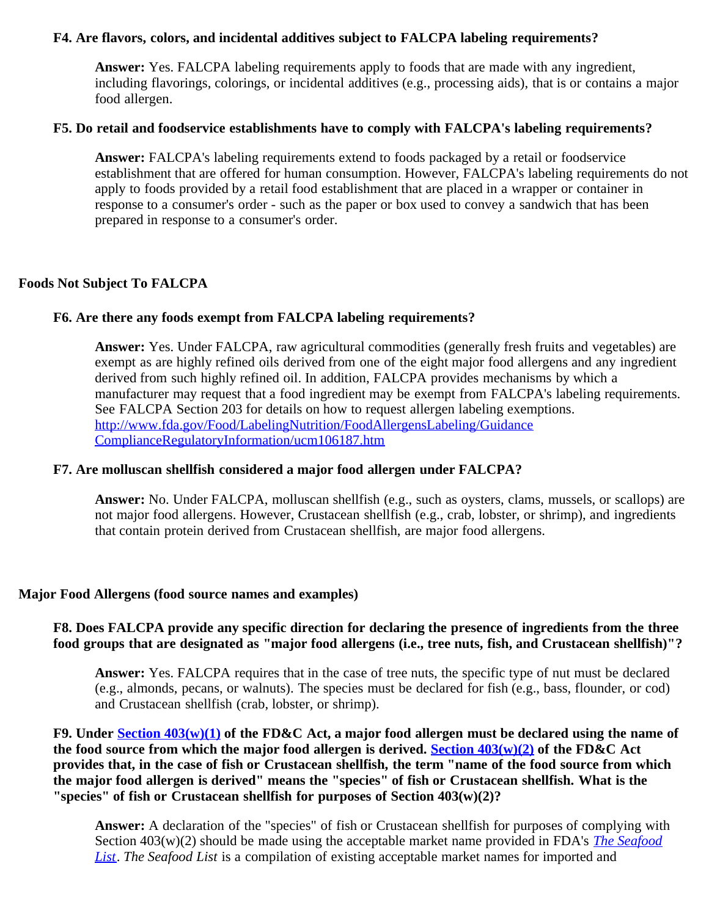**F4. Are flavors, colors, and incidental additives subject to FALCPA labeling requirements?**

> **Answer:** Yes. FALCPA labeling requirements apply to foods that are made with any ingredient, including flavorings, colorings, or incidental additives (e.g., processing aids), that is or contains a major food allergen.

**F5. Do retail and foodservice establishments have to comply with FALCPA's labeling requirements?**

> **Answer:** FALCPA's labeling requirements extend to foods packaged by a retail or foodservice establishment that are offered for human consumption. However, FALCPA's labeling requirements do not apply to foods provided by a retail food establishment that are placed in a wrapper or container in response to a consumer's order - such as the paper or box used to convey a sandwich that has been prepared in response to a consumer's order.

## Foods Not Subject To FALCPA

**F6. Are there any foods exempt from FALCPA labeling requirements?**

> **Answer:** Yes. Under FALCPA, raw agricultural commodities (generally fresh fruits and vegetables) are exempt as are highly refined oils derived from one of the eight major food allergens and any ingredient derived from such highly refined oil. In addition, FALCPA provides mechanisms by which a manufacturer may request that a food ingredient may be exempt from FALCPA's labeling requirements. See FALCPA Section 203 for details on how to request allergen labeling exemptions. [http://www.fda.gov/Food/LabelingNutrition/FoodAllergensLabeling/GuidanceComplianceRegulatoryInformation/ucm106187.htm](http://www.fda.gov/Food/LabelingNutrition/FoodAllergensLabeling/GuidanceComplianceRegulatoryInformation/ucm106187.htm)

**F7. Are molluscan shellfish considered a major food allergen under FALCPA?**

> **Answer:** No. Under FALCPA, molluscan shellfish (e.g., such as oysters, clams, mussels, or scallops) are not major food allergens. However, Crustacean shellfish (e.g., crab, lobster, or shrimp), and ingredients that contain protein derived from Crustacean shellfish, are major food allergens.

## Major Food Allergens (food source names and examples)

**F8. Does FALCPA provide any specific direction for declaring the presence of ingredients from the three food groups that are designated as "major food allergens (i.e., tree nuts, fish, and Crustacean shellfish)"?**

> **Answer:** Yes. FALCPA requires that in the case of tree nuts, the specific type of nut must be declared (e.g., almonds, pecans, or walnuts). The species must be declared for fish (e.g., bass, flounder, or cod) and Crustacean shellfish (crab, lobster, or shrimp).

**F9. Under Section 403(w)(1) of the FD&C Act, a major food allergen must be declared using the name of the food source from which the major food allergen is derived. Section 403(w)(2) of the FD&C Act provides that, in the case of fish or Crustacean shellfish, the term "name of the food source from which the major food allergen is derived" means the "species" of fish or Crustacean shellfish. What is the "species" of fish or Crustacean shellfish for purposes of Section 403(w)(2)?**

> **Answer:** A declaration of the "species" of fish or Crustacean shellfish for purposes of complying with Section 403(w)(2) should be made using the acceptable market name provided in FDA's *The Seafood List*. *The Seafood List* is a compilation of existing acceptable market names for imported and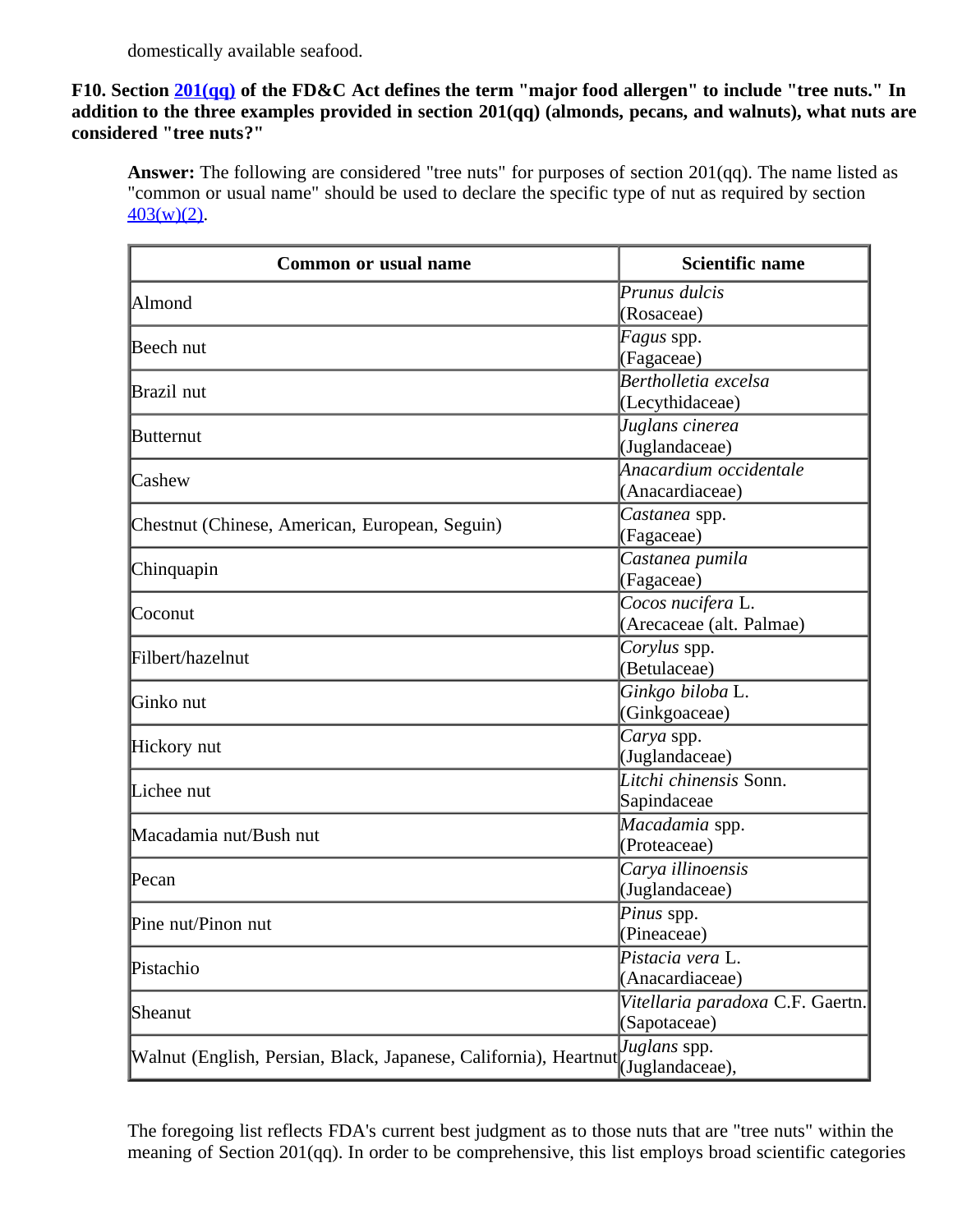domestically available seafood.

**F10. Section 201(qq) of the FD&C Act defines the term "major food allergen" to include "tree nuts." In addition to the three examples provided in section 201(qq) (almonds, pecans, and walnuts), what nuts are considered "tree nuts?"**

**Answer:** The following are considered "tree nuts" for purposes of section 201(qq). The name listed as "common or usual name" should be used to declare the specific type of nut as required by section 403(w)(2).

| Common or usual name | Scientific name |
|---|---|
| Almond | *Prunus dulcis* (Rosaceae) |
| Beech nut | *Fagus* spp. (Fagaceae) |
| Brazil nut | *Bertholletia excelsa* (Lecythidaceae) |
| Butternut | *Juglans cinerea* (Juglandaceae) |
| Cashew | *Anacardium occidentale* (Anacardiaceae) |
| Chestnut (Chinese, American, European, Seguin) | *Castanea* spp. (Fagaceae) |
| Chinquapin | *Castanea pumila* (Fagaceae) |
| Coconut | *Cocos nucifera* L. (Arecaceae (alt. Palmae) |
| Filbert/hazelnut | *Corylus* spp. (Betulaceae) |
| Ginko nut | *Ginkgo biloba* L. (Ginkgoaceae) |
| Hickory nut | *Carya* spp. (Juglandaceae) |
| Lichee nut | *Litchi chinensis* Sonn. Sapindaceae |
| Macadamia nut/Bush nut | *Macadamia* spp. (Proteaceae) |
| Pecan | *Carya illinoensis* (Juglandaceae) |
| Pine nut/Pinon nut | *Pinus* spp. (Pineaceae) |
| Pistachio | *Pistacia vera* L. (Anacardiaceae) |
| Sheanut | *Vitellaria paradoxa* C.F. Gaertn. (Sapotaceae) |
| Walnut (English, Persian, Black, Japanese, California), Heartnut | *Juglans* spp. (Juglandaceae), |

The foregoing list reflects FDA's current best judgment as to those nuts that are "tree nuts" within the meaning of Section 201(qq). In order to be comprehensive, this list employs broad scientific categories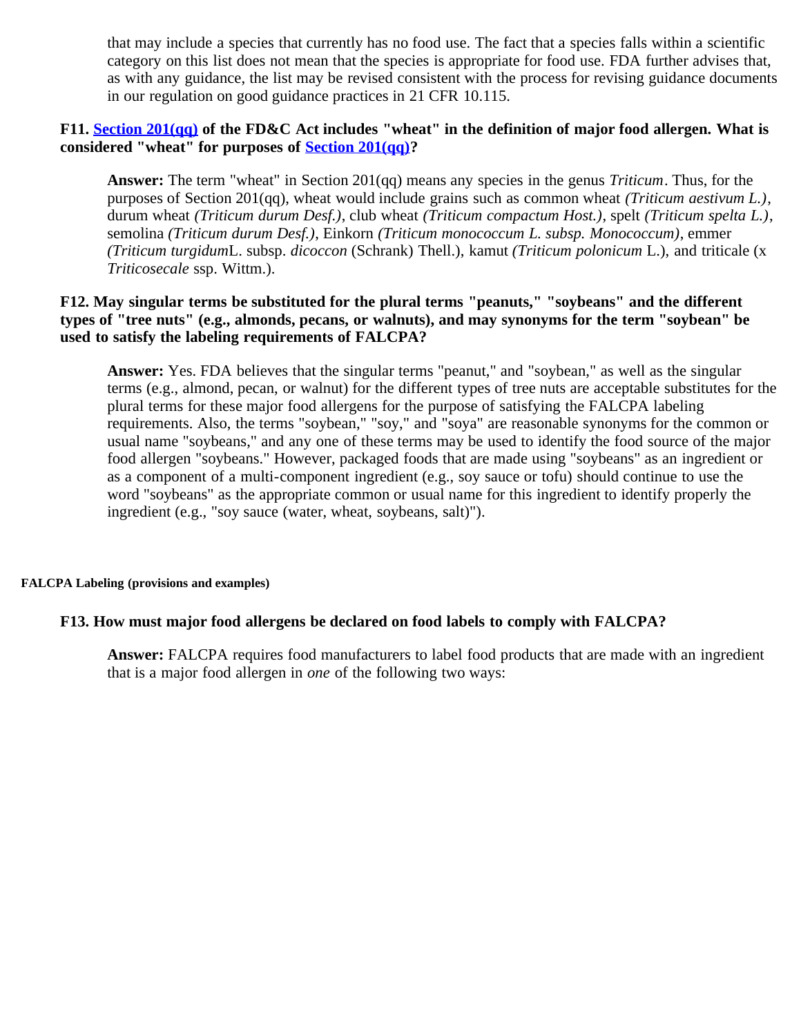that may include a species that currently has no food use. The fact that a species falls within a scientific category on this list does not mean that the species is appropriate for food use. FDA further advises that, as with any guidance, the list may be revised consistent with the process for revising guidance documents in our regulation on good guidance practices in 21 CFR 10.115.

**F11. [Section 201(qq)](#) of the FD&C Act includes "wheat" in the definition of major food allergen. What is considered "wheat" for purposes of [Section 201(qq)](#)?**

**Answer:** The term "wheat" in Section 201(qq) means any species in the genus *Triticum*. Thus, for the purposes of Section 201(qq), wheat would include grains such as common wheat *(Triticum aestivum L.)*, durum wheat *(Triticum durum Desf.)*, club wheat *(Triticum compactum Host.)*, spelt *(Triticum spelta L.)*, semolina *(Triticum durum Desf.)*, Einkorn *(Triticum monococcum L. subsp. Monococcum)*, emmer *(Triticum turgidum*L. subsp. *dicoccon* (Schrank) Thell.), kamut *(Triticum polonicum* L.), and triticale (x *Triticosecale* ssp. Wittm.).

**F12. May singular terms be substituted for the plural terms "peanuts," "soybeans" and the different types of "tree nuts" (e.g., almonds, pecans, or walnuts), and may synonyms for the term "soybean" be used to satisfy the labeling requirements of FALCPA?**

**Answer:** Yes. FDA believes that the singular terms "peanut," and "soybean," as well as the singular terms (e.g., almond, pecan, or walnut) for the different types of tree nuts are acceptable substitutes for the plural terms for these major food allergens for the purpose of satisfying the FALCPA labeling requirements. Also, the terms "soybean," "soy," and "soya" are reasonable synonyms for the common or usual name "soybeans," and any one of these terms may be used to identify the food source of the major food allergen "soybeans." However, packaged foods that are made using "soybeans" as an ingredient or as a component of a multi-component ingredient (e.g., soy sauce or tofu) should continue to use the word "soybeans" as the appropriate common or usual name for this ingredient to identify properly the ingredient (e.g., "soy sauce (water, wheat, soybeans, salt)").

**FALCPA Labeling (provisions and examples)**

**F13. How must major food allergens be declared on food labels to comply with FALCPA?**

**Answer:** FALCPA requires food manufacturers to label food products that are made with an ingredient that is a major food allergen in *one* of the following two ways: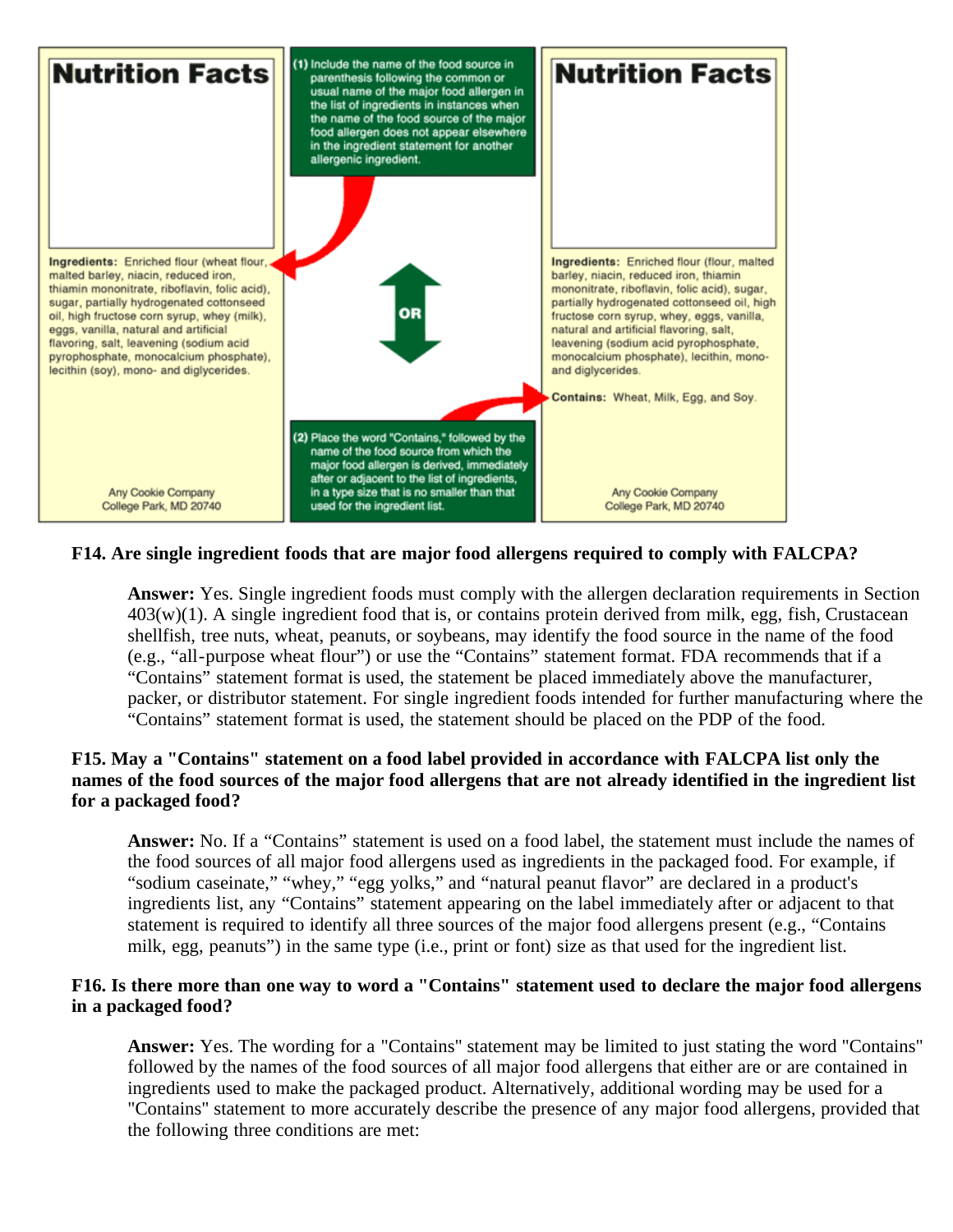**Nutrition Facts**

**Ingredients:** Enriched flour (wheat flour, malted barley, niacin, reduced iron, thiamin mononitrate, riboflavin, folic acid), sugar, partially hydrogenated cottonseed oil, high fructose corn syrup, whey (milk), eggs, vanilla, natural and artificial flavoring, salt, leavening (sodium acid pyrophosphate, monocalcium phosphate), lecithin (soy), mono- and diglycerides.

Any Cookie Company
College Park, MD 20740

**(1)** Include the name of the food source in parenthesis following the common or usual name of the major food allergen in the list of ingredients in instances when the name of the food source of the major food allergen does not appear elsewhere in the ingredient statement for another allergenic ingredient.

**OR**

**(2)** Place the word "Contains," followed by the name of the food source from which the major food allergen is derived, immediately after or adjacent to the list of ingredients, in a type size that is no smaller than that used for the ingredient list.

**Nutrition Facts**

**Ingredients:** Enriched flour (flour, malted barley, niacin, reduced iron, thiamin mononitrate, riboflavin, folic acid), sugar, partially hydrogenated cottonseed oil, high fructose corn syrup, whey, eggs, vanilla, natural and artificial flavoring, salt, leavening (sodium acid pyrophosphate, monocalcium phosphate), lecithin, mono- and diglycerides.

**Contains:** Wheat, Milk, Egg, and Soy.

Any Cookie Company
College Park, MD 20740

### F14. Are single ingredient foods that are major food allergens required to comply with FALCPA?

**Answer:** Yes. Single ingredient foods must comply with the allergen declaration requirements in Section 403(w)(1). A single ingredient food that is, or contains protein derived from milk, egg, fish, Crustacean shellfish, tree nuts, wheat, peanuts, or soybeans, may identify the food source in the name of the food (e.g., "all-purpose wheat flour") or use the "Contains" statement format. FDA recommends that if a "Contains" statement format is used, the statement be placed immediately above the manufacturer, packer, or distributor statement. For single ingredient foods intended for further manufacturing where the "Contains" statement format is used, the statement should be placed on the PDP of the food.

### F15. May a "Contains" statement on a food label provided in accordance with FALCPA list only the names of the food sources of the major food allergens that are not already identified in the ingredient list for a packaged food?

**Answer:** No. If a "Contains" statement is used on a food label, the statement must include the names of the food sources of all major food allergens used as ingredients in the packaged food. For example, if "sodium caseinate," "whey," "egg yolks," and "natural peanut flavor" are declared in a product's ingredients list, any "Contains" statement appearing on the label immediately after or adjacent to that statement is required to identify all three sources of the major food allergens present (e.g., "Contains milk, egg, peanuts") in the same type (i.e., print or font) size as that used for the ingredient list.

### F16. Is there more than one way to word a "Contains" statement used to declare the major food allergens in a packaged food?

**Answer:** Yes. The wording for a "Contains" statement may be limited to just stating the word "Contains" followed by the names of the food sources of all major food allergens that either are or are contained in ingredients used to make the packaged product. Alternatively, additional wording may be used for a "Contains" statement to more accurately describe the presence of any major food allergens, provided that the following three conditions are met: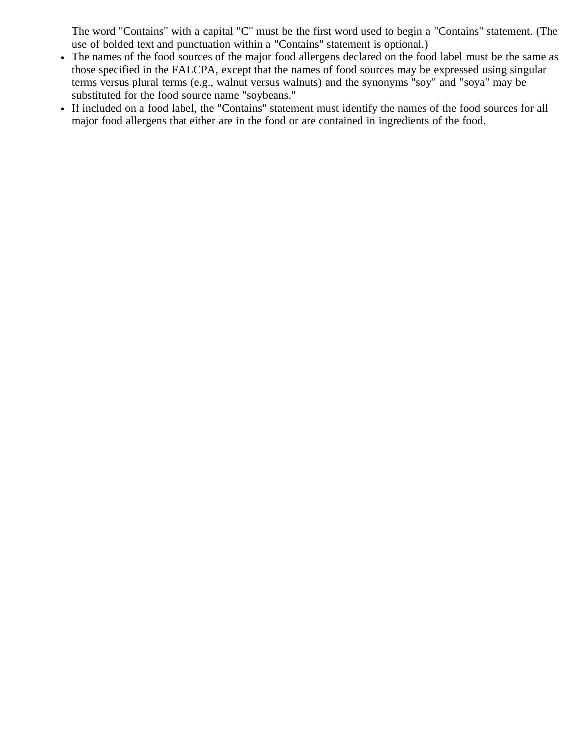The word "Contains" with a capital "C" must be the first word used to begin a "Contains" statement. (The use of bolded text and punctuation within a "Contains" statement is optional.)

- The names of the food sources of the major food allergens declared on the food label must be the same as those specified in the FALCPA, except that the names of food sources may be expressed using singular terms versus plural terms (e.g., walnut versus walnuts) and the synonyms "soy" and "soya" may be substituted for the food source name "soybeans."
- If included on a food label, the "Contains" statement must identify the names of the food sources for all major food allergens that either are in the food or are contained in ingredients of the food.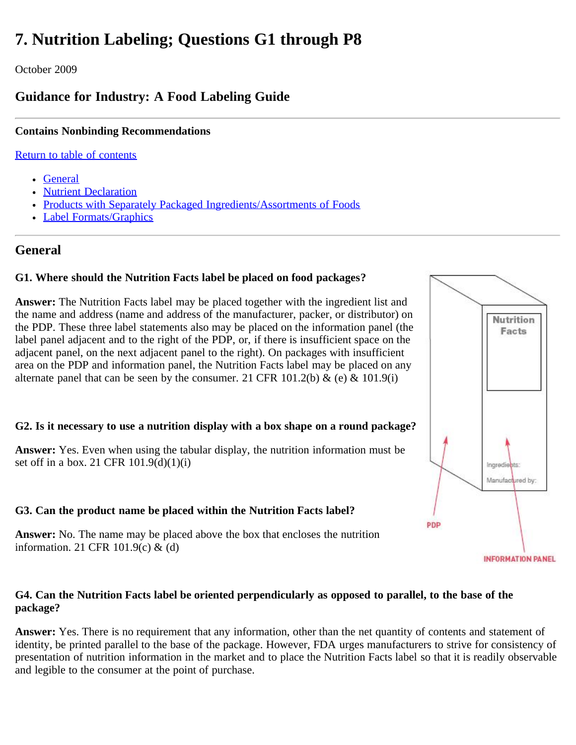# 7. Nutrition Labeling; Questions G1 through P8

October 2009

## Guidance for Industry: A Food Labeling Guide

**Contains Nonbinding Recommendations**

Return to table of contents

- General
- Nutrient Declaration
- Products with Separately Packaged Ingredients/Assortments of Foods
- Label Formats/Graphics

## General

### G1. Where should the Nutrition Facts label be placed on food packages?

**Answer:** The Nutrition Facts label may be placed together with the ingredient list and the name and address (name and address of the manufacturer, packer, or distributor) on the PDP. These three label statements also may be placed on the information panel (the label panel adjacent and to the right of the PDP, or, if there is insufficient space on the adjacent panel, on the next adjacent panel to the right). On packages with insufficient area on the PDP and information panel, the Nutrition Facts label may be placed on any alternate panel that can be seen by the consumer. 21 CFR 101.2(b) & (e) & 101.9(i)

### G2. Is it necessary to use a nutrition display with a box shape on a round package?

**Answer:** Yes. Even when using the tabular display, the nutrition information must be set off in a box. 21 CFR 101.9(d)(1)(i)

### G3. Can the product name be placed within the Nutrition Facts label?

**Answer:** No. The name may be placed above the box that encloses the nutrition information. 21 CFR 101.9(c) & (d)

### G4. Can the Nutrition Facts label be oriented perpendicularly as opposed to parallel, to the base of the package?

**Answer:** Yes. There is no requirement that any information, other than the net quantity of contents and statement of identity, be printed parallel to the base of the package. However, FDA urges manufacturers to strive for consistency of presentation of nutrition information in the market and to place the Nutrition Facts label so that it is readily observable and legible to the consumer at the point of purchase.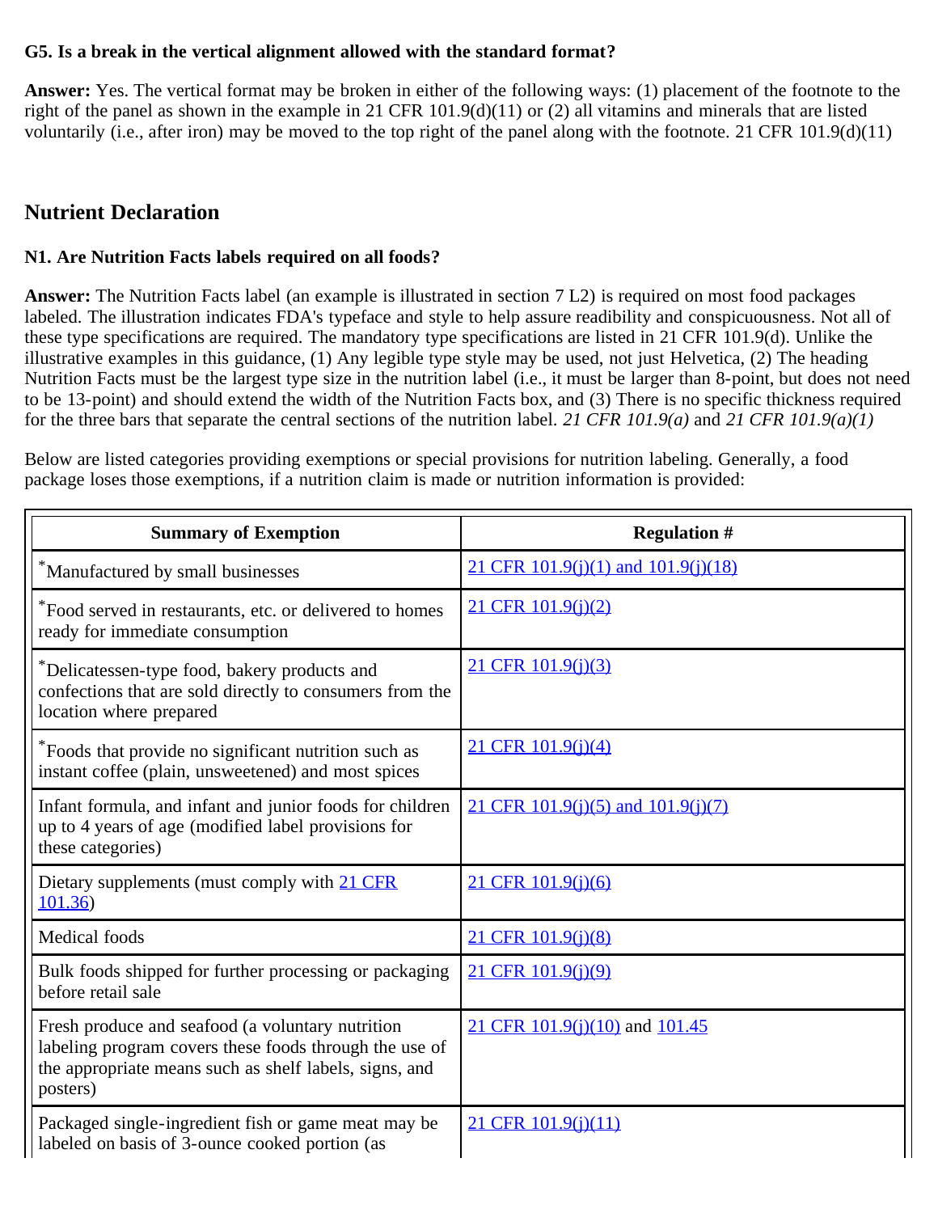**G5. Is a break in the vertical alignment allowed with the standard format?**

**Answer:** Yes. The vertical format may be broken in either of the following ways: (1) placement of the footnote to the right of the panel as shown in the example in 21 CFR 101.9(d)(11) or (2) all vitamins and minerals that are listed voluntarily (i.e., after iron) may be moved to the top right of the panel along with the footnote. 21 CFR 101.9(d)(11)

## Nutrient Declaration

**N1. Are Nutrition Facts labels required on all foods?**

**Answer:** The Nutrition Facts label (an example is illustrated in section 7 L2) is required on most food packages labeled. The illustration indicates FDA's typeface and style to help assure readibility and conspicuousness. Not all of these type specifications are required. The mandatory type specifications are listed in 21 CFR 101.9(d). Unlike the illustrative examples in this guidance, (1) Any legible type style may be used, not just Helvetica, (2) The heading Nutrition Facts must be the largest type size in the nutrition label (i.e., it must be larger than 8-point, but does not need to be 13-point) and should extend the width of the Nutrition Facts box, and (3) There is no specific thickness required for the three bars that separate the central sections of the nutrition label. *21 CFR 101.9(a)* and *21 CFR 101.9(a)(1)*

Below are listed categories providing exemptions or special provisions for nutrition labeling. Generally, a food package loses those exemptions, if a nutrition claim is made or nutrition information is provided:

| Summary of Exemption | Regulation # |
|---|---|
| *Manufactured by small businesses | 21 CFR 101.9(j)(1) and 101.9(j)(18) |
| *Food served in restaurants, etc. or delivered to homes ready for immediate consumption | 21 CFR 101.9(j)(2) |
| *Delicatessen-type food, bakery products and confections that are sold directly to consumers from the location where prepared | 21 CFR 101.9(j)(3) |
| *Foods that provide no significant nutrition such as instant coffee (plain, unsweetened) and most spices | 21 CFR 101.9(j)(4) |
| Infant formula, and infant and junior foods for children up to 4 years of age (modified label provisions for these categories) | 21 CFR 101.9(j)(5) and 101.9(j)(7) |
| Dietary supplements (must comply with 21 CFR 101.36) | 21 CFR 101.9(j)(6) |
| Medical foods | 21 CFR 101.9(j)(8) |
| Bulk foods shipped for further processing or packaging before retail sale | 21 CFR 101.9(j)(9) |
| Fresh produce and seafood (a voluntary nutrition labeling program covers these foods through the use of the appropriate means such as shelf labels, signs, and posters) | 21 CFR 101.9(j)(10) and 101.45 |
| Packaged single-ingredient fish or game meat may be labeled on basis of 3-ounce cooked portion (as | 21 CFR 101.9(j)(11) |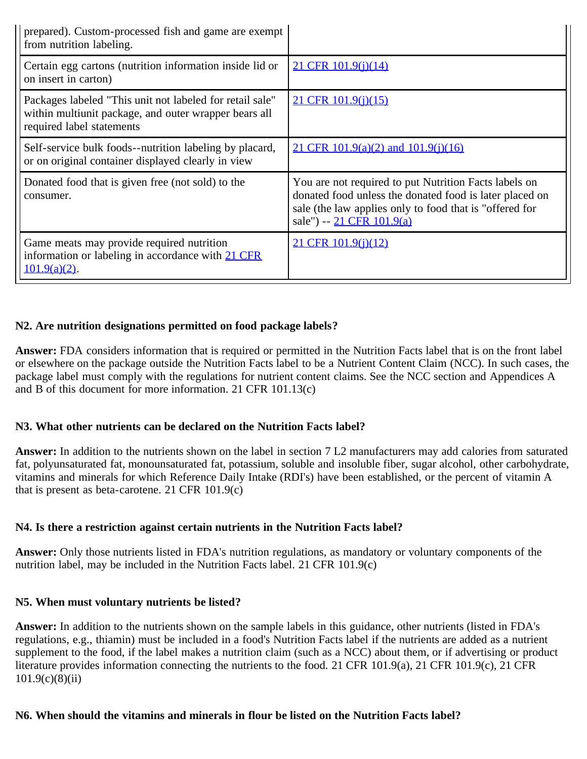| | |
|---|---|
| prepared). Custom-processed fish and game are exempt from nutrition labeling. | |
| Certain egg cartons (nutrition information inside lid or on insert in carton) | 21 CFR 101.9(j)(14) |
| Packages labeled "This unit not labeled for retail sale" within multiunit package, and outer wrapper bears all required label statements | 21 CFR 101.9(j)(15) |
| Self-service bulk foods--nutrition labeling by placard, or on original container displayed clearly in view | 21 CFR 101.9(a)(2) and 101.9(j)(16) |
| Donated food that is given free (not sold) to the consumer. | You are not required to put Nutrition Facts labels on donated food unless the donated food is later placed on sale (the law applies only to food that is "offered for sale") -- 21 CFR 101.9(a) |
| Game meats may provide required nutrition information or labeling in accordance with 21 CFR 101.9(a)(2). | 21 CFR 101.9(j)(12) |

**N2. Are nutrition designations permitted on food package labels?**

**Answer:** FDA considers information that is required or permitted in the Nutrition Facts label that is on the front label or elsewhere on the package outside the Nutrition Facts label to be a Nutrient Content Claim (NCC). In such cases, the package label must comply with the regulations for nutrient content claims. See the NCC section and Appendices A and B of this document for more information. 21 CFR 101.13(c)

**N3. What other nutrients can be declared on the Nutrition Facts label?**

**Answer:** In addition to the nutrients shown on the label in section 7 L2 manufacturers may add calories from saturated fat, polyunsaturated fat, monounsaturated fat, potassium, soluble and insoluble fiber, sugar alcohol, other carbohydrate, vitamins and minerals for which Reference Daily Intake (RDI's) have been established, or the percent of vitamin A that is present as beta-carotene. 21 CFR 101.9(c)

**N4. Is there a restriction against certain nutrients in the Nutrition Facts label?**

**Answer:** Only those nutrients listed in FDA's nutrition regulations, as mandatory or voluntary components of the nutrition label, may be included in the Nutrition Facts label. 21 CFR 101.9(c)

**N5. When must voluntary nutrients be listed?**

**Answer:** In addition to the nutrients shown on the sample labels in this guidance, other nutrients (listed in FDA's regulations, e.g., thiamin) must be included in a food's Nutrition Facts label if the nutrients are added as a nutrient supplement to the food, if the label makes a nutrition claim (such as a NCC) about them, or if advertising or product literature provides information connecting the nutrients to the food. 21 CFR 101.9(a), 21 CFR 101.9(c), 21 CFR 101.9(c)(8)(ii)

**N6. When should the vitamins and minerals in flour be listed on the Nutrition Facts label?**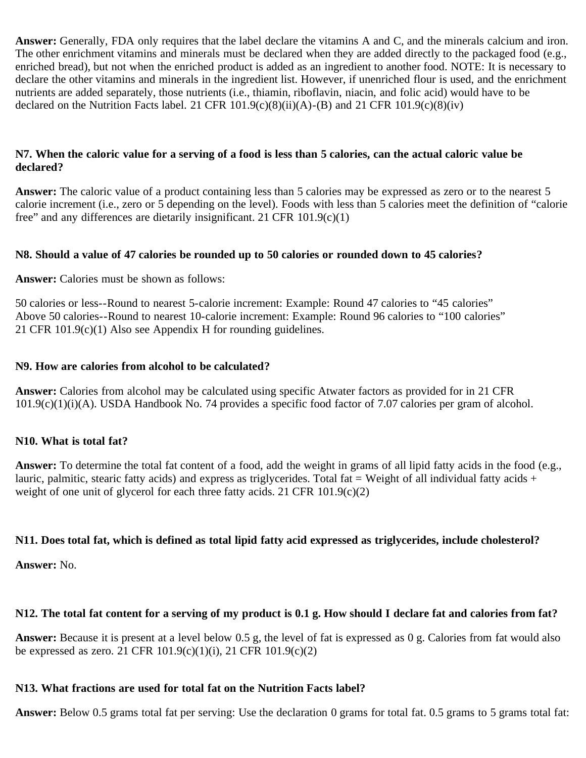**Answer:** Generally, FDA only requires that the label declare the vitamins A and C, and the minerals calcium and iron. The other enrichment vitamins and minerals must be declared when they are added directly to the packaged food (e.g., enriched bread), but not when the enriched product is added as an ingredient to another food. NOTE: It is necessary to declare the other vitamins and minerals in the ingredient list. However, if unenriched flour is used, and the enrichment nutrients are added separately, those nutrients (i.e., thiamin, riboflavin, niacin, and folic acid) would have to be declared on the Nutrition Facts label. 21 CFR 101.9(c)(8)(ii)(A)-(B) and 21 CFR 101.9(c)(8)(iv)

**N7. When the caloric value for a serving of a food is less than 5 calories, can the actual caloric value be declared?**

**Answer:** The caloric value of a product containing less than 5 calories may be expressed as zero or to the nearest 5 calorie increment (i.e., zero or 5 depending on the level). Foods with less than 5 calories meet the definition of "calorie free" and any differences are dietarily insignificant. 21 CFR 101.9(c)(1)

**N8. Should a value of 47 calories be rounded up to 50 calories or rounded down to 45 calories?**

**Answer:** Calories must be shown as follows:

50 calories or less--Round to nearest 5-calorie increment: Example: Round 47 calories to "45 calories"
Above 50 calories--Round to nearest 10-calorie increment: Example: Round 96 calories to "100 calories"
21 CFR 101.9(c)(1) Also see Appendix H for rounding guidelines.

**N9. How are calories from alcohol to be calculated?**

**Answer:** Calories from alcohol may be calculated using specific Atwater factors as provided for in 21 CFR 101.9(c)(1)(i)(A). USDA Handbook No. 74 provides a specific food factor of 7.07 calories per gram of alcohol.

**N10. What is total fat?**

**Answer:** To determine the total fat content of a food, add the weight in grams of all lipid fatty acids in the food (e.g., lauric, palmitic, stearic fatty acids) and express as triglycerides. Total fat = Weight of all individual fatty acids + weight of one unit of glycerol for each three fatty acids. 21 CFR 101.9(c)(2)

**N11. Does total fat, which is defined as total lipid fatty acid expressed as triglycerides, include cholesterol?**

**Answer:** No.

**N12. The total fat content for a serving of my product is 0.1 g. How should I declare fat and calories from fat?**

**Answer:** Because it is present at a level below 0.5 g, the level of fat is expressed as 0 g. Calories from fat would also be expressed as zero. 21 CFR 101.9(c)(1)(i), 21 CFR 101.9(c)(2)

**N13. What fractions are used for total fat on the Nutrition Facts label?**

**Answer:** Below 0.5 grams total fat per serving: Use the declaration 0 grams for total fat. 0.5 grams to 5 grams total fat: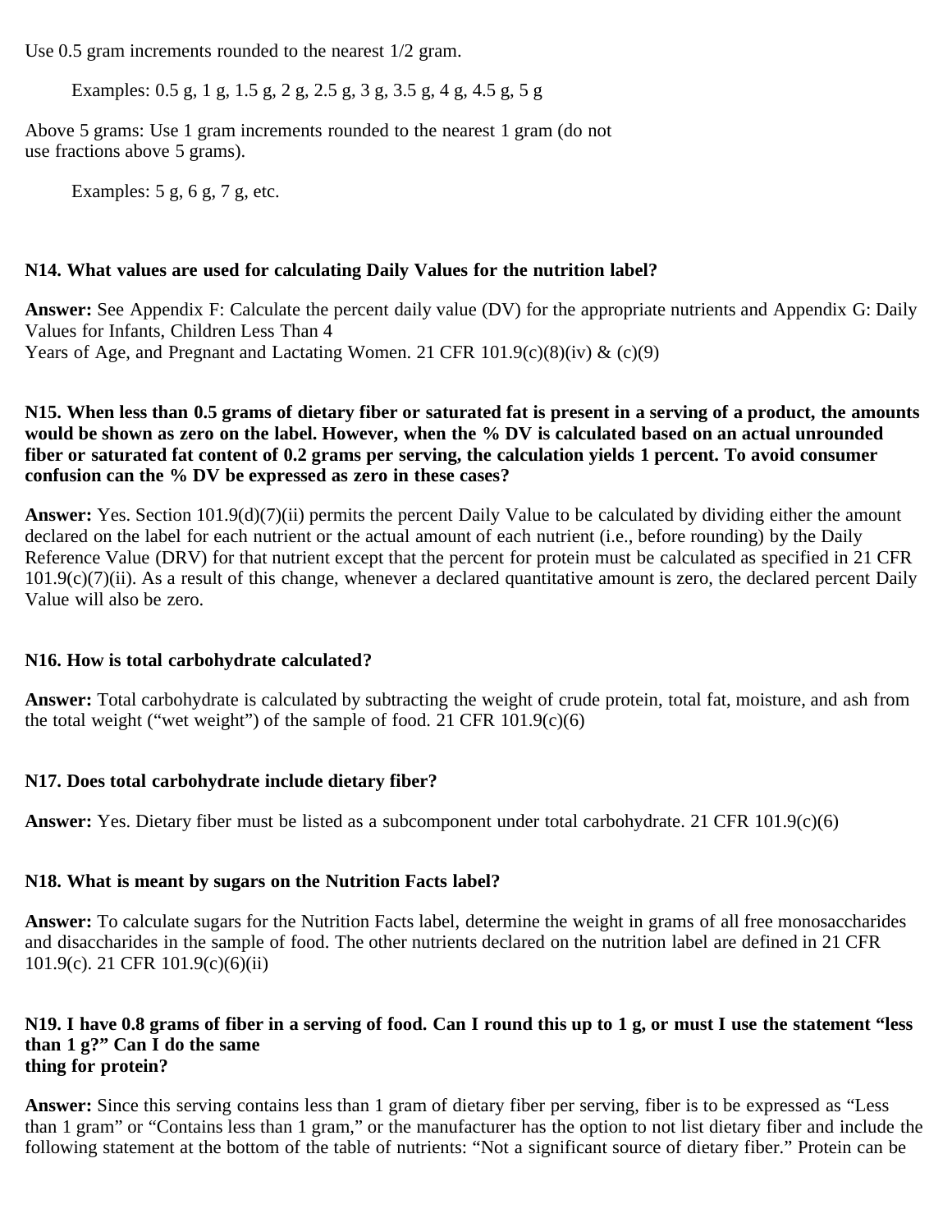Use 0.5 gram increments rounded to the nearest 1/2 gram.

Examples: 0.5 g, 1 g, 1.5 g, 2 g, 2.5 g, 3 g, 3.5 g, 4 g, 4.5 g, 5 g

Above 5 grams: Use 1 gram increments rounded to the nearest 1 gram (do not use fractions above 5 grams).

Examples: 5 g, 6 g, 7 g, etc.

**N14. What values are used for calculating Daily Values for the nutrition label?**

**Answer:** See Appendix F: Calculate the percent daily value (DV) for the appropriate nutrients and Appendix G: Daily Values for Infants, Children Less Than 4 Years of Age, and Pregnant and Lactating Women. 21 CFR 101.9(c)(8)(iv) & (c)(9)

**N15. When less than 0.5 grams of dietary fiber or saturated fat is present in a serving of a product, the amounts would be shown as zero on the label. However, when the % DV is calculated based on an actual unrounded fiber or saturated fat content of 0.2 grams per serving, the calculation yields 1 percent. To avoid consumer confusion can the % DV be expressed as zero in these cases?**

**Answer:** Yes. Section 101.9(d)(7)(ii) permits the percent Daily Value to be calculated by dividing either the amount declared on the label for each nutrient or the actual amount of each nutrient (i.e., before rounding) by the Daily Reference Value (DRV) for that nutrient except that the percent for protein must be calculated as specified in 21 CFR 101.9(c)(7)(ii). As a result of this change, whenever a declared quantitative amount is zero, the declared percent Daily Value will also be zero.

**N16. How is total carbohydrate calculated?**

**Answer:** Total carbohydrate is calculated by subtracting the weight of crude protein, total fat, moisture, and ash from the total weight ("wet weight") of the sample of food. 21 CFR 101.9(c)(6)

**N17. Does total carbohydrate include dietary fiber?**

**Answer:** Yes. Dietary fiber must be listed as a subcomponent under total carbohydrate. 21 CFR 101.9(c)(6)

**N18. What is meant by sugars on the Nutrition Facts label?**

**Answer:** To calculate sugars for the Nutrition Facts label, determine the weight in grams of all free monosaccharides and disaccharides in the sample of food. The other nutrients declared on the nutrition label are defined in 21 CFR 101.9(c). 21 CFR 101.9(c)(6)(ii)

**N19. I have 0.8 grams of fiber in a serving of food. Can I round this up to 1 g, or must I use the statement "less than 1 g?" Can I do the same thing for protein?**

**Answer:** Since this serving contains less than 1 gram of dietary fiber per serving, fiber is to be expressed as "Less than 1 gram" or "Contains less than 1 gram," or the manufacturer has the option to not list dietary fiber and include the following statement at the bottom of the table of nutrients: "Not a significant source of dietary fiber." Protein can be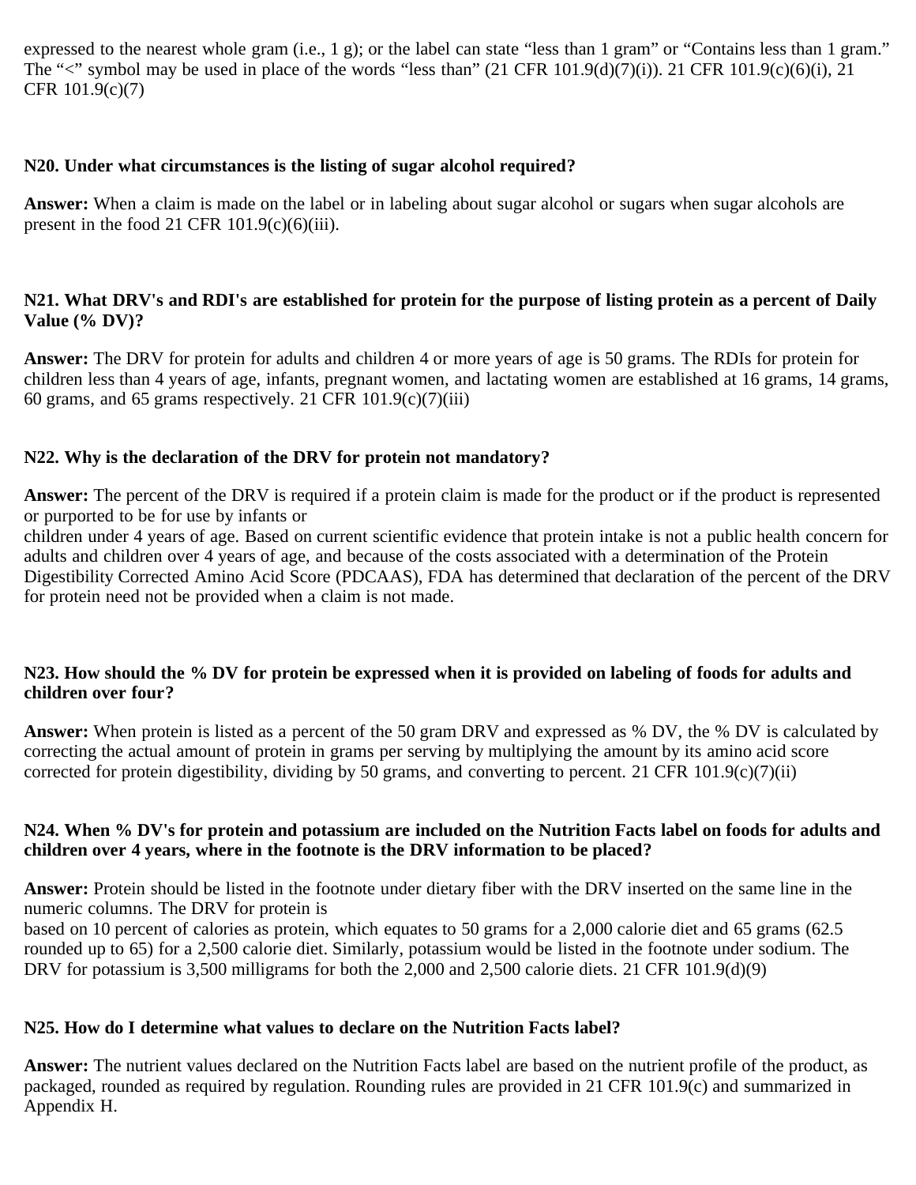expressed to the nearest whole gram (i.e., 1 g); or the label can state "less than 1 gram" or "Contains less than 1 gram." The "<" symbol may be used in place of the words "less than" (21 CFR 101.9(d)(7)(i)). 21 CFR 101.9(c)(6)(i), 21 CFR 101.9(c)(7)

**N20. Under what circumstances is the listing of sugar alcohol required?**

**Answer:** When a claim is made on the label or in labeling about sugar alcohol or sugars when sugar alcohols are present in the food 21 CFR 101.9(c)(6)(iii).

**N21. What DRV's and RDI's are established for protein for the purpose of listing protein as a percent of Daily Value (% DV)?**

**Answer:** The DRV for protein for adults and children 4 or more years of age is 50 grams. The RDIs for protein for children less than 4 years of age, infants, pregnant women, and lactating women are established at 16 grams, 14 grams, 60 grams, and 65 grams respectively. 21 CFR 101.9(c)(7)(iii)

**N22. Why is the declaration of the DRV for protein not mandatory?**

**Answer:** The percent of the DRV is required if a protein claim is made for the product or if the product is represented or purported to be for use by infants or children under 4 years of age. Based on current scientific evidence that protein intake is not a public health concern for adults and children over 4 years of age, and because of the costs associated with a determination of the Protein Digestibility Corrected Amino Acid Score (PDCAAS), FDA has determined that declaration of the percent of the DRV for protein need not be provided when a claim is not made.

**N23. How should the % DV for protein be expressed when it is provided on labeling of foods for adults and children over four?**

**Answer:** When protein is listed as a percent of the 50 gram DRV and expressed as % DV, the % DV is calculated by correcting the actual amount of protein in grams per serving by multiplying the amount by its amino acid score corrected for protein digestibility, dividing by 50 grams, and converting to percent. 21 CFR 101.9(c)(7)(ii)

**N24. When % DV's for protein and potassium are included on the Nutrition Facts label on foods for adults and children over 4 years, where in the footnote is the DRV information to be placed?**

**Answer:** Protein should be listed in the footnote under dietary fiber with the DRV inserted on the same line in the numeric columns. The DRV for protein is based on 10 percent of calories as protein, which equates to 50 grams for a 2,000 calorie diet and 65 grams (62.5 rounded up to 65) for a 2,500 calorie diet. Similarly, potassium would be listed in the footnote under sodium. The DRV for potassium is 3,500 milligrams for both the 2,000 and 2,500 calorie diets. 21 CFR 101.9(d)(9)

**N25. How do I determine what values to declare on the Nutrition Facts label?**

**Answer:** The nutrient values declared on the Nutrition Facts label are based on the nutrient profile of the product, as packaged, rounded as required by regulation. Rounding rules are provided in 21 CFR 101.9(c) and summarized in Appendix H.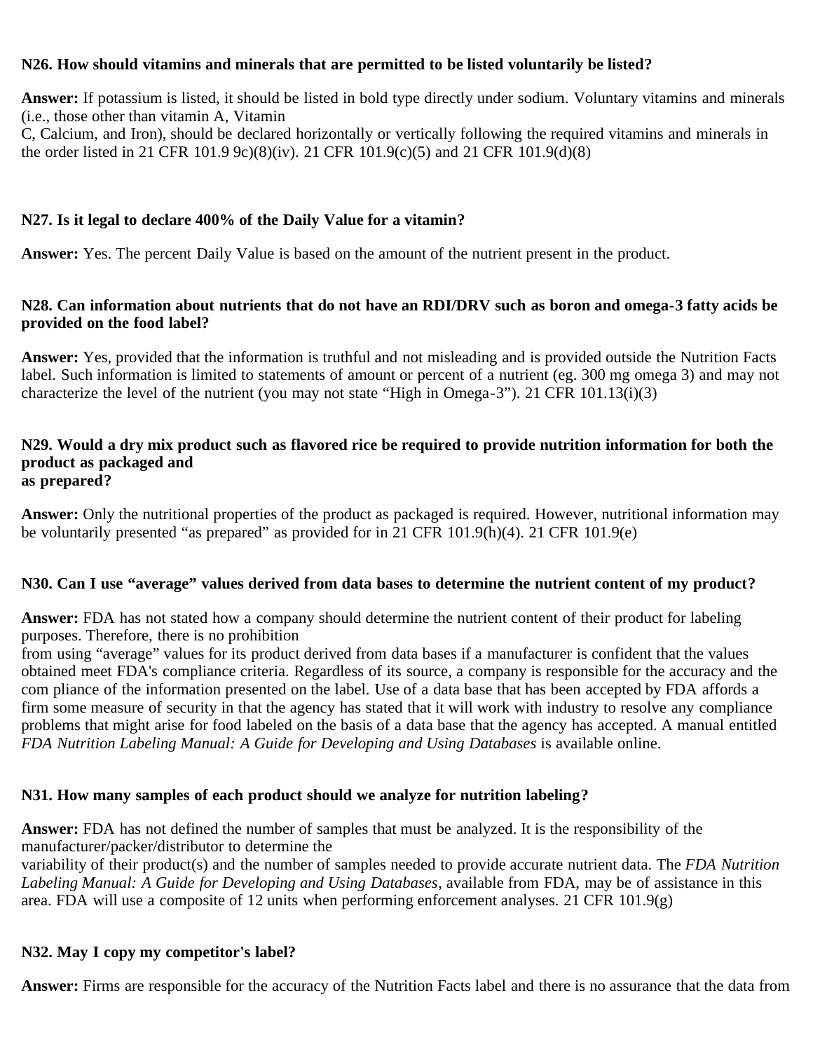**N26. How should vitamins and minerals that are permitted to be listed voluntarily be listed?**

**Answer:** If potassium is listed, it should be listed in bold type directly under sodium. Voluntary vitamins and minerals (i.e., those other than vitamin A, Vitamin C, Calcium, and Iron), should be declared horizontally or vertically following the required vitamins and minerals in the order listed in 21 CFR 101.9 9c)(8)(iv). 21 CFR 101.9(c)(5) and 21 CFR 101.9(d)(8)

**N27. Is it legal to declare 400% of the Daily Value for a vitamin?**

**Answer:** Yes. The percent Daily Value is based on the amount of the nutrient present in the product.

**N28. Can information about nutrients that do not have an RDI/DRV such as boron and omega-3 fatty acids be provided on the food label?**

**Answer:** Yes, provided that the information is truthful and not misleading and is provided outside the Nutrition Facts label. Such information is limited to statements of amount or percent of a nutrient (eg. 300 mg omega 3) and may not characterize the level of the nutrient (you may not state "High in Omega-3"). 21 CFR 101.13(i)(3)

**N29. Would a dry mix product such as flavored rice be required to provide nutrition information for both the product as packaged and as prepared?**

**Answer:** Only the nutritional properties of the product as packaged is required. However, nutritional information may be voluntarily presented "as prepared" as provided for in 21 CFR 101.9(h)(4). 21 CFR 101.9(e)

**N30. Can I use "average" values derived from data bases to determine the nutrient content of my product?**

**Answer:** FDA has not stated how a company should determine the nutrient content of their product for labeling purposes. Therefore, there is no prohibition from using "average" values for its product derived from data bases if a manufacturer is confident that the values obtained meet FDA's compliance criteria. Regardless of its source, a company is responsible for the accuracy and the com pliance of the information presented on the label. Use of a data base that has been accepted by FDA affords a firm some measure of security in that the agency has stated that it will work with industry to resolve any compliance problems that might arise for food labeled on the basis of a data base that the agency has accepted. A manual entitled *FDA Nutrition Labeling Manual: A Guide for Developing and Using Databases* is available online.

**N31. How many samples of each product should we analyze for nutrition labeling?**

**Answer:** FDA has not defined the number of samples that must be analyzed. It is the responsibility of the manufacturer/packer/distributor to determine the variability of their product(s) and the number of samples needed to provide accurate nutrient data. The *FDA Nutrition Labeling Manual: A Guide for Developing and Using Databases*, available from FDA, may be of assistance in this area. FDA will use a composite of 12 units when performing enforcement analyses. 21 CFR 101.9(g)

**N32. May I copy my competitor's label?**

**Answer:** Firms are responsible for the accuracy of the Nutrition Facts label and there is no assurance that the data from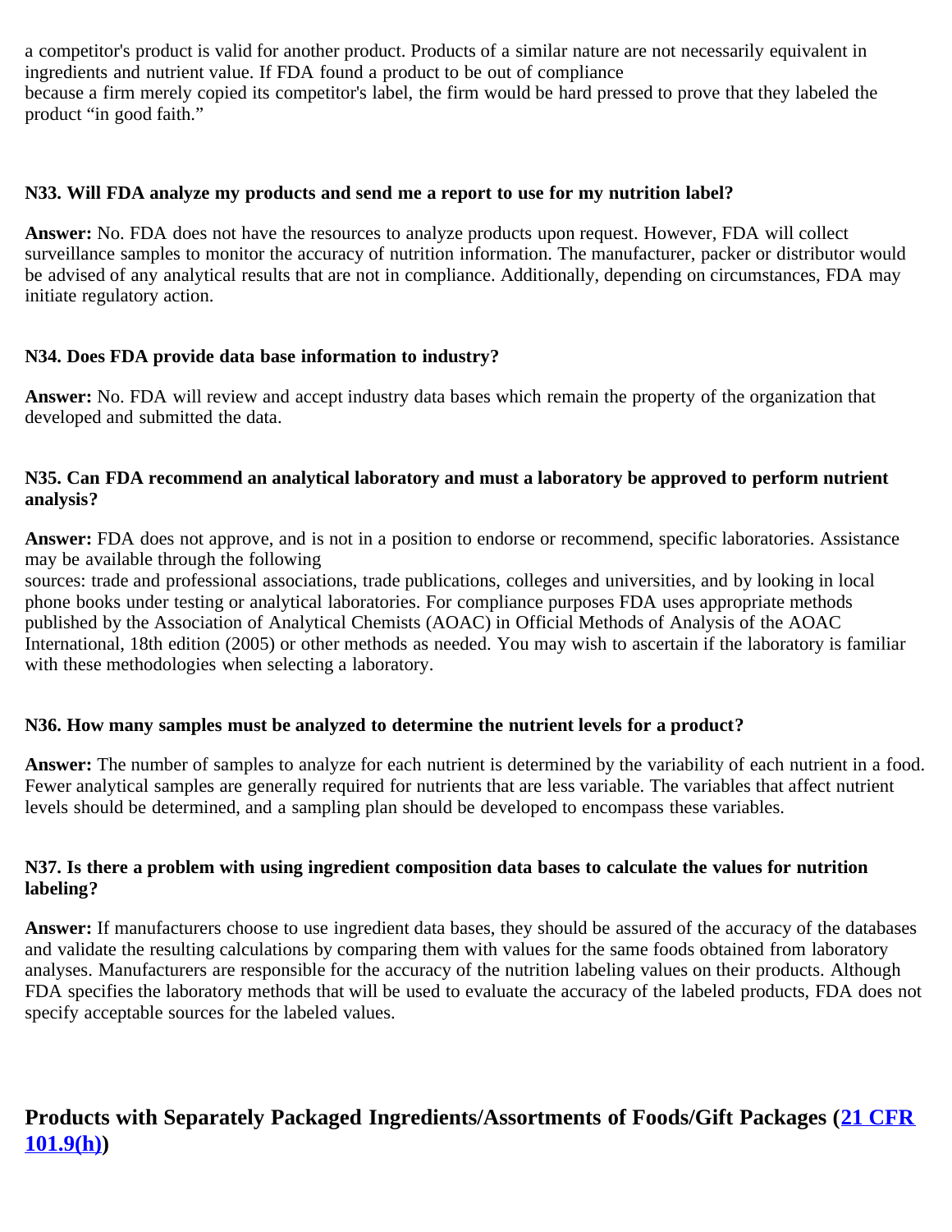a competitor's product is valid for another product. Products of a similar nature are not necessarily equivalent in ingredients and nutrient value. If FDA found a product to be out of compliance because a firm merely copied its competitor's label, the firm would be hard pressed to prove that they labeled the product "in good faith."

**N33. Will FDA analyze my products and send me a report to use for my nutrition label?**

**Answer:** No. FDA does not have the resources to analyze products upon request. However, FDA will collect surveillance samples to monitor the accuracy of nutrition information. The manufacturer, packer or distributor would be advised of any analytical results that are not in compliance. Additionally, depending on circumstances, FDA may initiate regulatory action.

**N34. Does FDA provide data base information to industry?**

**Answer:** No. FDA will review and accept industry data bases which remain the property of the organization that developed and submitted the data.

**N35. Can FDA recommend an analytical laboratory and must a laboratory be approved to perform nutrient analysis?**

**Answer:** FDA does not approve, and is not in a position to endorse or recommend, specific laboratories. Assistance may be available through the following sources: trade and professional associations, trade publications, colleges and universities, and by looking in local phone books under testing or analytical laboratories. For compliance purposes FDA uses appropriate methods published by the Association of Analytical Chemists (AOAC) in Official Methods of Analysis of the AOAC International, 18th edition (2005) or other methods as needed. You may wish to ascertain if the laboratory is familiar with these methodologies when selecting a laboratory.

**N36. How many samples must be analyzed to determine the nutrient levels for a product?**

**Answer:** The number of samples to analyze for each nutrient is determined by the variability of each nutrient in a food. Fewer analytical samples are generally required for nutrients that are less variable. The variables that affect nutrient levels should be determined, and a sampling plan should be developed to encompass these variables.

**N37. Is there a problem with using ingredient composition data bases to calculate the values for nutrition labeling?**

**Answer:** If manufacturers choose to use ingredient data bases, they should be assured of the accuracy of the databases and validate the resulting calculations by comparing them with values for the same foods obtained from laboratory analyses. Manufacturers are responsible for the accuracy of the nutrition labeling values on their products. Although FDA specifies the laboratory methods that will be used to evaluate the accuracy of the labeled products, FDA does not specify acceptable sources for the labeled values.

## Products with Separately Packaged Ingredients/Assortments of Foods/Gift Packages (21 CFR 101.9(h))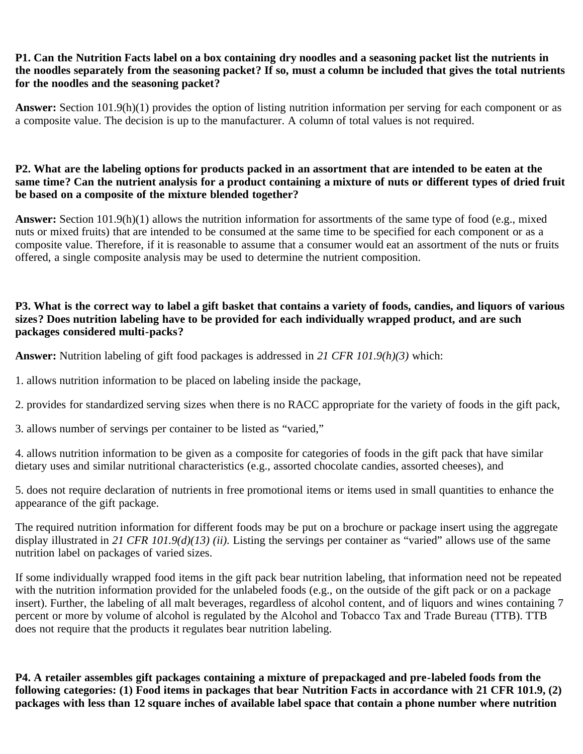**P1. Can the Nutrition Facts label on a box containing dry noodles and a seasoning packet list the nutrients in the noodles separately from the seasoning packet? If so, must a column be included that gives the total nutrients for the noodles and the seasoning packet?**

**Answer:** Section 101.9(h)(1) provides the option of listing nutrition information per serving for each component or as a composite value. The decision is up to the manufacturer. A column of total values is not required.

**P2. What are the labeling options for products packed in an assortment that are intended to be eaten at the same time? Can the nutrient analysis for a product containing a mixture of nuts or different types of dried fruit be based on a composite of the mixture blended together?**

**Answer:** Section 101.9(h)(1) allows the nutrition information for assortments of the same type of food (e.g., mixed nuts or mixed fruits) that are intended to be consumed at the same time to be specified for each component or as a composite value. Therefore, if it is reasonable to assume that a consumer would eat an assortment of the nuts or fruits offered, a single composite analysis may be used to determine the nutrient composition.

**P3. What is the correct way to label a gift basket that contains a variety of foods, candies, and liquors of various sizes? Does nutrition labeling have to be provided for each individually wrapped product, and are such packages considered multi-packs?**

**Answer:** Nutrition labeling of gift food packages is addressed in *21 CFR 101.9(h)(3)* which:

1. allows nutrition information to be placed on labeling inside the package,

2. provides for standardized serving sizes when there is no RACC appropriate for the variety of foods in the gift pack,

3. allows number of servings per container to be listed as “varied,”

4. allows nutrition information to be given as a composite for categories of foods in the gift pack that have similar dietary uses and similar nutritional characteristics (e.g., assorted chocolate candies, assorted cheeses), and

5. does not require declaration of nutrients in free promotional items or items used in small quantities to enhance the appearance of the gift package.

The required nutrition information for different foods may be put on a brochure or package insert using the aggregate display illustrated in *21 CFR 101.9(d)(13) (ii).* Listing the servings per container as “varied” allows use of the same nutrition label on packages of varied sizes.

If some individually wrapped food items in the gift pack bear nutrition labeling, that information need not be repeated with the nutrition information provided for the unlabeled foods (e.g., on the outside of the gift pack or on a package insert). Further, the labeling of all malt beverages, regardless of alcohol content, and of liquors and wines containing 7 percent or more by volume of alcohol is regulated by the Alcohol and Tobacco Tax and Trade Bureau (TTB). TTB does not require that the products it regulates bear nutrition labeling.

**P4. A retailer assembles gift packages containing a mixture of prepackaged and pre-labeled foods from the following categories: (1) Food items in packages that bear Nutrition Facts in accordance with 21 CFR 101.9, (2) packages with less than 12 square inches of available label space that contain a phone number where nutrition**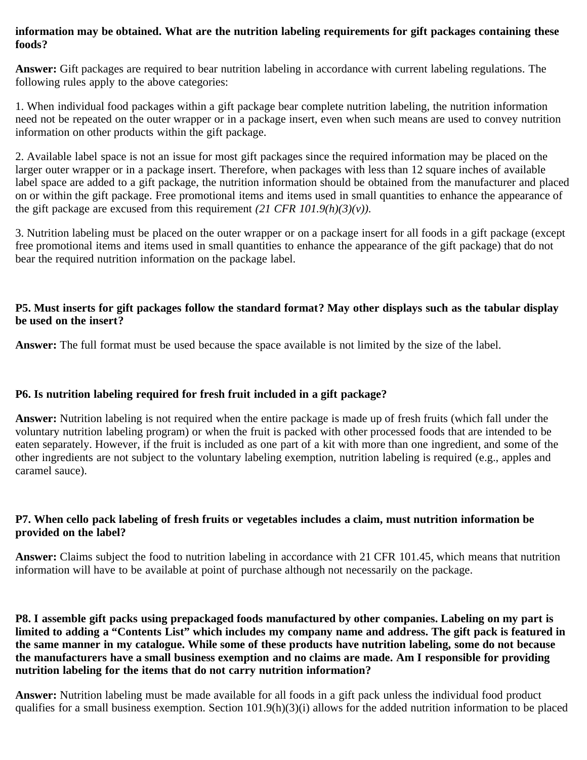**information may be obtained. What are the nutrition labeling requirements for gift packages containing these foods?**

**Answer:** Gift packages are required to bear nutrition labeling in accordance with current labeling regulations. The following rules apply to the above categories:

1. When individual food packages within a gift package bear complete nutrition labeling, the nutrition information need not be repeated on the outer wrapper or in a package insert, even when such means are used to convey nutrition information on other products within the gift package.

2. Available label space is not an issue for most gift packages since the required information may be placed on the larger outer wrapper or in a package insert. Therefore, when packages with less than 12 square inches of available label space are added to a gift package, the nutrition information should be obtained from the manufacturer and placed on or within the gift package. Free promotional items and items used in small quantities to enhance the appearance of the gift package are excused from this requirement *(21 CFR 101.9(h)(3)(v)).*

3. Nutrition labeling must be placed on the outer wrapper or on a package insert for all foods in a gift package (except free promotional items and items used in small quantities to enhance the appearance of the gift package) that do not bear the required nutrition information on the package label.

**P5. Must inserts for gift packages follow the standard format? May other displays such as the tabular display be used on the insert?**

**Answer:** The full format must be used because the space available is not limited by the size of the label.

**P6. Is nutrition labeling required for fresh fruit included in a gift package?**

**Answer:** Nutrition labeling is not required when the entire package is made up of fresh fruits (which fall under the voluntary nutrition labeling program) or when the fruit is packed with other processed foods that are intended to be eaten separately. However, if the fruit is included as one part of a kit with more than one ingredient, and some of the other ingredients are not subject to the voluntary labeling exemption, nutrition labeling is required (e.g., apples and caramel sauce).

**P7. When cello pack labeling of fresh fruits or vegetables includes a claim, must nutrition information be provided on the label?**

**Answer:** Claims subject the food to nutrition labeling in accordance with 21 CFR 101.45, which means that nutrition information will have to be available at point of purchase although not necessarily on the package.

**P8. I assemble gift packs using prepackaged foods manufactured by other companies. Labeling on my part is limited to adding a "Contents List" which includes my company name and address. The gift pack is featured in the same manner in my catalogue. While some of these products have nutrition labeling, some do not because the manufacturers have a small business exemption and no claims are made. Am I responsible for providing nutrition labeling for the items that do not carry nutrition information?**

**Answer:** Nutrition labeling must be made available for all foods in a gift pack unless the individual food product qualifies for a small business exemption. Section 101.9(h)(3)(i) allows for the added nutrition information to be placed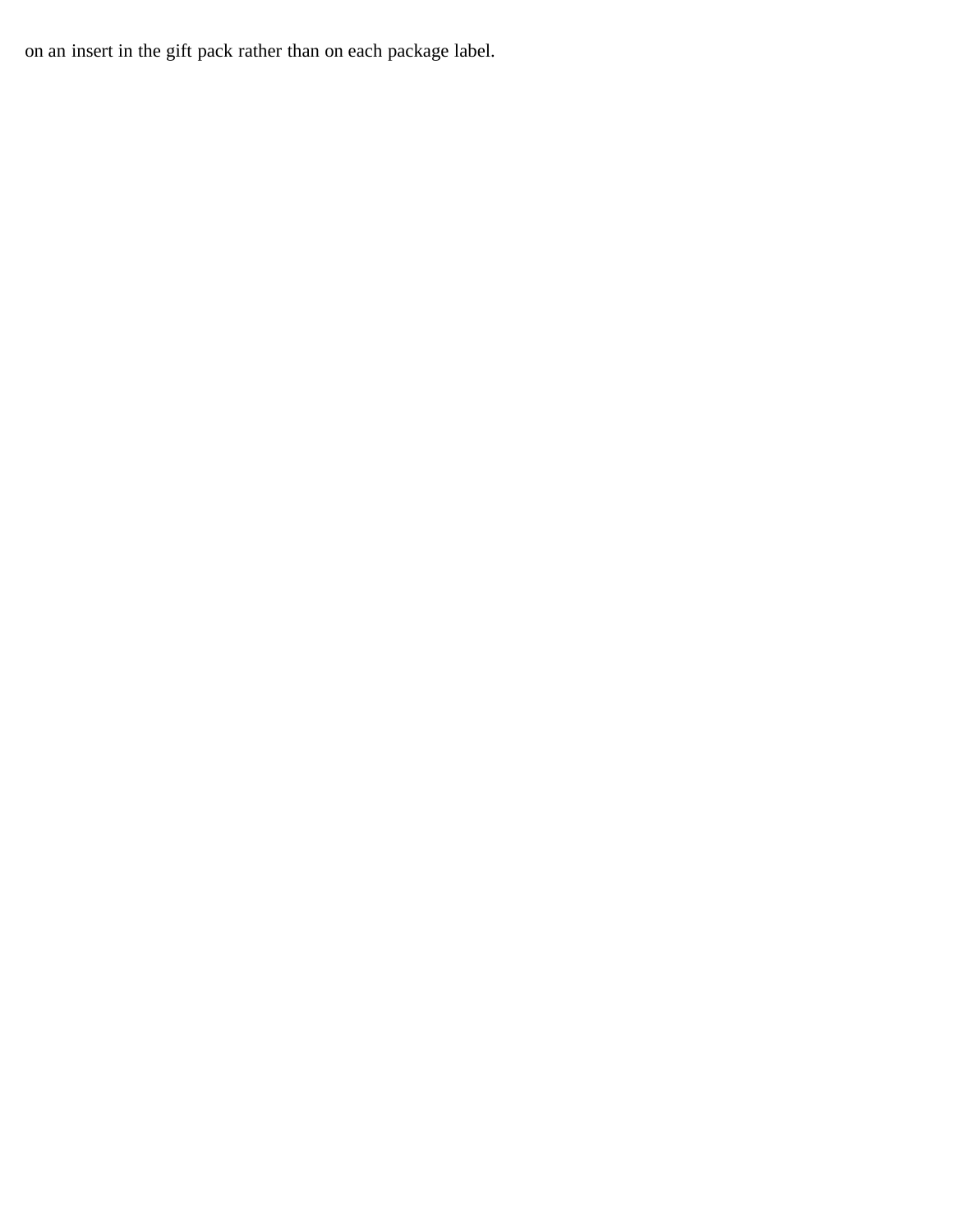on an insert in the gift pack rather than on each package label.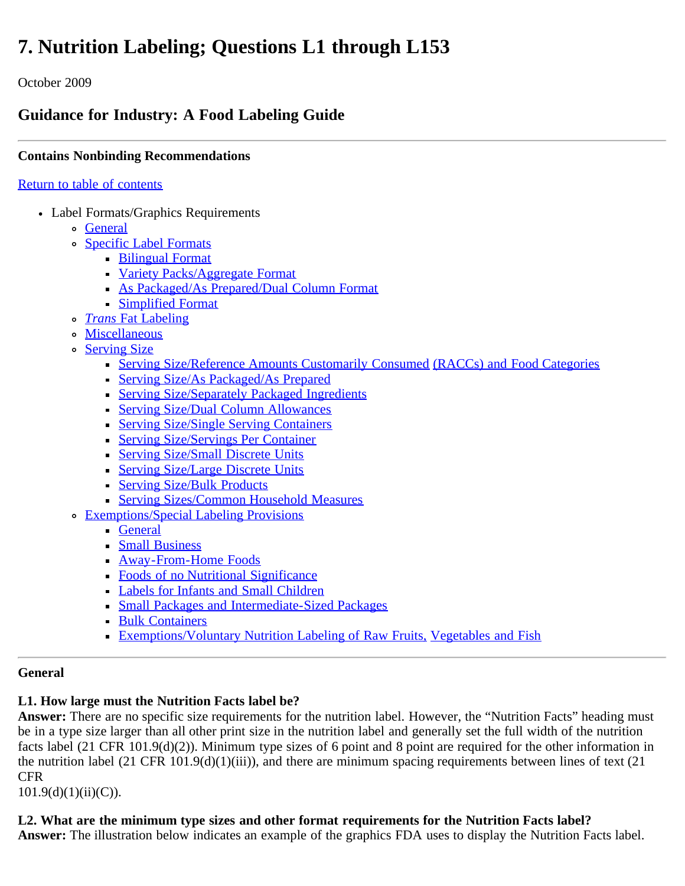# 7. Nutrition Labeling; Questions L1 through L153

October 2009

## Guidance for Industry: A Food Labeling Guide

**Contains Nonbinding Recommendations**

Return to table of contents

- Label Formats/Graphics Requirements
  - General
  - Specific Label Formats
    - Bilingual Format
    - Variety Packs/Aggregate Format
    - As Packaged/As Prepared/Dual Column Format
    - Simplified Format
  - *Trans* Fat Labeling
  - Miscellaneous
  - Serving Size
    - Serving Size/Reference Amounts Customarily Consumed (RACCs) and Food Categories
    - Serving Size/As Packaged/As Prepared
    - Serving Size/Separately Packaged Ingredients
    - Serving Size/Dual Column Allowances
    - Serving Size/Single Serving Containers
    - Serving Size/Servings Per Container
    - Serving Size/Small Discrete Units
    - Serving Size/Large Discrete Units
    - Serving Size/Bulk Products
    - Serving Sizes/Common Household Measures
  - Exemptions/Special Labeling Provisions
    - General
    - Small Business
    - Away-From-Home Foods
    - Foods of no Nutritional Significance
    - Labels for Infants and Small Children
    - Small Packages and Intermediate-Sized Packages
    - Bulk Containers
    - Exemptions/Voluntary Nutrition Labeling of Raw Fruits, Vegetables and Fish

---

**General**

**L1. How large must the Nutrition Facts label be?**
**Answer:** There are no specific size requirements for the nutrition label. However, the "Nutrition Facts" heading must be in a type size larger than all other print size in the nutrition label and generally set the full width of the nutrition facts label (21 CFR 101.9(d)(2)). Minimum type sizes of 6 point and 8 point are required for the other information in the nutrition label (21 CFR 101.9(d)(1)(iii)), and there are minimum spacing requirements between lines of text (21 CFR 101.9(d)(1)(ii)(C)).

**L2. What are the minimum type sizes and other format requirements for the Nutrition Facts label?**
**Answer:** The illustration below indicates an example of the graphics FDA uses to display the Nutrition Facts label.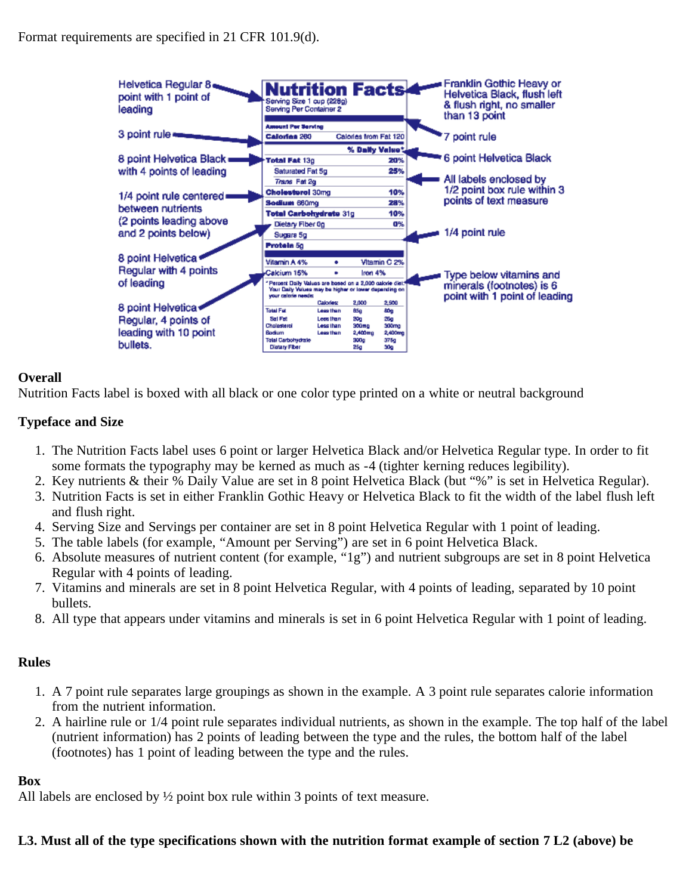Format requirements are specified in 21 CFR 101.9(d).

**Overall**
Nutrition Facts label is boxed with all black or one color type printed on a white or neutral background

**Typeface and Size**

1. The Nutrition Facts label uses 6 point or larger Helvetica Black and/or Helvetica Regular type. In order to fit some formats the typography may be kerned as much as -4 (tighter kerning reduces legibility).
2. Key nutrients & their % Daily Value are set in 8 point Helvetica Black (but "%" is set in Helvetica Regular).
3. Nutrition Facts is set in either Franklin Gothic Heavy or Helvetica Black to fit the width of the label flush left and flush right.
4. Serving Size and Servings per container are set in 8 point Helvetica Regular with 1 point of leading.
5. The table labels (for example, "Amount per Serving") are set in 6 point Helvetica Black.
6. Absolute measures of nutrient content (for example, "1g") and nutrient subgroups are set in 8 point Helvetica Regular with 4 points of leading.
7. Vitamins and minerals are set in 8 point Helvetica Regular, with 4 points of leading, separated by 10 point bullets.
8. All type that appears under vitamins and minerals is set in 6 point Helvetica Regular with 1 point of leading.

**Rules**

1. A 7 point rule separates large groupings as shown in the example. A 3 point rule separates calorie information from the nutrient information.
2. A hairline rule or 1/4 point rule separates individual nutrients, as shown in the example. The top half of the label (nutrient information) has 2 points of leading between the type and the rules, the bottom half of the label (footnotes) has 1 point of leading between the type and the rules.

**Box**
All labels are enclosed by ½ point box rule within 3 points of text measure.

**L3. Must all of the type specifications shown with the nutrition format example of section 7 L2 (above) be**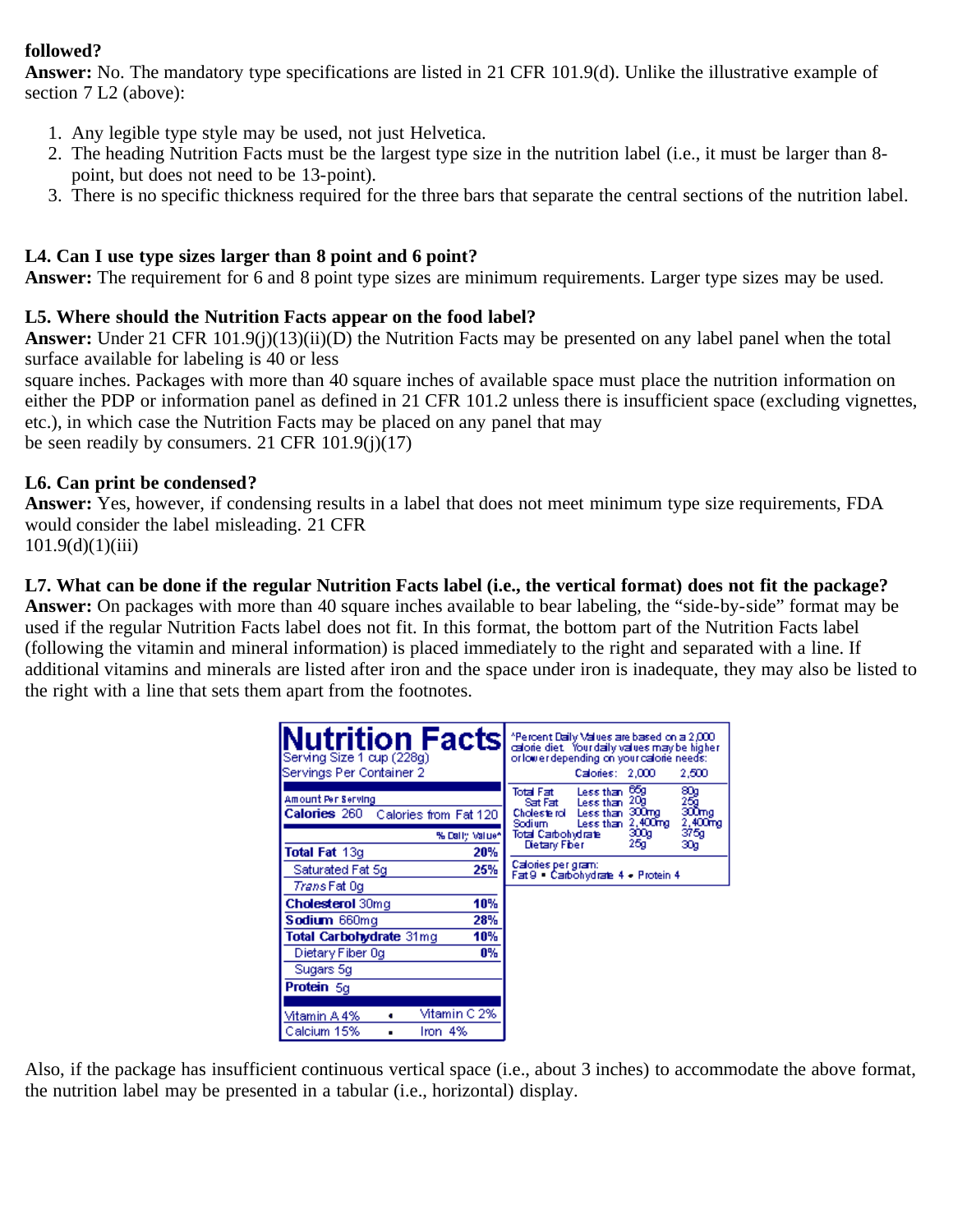**followed?**
**Answer:** No. The mandatory type specifications are listed in 21 CFR 101.9(d). Unlike the illustrative example of section 7 L2 (above):

1. Any legible type style may be used, not just Helvetica.
2. The heading Nutrition Facts must be the largest type size in the nutrition label (i.e., it must be larger than 8-point, but does not need to be 13-point).
3. There is no specific thickness required for the three bars that separate the central sections of the nutrition label.

**L4. Can I use type sizes larger than 8 point and 6 point?**
**Answer:** The requirement for 6 and 8 point type sizes are minimum requirements. Larger type sizes may be used.

**L5. Where should the Nutrition Facts appear on the food label?**
**Answer:** Under 21 CFR 101.9(j)(13)(ii)(D) the Nutrition Facts may be presented on any label panel when the total surface available for labeling is 40 or less square inches. Packages with more than 40 square inches of available space must place the nutrition information on either the PDP or information panel as defined in 21 CFR 101.2 unless there is insufficient space (excluding vignettes, etc.), in which case the Nutrition Facts may be placed on any panel that may be seen readily by consumers. 21 CFR 101.9(j)(17)

**L6. Can print be condensed?**
**Answer:** Yes, however, if condensing results in a label that does not meet minimum type size requirements, FDA would consider the label misleading. 21 CFR 101.9(d)(1)(iii)

**L7. What can be done if the regular Nutrition Facts label (i.e., the vertical format) does not fit the package?**
**Answer:** On packages with more than 40 square inches available to bear labeling, the "side-by-side" format may be used if the regular Nutrition Facts label does not fit. In this format, the bottom part of the Nutrition Facts label (following the vitamin and mineral information) is placed immediately to the right and separated with a line. If additional vitamins and minerals are listed after iron and the space under iron is inadequate, they may also be listed to the right with a line that sets them apart from the footnotes.

**Nutrition Facts**
Serving Size 1 cup (228g)
Servings Per Container 2

| Amount Per Serving | |
|---|---|
| **Calories** 260 | Calories from Fat 120 |
| | % Daily Value* |
| **Total Fat** 13g | **20%** |
| Saturated Fat 5g | **25%** |
| *Trans* Fat 0g | |
| **Cholesterol** 30mg | **10%** |
| **Sodium** 660mg | **28%** |
| **Total Carbohydrate** 31mg | **10%** |
| Dietary Fiber 0g | **0%** |
| Sugars 5g | |
| **Protein** 5g | |
| Vitamin A 4% • Vitamin C 2% | |
| Calcium 15% • Iron 4% | |

*Percent Daily Values are based on a 2,000 calorie diet. Your daily values may be higher or lower depending on your calorie needs:

| | Calories: | 2,000 | 2,500 |
|---|---|---|---|
| Total Fat | Less than | 65g | 80g |
| Sat Fat | Less than | 20g | 25g |
| Cholesterol | Less than | 300mg | 300mg |
| Sodium | Less than | 2,400mg | 2,400mg |
| Total Carbohydrate | | 300g | 375g |
| Dietary Fiber | | 25g | 30g |

Calories per gram:
Fat 9 • Carbohydrate 4 • Protein 4

Also, if the package has insufficient continuous vertical space (i.e., about 3 inches) to accommodate the above format, the nutrition label may be presented in a tabular (i.e., horizontal) display.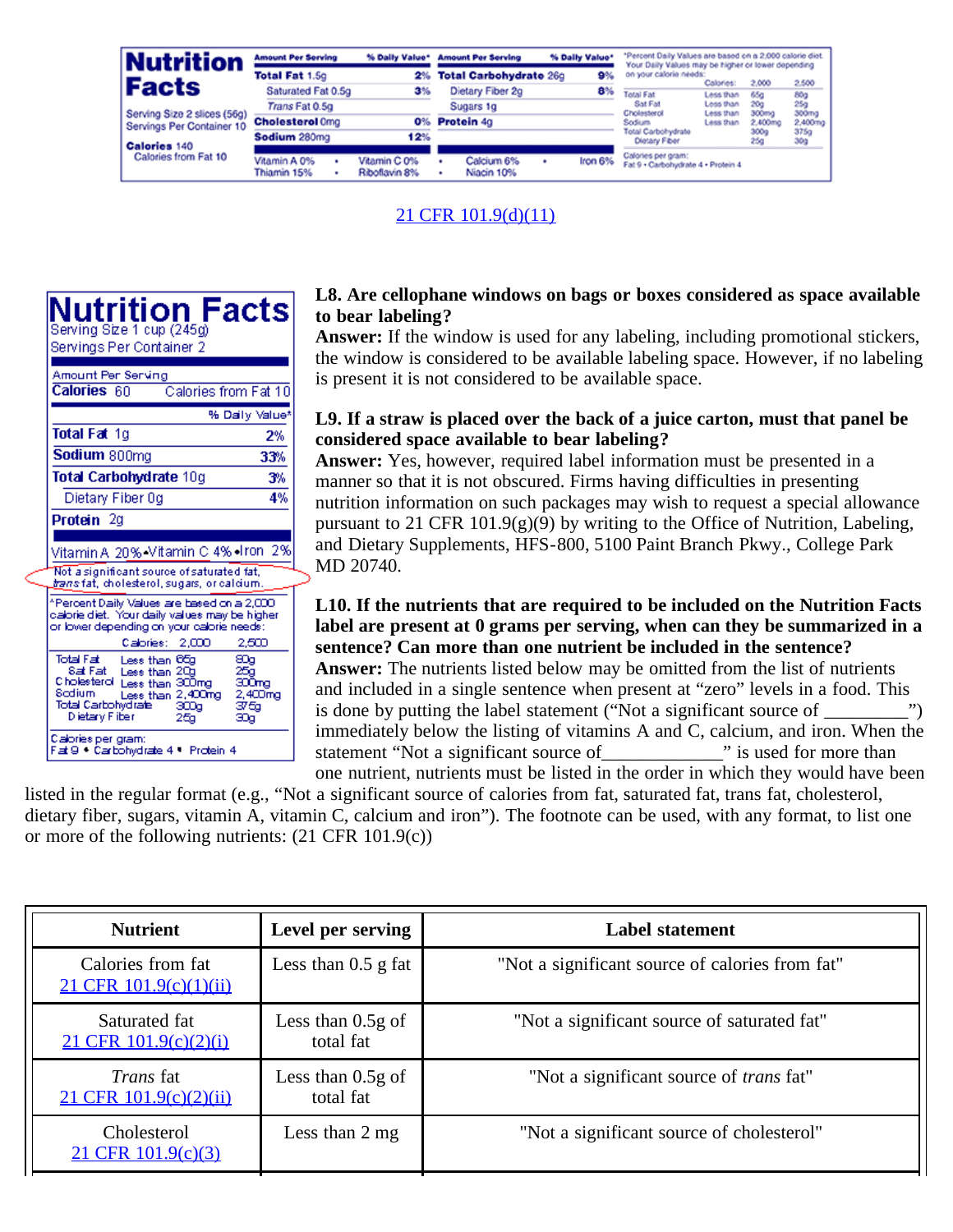| Nutrition Facts | Amount Per Serving | % Daily Value* | Amount Per Serving | % Daily Value* | *Percent Daily Values are based on a 2,000 calorie diet. Your Daily Values may be higher or lower depending on your calorie needs: |
|---|---|---|---|---|---|
| Serving Size 2 slices (56g) | Total Fat 1.5g | 2% | Total Carbohydrate 26g | 9% | |
| Servings Per Container 10 | Saturated Fat 0.5g | 3% | Dietary Fiber 2g | 8% | |
| Calories 140 | *Trans* Fat 0.5g | | Sugars 1g | | |
| Calories from Fat 10 | Cholesterol 0mg | 0% | Protein 4g | | |
| | Sodium 280mg | 12% | | | |
| | Vitamin A 0% • Vitamin C 0% | | Calcium 6% • Iron 6% | | |
| | Thiamin 15% • Riboflavin 8% | | Niacin 10% | | |

| | Calories: | 2,000 | 2,500 |
|---|---|---|---|
| Total Fat | Less than | 65g | 80g |
| Sat Fat | Less than | 20g | 25g |
| Cholesterol | Less than | 300mg | 300mg |
| Sodium | Less than | 2,400mg | 2,400mg |
| Total Carbohydrate | | 300g | 375g |
| Dietary Fiber | | 25g | 30g |

Calories per gram: Fat 9 • Carbohydrate 4 • Protein 4

21 CFR 101.9(d)(11)

**Nutrition Facts**
Serving Size 1 cup (245g)
Servings Per Container 2

| Amount Per Serving | |
|---|---|
| Calories 60 | Calories from Fat 10 |
| | % Daily Value* |
| Total Fat 1g | 2% |
| Sodium 800mg | 33% |
| Total Carbohydrate 10g | 3% |
| Dietary Fiber 0g | 4% |
| Protein 2g | |

Vitamin A 20% • Vitamin C 4% • Iron 2%

Not a significant source of saturated fat, *trans* fat, cholesterol, sugars, or calcium.

*Percent Daily Values are based on a 2,000 calorie diet. Your daily values may be higher or lower depending on your calorie needs:

| | Calories: | 2,000 | 2,500 |
|---|---|---|---|
| Total Fat | Less than | 65g | 80g |
| Sat Fat | Less than | 20g | 25g |
| Cholesterol | Less than | 300mg | 300mg |
| Sodium | Less than | 2,400mg | 2,400mg |
| Total Carbohydrate | | 300g | 375g |
| Dietary Fiber | | 25g | 30g |

Calories per gram: Fat 9 • Carbohydrate 4 • Protein 4

**L8. Are cellophane windows on bags or boxes considered as space available to bear labeling?**
**Answer:** If the window is used for any labeling, including promotional stickers, the window is considered to be available labeling space. However, if no labeling is present it is not considered to be available space.

**L9. If a straw is placed over the back of a juice carton, must that panel be considered space available to bear labeling?**
**Answer:** Yes, however, required label information must be presented in a manner so that it is not obscured. Firms having difficulties in presenting nutrition information on such packages may wish to request a special allowance pursuant to 21 CFR 101.9(g)(9) by writing to the Office of Nutrition, Labeling, and Dietary Supplements, HFS-800, 5100 Paint Branch Pkwy., College Park MD 20740.

**L10. If the nutrients that are required to be included on the Nutrition Facts label are present at 0 grams per serving, when can they be summarized in a sentence? Can more than one nutrient be included in the sentence?**
**Answer:** The nutrients listed below may be omitted from the list of nutrients and included in a single sentence when present at "zero" levels in a food. This is done by putting the label statement ("Not a significant source of _________") immediately below the listing of vitamins A and C, calcium, and iron. When the statement "Not a significant source of_____________" is used for more than one nutrient, nutrients must be listed in the order in which they would have been listed in the regular format (e.g., "Not a significant source of calories from fat, saturated fat, trans fat, cholesterol, dietary fiber, sugars, vitamin A, vitamin C, calcium and iron"). The footnote can be used, with any format, to list one or more of the following nutrients: (21 CFR 101.9(c))

| Nutrient | Level per serving | Label statement |
|---|---|---|
| Calories from fat 21 CFR 101.9(c)(1)(ii) | Less than 0.5 g fat | "Not a significant source of calories from fat" |
| Saturated fat 21 CFR 101.9(c)(2)(i) | Less than 0.5g of total fat | "Not a significant source of saturated fat" |
| *Trans* fat 21 CFR 101.9(c)(2)(ii) | Less than 0.5g of total fat | "Not a significant source of *trans* fat" |
| Cholesterol 21 CFR 101.9(c)(3) | Less than 2 mg | "Not a significant source of cholesterol" |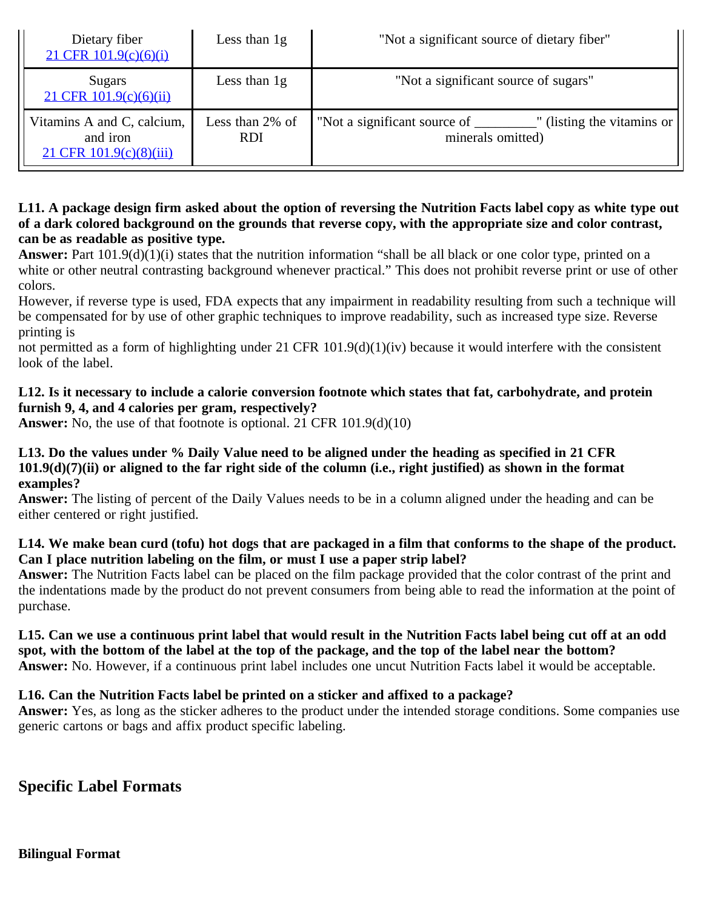| Dietary fiber [21 CFR 101.9(c)(6)(i)] | Less than 1g | "Not a significant source of dietary fiber" |
|---|---|---|
| Sugars [21 CFR 101.9(c)(6)(ii)] | Less than 1g | "Not a significant source of sugars" |
| Vitamins A and C, calcium, and iron [21 CFR 101.9(c)(8)(iii)] | Less than 2% of RDI | "Not a significant source of ________" (listing the vitamins or minerals omitted) |

**L11. A package design firm asked about the option of reversing the Nutrition Facts label copy as white type out of a dark colored background on the grounds that reverse copy, with the appropriate size and color contrast, can be as readable as positive type.**

**Answer:** Part 101.9(d)(1)(i) states that the nutrition information "shall be all black or one color type, printed on a white or other neutral contrasting background whenever practical." This does not prohibit reverse print or use of other colors.

However, if reverse type is used, FDA expects that any impairment in readability resulting from such a technique will be compensated for by use of other graphic techniques to improve readability, such as increased type size. Reverse printing is not permitted as a form of highlighting under 21 CFR 101.9(d)(1)(iv) because it would interfere with the consistent look of the label.

**L12. Is it necessary to include a calorie conversion footnote which states that fat, carbohydrate, and protein furnish 9, 4, and 4 calories per gram, respectively?**

**Answer:** No, the use of that footnote is optional. 21 CFR 101.9(d)(10)

**L13. Do the values under % Daily Value need to be aligned under the heading as specified in 21 CFR 101.9(d)(7)(ii) or aligned to the far right side of the column (i.e., right justified) as shown in the format examples?**

**Answer:** The listing of percent of the Daily Values needs to be in a column aligned under the heading and can be either centered or right justified.

**L14. We make bean curd (tofu) hot dogs that are packaged in a film that conforms to the shape of the product. Can I place nutrition labeling on the film, or must I use a paper strip label?**

**Answer:** The Nutrition Facts label can be placed on the film package provided that the color contrast of the print and the indentations made by the product do not prevent consumers from being able to read the information at the point of purchase.

**L15. Can we use a continuous print label that would result in the Nutrition Facts label being cut off at an odd spot, with the bottom of the label at the top of the package, and the top of the label near the bottom?**

**Answer:** No. However, if a continuous print label includes one uncut Nutrition Facts label it would be acceptable.

**L16. Can the Nutrition Facts label be printed on a sticker and affixed to a package?**

**Answer:** Yes, as long as the sticker adheres to the product under the intended storage conditions. Some companies use generic cartons or bags and affix product specific labeling.

## Specific Label Formats

**Bilingual Format**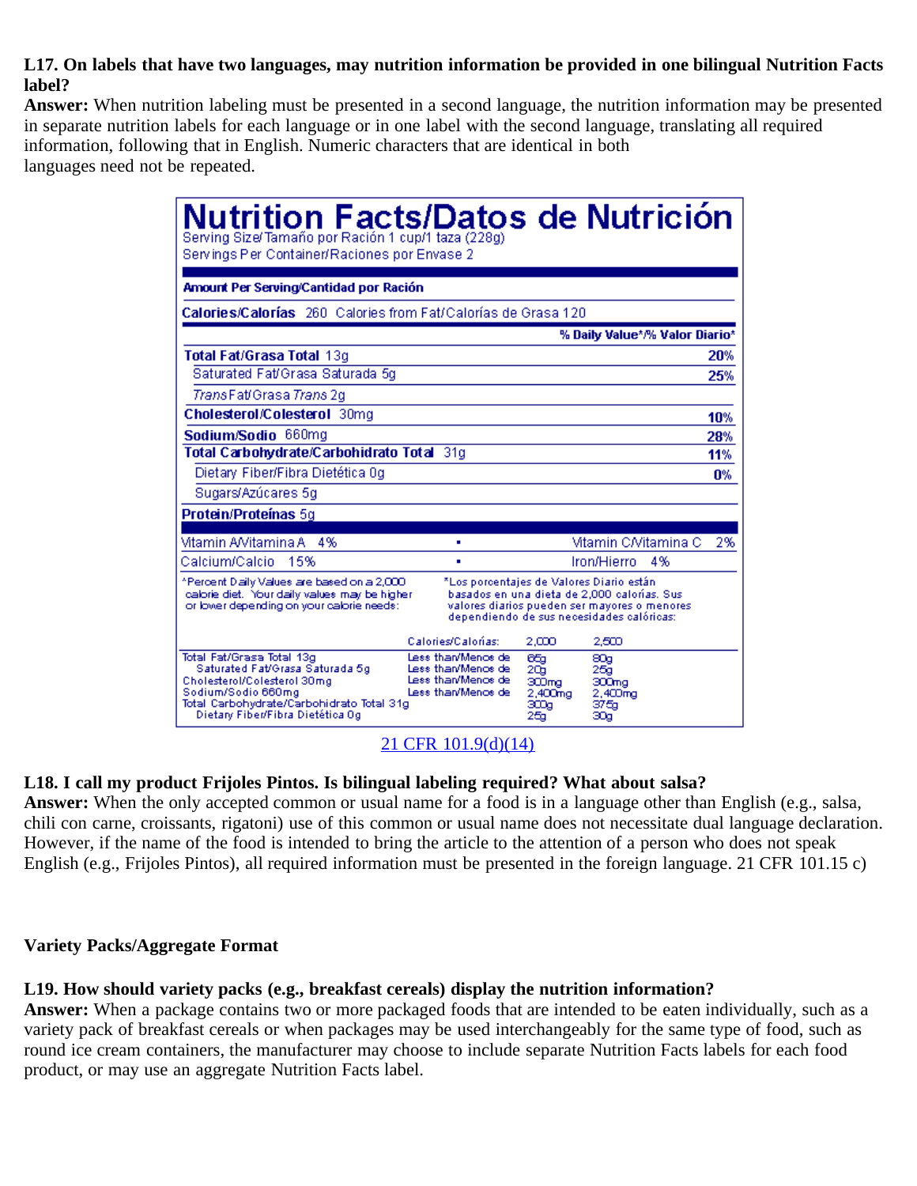**L17. On labels that have two languages, may nutrition information be provided in one bilingual Nutrition Facts label?**

**Answer:** When nutrition labeling must be presented in a second language, the nutrition information may be presented in separate nutrition labels for each language or in one label with the second language, translating all required information, following that in English. Numeric characters that are identical in both languages need not be repeated.

**Nutrition Facts/Datos de Nutrición**

Serving Size/Tamaño por Ración 1 cup/1 taza (228g)
Servings Per Container/Raciones por Envase 2

| Amount Per Serving/Cantidad por Ración | |
|---|---|
| **Calories/Calorías** 260 Calories from Fat/Calorías de Grasa 120 | |
| | **% Daily Value*/% Valor Diario*** |
| **Total Fat/Grasa Total** 13g | **20%** |
| Saturated Fat/Grasa Saturada 5g | **25%** |
| *Trans* Fat/Grasa *Trans* 2g | |
| **Cholesterol/Colesterol** 30mg | **10%** |
| **Sodium/Sodio** 660mg | **28%** |
| **Total Carbohydrate/Carbohidrato Total** 31g | **11%** |
| Dietary Fiber/Fibra Dietética 0g | **0%** |
| Sugars/Azúcares 5g | |
| **Protein/Proteínas** 5g | |

| | | |
|---|---|---|
| Vitamin A/Vitamina A 4% | • | Vitamin C/Vitamina C 2% |
| Calcium/Calcio 15% | • | Iron/Hierro 4% |

*Percent Daily Values are based on a 2,000 calorie diet. Your daily values may be higher or lower depending on your calorie needs:

*Los porcentajes de Valores Diario están basados en una dieta de 2,000 calorías. Sus valores diarios pueden ser mayores o menores dependiendo de sus necesidades calóricas:

| | Calories/Calorías: | 2,000 | 2,500 |
|---|---|---|---|
| Total Fat/Grasa Total 13g | Less than/Menos de | 65g | 80g |
| Saturated Fat/Grasa Saturada 5g | Less than/Menos de | 20g | 25g |
| Cholesterol/Colesterol 30mg | Less than/Menos de | 300mg | 300mg |
| Sodium/Sodio 660mg | Less than/Menos de | 2,400mg | 2,400mg |
| Total Carbohydrate/Carbohidrato Total 31g | | 300g | 375g |
| Dietary Fiber/Fibra Dietética 0g | | 25g | 30g |

21 CFR 101.9(d)(14)

**L18. I call my product Frijoles Pintos. Is bilingual labeling required? What about salsa?**

**Answer:** When the only accepted common or usual name for a food is in a language other than English (e.g., salsa, chili con carne, croissants, rigatoni) use of this common or usual name does not necessitate dual language declaration. However, if the name of the food is intended to bring the article to the attention of a person who does not speak English (e.g., Frijoles Pintos), all required information must be presented in the foreign language. 21 CFR 101.15 c)

## Variety Packs/Aggregate Format

**L19. How should variety packs (e.g., breakfast cereals) display the nutrition information?**

**Answer:** When a package contains two or more packaged foods that are intended to be eaten individually, such as a variety pack of breakfast cereals or when packages may be used interchangeably for the same type of food, such as round ice cream containers, the manufacturer may choose to include separate Nutrition Facts labels for each food product, or may use an aggregate Nutrition Facts label.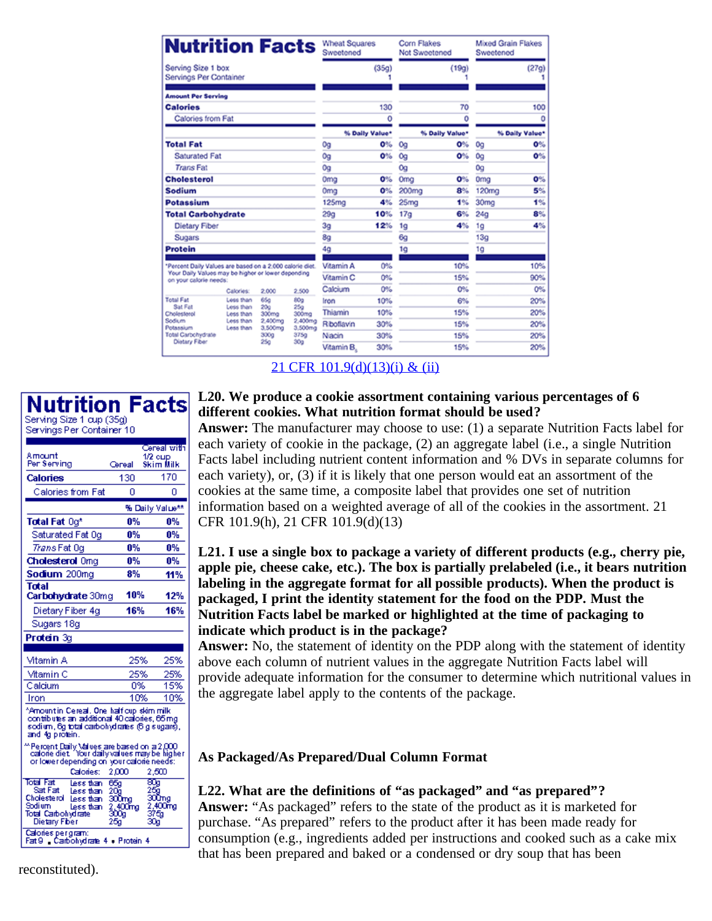## Nutrition Facts

| | Wheat Squares Sweetened | | Corn Flakes Not Sweetened | | Mixed Grain Flakes Sweetened | |
|---|---|---|---|---|---|---|
| Serving Size 1 box | | (35g) | | (19g) | | (27g) |
| Servings Per Container | | 1 | | 1 | | 1 |
| **Amount Per Serving** | | | | | | |
| **Calories** | | 130 | | 70 | | 100 |
| Calories from Fat | | 0 | | 0 | | 0 |
| | | % Daily Value* | | % Daily Value* | | % Daily Value* |
| **Total Fat** | 0g | 0% | 0g | 0% | 0g | 0% |
| Saturated Fat | 0g | 0% | 0g | 0% | 0g | 0% |
| *Trans* Fat | 0g | | 0g | | 0g | |
| **Cholesterol** | 0mg | 0% | 0mg | 0% | 0mg | 0% |
| **Sodium** | 0mg | 0% | 200mg | 8% | 120mg | 5% |
| **Potassium** | 125mg | 4% | 25mg | 1% | 30mg | 1% |
| **Total Carbohydrate** | 29g | 10% | 17g | 6% | 24g | 8% |
| Dietary Fiber | 3g | 12% | 1g | 4% | 1g | 4% |
| Sugars | 8g | | 6g | | 13g | |
| **Protein** | 4g | | 1g | | 1g | |
| | Vitamin A | 0% | | 10% | | 10% |
| | Vitamin C | 0% | | 15% | | 90% |
| | Calcium | 0% | | 0% | | 0% |
| | Iron | 10% | | 6% | | 20% |
| | Thiamin | 10% | | 15% | | 20% |
| | Riboflavin | 30% | | 15% | | 20% |
| | Niacin | 30% | | 15% | | 20% |
| | Vitamin $B_6$ | 30% | | 15% | | 20% |

*Percent Daily Values are based on a 2,000 calorie diet. Your Daily Values may be higher or lower depending on your calorie needs:

| | Calories: | 2,000 | 2,500 |
|---|---|---|---|
| Total Fat | Less than | 65g | 80g |
| Sat Fat | Less than | 20g | 25g |
| Cholesterol | Less than | 300mg | 300mg |
| Sodium | Less than | 2,400mg | 2,400mg |
| Potassium | Less than | 3,500mg | 3,500mg |
| Total Carbohydrate | | 300g | 375g |
| Dietary Fiber | | 25g | 30g |

21 CFR 101.9(d)(13)(i) & (ii)

## Nutrition Facts

Serving Size 1 cup (35g)
Servings Per Container 10

| Amount Per Serving | Cereal | Cereal with 1/2 cup Skim Milk |
|---|---|---|
| **Calories** | 130 | 170 |
| Calories from Fat | 0 | 0 |
| | % Daily Value** | |
| **Total Fat** 0g* | 0% | 0% |
| Saturated Fat 0g | 0% | 0% |
| *Trans* Fat 0g | 0% | 0% |
| **Cholesterol** 0mg | 0% | 0% |
| **Sodium** 200mg | 8% | 11% |
| **Total Carbohydrate** 30mg | 10% | 12% |
| Dietary Fiber 4g | 16% | 16% |
| Sugars 18g | | |
| **Protein** 3g | | |
| Vitamin A | 25% | 25% |
| Vitamin C | 25% | 25% |
| Calcium | 0% | 15% |
| Iron | 10% | 10% |

*Amount in Cereal. One half cup skim milk contributes an additional 40 calories, 65mg sodium, 6g total carbohydrates (6 g sugars), and 4g protein.

**Percent Daily Values are based on a 2,000 calorie diet. Your daily values may be higher or lower depending on your calorie needs:

| | Calories: | 2,000 | 2,500 |
|---|---|---|---|
| Total Fat | Less than | 65g | 80g |
| Sat Fat | Less than | 20g | 25g |
| Cholesterol | Less than | 300mg | 300mg |
| Sodium | Less than | 2,400mg | 2,400mg |
| Total Carbohydrate | | 300g | 375g |
| Dietary Fiber | | 25g | 30g |

Calories per gram:
Fat 9 • Carbohydrate 4 • Protein 4

**L20. We produce a cookie assortment containing various percentages of 6 different cookies. What nutrition format should be used?**

**Answer:** The manufacturer may choose to use: (1) a separate Nutrition Facts label for each variety of cookie in the package, (2) an aggregate label (i.e., a single Nutrition Facts label including nutrient content information and % DVs in separate columns for each variety), or, (3) if it is likely that one person would eat an assortment of the cookies at the same time, a composite label that provides one set of nutrition information based on a weighted average of all of the cookies in the assortment. 21 CFR 101.9(h), 21 CFR 101.9(d)(13)

**L21. I use a single box to package a variety of different products (e.g., cherry pie, apple pie, cheese cake, etc.). The box is partially prelabeled (i.e., it bears nutrition labeling in the aggregate format for all possible products). When the product is packaged, I print the identity statement for the food on the PDP. Must the Nutrition Facts label be marked or highlighted at the time of packaging to indicate which product is in the package?**

**Answer:** No, the statement of identity on the PDP along with the statement of identity above each column of nutrient values in the aggregate Nutrition Facts label will provide adequate information for the consumer to determine which nutritional values in the aggregate label apply to the contents of the package.

### As Packaged/As Prepared/Dual Column Format

**L22. What are the definitions of "as packaged" and "as prepared"?**

**Answer:** "As packaged" refers to the state of the product as it is marketed for purchase. "As prepared" refers to the product after it has been made ready for consumption (e.g., ingredients added per instructions and cooked such as a cake mix that has been prepared and baked or a condensed or dry soup that has been reconstituted).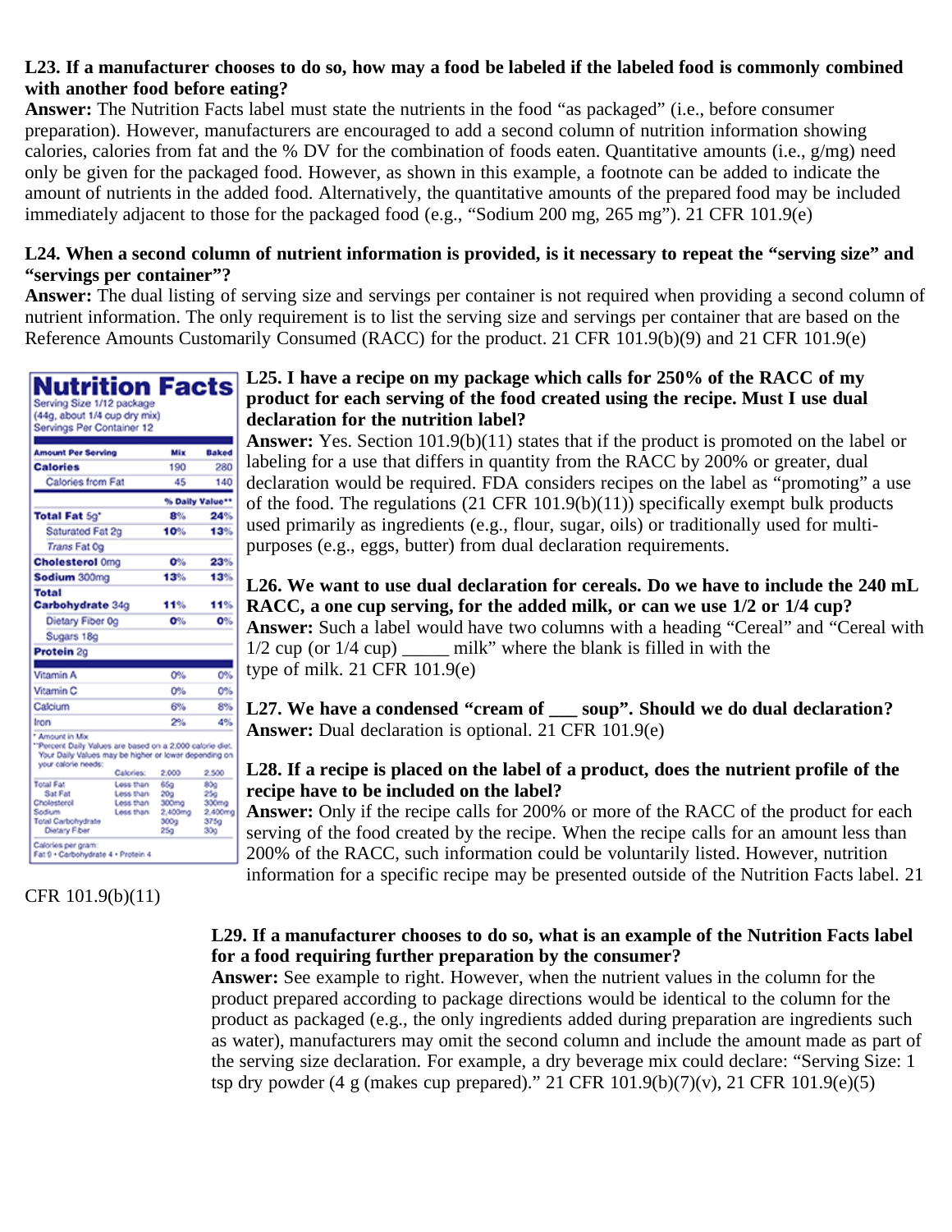**L23. If a manufacturer chooses to do so, how may a food be labeled if the labeled food is commonly combined with another food before eating?**

**Answer:** The Nutrition Facts label must state the nutrients in the food "as packaged" (i.e., before consumer preparation). However, manufacturers are encouraged to add a second column of nutrition information showing calories, calories from fat and the % DV for the combination of foods eaten. Quantitative amounts (i.e., g/mg) need only be given for the packaged food. However, as shown in this example, a footnote can be added to indicate the amount of nutrients in the added food. Alternatively, the quantitative amounts of the prepared food may be included immediately adjacent to those for the packaged food (e.g., "Sodium 200 mg, 265 mg"). 21 CFR 101.9(e)

**L24. When a second column of nutrient information is provided, is it necessary to repeat the "serving size" and "servings per container"?**

**Answer:** The dual listing of serving size and servings per container is not required when providing a second column of nutrient information. The only requirement is to list the serving size and servings per container that are based on the Reference Amounts Customarily Consumed (RACC) for the product. 21 CFR 101.9(b)(9) and 21 CFR 101.9(e)

**Nutrition Facts**
Serving Size 1/12 package (44g, about 1/4 cup dry mix)
Servings Per Container 12

| Amount Per Serving | Mix | Baked |
|---|---|---|
| **Calories** | 190 | 280 |
| Calories from Fat | 45 | 140 |
| | **% Daily Value**** | |
| **Total Fat** 5g* | 8% | 24% |
| Saturated Fat 2g | 10% | 13% |
| *Trans* Fat 0g | | |
| **Cholesterol** 0mg | 0% | 23% |
| **Sodium** 300mg | 13% | 13% |
| **Total Carbohydrate** 34g | 11% | 11% |
| Dietary Fiber 0g | 0% | 0% |
| Sugars 18g | | |
| **Protein** 2g | | |
| Vitamin A | 0% | 0% |
| Vitamin C | 0% | 0% |
| Calcium | 6% | 8% |
| Iron | 2% | 4% |

* Amount in Mix
**Percent Daily Values are based on a 2,000 calorie diet. Your Daily Values may be higher or lower depending on your calorie needs:

| | Calories: | 2,000 | 2,500 |
|---|---|---|---|
| Total Fat | Less than | 65g | 80g |
| Sat Fat | Less than | 20g | 25g |
| Cholesterol | Less than | 300mg | 300mg |
| Sodium | Less than | 2,400mg | 2,400mg |
| Total Carbohydrate | | 300g | 375g |
| Dietary Fiber | | 25g | 30g |

Calories per gram:
Fat 9 • Carbohydrate 4 • Protein 4

**L25. I have a recipe on my package which calls for 250% of the RACC of my product for each serving of the food created using the recipe. Must I use dual declaration for the nutrition label?**

**Answer:** Yes. Section 101.9(b)(11) states that if the product is promoted on the label or labeling for a use that differs in quantity from the RACC by 200% or greater, dual declaration would be required. FDA considers recipes on the label as "promoting" a use of the food. The regulations (21 CFR 101.9(b)(11)) specifically exempt bulk products used primarily as ingredients (e.g., flour, sugar, oils) or traditionally used for multi-purposes (e.g., eggs, butter) from dual declaration requirements.

**L26. We want to use dual declaration for cereals. Do we have to include the 240 mL RACC, a one cup serving, for the added milk, or can we use 1/2 or 1/4 cup?**

**Answer:** Such a label would have two columns with a heading "Cereal" and "Cereal with 1/2 cup (or 1/4 cup) _____ milk" where the blank is filled in with the type of milk. 21 CFR 101.9(e)

**L27. We have a condensed "cream of ___ soup". Should we do dual declaration?**

**Answer:** Dual declaration is optional. 21 CFR 101.9(e)

**L28. If a recipe is placed on the label of a product, does the nutrient profile of the recipe have to be included on the label?**

**Answer:** Only if the recipe calls for 200% or more of the RACC of the product for each serving of the food created by the recipe. When the recipe calls for an amount less than 200% of the RACC, such information could be voluntarily listed. However, nutrition information for a specific recipe may be presented outside of the Nutrition Facts label. 21 CFR 101.9(b)(11)

**L29. If a manufacturer chooses to do so, what is an example of the Nutrition Facts label for a food requiring further preparation by the consumer?**

**Answer:** See example to right. However, when the nutrient values in the column for the product prepared according to package directions would be identical to the column for the product as packaged (e.g., the only ingredients added during preparation are ingredients such as water), manufacturers may omit the second column and include the amount made as part of the serving size declaration. For example, a dry beverage mix could declare: "Serving Size: 1 tsp dry powder (4 g (makes cup prepared)." 21 CFR 101.9(b)(7)(v), 21 CFR 101.9(e)(5)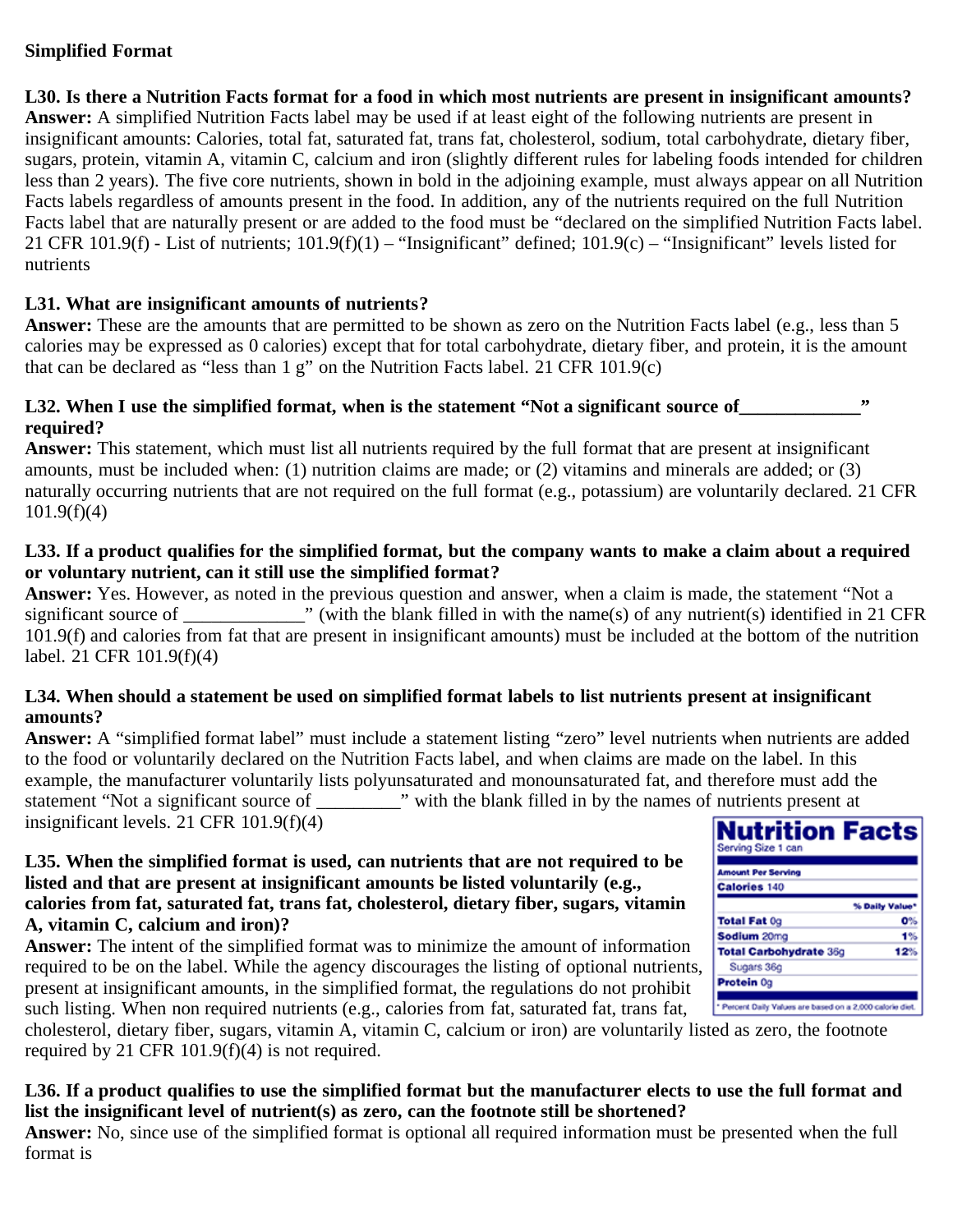**Simplified Format**

**L30. Is there a Nutrition Facts format for a food in which most nutrients are present in insignificant amounts?**
**Answer:** A simplified Nutrition Facts label may be used if at least eight of the following nutrients are present in insignificant amounts: Calories, total fat, saturated fat, trans fat, cholesterol, sodium, total carbohydrate, dietary fiber, sugars, protein, vitamin A, vitamin C, calcium and iron (slightly different rules for labeling foods intended for children less than 2 years). The five core nutrients, shown in bold in the adjoining example, must always appear on all Nutrition Facts labels regardless of amounts present in the food. In addition, any of the nutrients required on the full Nutrition Facts label that are naturally present or are added to the food must be "declared on the simplified Nutrition Facts label. 21 CFR 101.9(f) - List of nutrients; 101.9(f)(1) – "Insignificant" defined; 101.9(c) – "Insignificant" levels listed for nutrients

**L31. What are insignificant amounts of nutrients?**
**Answer:** These are the amounts that are permitted to be shown as zero on the Nutrition Facts label (e.g., less than 5 calories may be expressed as 0 calories) except that for total carbohydrate, dietary fiber, and protein, it is the amount that can be declared as "less than 1 g" on the Nutrition Facts label. 21 CFR 101.9(c)

**L32. When I use the simplified format, when is the statement "Not a significant source of_____________" required?**
**Answer:** This statement, which must list all nutrients required by the full format that are present at insignificant amounts, must be included when: (1) nutrition claims are made; or (2) vitamins and minerals are added; or (3) naturally occurring nutrients that are not required on the full format (e.g., potassium) are voluntarily declared. 21 CFR 101.9(f)(4)

**L33. If a product qualifies for the simplified format, but the company wants to make a claim about a required or voluntary nutrient, can it still use the simplified format?**
**Answer:** Yes. However, as noted in the previous question and answer, when a claim is made, the statement "Not a significant source of _____________" (with the blank filled in with the name(s) of any nutrient(s) identified in 21 CFR 101.9(f) and calories from fat that are present in insignificant amounts) must be included at the bottom of the nutrition label. 21 CFR 101.9(f)(4)

**L34. When should a statement be used on simplified format labels to list nutrients present at insignificant amounts?**
**Answer:** A "simplified format label" must include a statement listing "zero" level nutrients when nutrients are added to the food or voluntarily declared on the Nutrition Facts label, and when claims are made on the label. In this example, the manufacturer voluntarily lists polyunsaturated and monounsaturated fat, and therefore must add the statement "Not a significant source of _________" with the blank filled in by the names of nutrients present at insignificant levels. 21 CFR 101.9(f)(4)

| **Nutrition Facts** | |
|---|---|
| Serving Size 1 can | |
| **Amount Per Serving** | |
| **Calories** 140 | |
| | **% Daily Value*** |
| **Total Fat** 0g | **0%** |
| **Sodium** 20mg | **1%** |
| **Total Carbohydrate** 36g | **12%** |
| Sugars 36g | |
| **Protein** 0g | |
| * Percent Daily Values are based on a 2,000 calorie diet. | |

**L35. When the simplified format is used, can nutrients that are not required to be listed and that are present at insignificant amounts be listed voluntarily (e.g., calories from fat, saturated fat, trans fat, cholesterol, dietary fiber, sugars, vitamin A, vitamin C, calcium and iron)?**
**Answer:** The intent of the simplified format was to minimize the amount of information required to be on the label. While the agency discourages the listing of optional nutrients, present at insignificant amounts, in the simplified format, the regulations do not prohibit such listing. When non required nutrients (e.g., calories from fat, saturated fat, trans fat, cholesterol, dietary fiber, sugars, vitamin A, vitamin C, calcium or iron) are voluntarily listed as zero, the footnote required by 21 CFR 101.9(f)(4) is not required.

**L36. If a product qualifies to use the simplified format but the manufacturer elects to use the full format and list the insignificant level of nutrient(s) as zero, can the footnote still be shortened?**
**Answer:** No, since use of the simplified format is optional all required information must be presented when the full format is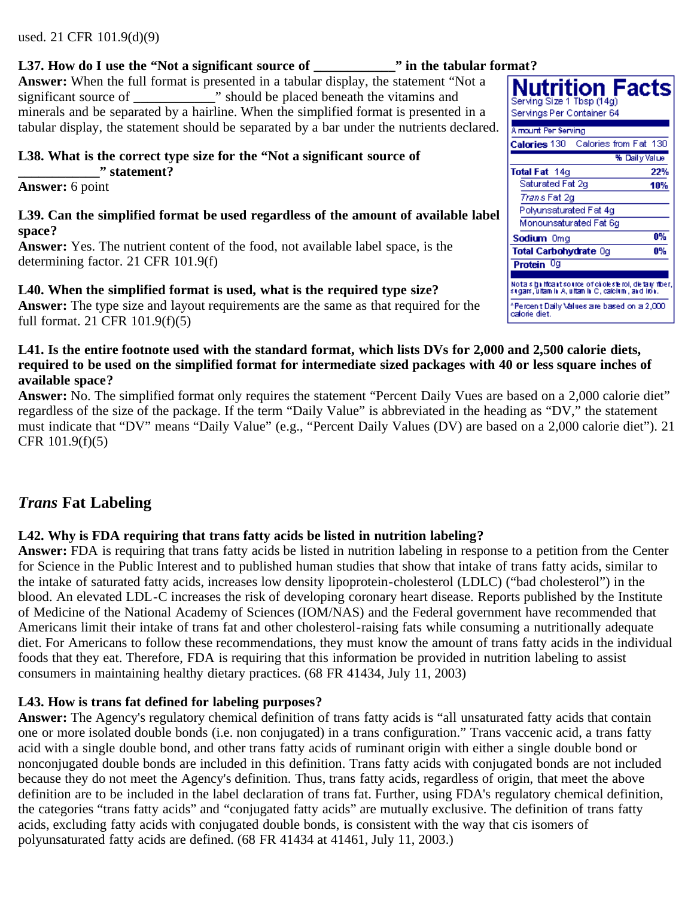used. 21 CFR 101.9(d)(9)

**L37. How do I use the "Not a significant source of ____________" in the tabular format?**
**Answer:** When the full format is presented in a tabular display, the statement "Not a significant source of ____________" should be placed beneath the vitamins and minerals and be separated by a hairline. When the simplified format is presented in a tabular display, the statement should be separated by a bar under the nutrients declared.

**Nutrition Facts**
Serving Size 1 Tbsp (14g)
Servings Per Container 64

| Amount Per Serving | |
|---|---|
| **Calories** 130 Calories from Fat 130 | |
| | % Daily Value* |
| **Total Fat** 14g | **22%** |
| Saturated Fat 2g | **10%** |
| *Trans* Fat 2g | |
| Polyunsaturated Fat 4g | |
| Monounsaturated Fat 6g | |
| **Sodium** 0mg | **0%** |
| **Total Carbohydrate** 0g | **0%** |
| **Protein** 0g | |

Not a significant source of cholesterol, dietary fiber, sugars, vitamin A, vitamin C, calcium, and iron.

*Percent Daily Values are based on a 2,000 calorie diet.

**L38. What is the correct type size for the "Not a significant source of ____________" statement?**
**Answer:** 6 point

**L39. Can the simplified format be used regardless of the amount of available label space?**
**Answer:** Yes. The nutrient content of the food, not available label space, is the determining factor. 21 CFR 101.9(f)

**L40. When the simplified format is used, what is the required type size?**
**Answer:** The type size and layout requirements are the same as that required for the full format. 21 CFR 101.9(f)(5)

**L41. Is the entire footnote used with the standard format, which lists DVs for 2,000 and 2,500 calorie diets, required to be used on the simplified format for intermediate sized packages with 40 or less square inches of available space?**
**Answer:** No. The simplified format only requires the statement "Percent Daily Vues are based on a 2,000 calorie diet" regardless of the size of the package. If the term "Daily Value" is abbreviated in the heading as "DV," the statement must indicate that "DV" means "Daily Value" (e.g., "Percent Daily Values (DV) are based on a 2,000 calorie diet"). 21 CFR 101.9(f)(5)

## *Trans* Fat Labeling

**L42. Why is FDA requiring that trans fatty acids be listed in nutrition labeling?**
**Answer:** FDA is requiring that trans fatty acids be listed in nutrition labeling in response to a petition from the Center for Science in the Public Interest and to published human studies that show that intake of trans fatty acids, similar to the intake of saturated fatty acids, increases low density lipoprotein-cholesterol (LDLC) ("bad cholesterol") in the blood. An elevated LDL-C increases the risk of developing coronary heart disease. Reports published by the Institute of Medicine of the National Academy of Sciences (IOM/NAS) and the Federal government have recommended that Americans limit their intake of trans fat and other cholesterol-raising fats while consuming a nutritionally adequate diet. For Americans to follow these recommendations, they must know the amount of trans fatty acids in the individual foods that they eat. Therefore, FDA is requiring that this information be provided in nutrition labeling to assist consumers in maintaining healthy dietary practices. (68 FR 41434, July 11, 2003)

**L43. How is trans fat defined for labeling purposes?**
**Answer:** The Agency's regulatory chemical definition of trans fatty acids is "all unsaturated fatty acids that contain one or more isolated double bonds (i.e. non conjugated) in a trans configuration." Trans vaccenic acid, a trans fatty acid with a single double bond, and other trans fatty acids of ruminant origin with either a single double bond or nonconjugated double bonds are included in this definition. Trans fatty acids with conjugated bonds are not included because they do not meet the Agency's definition. Thus, trans fatty acids, regardless of origin, that meet the above definition are to be included in the label declaration of trans fat. Further, using FDA's regulatory chemical definition, the categories "trans fatty acids" and "conjugated fatty acids" are mutually exclusive. The definition of trans fatty acids, excluding fatty acids with conjugated double bonds, is consistent with the way that cis isomers of polyunsaturated fatty acids are defined. (68 FR 41434 at 41461, July 11, 2003.)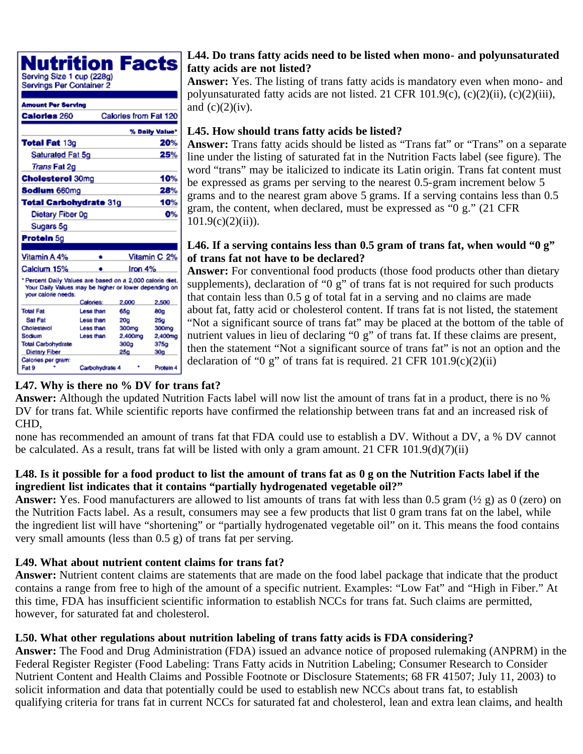**Nutrition Facts**
Serving Size 1 cup (228g)
Servings Per Container 2

| Amount Per Serving | |
|---|---|
| **Calories** 260 | Calories from Fat 120 |
| | **% Daily Value*** |
| **Total Fat** 13g | **20%** |
| Saturated Fat 5g | **25%** |
| *Trans* Fat 2g | |
| **Cholesterol** 30mg | **10%** |
| **Sodium** 660mg | **28%** |
| **Total Carbohydrate** 31g | **10%** |
| Dietary Fiber 0g | **0%** |
| Sugars 5g | |
| **Protein** 5g | |

| | | |
|---|---|---|
| Vitamin A 4% | • | Vitamin C 2% |
| Calcium 15% | • | Iron 4% |

* Percent Daily Values are based on a 2,000 calorie diet. Your Daily Values may be higher or lower depending on your calorie needs:

| | Calories: | 2,000 | 2,500 |
|---|---|---|---|
| Total Fat | Less than | 65g | 80g |
| Sat Fat | Less than | 20g | 25g |
| Cholesterol | Less than | 300mg | 300mg |
| Sodium | Less than | 2,400mg | 2,400mg |
| Total Carbohydrate | | 300g | 375g |
| Dietary Fiber | | 25g | 30g |

Calories per gram:
Fat 9 • Carbohydrate 4 • Protein 4

### L44. Do trans fatty acids need to be listed when mono- and polyunsaturated fatty acids are not listed?

**Answer:** Yes. The listing of trans fatty acids is mandatory even when mono- and polyunsaturated fatty acids are not listed. 21 CFR 101.9(c), (c)(2)(ii), (c)(2)(iii), and (c)(2)(iv).

### L45. How should trans fatty acids be listed?

**Answer:** Trans fatty acids should be listed as "Trans fat" or "Trans" on a separate line under the listing of saturated fat in the Nutrition Facts label (see figure). The word "trans" may be italicized to indicate its Latin origin. Trans fat content must be expressed as grams per serving to the nearest 0.5-gram increment below 5 grams and to the nearest gram above 5 grams. If a serving contains less than 0.5 gram, the content, when declared, must be expressed as "0 g." (21 CFR 101.9(c)(2)(ii)).

### L46. If a serving contains less than 0.5 gram of trans fat, when would "0 g" of trans fat not have to be declared?

**Answer:** For conventional food products (those food products other than dietary supplements), declaration of "0 g" of trans fat is not required for such products that contain less than 0.5 g of total fat in a serving and no claims are made about fat, fatty acid or cholesterol content. If trans fat is not listed, the statement "Not a significant source of trans fat" may be placed at the bottom of the table of nutrient values in lieu of declaring "0 g" of trans fat. If these claims are present, then the statement "Not a significant source of trans fat" is not an option and the declaration of "0 g" of trans fat is required. 21 CFR 101.9(c)(2)(ii)

### L47. Why is there no % DV for trans fat?

**Answer:** Although the updated Nutrition Facts label will now list the amount of trans fat in a product, there is no % DV for trans fat. While scientific reports have confirmed the relationship between trans fat and an increased risk of CHD,
none has recommended an amount of trans fat that FDA could use to establish a DV. Without a DV, a % DV cannot be calculated. As a result, trans fat will be listed with only a gram amount. 21 CFR 101.9(d)(7)(ii)

### L48. Is it possible for a food product to list the amount of trans fat as 0 g on the Nutrition Facts label if the ingredient list indicates that it contains "partially hydrogenated vegetable oil?"

**Answer:** Yes. Food manufacturers are allowed to list amounts of trans fat with less than 0.5 gram (½ g) as 0 (zero) on the Nutrition Facts label. As a result, consumers may see a few products that list 0 gram trans fat on the label, while the ingredient list will have "shortening" or "partially hydrogenated vegetable oil" on it. This means the food contains very small amounts (less than 0.5 g) of trans fat per serving.

### L49. What about nutrient content claims for trans fat?

**Answer:** Nutrient content claims are statements that are made on the food label package that indicate that the product contains a range from free to high of the amount of a specific nutrient. Examples: "Low Fat" and "High in Fiber." At this time, FDA has insufficient scientific information to establish NCCs for trans fat. Such claims are permitted, however, for saturated fat and cholesterol.

### L50. What other regulations about nutrition labeling of trans fatty acids is FDA considering?

**Answer:** The Food and Drug Administration (FDA) issued an advance notice of proposed rulemaking (ANPRM) in the Federal Register Register (Food Labeling: Trans Fatty acids in Nutrition Labeling; Consumer Research to Consider Nutrient Content and Health Claims and Possible Footnote or Disclosure Statements; 68 FR 41507; July 11, 2003) to solicit information and data that potentially could be used to establish new NCCs about trans fat, to establish qualifying criteria for trans fat in current NCCs for saturated fat and cholesterol, lean and extra lean claims, and health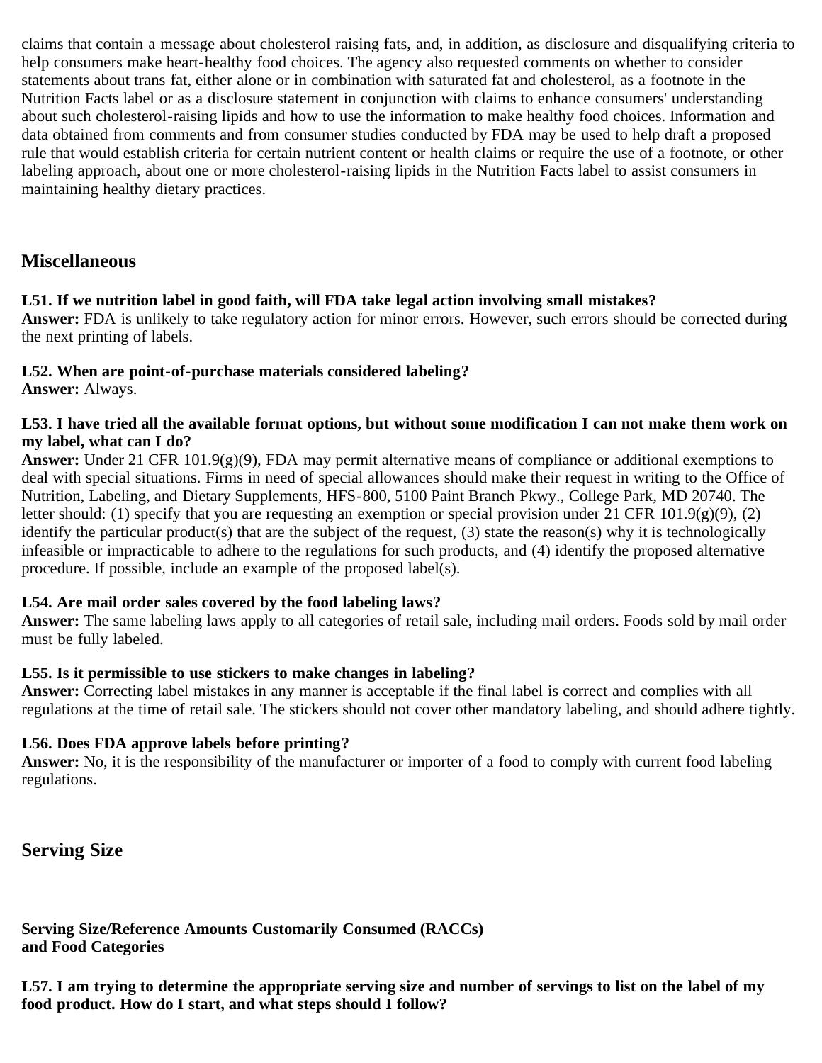claims that contain a message about cholesterol raising fats, and, in addition, as disclosure and disqualifying criteria to help consumers make heart-healthy food choices. The agency also requested comments on whether to consider statements about trans fat, either alone or in combination with saturated fat and cholesterol, as a footnote in the Nutrition Facts label or as a disclosure statement in conjunction with claims to enhance consumers' understanding about such cholesterol-raising lipids and how to use the information to make healthy food choices. Information and data obtained from comments and from consumer studies conducted by FDA may be used to help draft a proposed rule that would establish criteria for certain nutrient content or health claims or require the use of a footnote, or other labeling approach, about one or more cholesterol-raising lipids in the Nutrition Facts label to assist consumers in maintaining healthy dietary practices.

## Miscellaneous

**L51. If we nutrition label in good faith, will FDA take legal action involving small mistakes?**
**Answer:** FDA is unlikely to take regulatory action for minor errors. However, such errors should be corrected during the next printing of labels.

**L52. When are point-of-purchase materials considered labeling?**
**Answer:** Always.

**L53. I have tried all the available format options, but without some modification I can not make them work on my label, what can I do?**
**Answer:** Under 21 CFR 101.9(g)(9), FDA may permit alternative means of compliance or additional exemptions to deal with special situations. Firms in need of special allowances should make their request in writing to the Office of Nutrition, Labeling, and Dietary Supplements, HFS-800, 5100 Paint Branch Pkwy., College Park, MD 20740. The letter should: (1) specify that you are requesting an exemption or special provision under 21 CFR 101.9(g)(9), (2) identify the particular product(s) that are the subject of the request, (3) state the reason(s) why it is technologically infeasible or impracticable to adhere to the regulations for such products, and (4) identify the proposed alternative procedure. If possible, include an example of the proposed label(s).

**L54. Are mail order sales covered by the food labeling laws?**
**Answer:** The same labeling laws apply to all categories of retail sale, including mail orders. Foods sold by mail order must be fully labeled.

**L55. Is it permissible to use stickers to make changes in labeling?**
**Answer:** Correcting label mistakes in any manner is acceptable if the final label is correct and complies with all regulations at the time of retail sale. The stickers should not cover other mandatory labeling, and should adhere tightly.

**L56. Does FDA approve labels before printing?**
**Answer:** No, it is the responsibility of the manufacturer or importer of a food to comply with current food labeling regulations.

## Serving Size

**Serving Size/Reference Amounts Customarily Consumed (RACCs) and Food Categories**

**L57. I am trying to determine the appropriate serving size and number of servings to list on the label of my food product. How do I start, and what steps should I follow?**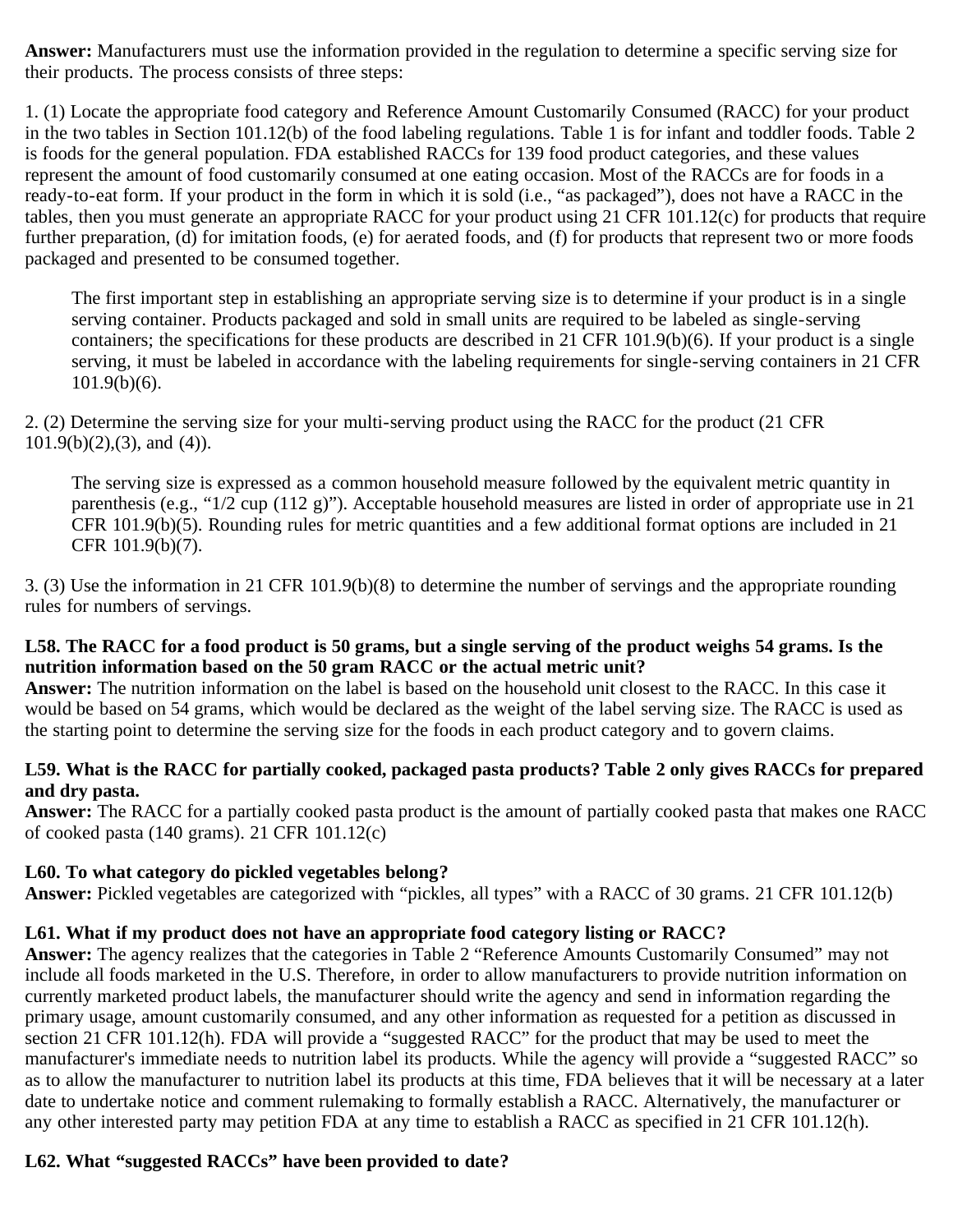**Answer:** Manufacturers must use the information provided in the regulation to determine a specific serving size for their products. The process consists of three steps:

1. (1) Locate the appropriate food category and Reference Amount Customarily Consumed (RACC) for your product in the two tables in Section 101.12(b) of the food labeling regulations. Table 1 is for infant and toddler foods. Table 2 is foods for the general population. FDA established RACCs for 139 food product categories, and these values represent the amount of food customarily consumed at one eating occasion. Most of the RACCs are for foods in a ready-to-eat form. If your product in the form in which it is sold (i.e., "as packaged"), does not have a RACC in the tables, then you must generate an appropriate RACC for your product using 21 CFR 101.12(c) for products that require further preparation, (d) for imitation foods, (e) for aerated foods, and (f) for products that represent two or more foods packaged and presented to be consumed together.

    The first important step in establishing an appropriate serving size is to determine if your product is in a single serving container. Products packaged and sold in small units are required to be labeled as single-serving containers; the specifications for these products are described in 21 CFR 101.9(b)(6). If your product is a single serving, it must be labeled in accordance with the labeling requirements for single-serving containers in 21 CFR 101.9(b)(6).

2. (2) Determine the serving size for your multi-serving product using the RACC for the product (21 CFR 101.9(b)(2),(3), and (4)).

    The serving size is expressed as a common household measure followed by the equivalent metric quantity in parenthesis (e.g., "1/2 cup (112 g)"). Acceptable household measures are listed in order of appropriate use in 21 CFR 101.9(b)(5). Rounding rules for metric quantities and a few additional format options are included in 21 CFR 101.9(b)(7).

3. (3) Use the information in 21 CFR 101.9(b)(8) to determine the number of servings and the appropriate rounding rules for numbers of servings.

**L58. The RACC for a food product is 50 grams, but a single serving of the product weighs 54 grams. Is the nutrition information based on the 50 gram RACC or the actual metric unit?**
**Answer:** The nutrition information on the label is based on the household unit closest to the RACC. In this case it would be based on 54 grams, which would be declared as the weight of the label serving size. The RACC is used as the starting point to determine the serving size for the foods in each product category and to govern claims.

**L59. What is the RACC for partially cooked, packaged pasta products? Table 2 only gives RACCs for prepared and dry pasta.**
**Answer:** The RACC for a partially cooked pasta product is the amount of partially cooked pasta that makes one RACC of cooked pasta (140 grams). 21 CFR 101.12(c)

**L60. To what category do pickled vegetables belong?**
**Answer:** Pickled vegetables are categorized with "pickles, all types" with a RACC of 30 grams. 21 CFR 101.12(b)

**L61. What if my product does not have an appropriate food category listing or RACC?**
**Answer:** The agency realizes that the categories in Table 2 "Reference Amounts Customarily Consumed" may not include all foods marketed in the U.S. Therefore, in order to allow manufacturers to provide nutrition information on currently marketed product labels, the manufacturer should write the agency and send in information regarding the primary usage, amount customarily consumed, and any other information as requested for a petition as discussed in section 21 CFR 101.12(h). FDA will provide a "suggested RACC" for the product that may be used to meet the manufacturer's immediate needs to nutrition label its products. While the agency will provide a "suggested RACC" so as to allow the manufacturer to nutrition label its products at this time, FDA believes that it will be necessary at a later date to undertake notice and comment rulemaking to formally establish a RACC. Alternatively, the manufacturer or any other interested party may petition FDA at any time to establish a RACC as specified in 21 CFR 101.12(h).

**L62. What "suggested RACCs" have been provided to date?**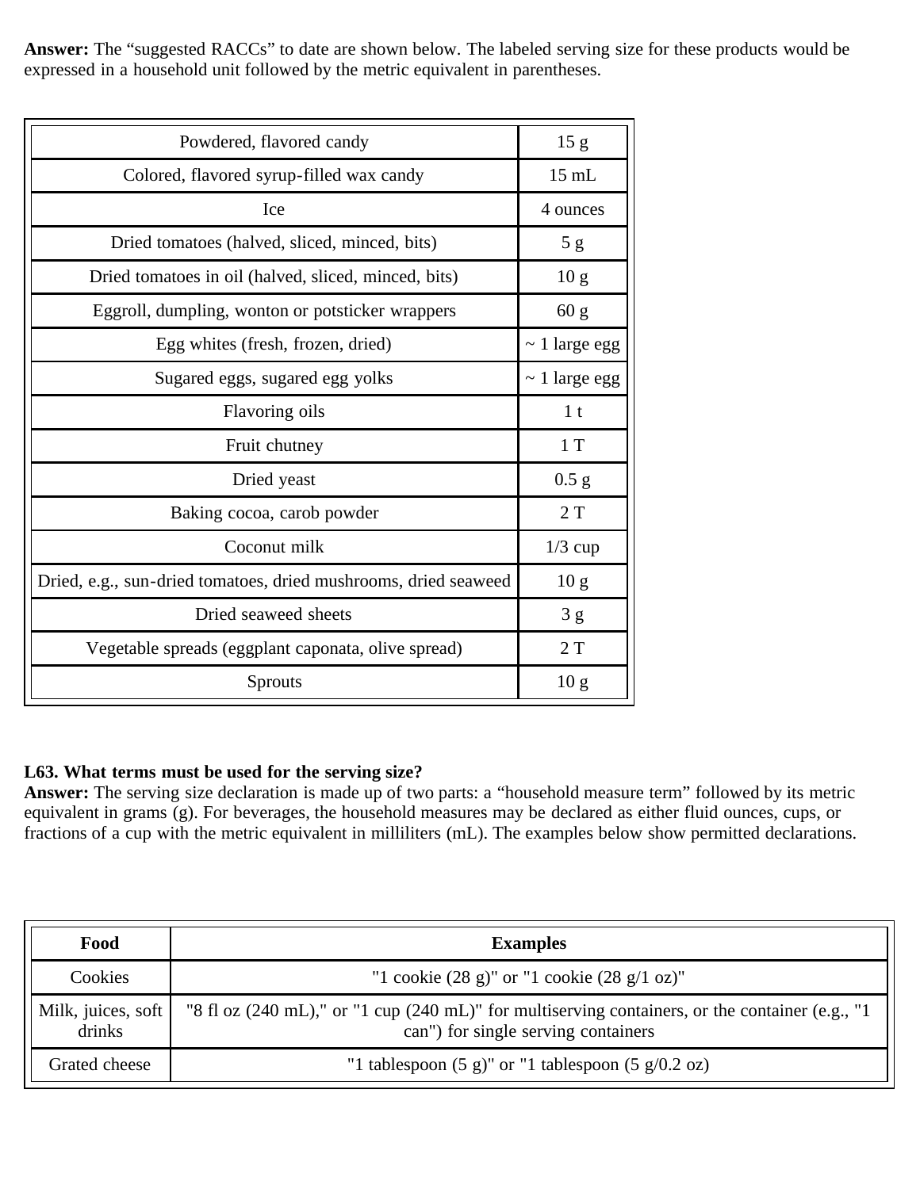**Answer:** The "suggested RACCs" to date are shown below. The labeled serving size for these products would be expressed in a household unit followed by the metric equivalent in parentheses.

| | |
|---|---|
| Powdered, flavored candy | 15 g |
| Colored, flavored syrup-filled wax candy | 15 mL |
| Ice | 4 ounces |
| Dried tomatoes (halved, sliced, minced, bits) | 5 g |
| Dried tomatoes in oil (halved, sliced, minced, bits) | 10 g |
| Eggroll, dumpling, wonton or potsticker wrappers | 60 g |
| Egg whites (fresh, frozen, dried) | ~ 1 large egg |
| Sugared eggs, sugared egg yolks | ~ 1 large egg |
| Flavoring oils | 1 t |
| Fruit chutney | 1 T |
| Dried yeast | 0.5 g |
| Baking cocoa, carob powder | 2 T |
| Coconut milk | 1/3 cup |
| Dried, e.g., sun-dried tomatoes, dried mushrooms, dried seaweed | 10 g |
| Dried seaweed sheets | 3 g |
| Vegetable spreads (eggplant caponata, olive spread) | 2 T |
| Sprouts | 10 g |

**L63. What terms must be used for the serving size?**
**Answer:** The serving size declaration is made up of two parts: a "household measure term" followed by its metric equivalent in grams (g). For beverages, the household measures may be declared as either fluid ounces, cups, or fractions of a cup with the metric equivalent in milliliters (mL). The examples below show permitted declarations.

| **Food** | **Examples** |
|---|---|
| Cookies | "1 cookie (28 g)" or "1 cookie (28 g/1 oz)" |
| Milk, juices, soft drinks | "8 fl oz (240 mL)," or "1 cup (240 mL)" for multiserving containers, or the container (e.g., "1 can") for single serving containers |
| Grated cheese | "1 tablespoon (5 g)" or "1 tablespoon (5 g/0.2 oz) |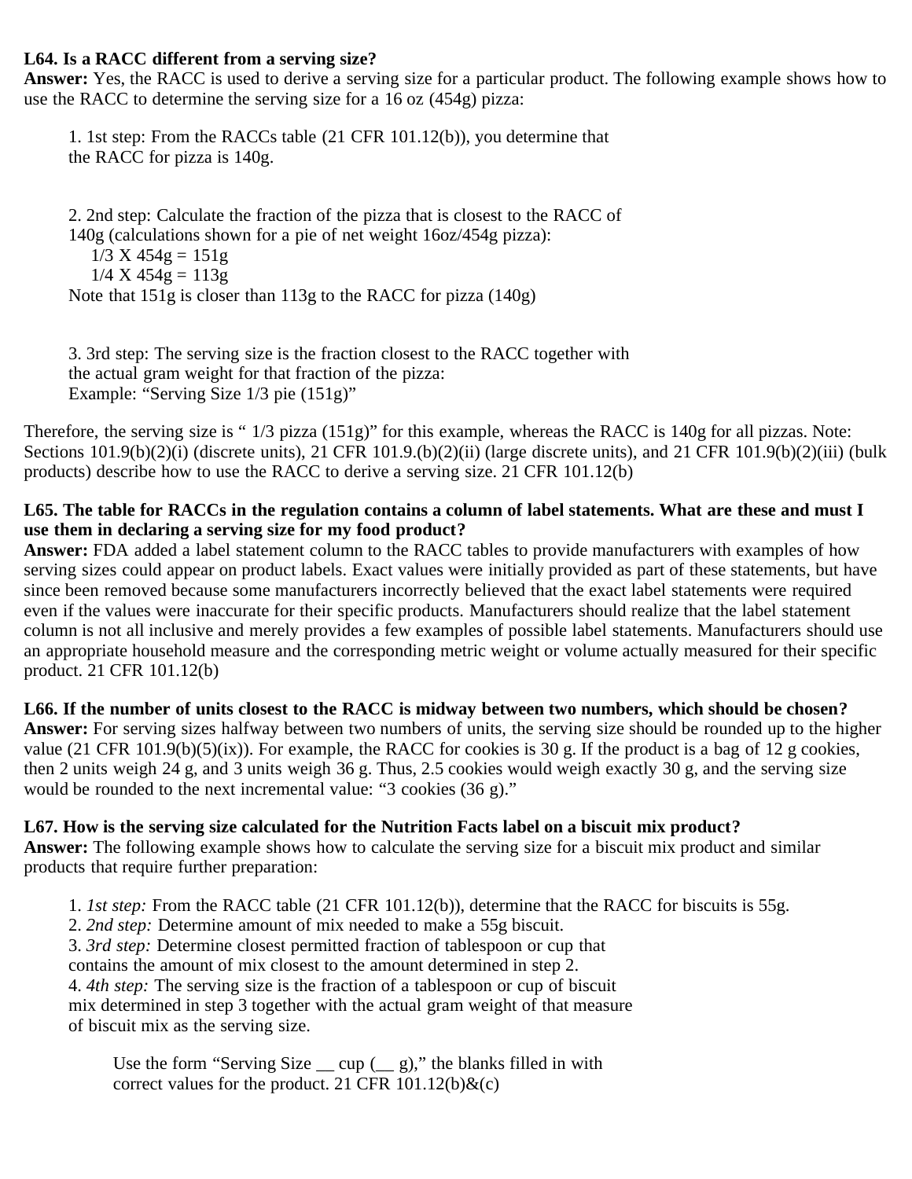**L64. Is a RACC different from a serving size?**
**Answer:** Yes, the RACC is used to derive a serving size for a particular product. The following example shows how to use the RACC to determine the serving size for a 16 oz (454g) pizza:

1. 1st step: From the RACCs table (21 CFR 101.12(b)), you determine that the RACC for pizza is 140g.

2. 2nd step: Calculate the fraction of the pizza that is closest to the RACC of 140g (calculations shown for a pie of net weight 16oz/454g pizza):
   1/3 X 454g = 151g
   1/4 X 454g = 113g
   Note that 151g is closer than 113g to the RACC for pizza (140g)

3. 3rd step: The serving size is the fraction closest to the RACC together with the actual gram weight for that fraction of the pizza:
   Example: "Serving Size 1/3 pie (151g)"

Therefore, the serving size is " 1/3 pizza (151g)" for this example, whereas the RACC is 140g for all pizzas. Note: Sections 101.9(b)(2)(i) (discrete units), 21 CFR 101.9.(b)(2)(ii) (large discrete units), and 21 CFR 101.9(b)(2)(iii) (bulk products) describe how to use the RACC to derive a serving size. 21 CFR 101.12(b)

**L65. The table for RACCs in the regulation contains a column of label statements. What are these and must I use them in declaring a serving size for my food product?**
**Answer:** FDA added a label statement column to the RACC tables to provide manufacturers with examples of how serving sizes could appear on product labels. Exact values were initially provided as part of these statements, but have since been removed because some manufacturers incorrectly believed that the exact label statements were required even if the values were inaccurate for their specific products. Manufacturers should realize that the label statement column is not all inclusive and merely provides a few examples of possible label statements. Manufacturers should use an appropriate household measure and the corresponding metric weight or volume actually measured for their specific product. 21 CFR 101.12(b)

**L66. If the number of units closest to the RACC is midway between two numbers, which should be chosen?**
**Answer:** For serving sizes halfway between two numbers of units, the serving size should be rounded up to the higher value (21 CFR 101.9(b)(5)(ix)). For example, the RACC for cookies is 30 g. If the product is a bag of 12 g cookies, then 2 units weigh 24 g, and 3 units weigh 36 g. Thus, 2.5 cookies would weigh exactly 30 g, and the serving size would be rounded to the next incremental value: "3 cookies (36 g)."

**L67. How is the serving size calculated for the Nutrition Facts label on a biscuit mix product?**
**Answer:** The following example shows how to calculate the serving size for a biscuit mix product and similar products that require further preparation:

1. *1st step:* From the RACC table (21 CFR 101.12(b)), determine that the RACC for biscuits is 55g.
2. *2nd step:* Determine amount of mix needed to make a 55g biscuit.
3. *3rd step:* Determine closest permitted fraction of tablespoon or cup that contains the amount of mix closest to the amount determined in step 2.
4. *4th step:* The serving size is the fraction of a tablespoon or cup of biscuit mix determined in step 3 together with the actual gram weight of that measure of biscuit mix as the serving size.

   Use the form "Serving Size __ cup (__ g)," the blanks filled in with correct values for the product. 21 CFR 101.12(b)&(c)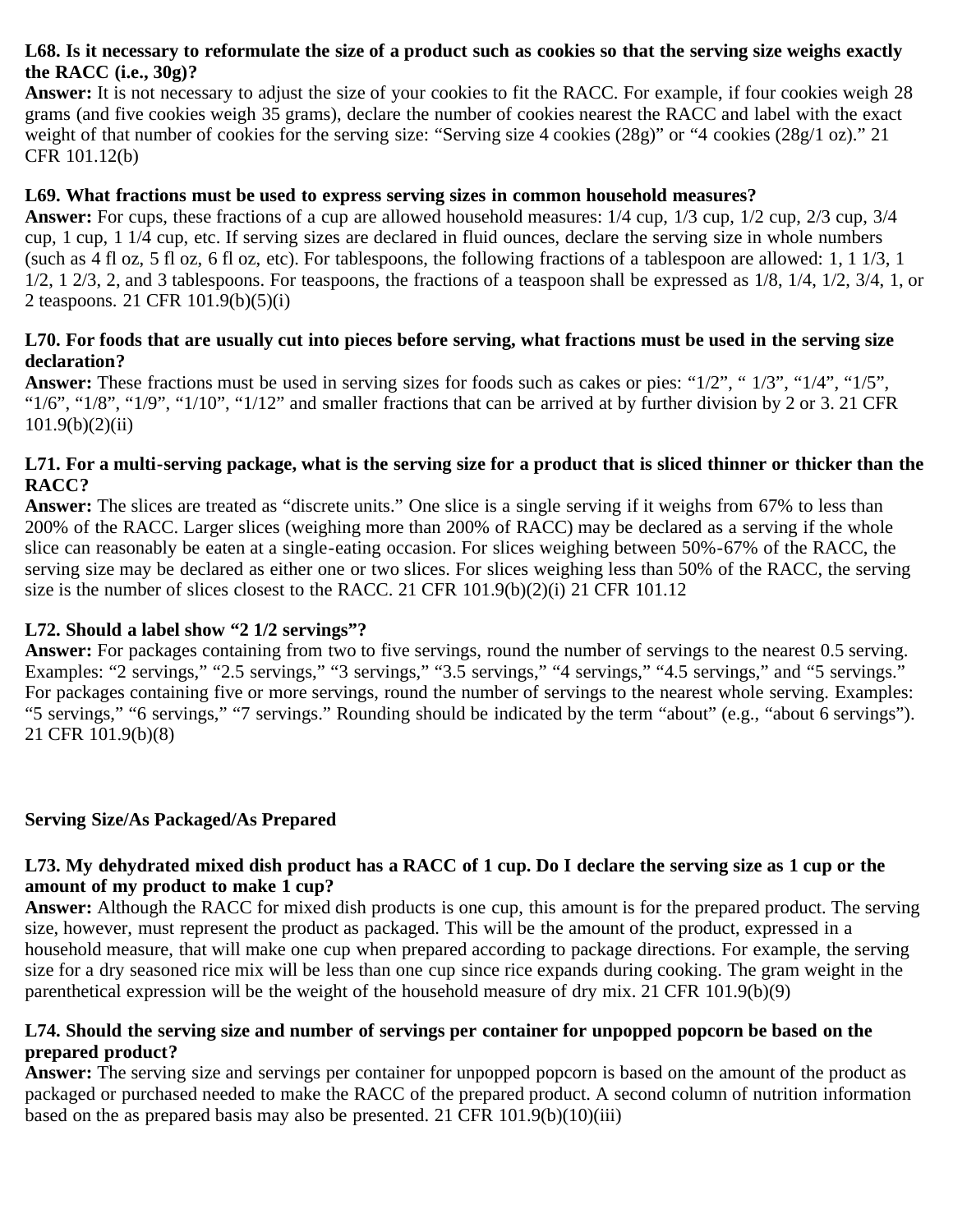**L68. Is it necessary to reformulate the size of a product such as cookies so that the serving size weighs exactly the RACC (i.e., 30g)?**
**Answer:** It is not necessary to adjust the size of your cookies to fit the RACC. For example, if four cookies weigh 28 grams (and five cookies weigh 35 grams), declare the number of cookies nearest the RACC and label with the exact weight of that number of cookies for the serving size: "Serving size 4 cookies (28g)" or "4 cookies (28g/1 oz)." 21 CFR 101.12(b)

**L69. What fractions must be used to express serving sizes in common household measures?**
**Answer:** For cups, these fractions of a cup are allowed household measures: 1/4 cup, 1/3 cup, 1/2 cup, 2/3 cup, 3/4 cup, 1 cup, 1 1/4 cup, etc. If serving sizes are declared in fluid ounces, declare the serving size in whole numbers (such as 4 fl oz, 5 fl oz, 6 fl oz, etc). For tablespoons, the following fractions of a tablespoon are allowed: 1, 1 1/3, 1 1/2, 1 2/3, 2, and 3 tablespoons. For teaspoons, the fractions of a teaspoon shall be expressed as 1/8, 1/4, 1/2, 3/4, 1, or 2 teaspoons. 21 CFR 101.9(b)(5)(i)

**L70. For foods that are usually cut into pieces before serving, what fractions must be used in the serving size declaration?**
**Answer:** These fractions must be used in serving sizes for foods such as cakes or pies: "1/2", " 1/3", "1/4", "1/5", "1/6", "1/8", "1/9", "1/10", "1/12" and smaller fractions that can be arrived at by further division by 2 or 3. 21 CFR 101.9(b)(2)(ii)

**L71. For a multi-serving package, what is the serving size for a product that is sliced thinner or thicker than the RACC?**
**Answer:** The slices are treated as "discrete units." One slice is a single serving if it weighs from 67% to less than 200% of the RACC. Larger slices (weighing more than 200% of RACC) may be declared as a serving if the whole slice can reasonably be eaten at a single-eating occasion. For slices weighing between 50%-67% of the RACC, the serving size may be declared as either one or two slices. For slices weighing less than 50% of the RACC, the serving size is the number of slices closest to the RACC. 21 CFR 101.9(b)(2)(i) 21 CFR 101.12

**L72. Should a label show "2 1/2 servings"?**
**Answer:** For packages containing from two to five servings, round the number of servings to the nearest 0.5 serving. Examples: "2 servings," "2.5 servings," "3 servings," "3.5 servings," "4 servings," "4.5 servings," and "5 servings." For packages containing five or more servings, round the number of servings to the nearest whole serving. Examples: "5 servings," "6 servings," "7 servings." Rounding should be indicated by the term "about" (e.g., "about 6 servings"). 21 CFR 101.9(b)(8)

## Serving Size/As Packaged/As Prepared

**L73. My dehydrated mixed dish product has a RACC of 1 cup. Do I declare the serving size as 1 cup or the amount of my product to make 1 cup?**
**Answer:** Although the RACC for mixed dish products is one cup, this amount is for the prepared product. The serving size, however, must represent the product as packaged. This will be the amount of the product, expressed in a household measure, that will make one cup when prepared according to package directions. For example, the serving size for a dry seasoned rice mix will be less than one cup since rice expands during cooking. The gram weight in the parenthetical expression will be the weight of the household measure of dry mix. 21 CFR 101.9(b)(9)

**L74. Should the serving size and number of servings per container for unpopped popcorn be based on the prepared product?**
**Answer:** The serving size and servings per container for unpopped popcorn is based on the amount of the product as packaged or purchased needed to make the RACC of the prepared product. A second column of nutrition information based on the as prepared basis may also be presented. 21 CFR 101.9(b)(10)(iii)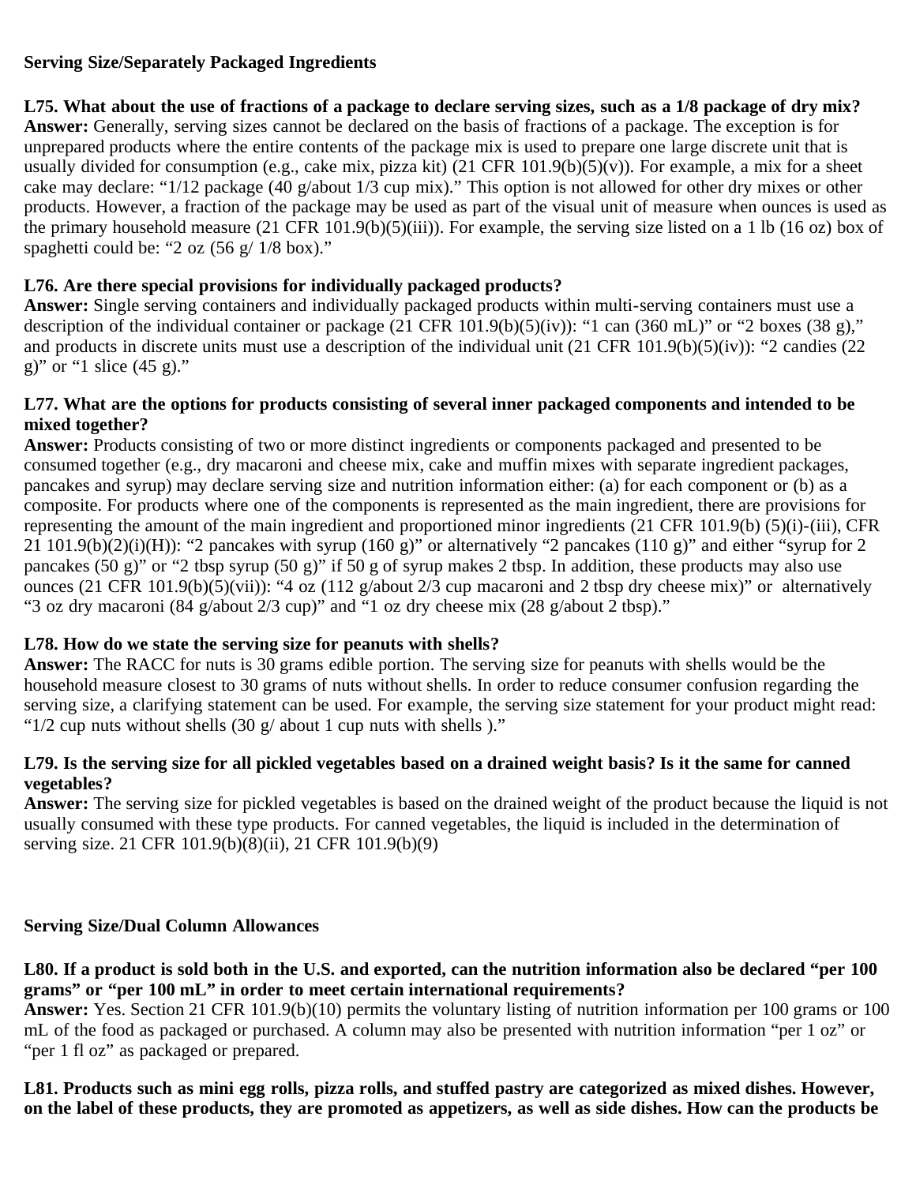**Serving Size/Separately Packaged Ingredients**

**L75. What about the use of fractions of a package to declare serving sizes, such as a 1/8 package of dry mix?**
**Answer:** Generally, serving sizes cannot be declared on the basis of fractions of a package. The exception is for unprepared products where the entire contents of the package mix is used to prepare one large discrete unit that is usually divided for consumption (e.g., cake mix, pizza kit) (21 CFR 101.9(b)(5)(v)). For example, a mix for a sheet cake may declare: "1/12 package (40 g/about 1/3 cup mix)." This option is not allowed for other dry mixes or other products. However, a fraction of the package may be used as part of the visual unit of measure when ounces is used as the primary household measure (21 CFR 101.9(b)(5)(iii)). For example, the serving size listed on a 1 lb (16 oz) box of spaghetti could be: "2 oz (56 g/ 1/8 box)."

**L76. Are there special provisions for individually packaged products?**
**Answer:** Single serving containers and individually packaged products within multi-serving containers must use a description of the individual container or package (21 CFR 101.9(b)(5)(iv)): "1 can (360 mL)" or "2 boxes (38 g)," and products in discrete units must use a description of the individual unit (21 CFR 101.9(b)(5)(iv)): "2 candies (22 g)" or "1 slice (45 g)."

**L77. What are the options for products consisting of several inner packaged components and intended to be mixed together?**
**Answer:** Products consisting of two or more distinct ingredients or components packaged and presented to be consumed together (e.g., dry macaroni and cheese mix, cake and muffin mixes with separate ingredient packages, pancakes and syrup) may declare serving size and nutrition information either: (a) for each component or (b) as a composite. For products where one of the components is represented as the main ingredient, there are provisions for representing the amount of the main ingredient and proportioned minor ingredients (21 CFR 101.9(b) (5)(i)-(iii), CFR 21 101.9(b)(2)(i)(H)): "2 pancakes with syrup (160 g)" or alternatively "2 pancakes (110 g)" and either "syrup for 2 pancakes (50 g)" or "2 tbsp syrup (50 g)" if 50 g of syrup makes 2 tbsp. In addition, these products may also use ounces (21 CFR 101.9(b)(5)(vii)): "4 oz (112 g/about 2/3 cup macaroni and 2 tbsp dry cheese mix)" or alternatively "3 oz dry macaroni (84 g/about 2/3 cup)" and "1 oz dry cheese mix (28 g/about 2 tbsp)."

**L78. How do we state the serving size for peanuts with shells?**
**Answer:** The RACC for nuts is 30 grams edible portion. The serving size for peanuts with shells would be the household measure closest to 30 grams of nuts without shells. In order to reduce consumer confusion regarding the serving size, a clarifying statement can be used. For example, the serving size statement for your product might read: "1/2 cup nuts without shells (30 g/ about 1 cup nuts with shells )."

**L79. Is the serving size for all pickled vegetables based on a drained weight basis? Is it the same for canned vegetables?**
**Answer:** The serving size for pickled vegetables is based on the drained weight of the product because the liquid is not usually consumed with these type products. For canned vegetables, the liquid is included in the determination of serving size. 21 CFR 101.9(b)(8)(ii), 21 CFR 101.9(b)(9)

**Serving Size/Dual Column Allowances**

**L80. If a product is sold both in the U.S. and exported, can the nutrition information also be declared "per 100 grams" or "per 100 mL" in order to meet certain international requirements?**
**Answer:** Yes. Section 21 CFR 101.9(b)(10) permits the voluntary listing of nutrition information per 100 grams or 100 mL of the food as packaged or purchased. A column may also be presented with nutrition information "per 1 oz" or "per 1 fl oz" as packaged or prepared.

**L81. Products such as mini egg rolls, pizza rolls, and stuffed pastry are categorized as mixed dishes. However, on the label of these products, they are promoted as appetizers, as well as side dishes. How can the products be**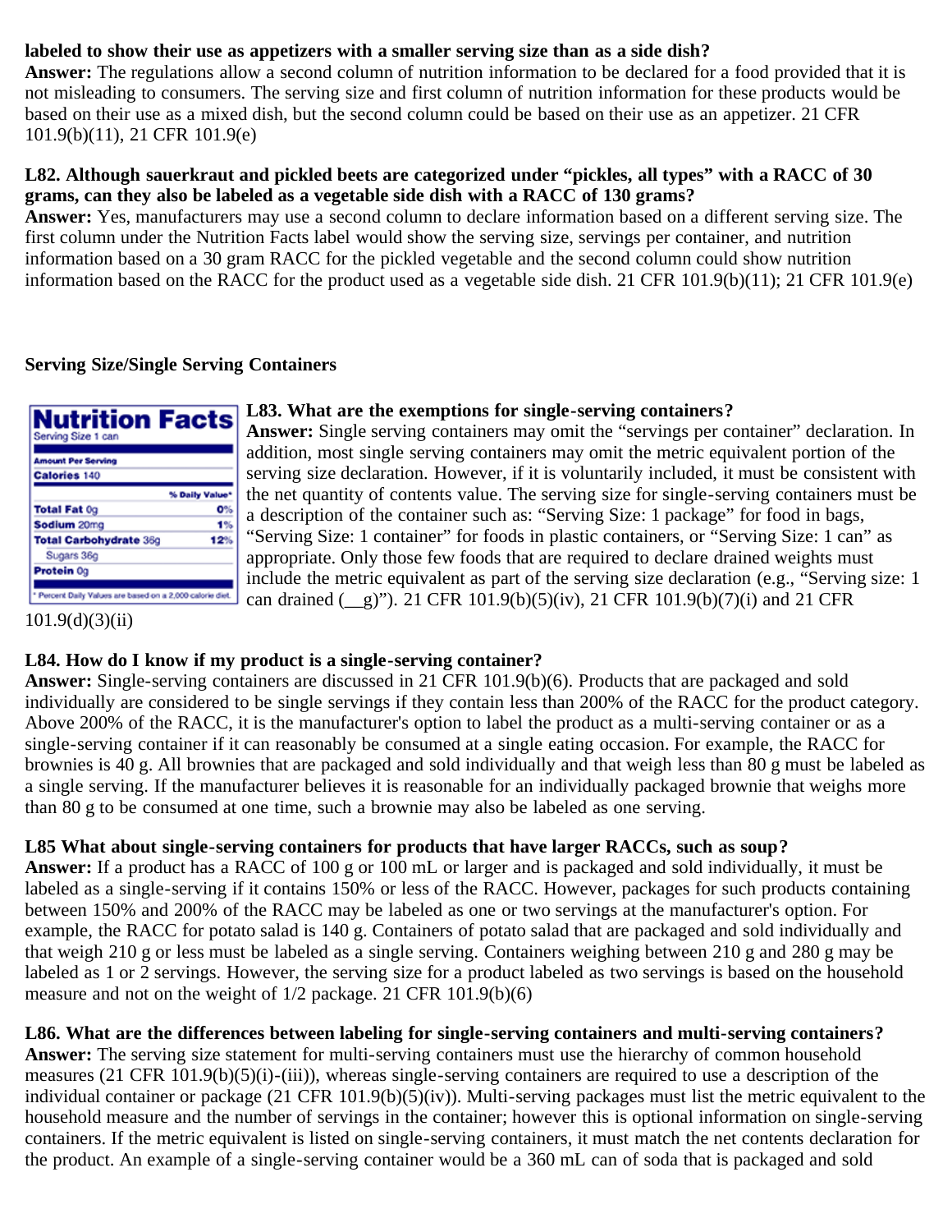**labeled to show their use as appetizers with a smaller serving size than as a side dish?**

**Answer:** The regulations allow a second column of nutrition information to be declared for a food provided that it is not misleading to consumers. The serving size and first column of nutrition information for these products would be based on their use as a mixed dish, but the second column could be based on their use as an appetizer. 21 CFR 101.9(b)(11), 21 CFR 101.9(e)

**L82. Although sauerkraut and pickled beets are categorized under "pickles, all types" with a RACC of 30 grams, can they also be labeled as a vegetable side dish with a RACC of 130 grams?**

**Answer:** Yes, manufacturers may use a second column to declare information based on a different serving size. The first column under the Nutrition Facts label would show the serving size, servings per container, and nutrition information based on a 30 gram RACC for the pickled vegetable and the second column could show nutrition information based on the RACC for the product used as a vegetable side dish. 21 CFR 101.9(b)(11); 21 CFR 101.9(e)

## Serving Size/Single Serving Containers

**L83. What are the exemptions for single-serving containers?**

**Answer:** Single serving containers may omit the "servings per container" declaration. In addition, most single serving containers may omit the metric equivalent portion of the serving size declaration. However, if it is voluntarily included, it must be consistent with the net quantity of contents value. The serving size for single-serving containers must be a description of the container such as: "Serving Size: 1 package" for food in bags, "Serving Size: 1 container" for foods in plastic containers, or "Serving Size: 1 can" as appropriate. Only those few foods that are required to declare drained weights must include the metric equivalent as part of the serving size declaration (e.g., "Serving size: 1 can drained (__g)"). 21 CFR 101.9(b)(5)(iv), 21 CFR 101.9(b)(7)(i) and 21 CFR 101.9(d)(3)(ii)

**L84. How do I know if my product is a single-serving container?**

**Answer:** Single-serving containers are discussed in 21 CFR 101.9(b)(6). Products that are packaged and sold individually are considered to be single servings if they contain less than 200% of the RACC for the product category. Above 200% of the RACC, it is the manufacturer's option to label the product as a multi-serving container or as a single-serving container if it can reasonably be consumed at a single eating occasion. For example, the RACC for brownies is 40 g. All brownies that are packaged and sold individually and that weigh less than 80 g must be labeled as a single serving. If the manufacturer believes it is reasonable for an individually packaged brownie that weighs more than 80 g to be consumed at one time, such a brownie may also be labeled as one serving.

**L85 What about single-serving containers for products that have larger RACCs, such as soup?**

**Answer:** If a product has a RACC of 100 g or 100 mL or larger and is packaged and sold individually, it must be labeled as a single-serving if it contains 150% or less of the RACC. However, packages for such products containing between 150% and 200% of the RACC may be labeled as one or two servings at the manufacturer's option. For example, the RACC for potato salad is 140 g. Containers of potato salad that are packaged and sold individually and that weigh 210 g or less must be labeled as a single serving. Containers weighing between 210 g and 280 g may be labeled as 1 or 2 servings. However, the serving size for a product labeled as two servings is based on the household measure and not on the weight of 1/2 package. 21 CFR 101.9(b)(6)

**L86. What are the differences between labeling for single-serving containers and multi-serving containers?**

**Answer:** The serving size statement for multi-serving containers must use the hierarchy of common household measures (21 CFR 101.9(b)(5)(i)-(iii)), whereas single-serving containers are required to use a description of the individual container or package (21 CFR 101.9(b)(5)(iv)). Multi-serving packages must list the metric equivalent to the household measure and the number of servings in the container; however this is optional information on single-serving containers. If the metric equivalent is listed on single-serving containers, it must match the net contents declaration for the product. An example of a single-serving container would be a 360 mL can of soda that is packaged and sold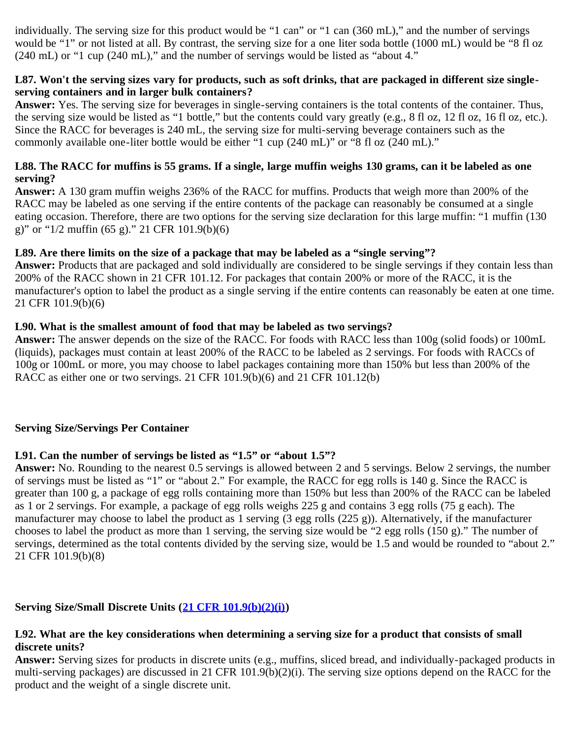individually. The serving size for this product would be “1 can” or “1 can (360 mL),” and the number of servings would be “1” or not listed at all. By contrast, the serving size for a one liter soda bottle (1000 mL) would be “8 fl oz (240 mL) or “1 cup (240 mL),” and the number of servings would be listed as “about 4.”

**L87. Won't the serving sizes vary for products, such as soft drinks, that are packaged in different size single-serving containers and in larger bulk containers?**
**Answer:** Yes. The serving size for beverages in single-serving containers is the total contents of the container. Thus, the serving size would be listed as “1 bottle,” but the contents could vary greatly (e.g., 8 fl oz, 12 fl oz, 16 fl oz, etc.). Since the RACC for beverages is 240 mL, the serving size for multi-serving beverage containers such as the commonly available one-liter bottle would be either “1 cup (240 mL)” or “8 fl oz (240 mL).”

**L88. The RACC for muffins is 55 grams. If a single, large muffin weighs 130 grams, can it be labeled as one serving?**
**Answer:** A 130 gram muffin weighs 236% of the RACC for muffins. Products that weigh more than 200% of the RACC may be labeled as one serving if the entire contents of the package can reasonably be consumed at a single eating occasion. Therefore, there are two options for the serving size declaration for this large muffin: “1 muffin (130 g)” or “1/2 muffin (65 g).” 21 CFR 101.9(b)(6)

**L89. Are there limits on the size of a package that may be labeled as a “single serving”?**
**Answer:** Products that are packaged and sold individually are considered to be single servings if they contain less than 200% of the RACC shown in 21 CFR 101.12. For packages that contain 200% or more of the RACC, it is the manufacturer's option to label the product as a single serving if the entire contents can reasonably be eaten at one time. 21 CFR 101.9(b)(6)

**L90. What is the smallest amount of food that may be labeled as two servings?**
**Answer:** The answer depends on the size of the RACC. For foods with RACC less than 100g (solid foods) or 100mL (liquids), packages must contain at least 200% of the RACC to be labeled as 2 servings. For foods with RACCs of 100g or 100mL or more, you may choose to label packages containing more than 150% but less than 200% of the RACC as either one or two servings. 21 CFR 101.9(b)(6) and 21 CFR 101.12(b)

## Serving Size/Servings Per Container

**L91. Can the number of servings be listed as “1.5” or “about 1.5”?**
**Answer:** No. Rounding to the nearest 0.5 servings is allowed between 2 and 5 servings. Below 2 servings, the number of servings must be listed as “1” or “about 2.” For example, the RACC for egg rolls is 140 g. Since the RACC is greater than 100 g, a package of egg rolls containing more than 150% but less than 200% of the RACC can be labeled as 1 or 2 servings. For example, a package of egg rolls weighs 225 g and contains 3 egg rolls (75 g each). The manufacturer may choose to label the product as 1 serving (3 egg rolls (225 g)). Alternatively, if the manufacturer chooses to label the product as more than 1 serving, the serving size would be “2 egg rolls (150 g).” The number of servings, determined as the total contents divided by the serving size, would be 1.5 and would be rounded to “about 2.” 21 CFR 101.9(b)(8)

## Serving Size/Small Discrete Units (21 CFR 101.9(b)(2)(i))

**L92. What are the key considerations when determining a serving size for a product that consists of small discrete units?**
**Answer:** Serving sizes for products in discrete units (e.g., muffins, sliced bread, and individually-packaged products in multi-serving packages) are discussed in 21 CFR 101.9(b)(2)(i). The serving size options depend on the RACC for the product and the weight of a single discrete unit.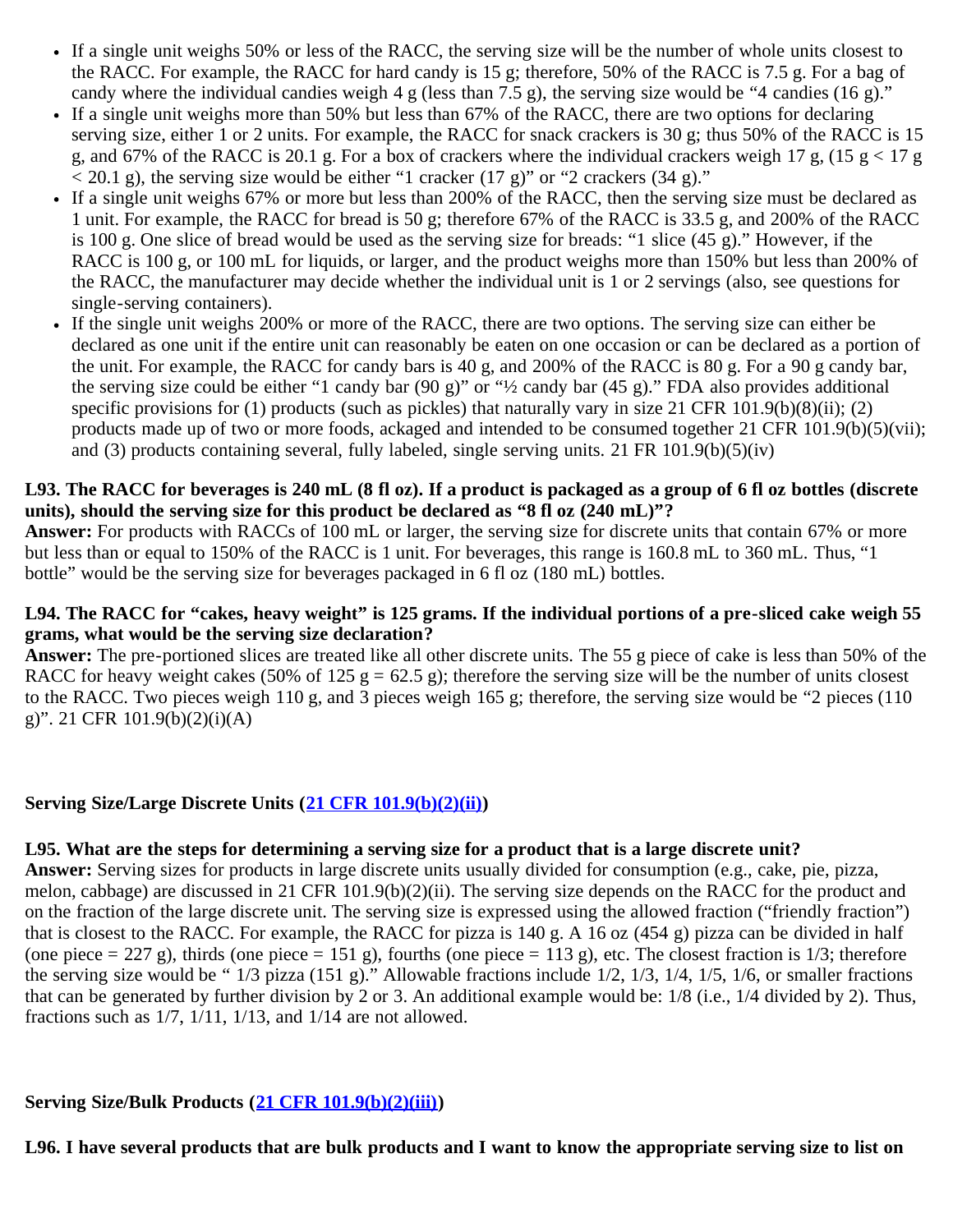- If a single unit weighs 50% or less of the RACC, the serving size will be the number of whole units closest to the RACC. For example, the RACC for hard candy is 15 g; therefore, 50% of the RACC is 7.5 g. For a bag of candy where the individual candies weigh 4 g (less than 7.5 g), the serving size would be "4 candies (16 g)."
- If a single unit weighs more than 50% but less than 67% of the RACC, there are two options for declaring serving size, either 1 or 2 units. For example, the RACC for snack crackers is 30 g; thus 50% of the RACC is 15 g, and 67% of the RACC is 20.1 g. For a box of crackers where the individual crackers weigh 17 g, (15 g < 17 g < 20.1 g), the serving size would be either "1 cracker (17 g)" or "2 crackers (34 g)."
- If a single unit weighs 67% or more but less than 200% of the RACC, then the serving size must be declared as 1 unit. For example, the RACC for bread is 50 g; therefore 67% of the RACC is 33.5 g, and 200% of the RACC is 100 g. One slice of bread would be used as the serving size for breads: "1 slice (45 g)." However, if the RACC is 100 g, or 100 mL for liquids, or larger, and the product weighs more than 150% but less than 200% of the RACC, the manufacturer may decide whether the individual unit is 1 or 2 servings (also, see questions for single-serving containers).
- If the single unit weighs 200% or more of the RACC, there are two options. The serving size can either be declared as one unit if the entire unit can reasonably be eaten on one occasion or can be declared as a portion of the unit. For example, the RACC for candy bars is 40 g, and 200% of the RACC is 80 g. For a 90 g candy bar, the serving size could be either "1 candy bar (90 g)" or "½ candy bar (45 g)." FDA also provides additional specific provisions for (1) products (such as pickles) that naturally vary in size 21 CFR 101.9(b)(8)(ii); (2) products made up of two or more foods, ackaged and intended to be consumed together 21 CFR 101.9(b)(5)(vii); and (3) products containing several, fully labeled, single serving units. 21 FR 101.9(b)(5)(iv)

**L93. The RACC for beverages is 240 mL (8 fl oz). If a product is packaged as a group of 6 fl oz bottles (discrete units), should the serving size for this product be declared as "8 fl oz (240 mL)"?**
**Answer:** For products with RACCs of 100 mL or larger, the serving size for discrete units that contain 67% or more but less than or equal to 150% of the RACC is 1 unit. For beverages, this range is 160.8 mL to 360 mL. Thus, "1 bottle" would be the serving size for beverages packaged in 6 fl oz (180 mL) bottles.

**L94. The RACC for "cakes, heavy weight" is 125 grams. If the individual portions of a pre-sliced cake weigh 55 grams, what would be the serving size declaration?**
**Answer:** The pre-portioned slices are treated like all other discrete units. The 55 g piece of cake is less than 50% of the RACC for heavy weight cakes (50% of 125 g = 62.5 g); therefore the serving size will be the number of units closest to the RACC. Two pieces weigh 110 g, and 3 pieces weigh 165 g; therefore, the serving size would be "2 pieces (110 g)". 21 CFR 101.9(b)(2)(i)(A)

### Serving Size/Large Discrete Units (21 CFR 101.9(b)(2)(ii))

**L95. What are the steps for determining a serving size for a product that is a large discrete unit?**
**Answer:** Serving sizes for products in large discrete units usually divided for consumption (e.g., cake, pie, pizza, melon, cabbage) are discussed in 21 CFR 101.9(b)(2)(ii). The serving size depends on the RACC for the product and on the fraction of the large discrete unit. The serving size is expressed using the allowed fraction ("friendly fraction") that is closest to the RACC. For example, the RACC for pizza is 140 g. A 16 oz (454 g) pizza can be divided in half (one piece = 227 g), thirds (one piece = 151 g), fourths (one piece = 113 g), etc. The closest fraction is 1/3; therefore the serving size would be " 1/3 pizza (151 g)." Allowable fractions include 1/2, 1/3, 1/4, 1/5, 1/6, or smaller fractions that can be generated by further division by 2 or 3. An additional example would be: 1/8 (i.e., 1/4 divided by 2). Thus, fractions such as 1/7, 1/11, 1/13, and 1/14 are not allowed.

### Serving Size/Bulk Products (21 CFR 101.9(b)(2)(iii))

**L96. I have several products that are bulk products and I want to know the appropriate serving size to list on**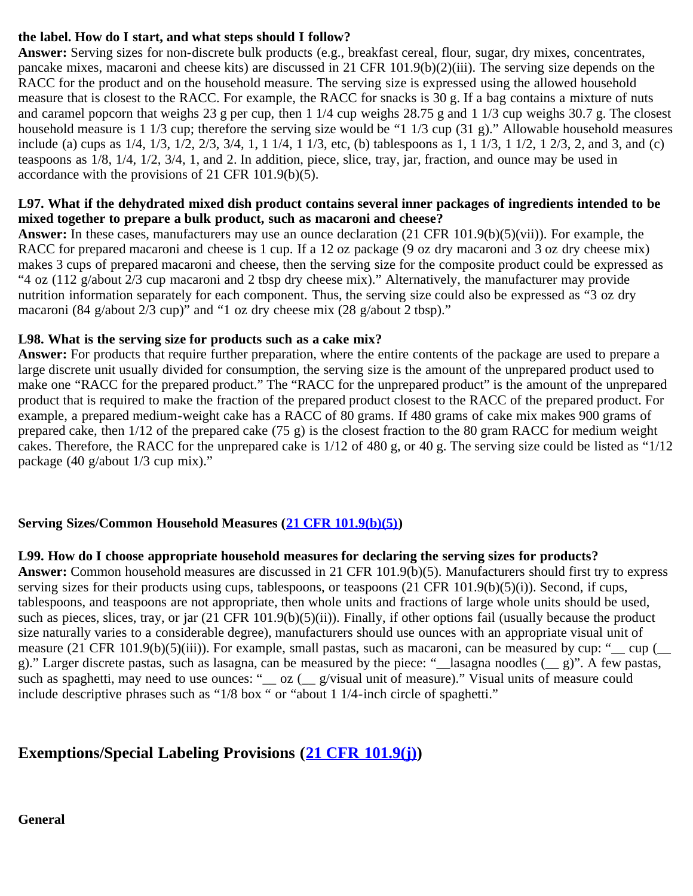**the label. How do I start, and what steps should I follow?**

**Answer:** Serving sizes for non-discrete bulk products (e.g., breakfast cereal, flour, sugar, dry mixes, concentrates, pancake mixes, macaroni and cheese kits) are discussed in 21 CFR 101.9(b)(2)(iii). The serving size depends on the RACC for the product and on the household measure. The serving size is expressed using the allowed household measure that is closest to the RACC. For example, the RACC for snacks is 30 g. If a bag contains a mixture of nuts and caramel popcorn that weighs 23 g per cup, then 1 1/4 cup weighs 28.75 g and 1 1/3 cup weighs 30.7 g. The closest household measure is 1 1/3 cup; therefore the serving size would be "1 1/3 cup (31 g)." Allowable household measures include (a) cups as 1/4, 1/3, 1/2, 2/3, 3/4, 1, 1 1/4, 1 1/3, etc, (b) tablespoons as 1, 1 1/3, 1 1/2, 1 2/3, 2, and 3, and (c) teaspoons as 1/8, 1/4, 1/2, 3/4, 1, and 2. In addition, piece, slice, tray, jar, fraction, and ounce may be used in accordance with the provisions of 21 CFR 101.9(b)(5).

**L97. What if the dehydrated mixed dish product contains several inner packages of ingredients intended to be mixed together to prepare a bulk product, such as macaroni and cheese?**

**Answer:** In these cases, manufacturers may use an ounce declaration (21 CFR 101.9(b)(5)(vii)). For example, the RACC for prepared macaroni and cheese is 1 cup. If a 12 oz package (9 oz dry macaroni and 3 oz dry cheese mix) makes 3 cups of prepared macaroni and cheese, then the serving size for the composite product could be expressed as "4 oz (112 g/about 2/3 cup macaroni and 2 tbsp dry cheese mix)." Alternatively, the manufacturer may provide nutrition information separately for each component. Thus, the serving size could also be expressed as "3 oz dry macaroni (84 g/about 2/3 cup)" and "1 oz dry cheese mix (28 g/about 2 tbsp)."

**L98. What is the serving size for products such as a cake mix?**

**Answer:** For products that require further preparation, where the entire contents of the package are used to prepare a large discrete unit usually divided for consumption, the serving size is the amount of the unprepared product used to make one "RACC for the prepared product." The "RACC for the unprepared product" is the amount of the unprepared product that is required to make the fraction of the prepared product closest to the RACC of the prepared product. For example, a prepared medium-weight cake has a RACC of 80 grams. If 480 grams of cake mix makes 900 grams of prepared cake, then 1/12 of the prepared cake (75 g) is the closest fraction to the 80 gram RACC for medium weight cakes. Therefore, the RACC for the unprepared cake is 1/12 of 480 g, or 40 g. The serving size could be listed as "1/12 package (40 g/about 1/3 cup mix)."

### Serving Sizes/Common Household Measures (21 CFR 101.9(b)(5))

**L99. How do I choose appropriate household measures for declaring the serving sizes for products?**

**Answer:** Common household measures are discussed in 21 CFR 101.9(b)(5). Manufacturers should first try to express serving sizes for their products using cups, tablespoons, or teaspoons (21 CFR 101.9(b)(5)(i)). Second, if cups, tablespoons, and teaspoons are not appropriate, then whole units and fractions of large whole units should be used, such as pieces, slices, tray, or jar (21 CFR 101.9(b)(5)(ii)). Finally, if other options fail (usually because the product size naturally varies to a considerable degree), manufacturers should use ounces with an appropriate visual unit of measure (21 CFR 101.9(b)(5)(iii)). For example, small pastas, such as macaroni, can be measured by cup: "__ cup (__ g)." Larger discrete pastas, such as lasagna, can be measured by the piece: "__lasagna noodles (__ g)". A few pastas, such as spaghetti, may need to use ounces: "__ oz (__ g/visual unit of measure)." Visual units of measure could include descriptive phrases such as "1/8 box " or "about 1 1/4-inch circle of spaghetti."

## Exemptions/Special Labeling Provisions (21 CFR 101.9(j))

### General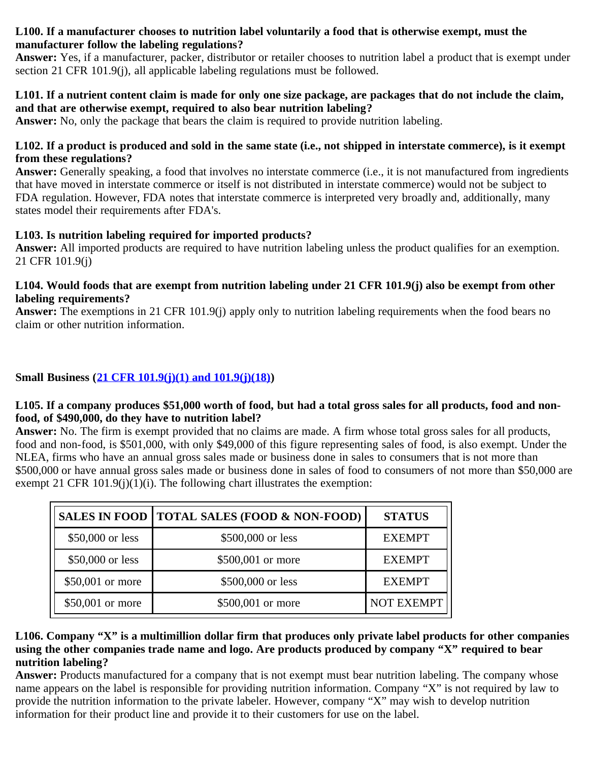**L100. If a manufacturer chooses to nutrition label voluntarily a food that is otherwise exempt, must the manufacturer follow the labeling regulations?**
**Answer:** Yes, if a manufacturer, packer, distributor or retailer chooses to nutrition label a product that is exempt under section 21 CFR 101.9(j), all applicable labeling regulations must be followed.

**L101. If a nutrient content claim is made for only one size package, are packages that do not include the claim, and that are otherwise exempt, required to also bear nutrition labeling?**
**Answer:** No, only the package that bears the claim is required to provide nutrition labeling.

**L102. If a product is produced and sold in the same state (i.e., not shipped in interstate commerce), is it exempt from these regulations?**
**Answer:** Generally speaking, a food that involves no interstate commerce (i.e., it is not manufactured from ingredients that have moved in interstate commerce or itself is not distributed in interstate commerce) would not be subject to FDA regulation. However, FDA notes that interstate commerce is interpreted very broadly and, additionally, many states model their requirements after FDA's.

**L103. Is nutrition labeling required for imported products?**
**Answer:** All imported products are required to have nutrition labeling unless the product qualifies for an exemption. 21 CFR 101.9(j)

**L104. Would foods that are exempt from nutrition labeling under 21 CFR 101.9(j) also be exempt from other labeling requirements?**
**Answer:** The exemptions in 21 CFR 101.9(j) apply only to nutrition labeling requirements when the food bears no claim or other nutrition information.

**Small Business (21 CFR 101.9(j)(1) and 101.9(j)(18))**

**L105. If a company produces $51,000 worth of food, but had a total gross sales for all products, food and non-food, of $490,000, do they have to nutrition label?**
**Answer:** No. The firm is exempt provided that no claims are made. A firm whose total gross sales for all products, food and non-food, is $501,000, with only $49,000 of this figure representing sales of food, is also exempt. Under the NLEA, firms who have an annual gross sales made or business done in sales to consumers that is not more than $500,000 or have annual gross sales made or business done in sales of food to consumers of not more than $50,000 are exempt 21 CFR 101.9(j)(1)(i). The following chart illustrates the exemption:

| SALES IN FOOD | TOTAL SALES (FOOD & NON-FOOD) | STATUS |
|---|---|---|
| $50,000 or less | $500,000 or less | EXEMPT |
| $50,000 or less | $500,001 or more | EXEMPT |
| $50,001 or more | $500,000 or less | EXEMPT |
| $50,001 or more | $500,001 or more | NOT EXEMPT |

**L106. Company "X" is a multimillion dollar firm that produces only private label products for other companies using the other companies trade name and logo. Are products produced by company "X" required to bear nutrition labeling?**
**Answer:** Products manufactured for a company that is not exempt must bear nutrition labeling. The company whose name appears on the label is responsible for providing nutrition information. Company "X" is not required by law to provide the nutrition information to the private labeler. However, company "X" may wish to develop nutrition information for their product line and provide it to their customers for use on the label.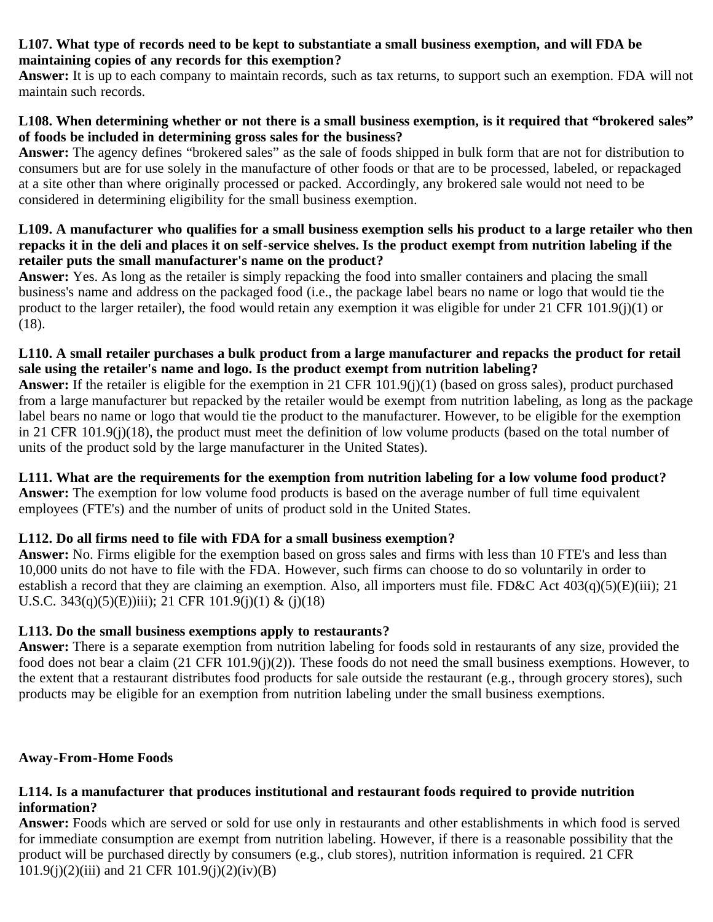**L107. What type of records need to be kept to substantiate a small business exemption, and will FDA be maintaining copies of any records for this exemption?**
**Answer:** It is up to each company to maintain records, such as tax returns, to support such an exemption. FDA will not maintain such records.

**L108. When determining whether or not there is a small business exemption, is it required that "brokered sales" of foods be included in determining gross sales for the business?**
**Answer:** The agency defines "brokered sales" as the sale of foods shipped in bulk form that are not for distribution to consumers but are for use solely in the manufacture of other foods or that are to be processed, labeled, or repackaged at a site other than where originally processed or packed. Accordingly, any brokered sale would not need to be considered in determining eligibility for the small business exemption.

**L109. A manufacturer who qualifies for a small business exemption sells his product to a large retailer who then repacks it in the deli and places it on self-service shelves. Is the product exempt from nutrition labeling if the retailer puts the small manufacturer's name on the product?**
**Answer:** Yes. As long as the retailer is simply repacking the food into smaller containers and placing the small business's name and address on the packaged food (i.e., the package label bears no name or logo that would tie the product to the larger retailer), the food would retain any exemption it was eligible for under 21 CFR 101.9(j)(1) or (18).

**L110. A small retailer purchases a bulk product from a large manufacturer and repacks the product for retail sale using the retailer's name and logo. Is the product exempt from nutrition labeling?**
**Answer:** If the retailer is eligible for the exemption in 21 CFR 101.9(j)(1) (based on gross sales), product purchased from a large manufacturer but repacked by the retailer would be exempt from nutrition labeling, as long as the package label bears no name or logo that would tie the product to the manufacturer. However, to be eligible for the exemption in 21 CFR 101.9(j)(18), the product must meet the definition of low volume products (based on the total number of units of the product sold by the large manufacturer in the United States).

**L111. What are the requirements for the exemption from nutrition labeling for a low volume food product?**
**Answer:** The exemption for low volume food products is based on the average number of full time equivalent employees (FTE's) and the number of units of product sold in the United States.

**L112. Do all firms need to file with FDA for a small business exemption?**
**Answer:** No. Firms eligible for the exemption based on gross sales and firms with less than 10 FTE's and less than 10,000 units do not have to file with the FDA. However, such firms can choose to do so voluntarily in order to establish a record that they are claiming an exemption. Also, all importers must file. FD&C Act 403(q)(5)(E)(iii); 21 U.S.C. 343(q)(5)(E))iii); 21 CFR 101.9(j)(1) & (j)(18)

**L113. Do the small business exemptions apply to restaurants?**
**Answer:** There is a separate exemption from nutrition labeling for foods sold in restaurants of any size, provided the food does not bear a claim (21 CFR 101.9(j)(2)). These foods do not need the small business exemptions. However, to the extent that a restaurant distributes food products for sale outside the restaurant (e.g., through grocery stores), such products may be eligible for an exemption from nutrition labeling under the small business exemptions.

## Away-From-Home Foods

**L114. Is a manufacturer that produces institutional and restaurant foods required to provide nutrition information?**
**Answer:** Foods which are served or sold for use only in restaurants and other establishments in which food is served for immediate consumption are exempt from nutrition labeling. However, if there is a reasonable possibility that the product will be purchased directly by consumers (e.g., club stores), nutrition information is required. 21 CFR 101.9(j)(2)(iii) and 21 CFR 101.9(j)(2)(iv)(B)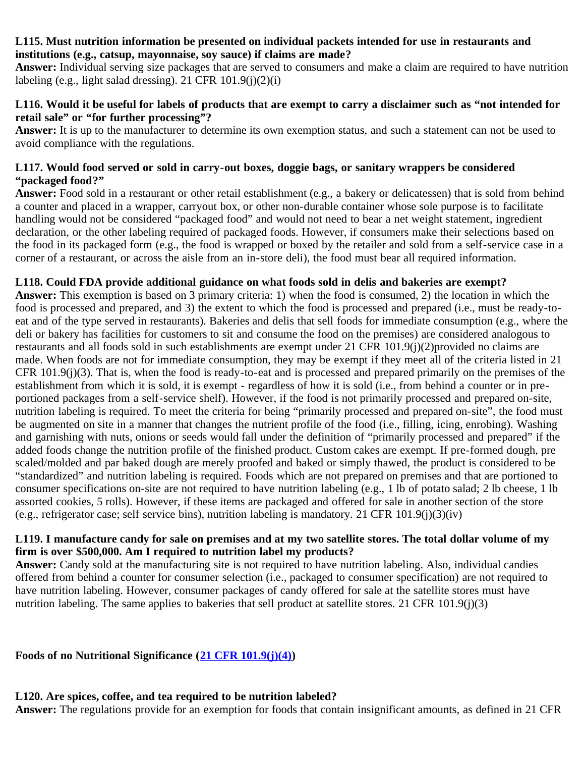**L115. Must nutrition information be presented on individual packets intended for use in restaurants and institutions (e.g., catsup, mayonnaise, soy sauce) if claims are made?**
**Answer:** Individual serving size packages that are served to consumers and make a claim are required to have nutrition labeling (e.g., light salad dressing). 21 CFR 101.9(j)(2)(i)

**L116. Would it be useful for labels of products that are exempt to carry a disclaimer such as "not intended for retail sale" or "for further processing"?**
**Answer:** It is up to the manufacturer to determine its own exemption status, and such a statement can not be used to avoid compliance with the regulations.

**L117. Would food served or sold in carry-out boxes, doggie bags, or sanitary wrappers be considered "packaged food?"**
**Answer:** Food sold in a restaurant or other retail establishment (e.g., a bakery or delicatessen) that is sold from behind a counter and placed in a wrapper, carryout box, or other non-durable container whose sole purpose is to facilitate handling would not be considered "packaged food" and would not need to bear a net weight statement, ingredient declaration, or the other labeling required of packaged foods. However, if consumers make their selections based on the food in its packaged form (e.g., the food is wrapped or boxed by the retailer and sold from a self-service case in a corner of a restaurant, or across the aisle from an in-store deli), the food must bear all required information.

**L118. Could FDA provide additional guidance on what foods sold in delis and bakeries are exempt?**
**Answer:** This exemption is based on 3 primary criteria: 1) when the food is consumed, 2) the location in which the food is processed and prepared, and 3) the extent to which the food is processed and prepared (i.e., must be ready-to-eat and of the type served in restaurants). Bakeries and delis that sell foods for immediate consumption (e.g., where the deli or bakery has facilities for customers to sit and consume the food on the premises) are considered analogous to restaurants and all foods sold in such establishments are exempt under 21 CFR 101.9(j)(2)provided no claims are made. When foods are not for immediate consumption, they may be exempt if they meet all of the criteria listed in 21 CFR 101.9(j)(3). That is, when the food is ready-to-eat and is processed and prepared primarily on the premises of the establishment from which it is sold, it is exempt - regardless of how it is sold (i.e., from behind a counter or in pre-portioned packages from a self-service shelf). However, if the food is not primarily processed and prepared on-site, nutrition labeling is required. To meet the criteria for being "primarily processed and prepared on-site", the food must be augmented on site in a manner that changes the nutrient profile of the food (i.e., filling, icing, enrobing). Washing and garnishing with nuts, onions or seeds would fall under the definition of "primarily processed and prepared" if the added foods change the nutrition profile of the finished product. Custom cakes are exempt. If pre-formed dough, pre scaled/molded and par baked dough are merely proofed and baked or simply thawed, the product is considered to be "standardized" and nutrition labeling is required. Foods which are not prepared on premises and that are portioned to consumer specifications on-site are not required to have nutrition labeling (e.g., 1 lb of potato salad; 2 lb cheese, 1 lb assorted cookies, 5 rolls). However, if these items are packaged and offered for sale in another section of the store (e.g., refrigerator case; self service bins), nutrition labeling is mandatory. 21 CFR 101.9(j)(3)(iv)

**L119. I manufacture candy for sale on premises and at my two satellite stores. The total dollar volume of my firm is over $500,000. Am I required to nutrition label my products?**
**Answer:** Candy sold at the manufacturing site is not required to have nutrition labeling. Also, individual candies offered from behind a counter for consumer selection (i.e., packaged to consumer specification) are not required to have nutrition labeling. However, consumer packages of candy offered for sale at the satellite stores must have nutrition labeling. The same applies to bakeries that sell product at satellite stores. 21 CFR 101.9(j)(3)

**Foods of no Nutritional Significance (21 CFR 101.9(j)(4))**

**L120. Are spices, coffee, and tea required to be nutrition labeled?**
**Answer:** The regulations provide for an exemption for foods that contain insignificant amounts, as defined in 21 CFR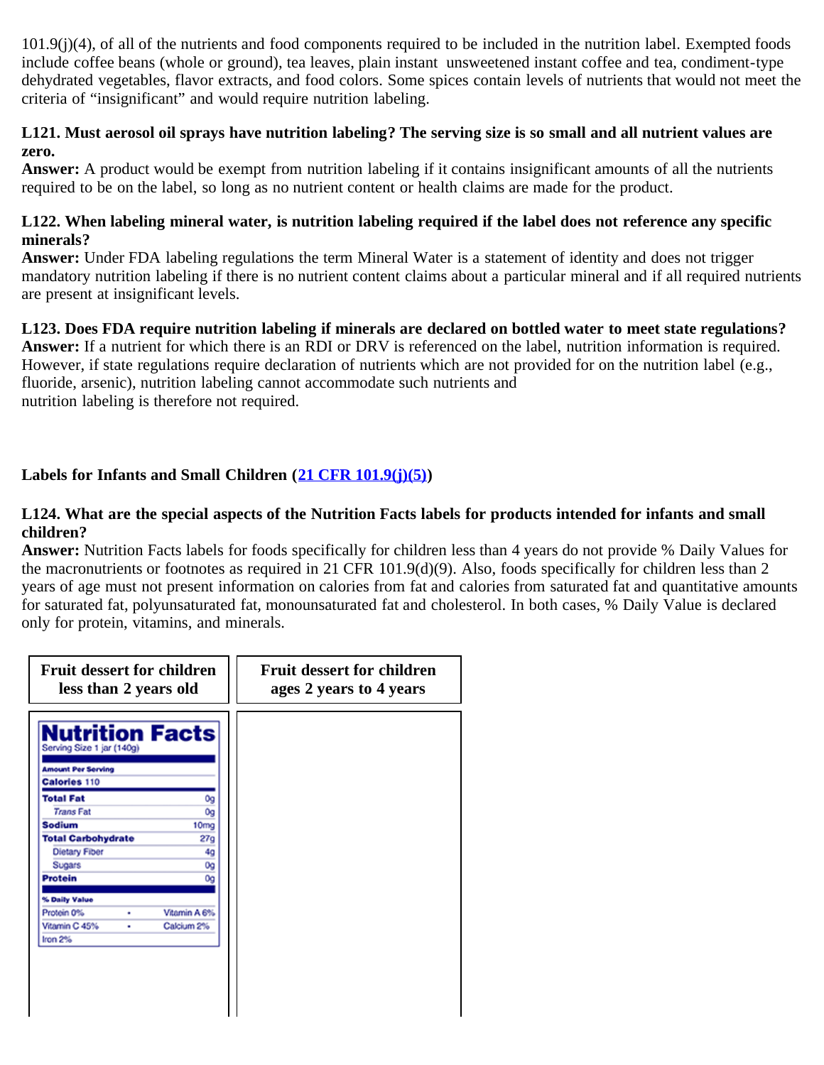101.9(j)(4), of all of the nutrients and food components required to be included in the nutrition label. Exempted foods include coffee beans (whole or ground), tea leaves, plain instant unsweetened instant coffee and tea, condiment-type dehydrated vegetables, flavor extracts, and food colors. Some spices contain levels of nutrients that would not meet the criteria of "insignificant" and would require nutrition labeling.

**L121. Must aerosol oil sprays have nutrition labeling? The serving size is so small and all nutrient values are zero.**
**Answer:** A product would be exempt from nutrition labeling if it contains insignificant amounts of all the nutrients required to be on the label, so long as no nutrient content or health claims are made for the product.

**L122. When labeling mineral water, is nutrition labeling required if the label does not reference any specific minerals?**
**Answer:** Under FDA labeling regulations the term Mineral Water is a statement of identity and does not trigger mandatory nutrition labeling if there is no nutrient content claims about a particular mineral and if all required nutrients are present at insignificant levels.

**L123. Does FDA require nutrition labeling if minerals are declared on bottled water to meet state regulations?**
**Answer:** If a nutrient for which there is an RDI or DRV is referenced on the label, nutrition information is required. However, if state regulations require declaration of nutrients which are not provided for on the nutrition label (e.g., fluoride, arsenic), nutrition labeling cannot accommodate such nutrients and nutrition labeling is therefore not required.

**Labels for Infants and Small Children ([21 CFR 101.9(j)(5)](21 CFR 101.9(j)(5)))**

**L124. What are the special aspects of the Nutrition Facts labels for products intended for infants and small children?**
**Answer:** Nutrition Facts labels for foods specifically for children less than 4 years do not provide % Daily Values for the macronutrients or footnotes as required in 21 CFR 101.9(d)(9). Also, foods specifically for children less than 2 years of age must not present information on calories from fat and calories from saturated fat and quantitative amounts for saturated fat, polyunsaturated fat, monounsaturated fat and cholesterol. In both cases, % Daily Value is declared only for protein, vitamins, and minerals.

| **Fruit dessert for children less than 2 years old** | **Fruit dessert for children ages 2 years to 4 years** |
|---|---|
| **Nutrition Facts**<br>Serving Size 1 jar (140g)<br>**Amount Per Serving**<br>**Calories** 110<br>**Total Fat** 0g<br>*Trans* Fat 0g<br>**Sodium** 10mg<br>**Total Carbohydrate** 27g<br>Dietary Fiber 4g<br>Sugars 0g<br>**Protein** 0g<br>**% Daily Value**<br>Protein 0% • Vitamin A 6%<br>Vitamin C 45% • Calcium 2%<br>Iron 2% | |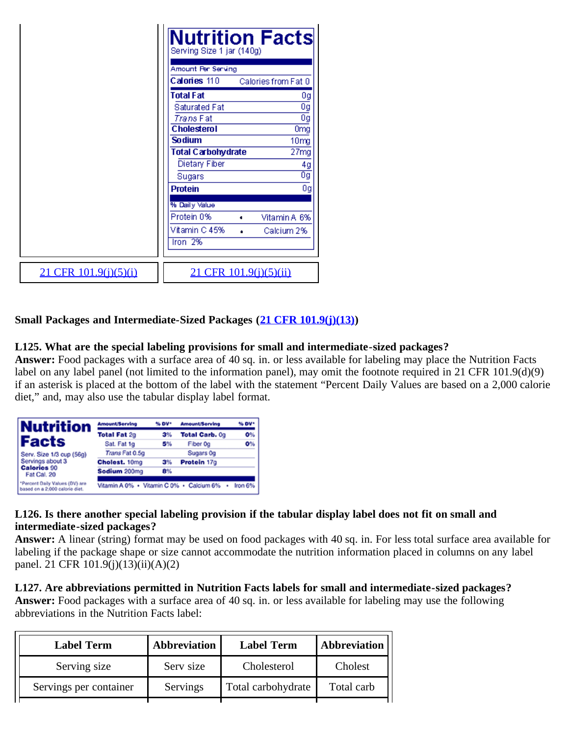| | Nutrition Facts<br>Serving Size 1 jar (140g)<br>Amount Per Serving<br>Calories 110 Calories from Fat 0<br>Total Fat 0g<br>Saturated Fat 0g<br>*Trans* Fat 0g<br>Cholesterol 0mg<br>Sodium 10mg<br>Total Carbohydrate 27mg<br>Dietary Fiber 4g<br>Sugars 0g<br>Protein 0g<br>% Daily Value<br>Protein 0% • Vitamin A 6%<br>Vitamin C 45% • Calcium 2%<br>Iron 2% |
|---|---|
| 21 CFR 101.9(j)(5)(i) | 21 CFR 101.9(j)(5)(ii) |

**Small Packages and Intermediate-Sized Packages (21 CFR 101.9(j)(13))**

**L125. What are the special labeling provisions for small and intermediate-sized packages?**
**Answer:** Food packages with a surface area of 40 sq. in. or less available for labeling may place the Nutrition Facts label on any label panel (not limited to the information panel), may omit the footnote required in 21 CFR 101.9(d)(9) if an asterisk is placed at the bottom of the label with the statement "Percent Daily Values are based on a 2,000 calorie diet," and, may also use the tabular display label format.

| Nutrition Facts | Amount/Serving | % DV* | Amount/Serving | % DV* |
|---|---|---|---|---|
| Serv. Size 1/3 cup (56g) | Total Fat 2g | 3% | Total Carb. 0g | 0% |
| Servings about 3 | Sat. Fat 1g | 5% | Fiber 0g | 0% |
| Calories 90 | *Trans* Fat 0.5g | | Sugars 0g | |
| Fat Cal. 20 | Cholest. 10mg | 3% | Protein 17g | |
| | Sodium 200mg | 8% | | |
| *Percent Daily Values (DV) are based on a 2,000 calorie diet. | Vitamin A 0% • Vitamin C 0% • Calcium 6% • Iron 6% | | | |

**L126. Is there another special labeling provision if the tabular display label does not fit on small and intermediate-sized packages?**
**Answer:** A linear (string) format may be used on food packages with 40 sq. in. For less total surface area available for labeling if the package shape or size cannot accommodate the nutrition information placed in columns on any label panel. 21 CFR 101.9(j)(13)(ii)(A)(2)

**L127. Are abbreviations permitted in Nutrition Facts labels for small and intermediate-sized packages?**
**Answer:** Food packages with a surface area of 40 sq. in. or less available for labeling may use the following abbreviations in the Nutrition Facts label:

| Label Term | Abbreviation | Label Term | Abbreviation |
|---|---|---|---|
| Serving size | Serv size | Cholesterol | Cholest |
| Servings per container | Servings | Total carbohydrate | Total carb |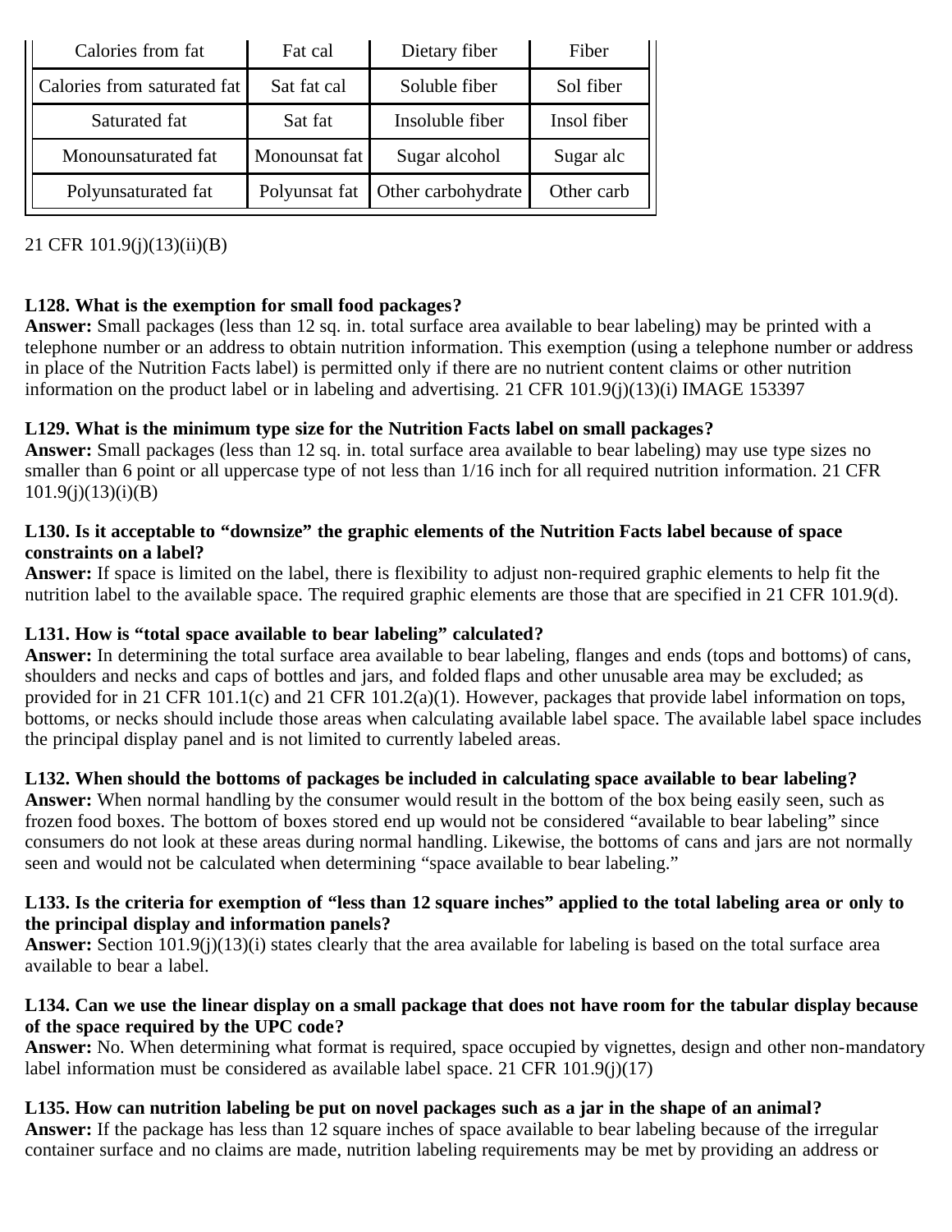| Calories from fat | Fat cal | Dietary fiber | Fiber |
|---|---|---|---|
| Calories from saturated fat | Sat fat cal | Soluble fiber | Sol fiber |
| Saturated fat | Sat fat | Insoluble fiber | Insol fiber |
| Monounsaturated fat | Monounsat fat | Sugar alcohol | Sugar alc |
| Polyunsaturated fat | Polyunsat fat | Other carbohydrate | Other carb |

21 CFR 101.9(j)(13)(ii)(B)

**L128. What is the exemption for small food packages?**
**Answer:** Small packages (less than 12 sq. in. total surface area available to bear labeling) may be printed with a telephone number or an address to obtain nutrition information. This exemption (using a telephone number or address in place of the Nutrition Facts label) is permitted only if there are no nutrient content claims or other nutrition information on the product label or in labeling and advertising. 21 CFR 101.9(j)(13)(i) IMAGE 153397

**L129. What is the minimum type size for the Nutrition Facts label on small packages?**
**Answer:** Small packages (less than 12 sq. in. total surface area available to bear labeling) may use type sizes no smaller than 6 point or all uppercase type of not less than 1/16 inch for all required nutrition information. 21 CFR 101.9(j)(13)(i)(B)

**L130. Is it acceptable to "downsize" the graphic elements of the Nutrition Facts label because of space constraints on a label?**
**Answer:** If space is limited on the label, there is flexibility to adjust non-required graphic elements to help fit the nutrition label to the available space. The required graphic elements are those that are specified in 21 CFR 101.9(d).

**L131. How is "total space available to bear labeling" calculated?**
**Answer:** In determining the total surface area available to bear labeling, flanges and ends (tops and bottoms) of cans, shoulders and necks and caps of bottles and jars, and folded flaps and other unusable area may be excluded; as provided for in 21 CFR 101.1(c) and 21 CFR 101.2(a)(1). However, packages that provide label information on tops, bottoms, or necks should include those areas when calculating available label space. The available label space includes the principal display panel and is not limited to currently labeled areas.

**L132. When should the bottoms of packages be included in calculating space available to bear labeling?**
**Answer:** When normal handling by the consumer would result in the bottom of the box being easily seen, such as frozen food boxes. The bottom of boxes stored end up would not be considered "available to bear labeling" since consumers do not look at these areas during normal handling. Likewise, the bottoms of cans and jars are not normally seen and would not be calculated when determining "space available to bear labeling."

**L133. Is the criteria for exemption of "less than 12 square inches" applied to the total labeling area or only to the principal display and information panels?**
**Answer:** Section 101.9(j)(13)(i) states clearly that the area available for labeling is based on the total surface area available to bear a label.

**L134. Can we use the linear display on a small package that does not have room for the tabular display because of the space required by the UPC code?**
**Answer:** No. When determining what format is required, space occupied by vignettes, design and other non-mandatory label information must be considered as available label space. 21 CFR 101.9(j)(17)

**L135. How can nutrition labeling be put on novel packages such as a jar in the shape of an animal?**
**Answer:** If the package has less than 12 square inches of space available to bear labeling because of the irregular container surface and no claims are made, nutrition labeling requirements may be met by providing an address or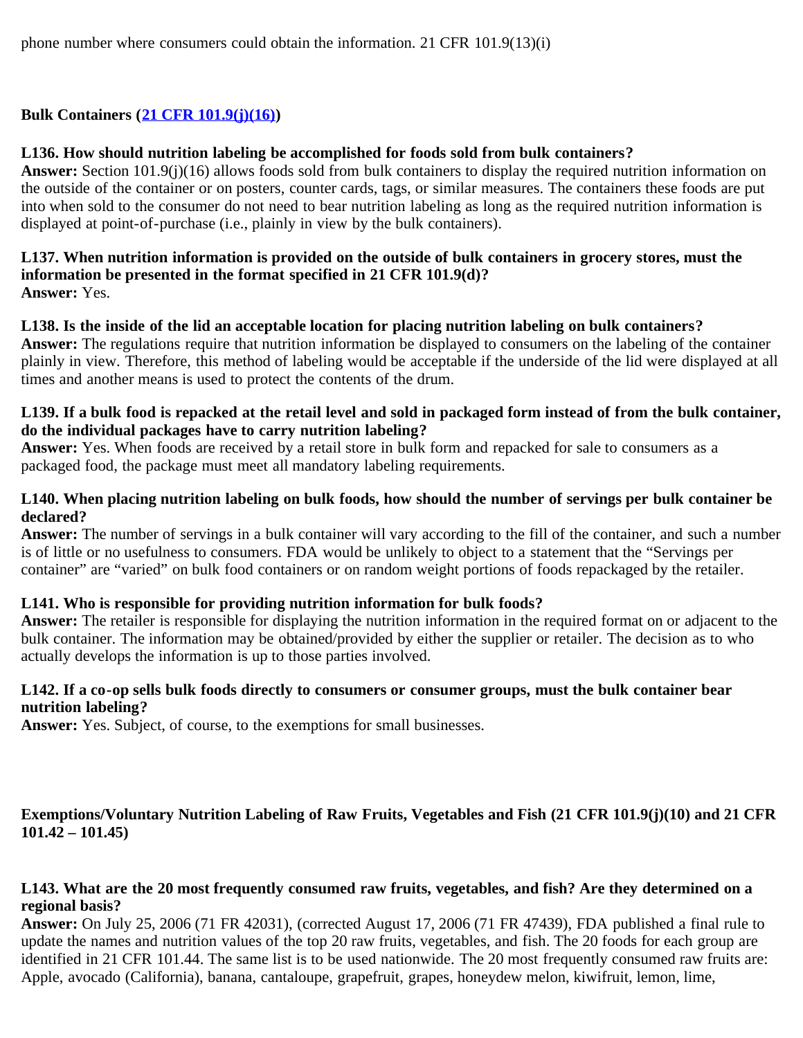phone number where consumers could obtain the information. 21 CFR 101.9(13)(i)

**Bulk Containers ([21 CFR 101.9(j)(16)](#))**

**L136. How should nutrition labeling be accomplished for foods sold from bulk containers?**
**Answer:** Section 101.9(j)(16) allows foods sold from bulk containers to display the required nutrition information on the outside of the container or on posters, counter cards, tags, or similar measures. The containers these foods are put into when sold to the consumer do not need to bear nutrition labeling as long as the required nutrition information is displayed at point-of-purchase (i.e., plainly in view by the bulk containers).

**L137. When nutrition information is provided on the outside of bulk containers in grocery stores, must the information be presented in the format specified in 21 CFR 101.9(d)?**
**Answer:** Yes.

**L138. Is the inside of the lid an acceptable location for placing nutrition labeling on bulk containers?**
**Answer:** The regulations require that nutrition information be displayed to consumers on the labeling of the container plainly in view. Therefore, this method of labeling would be acceptable if the underside of the lid were displayed at all times and another means is used to protect the contents of the drum.

**L139. If a bulk food is repacked at the retail level and sold in packaged form instead of from the bulk container, do the individual packages have to carry nutrition labeling?**
**Answer:** Yes. When foods are received by a retail store in bulk form and repacked for sale to consumers as a packaged food, the package must meet all mandatory labeling requirements.

**L140. When placing nutrition labeling on bulk foods, how should the number of servings per bulk container be declared?**
**Answer:** The number of servings in a bulk container will vary according to the fill of the container, and such a number is of little or no usefulness to consumers. FDA would be unlikely to object to a statement that the “Servings per container” are “varied” on bulk food containers or on random weight portions of foods repackaged by the retailer.

**L141. Who is responsible for providing nutrition information for bulk foods?**
**Answer:** The retailer is responsible for displaying the nutrition information in the required format on or adjacent to the bulk container. The information may be obtained/provided by either the supplier or retailer. The decision as to who actually develops the information is up to those parties involved.

**L142. If a co-op sells bulk foods directly to consumers or consumer groups, must the bulk container bear nutrition labeling?**
**Answer:** Yes. Subject, of course, to the exemptions for small businesses.

**Exemptions/Voluntary Nutrition Labeling of Raw Fruits, Vegetables and Fish (21 CFR 101.9(j)(10) and 21 CFR 101.42 – 101.45)**

**L143. What are the 20 most frequently consumed raw fruits, vegetables, and fish? Are they determined on a regional basis?**
**Answer:** On July 25, 2006 (71 FR 42031), (corrected August 17, 2006 (71 FR 47439), FDA published a final rule to update the names and nutrition values of the top 20 raw fruits, vegetables, and fish. The 20 foods for each group are identified in 21 CFR 101.44. The same list is to be used nationwide. The 20 most frequently consumed raw fruits are: Apple, avocado (California), banana, cantaloupe, grapefruit, grapes, honeydew melon, kiwifruit, lemon, lime,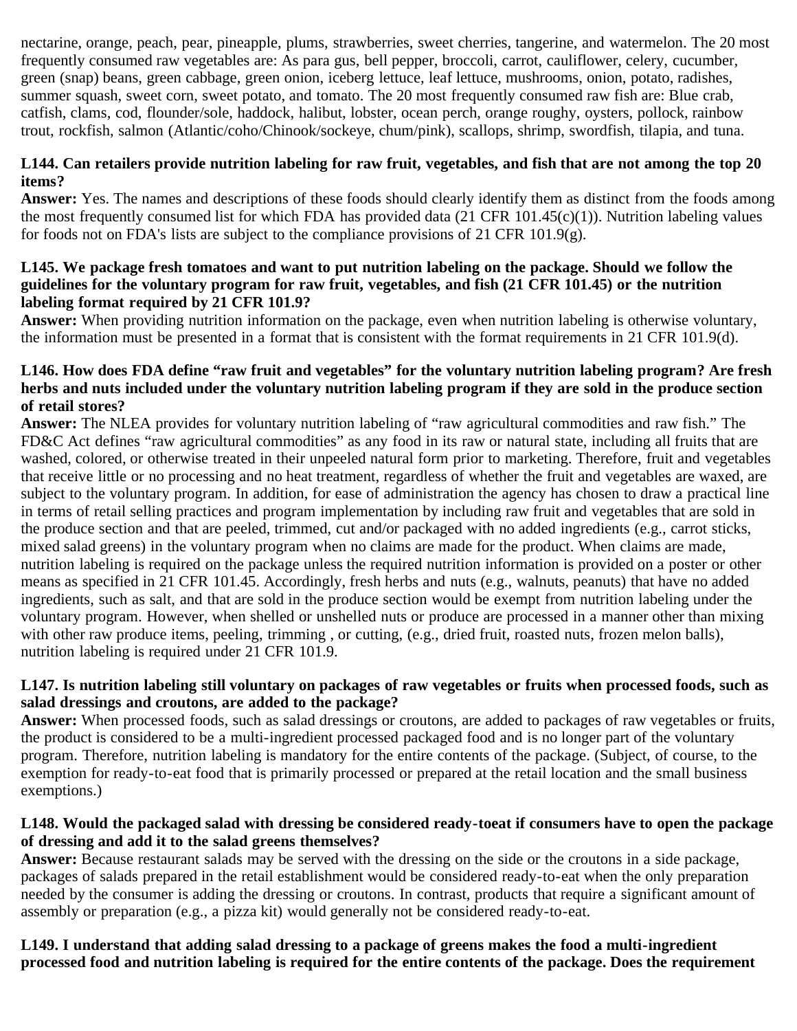nectarine, orange, peach, pear, pineapple, plums, strawberries, sweet cherries, tangerine, and watermelon. The 20 most frequently consumed raw vegetables are: As para gus, bell pepper, broccoli, carrot, cauliflower, celery, cucumber, green (snap) beans, green cabbage, green onion, iceberg lettuce, leaf lettuce, mushrooms, onion, potato, radishes, summer squash, sweet corn, sweet potato, and tomato. The 20 most frequently consumed raw fish are: Blue crab, catfish, clams, cod, flounder/sole, haddock, halibut, lobster, ocean perch, orange roughy, oysters, pollock, rainbow trout, rockfish, salmon (Atlantic/coho/Chinook/sockeye, chum/pink), scallops, shrimp, swordfish, tilapia, and tuna.

**L144. Can retailers provide nutrition labeling for raw fruit, vegetables, and fish that are not among the top 20 items?**
**Answer:** Yes. The names and descriptions of these foods should clearly identify them as distinct from the foods among the most frequently consumed list for which FDA has provided data (21 CFR 101.45(c)(1)). Nutrition labeling values for foods not on FDA's lists are subject to the compliance provisions of 21 CFR 101.9(g).

**L145. We package fresh tomatoes and want to put nutrition labeling on the package. Should we follow the guidelines for the voluntary program for raw fruit, vegetables, and fish (21 CFR 101.45) or the nutrition labeling format required by 21 CFR 101.9?**
**Answer:** When providing nutrition information on the package, even when nutrition labeling is otherwise voluntary, the information must be presented in a format that is consistent with the format requirements in 21 CFR 101.9(d).

**L146. How does FDA define "raw fruit and vegetables" for the voluntary nutrition labeling program? Are fresh herbs and nuts included under the voluntary nutrition labeling program if they are sold in the produce section of retail stores?**
**Answer:** The NLEA provides for voluntary nutrition labeling of "raw agricultural commodities and raw fish." The FD&C Act defines "raw agricultural commodities" as any food in its raw or natural state, including all fruits that are washed, colored, or otherwise treated in their unpeeled natural form prior to marketing. Therefore, fruit and vegetables that receive little or no processing and no heat treatment, regardless of whether the fruit and vegetables are waxed, are subject to the voluntary program. In addition, for ease of administration the agency has chosen to draw a practical line in terms of retail selling practices and program implementation by including raw fruit and vegetables that are sold in the produce section and that are peeled, trimmed, cut and/or packaged with no added ingredients (e.g., carrot sticks, mixed salad greens) in the voluntary program when no claims are made for the product. When claims are made, nutrition labeling is required on the package unless the required nutrition information is provided on a poster or other means as specified in 21 CFR 101.45. Accordingly, fresh herbs and nuts (e.g., walnuts, peanuts) that have no added ingredients, such as salt, and that are sold in the produce section would be exempt from nutrition labeling under the voluntary program. However, when shelled or unshelled nuts or produce are processed in a manner other than mixing with other raw produce items, peeling, trimming , or cutting, (e.g., dried fruit, roasted nuts, frozen melon balls), nutrition labeling is required under 21 CFR 101.9.

**L147. Is nutrition labeling still voluntary on packages of raw vegetables or fruits when processed foods, such as salad dressings and croutons, are added to the package?**
**Answer:** When processed foods, such as salad dressings or croutons, are added to packages of raw vegetables or fruits, the product is considered to be a multi-ingredient processed packaged food and is no longer part of the voluntary program. Therefore, nutrition labeling is mandatory for the entire contents of the package. (Subject, of course, to the exemption for ready-to-eat food that is primarily processed or prepared at the retail location and the small business exemptions.)

**L148. Would the packaged salad with dressing be considered ready-toeat if consumers have to open the package of dressing and add it to the salad greens themselves?**
**Answer:** Because restaurant salads may be served with the dressing on the side or the croutons in a side package, packages of salads prepared in the retail establishment would be considered ready-to-eat when the only preparation needed by the consumer is adding the dressing or croutons. In contrast, products that require a significant amount of assembly or preparation (e.g., a pizza kit) would generally not be considered ready-to-eat.

**L149. I understand that adding salad dressing to a package of greens makes the food a multi-ingredient processed food and nutrition labeling is required for the entire contents of the package. Does the requirement**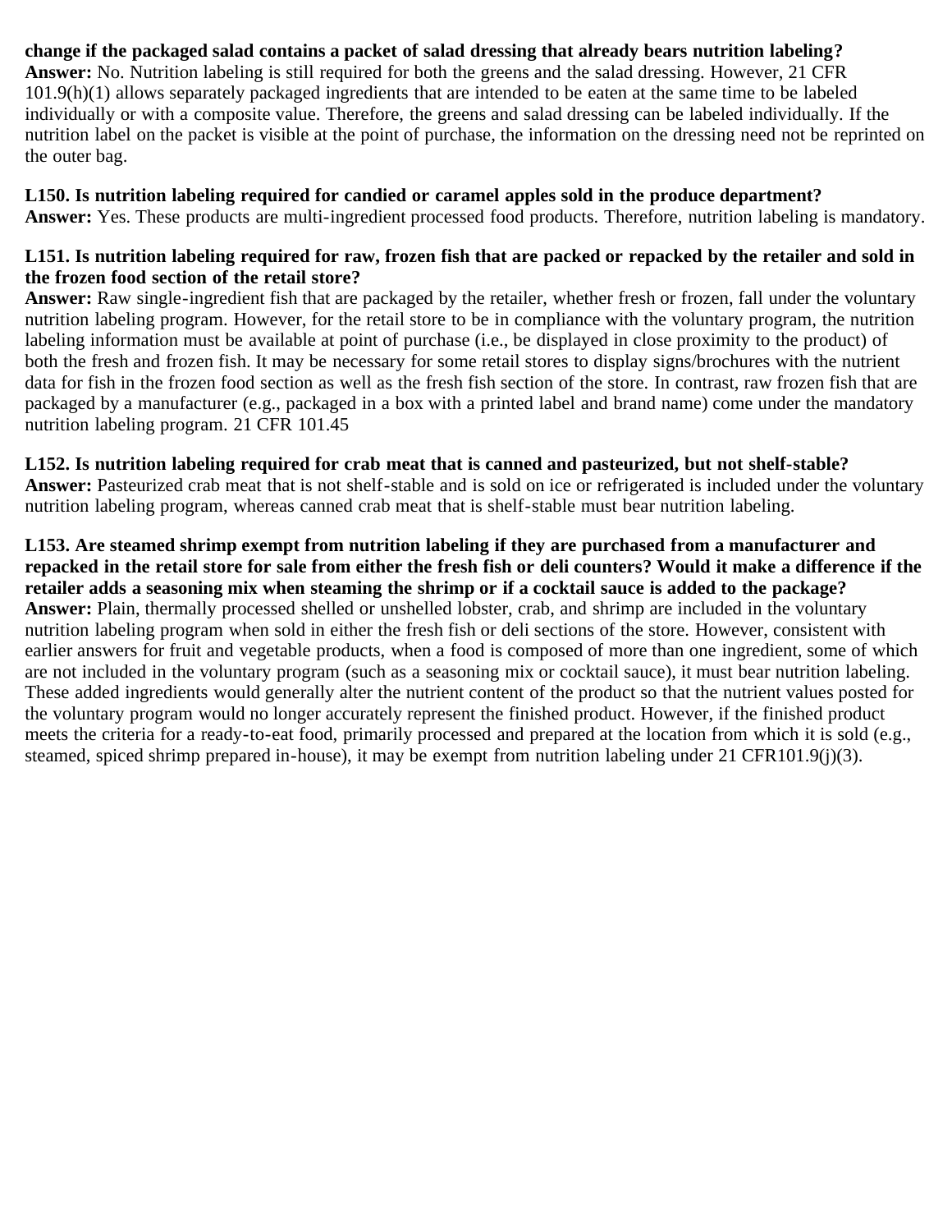**change if the packaged salad contains a packet of salad dressing that already bears nutrition labeling?**
**Answer:** No. Nutrition labeling is still required for both the greens and the salad dressing. However, 21 CFR 101.9(h)(1) allows separately packaged ingredients that are intended to be eaten at the same time to be labeled individually or with a composite value. Therefore, the greens and salad dressing can be labeled individually. If the nutrition label on the packet is visible at the point of purchase, the information on the dressing need not be reprinted on the outer bag.

**L150. Is nutrition labeling required for candied or caramel apples sold in the produce department?**
**Answer:** Yes. These products are multi-ingredient processed food products. Therefore, nutrition labeling is mandatory.

**L151. Is nutrition labeling required for raw, frozen fish that are packed or repacked by the retailer and sold in the frozen food section of the retail store?**
**Answer:** Raw single-ingredient fish that are packaged by the retailer, whether fresh or frozen, fall under the voluntary nutrition labeling program. However, for the retail store to be in compliance with the voluntary program, the nutrition labeling information must be available at point of purchase (i.e., be displayed in close proximity to the product) of both the fresh and frozen fish. It may be necessary for some retail stores to display signs/brochures with the nutrient data for fish in the frozen food section as well as the fresh fish section of the store. In contrast, raw frozen fish that are packaged by a manufacturer (e.g., packaged in a box with a printed label and brand name) come under the mandatory nutrition labeling program. 21 CFR 101.45

**L152. Is nutrition labeling required for crab meat that is canned and pasteurized, but not shelf-stable?**
**Answer:** Pasteurized crab meat that is not shelf-stable and is sold on ice or refrigerated is included under the voluntary nutrition labeling program, whereas canned crab meat that is shelf-stable must bear nutrition labeling.

**L153. Are steamed shrimp exempt from nutrition labeling if they are purchased from a manufacturer and repacked in the retail store for sale from either the fresh fish or deli counters? Would it make a difference if the retailer adds a seasoning mix when steaming the shrimp or if a cocktail sauce is added to the package?**
**Answer:** Plain, thermally processed shelled or unshelled lobster, crab, and shrimp are included in the voluntary nutrition labeling program when sold in either the fresh fish or deli sections of the store. However, consistent with earlier answers for fruit and vegetable products, when a food is composed of more than one ingredient, some of which are not included in the voluntary program (such as a seasoning mix or cocktail sauce), it must bear nutrition labeling. These added ingredients would generally alter the nutrient content of the product so that the nutrient values posted for the voluntary program would no longer accurately represent the finished product. However, if the finished product meets the criteria for a ready-to-eat food, primarily processed and prepared at the location from which it is sold (e.g., steamed, spiced shrimp prepared in-house), it may be exempt from nutrition labeling under 21 CFR101.9(j)(3).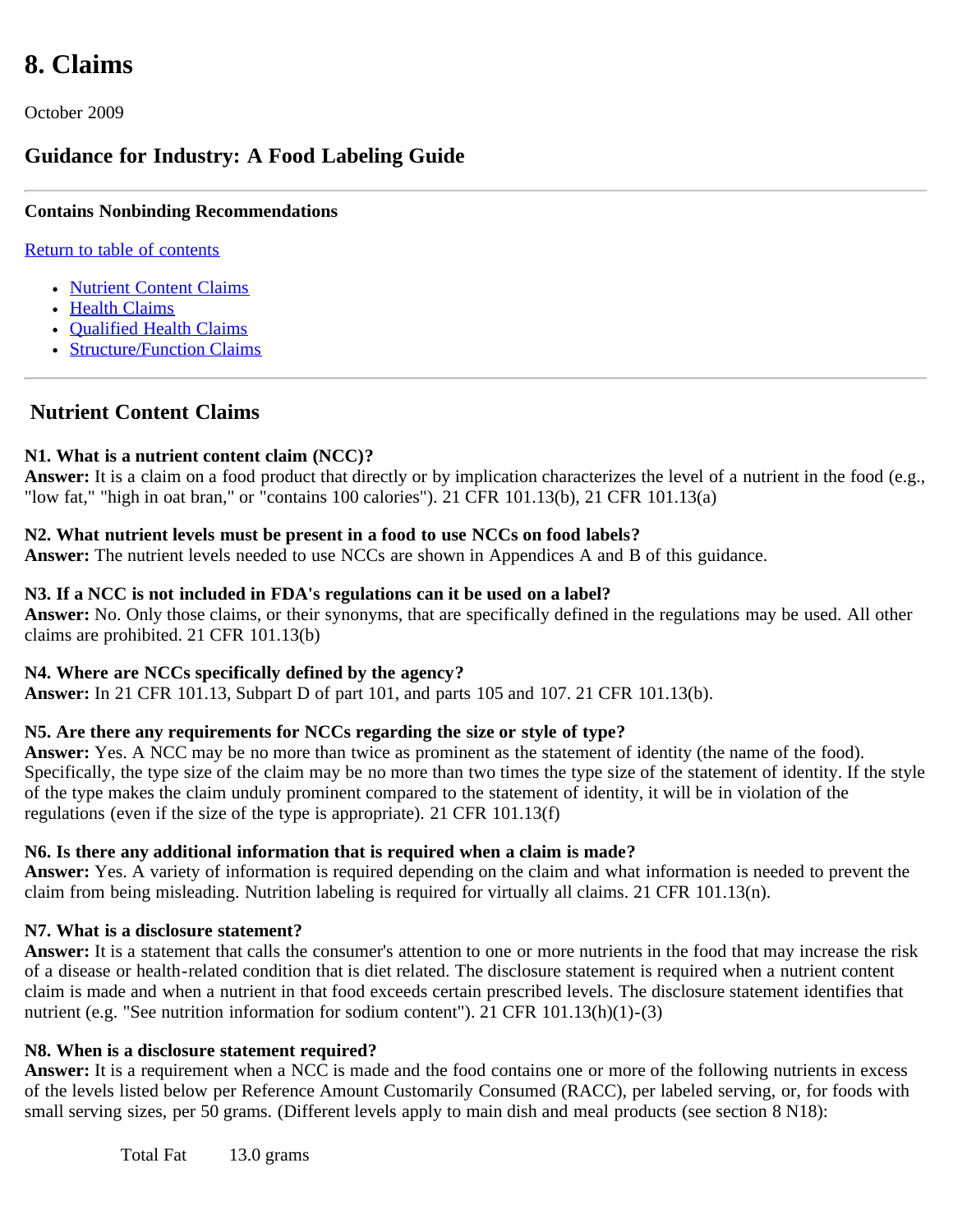# 8. Claims

October 2009

## Guidance for Industry: A Food Labeling Guide

---

**Contains Nonbinding Recommendations**

[Return to table of contents]

- [Nutrient Content Claims]
- [Health Claims]
- [Qualified Health Claims]
- [Structure/Function Claims]

---

## Nutrient Content Claims

**N1. What is a nutrient content claim (NCC)?**
**Answer:** It is a claim on a food product that directly or by implication characterizes the level of a nutrient in the food (e.g., "low fat," "high in oat bran," or "contains 100 calories"). 21 CFR 101.13(b), 21 CFR 101.13(a)

**N2. What nutrient levels must be present in a food to use NCCs on food labels?**
**Answer:** The nutrient levels needed to use NCCs are shown in Appendices A and B of this guidance.

**N3. If a NCC is not included in FDA's regulations can it be used on a label?**
**Answer:** No. Only those claims, or their synonyms, that are specifically defined in the regulations may be used. All other claims are prohibited. 21 CFR 101.13(b)

**N4. Where are NCCs specifically defined by the agency?**
**Answer:** In 21 CFR 101.13, Subpart D of part 101, and parts 105 and 107. 21 CFR 101.13(b).

**N5. Are there any requirements for NCCs regarding the size or style of type?**
**Answer:** Yes. A NCC may be no more than twice as prominent as the statement of identity (the name of the food). Specifically, the type size of the claim may be no more than two times the type size of the statement of identity. If the style of the type makes the claim unduly prominent compared to the statement of identity, it will be in violation of the regulations (even if the size of the type is appropriate). 21 CFR 101.13(f)

**N6. Is there any additional information that is required when a claim is made?**
**Answer:** Yes. A variety of information is required depending on the claim and what information is needed to prevent the claim from being misleading. Nutrition labeling is required for virtually all claims. 21 CFR 101.13(n).

**N7. What is a disclosure statement?**
**Answer:** It is a statement that calls the consumer's attention to one or more nutrients in the food that may increase the risk of a disease or health-related condition that is diet related. The disclosure statement is required when a nutrient content claim is made and when a nutrient in that food exceeds certain prescribed levels. The disclosure statement identifies that nutrient (e.g. "See nutrition information for sodium content"). 21 CFR 101.13(h)(1)-(3)

**N8. When is a disclosure statement required?**
**Answer:** It is a requirement when a NCC is made and the food contains one or more of the following nutrients in excess of the levels listed below per Reference Amount Customarily Consumed (RACC), per labeled serving, or, for foods with small serving sizes, per 50 grams. (Different levels apply to main dish and meal products (see section 8 N18):

| | |
|---|---|
| Total Fat | 13.0 grams |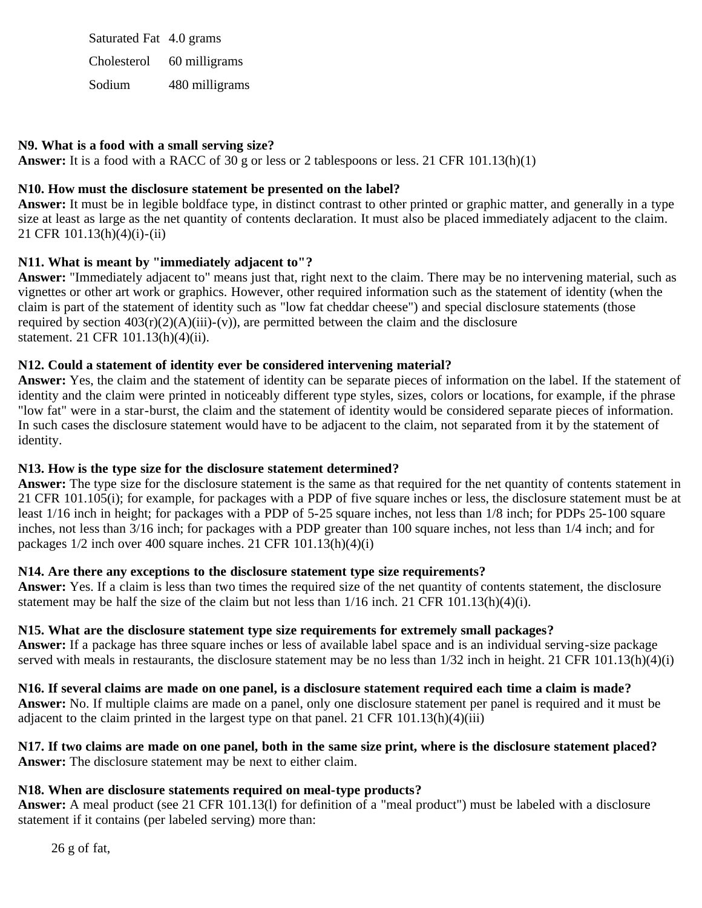| | |
|---|---|
| Saturated Fat | 4.0 grams |
| Cholesterol | 60 milligrams |
| Sodium | 480 milligrams |

**N9. What is a food with a small serving size?**
**Answer:** It is a food with a RACC of 30 g or less or 2 tablespoons or less. 21 CFR 101.13(h)(1)

**N10. How must the disclosure statement be presented on the label?**
**Answer:** It must be in legible boldface type, in distinct contrast to other printed or graphic matter, and generally in a type size at least as large as the net quantity of contents declaration. It must also be placed immediately adjacent to the claim. 21 CFR 101.13(h)(4)(i)-(ii)

**N11. What is meant by "immediately adjacent to"?**
**Answer:** "Immediately adjacent to" means just that, right next to the claim. There may be no intervening material, such as vignettes or other art work or graphics. However, other required information such as the statement of identity (when the claim is part of the statement of identity such as "low fat cheddar cheese") and special disclosure statements (those required by section 403(r)(2)(A)(iii)-(v)), are permitted between the claim and the disclosure statement. 21 CFR 101.13(h)(4)(ii).

**N12. Could a statement of identity ever be considered intervening material?**
**Answer:** Yes, the claim and the statement of identity can be separate pieces of information on the label. If the statement of identity and the claim were printed in noticeably different type styles, sizes, colors or locations, for example, if the phrase "low fat" were in a star-burst, the claim and the statement of identity would be considered separate pieces of information. In such cases the disclosure statement would have to be adjacent to the claim, not separated from it by the statement of identity.

**N13. How is the type size for the disclosure statement determined?**
**Answer:** The type size for the disclosure statement is the same as that required for the net quantity of contents statement in 21 CFR 101.105(i); for example, for packages with a PDP of five square inches or less, the disclosure statement must be at least 1/16 inch in height; for packages with a PDP of 5-25 square inches, not less than 1/8 inch; for PDPs 25-100 square inches, not less than 3/16 inch; for packages with a PDP greater than 100 square inches, not less than 1/4 inch; and for packages 1/2 inch over 400 square inches. 21 CFR 101.13(h)(4)(i)

**N14. Are there any exceptions to the disclosure statement type size requirements?**
**Answer:** Yes. If a claim is less than two times the required size of the net quantity of contents statement, the disclosure statement may be half the size of the claim but not less than 1/16 inch. 21 CFR 101.13(h)(4)(i).

**N15. What are the disclosure statement type size requirements for extremely small packages?**
**Answer:** If a package has three square inches or less of available label space and is an individual serving-size package served with meals in restaurants, the disclosure statement may be no less than 1/32 inch in height. 21 CFR 101.13(h)(4)(i)

**N16. If several claims are made on one panel, is a disclosure statement required each time a claim is made?**
**Answer:** No. If multiple claims are made on a panel, only one disclosure statement per panel is required and it must be adjacent to the claim printed in the largest type on that panel. 21 CFR 101.13(h)(4)(iii)

**N17. If two claims are made on one panel, both in the same size print, where is the disclosure statement placed?**
**Answer:** The disclosure statement may be next to either claim.

**N18. When are disclosure statements required on meal-type products?**
**Answer:** A meal product (see 21 CFR 101.13(l) for definition of a "meal product") must be labeled with a disclosure statement if it contains (per labeled serving) more than:

26 g of fat,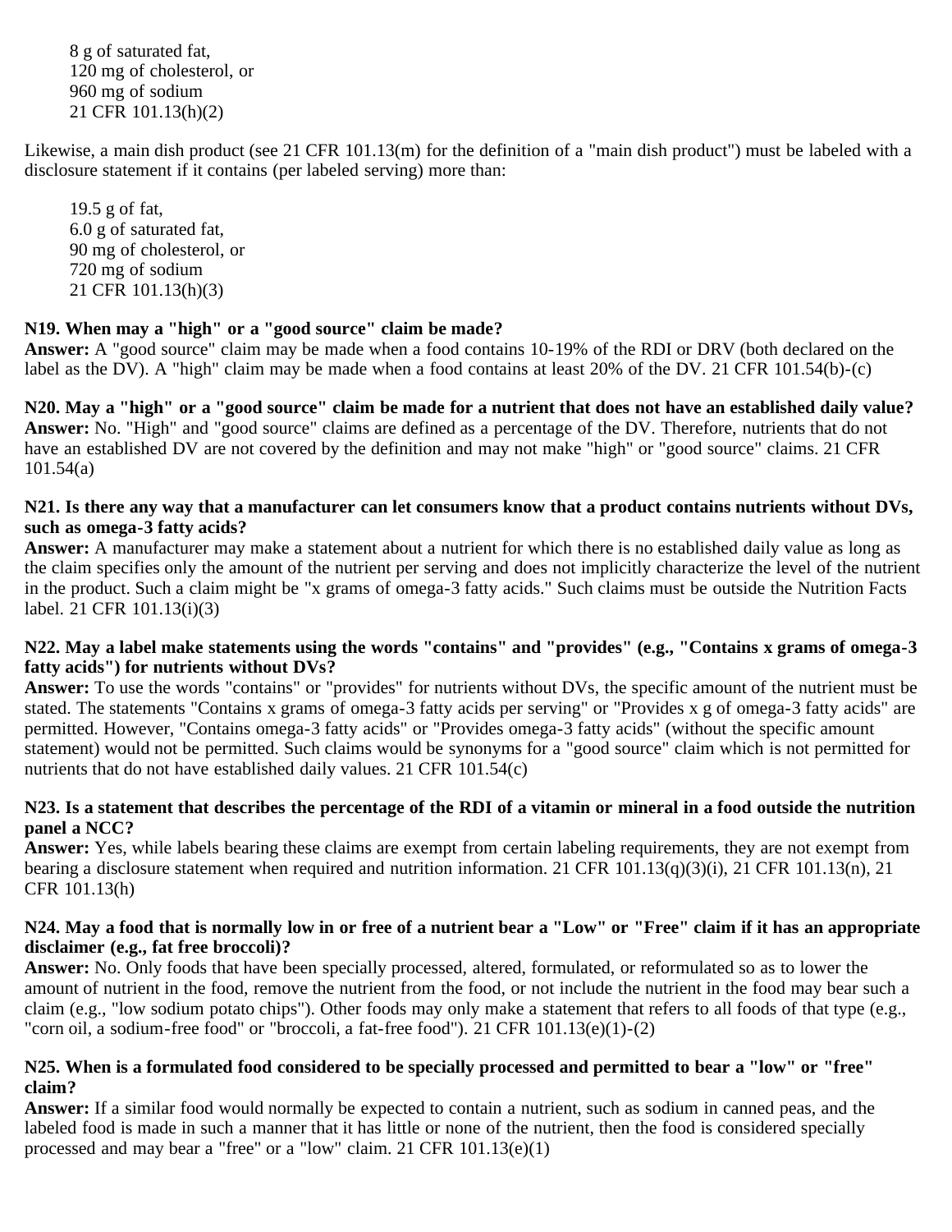8 g of saturated fat,
120 mg of cholesterol, or
960 mg of sodium
21 CFR 101.13(h)(2)

Likewise, a main dish product (see 21 CFR 101.13(m) for the definition of a "main dish product") must be labeled with a disclosure statement if it contains (per labeled serving) more than:

19.5 g of fat,
6.0 g of saturated fat,
90 mg of cholesterol, or
720 mg of sodium
21 CFR 101.13(h)(3)

**N19. When may a "high" or a "good source" claim be made?**
**Answer:** A "good source" claim may be made when a food contains 10-19% of the RDI or DRV (both declared on the label as the DV). A "high" claim may be made when a food contains at least 20% of the DV. 21 CFR 101.54(b)-(c)

**N20. May a "high" or a "good source" claim be made for a nutrient that does not have an established daily value?**
**Answer:** No. "High" and "good source" claims are defined as a percentage of the DV. Therefore, nutrients that do not have an established DV are not covered by the definition and may not make "high" or "good source" claims. 21 CFR 101.54(a)

**N21. Is there any way that a manufacturer can let consumers know that a product contains nutrients without DVs, such as omega-3 fatty acids?**
**Answer:** A manufacturer may make a statement about a nutrient for which there is no established daily value as long as the claim specifies only the amount of the nutrient per serving and does not implicitly characterize the level of the nutrient in the product. Such a claim might be "x grams of omega-3 fatty acids." Such claims must be outside the Nutrition Facts label. 21 CFR 101.13(i)(3)

**N22. May a label make statements using the words "contains" and "provides" (e.g., "Contains x grams of omega-3 fatty acids") for nutrients without DVs?**
**Answer:** To use the words "contains" or "provides" for nutrients without DVs, the specific amount of the nutrient must be stated. The statements "Contains x grams of omega-3 fatty acids per serving" or "Provides x g of omega-3 fatty acids" are permitted. However, "Contains omega-3 fatty acids" or "Provides omega-3 fatty acids" (without the specific amount statement) would not be permitted. Such claims would be synonyms for a "good source" claim which is not permitted for nutrients that do not have established daily values. 21 CFR 101.54(c)

**N23. Is a statement that describes the percentage of the RDI of a vitamin or mineral in a food outside the nutrition panel a NCC?**
**Answer:** Yes, while labels bearing these claims are exempt from certain labeling requirements, they are not exempt from bearing a disclosure statement when required and nutrition information. 21 CFR 101.13(q)(3)(i), 21 CFR 101.13(n), 21 CFR 101.13(h)

**N24. May a food that is normally low in or free of a nutrient bear a "Low" or "Free" claim if it has an appropriate disclaimer (e.g., fat free broccoli)?**
**Answer:** No. Only foods that have been specially processed, altered, formulated, or reformulated so as to lower the amount of nutrient in the food, remove the nutrient from the food, or not include the nutrient in the food may bear such a claim (e.g., "low sodium potato chips"). Other foods may only make a statement that refers to all foods of that type (e.g., "corn oil, a sodium-free food" or "broccoli, a fat-free food"). 21 CFR 101.13(e)(1)-(2)

**N25. When is a formulated food considered to be specially processed and permitted to bear a "low" or "free" claim?**
**Answer:** If a similar food would normally be expected to contain a nutrient, such as sodium in canned peas, and the labeled food is made in such a manner that it has little or none of the nutrient, then the food is considered specially processed and may bear a "free" or a "low" claim. 21 CFR 101.13(e)(1)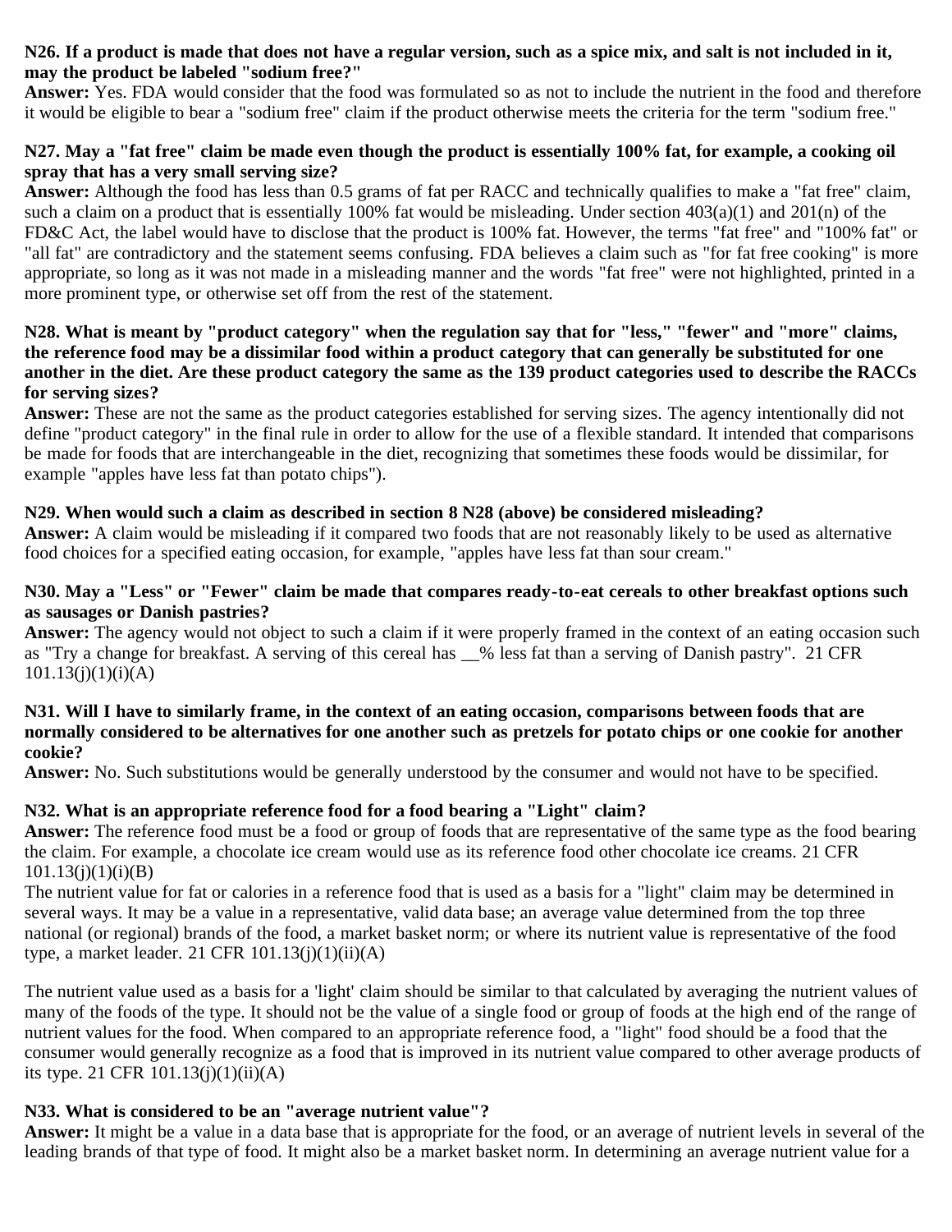**N26. If a product is made that does not have a regular version, such as a spice mix, and salt is not included in it, may the product be labeled "sodium free?"**
**Answer:** Yes. FDA would consider that the food was formulated so as not to include the nutrient in the food and therefore it would be eligible to bear a "sodium free" claim if the product otherwise meets the criteria for the term "sodium free."

**N27. May a "fat free" claim be made even though the product is essentially 100% fat, for example, a cooking oil spray that has a very small serving size?**
**Answer:** Although the food has less than 0.5 grams of fat per RACC and technically qualifies to make a "fat free" claim, such a claim on a product that is essentially 100% fat would be misleading. Under section 403(a)(1) and 201(n) of the FD&C Act, the label would have to disclose that the product is 100% fat. However, the terms "fat free" and "100% fat" or "all fat" are contradictory and the statement seems confusing. FDA believes a claim such as "for fat free cooking" is more appropriate, so long as it was not made in a misleading manner and the words "fat free" were not highlighted, printed in a more prominent type, or otherwise set off from the rest of the statement.

**N28. What is meant by "product category" when the regulation say that for "less," "fewer" and "more" claims, the reference food may be a dissimilar food within a product category that can generally be substituted for one another in the diet. Are these product category the same as the 139 product categories used to describe the RACCs for serving sizes?**
**Answer:** These are not the same as the product categories established for serving sizes. The agency intentionally did not define "product category" in the final rule in order to allow for the use of a flexible standard. It intended that comparisons be made for foods that are interchangeable in the diet, recognizing that sometimes these foods would be dissimilar, for example "apples have less fat than potato chips").

**N29. When would such a claim as described in section 8 N28 (above) be considered misleading?**
**Answer:** A claim would be misleading if it compared two foods that are not reasonably likely to be used as alternative food choices for a specified eating occasion, for example, "apples have less fat than sour cream."

**N30. May a "Less" or "Fewer" claim be made that compares ready-to-eat cereals to other breakfast options such as sausages or Danish pastries?**
**Answer:** The agency would not object to such a claim if it were properly framed in the context of an eating occasion such as "Try a change for breakfast. A serving of this cereal has __% less fat than a serving of Danish pastry". 21 CFR 101.13(j)(1)(i)(A)

**N31. Will I have to similarly frame, in the context of an eating occasion, comparisons between foods that are normally considered to be alternatives for one another such as pretzels for potato chips or one cookie for another cookie?**
**Answer:** No. Such substitutions would be generally understood by the consumer and would not have to be specified.

**N32. What is an appropriate reference food for a food bearing a "Light" claim?**
**Answer:** The reference food must be a food or group of foods that are representative of the same type as the food bearing the claim. For example, a chocolate ice cream would use as its reference food other chocolate ice creams. 21 CFR 101.13(j)(1)(i)(B)
The nutrient value for fat or calories in a reference food that is used as a basis for a "light" claim may be determined in several ways. It may be a value in a representative, valid data base; an average value determined from the top three national (or regional) brands of the food, a market basket norm; or where its nutrient value is representative of the food type, a market leader. 21 CFR 101.13(j)(1)(ii)(A)

The nutrient value used as a basis for a 'light' claim should be similar to that calculated by averaging the nutrient values of many of the foods of the type. It should not be the value of a single food or group of foods at the high end of the range of nutrient values for the food. When compared to an appropriate reference food, a "light" food should be a food that the consumer would generally recognize as a food that is improved in its nutrient value compared to other average products of its type. 21 CFR 101.13(j)(1)(ii)(A)

**N33. What is considered to be an "average nutrient value"?**
**Answer:** It might be a value in a data base that is appropriate for the food, or an average of nutrient levels in several of the leading brands of that type of food. It might also be a market basket norm. In determining an average nutrient value for a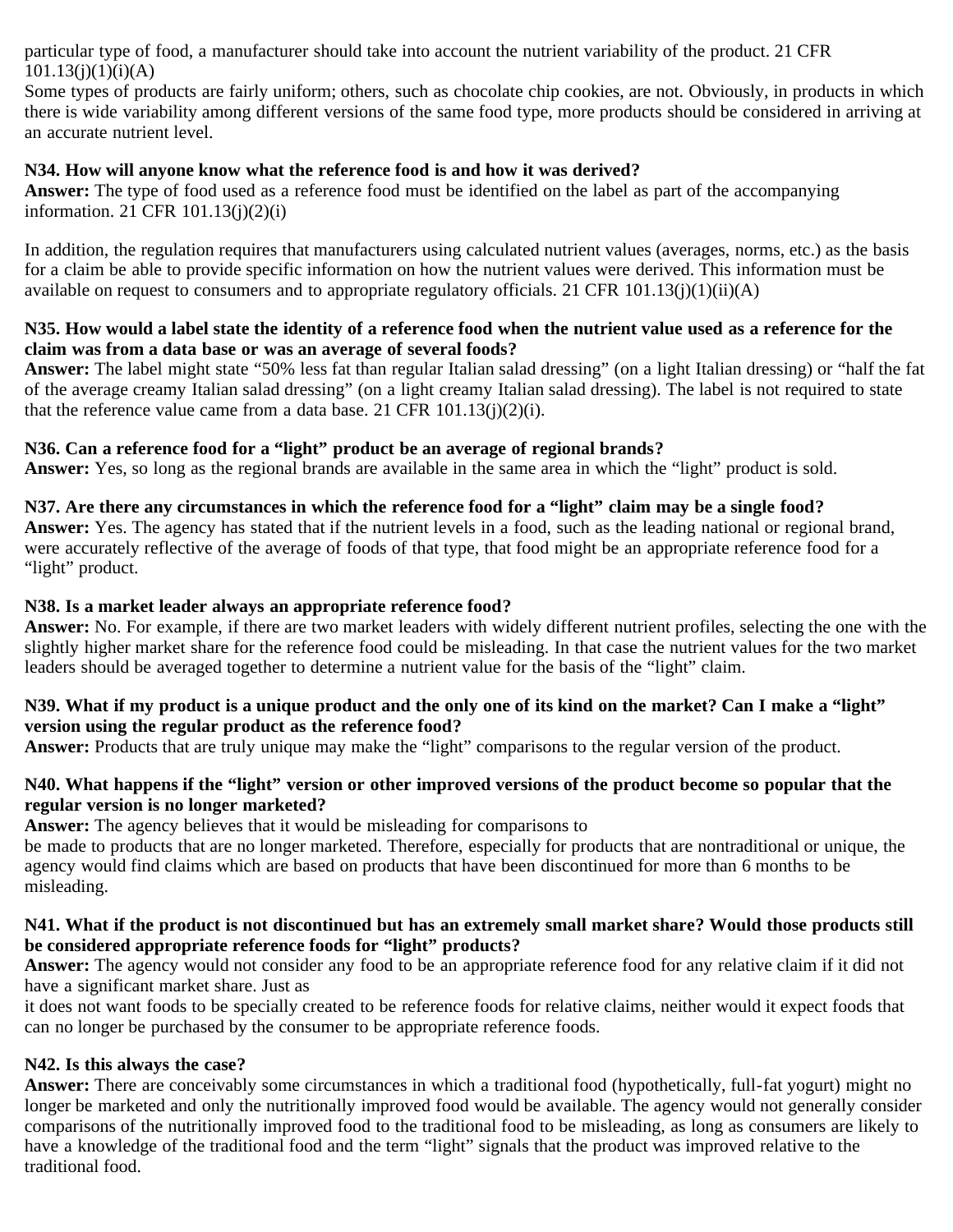particular type of food, a manufacturer should take into account the nutrient variability of the product. 21 CFR 101.13(j)(1)(i)(A)

Some types of products are fairly uniform; others, such as chocolate chip cookies, are not. Obviously, in products in which there is wide variability among different versions of the same food type, more products should be considered in arriving at an accurate nutrient level.

**N34. How will anyone know what the reference food is and how it was derived?**

**Answer:** The type of food used as a reference food must be identified on the label as part of the accompanying information. 21 CFR 101.13(j)(2)(i)

In addition, the regulation requires that manufacturers using calculated nutrient values (averages, norms, etc.) as the basis for a claim be able to provide specific information on how the nutrient values were derived. This information must be available on request to consumers and to appropriate regulatory officials. 21 CFR 101.13(j)(1)(ii)(A)

**N35. How would a label state the identity of a reference food when the nutrient value used as a reference for the claim was from a data base or was an average of several foods?**

**Answer:** The label might state "50% less fat than regular Italian salad dressing" (on a light Italian dressing) or "half the fat of the average creamy Italian salad dressing" (on a light creamy Italian salad dressing). The label is not required to state that the reference value came from a data base. 21 CFR 101.13(j)(2)(i).

**N36. Can a reference food for a "light" product be an average of regional brands?**

**Answer:** Yes, so long as the regional brands are available in the same area in which the "light" product is sold.

**N37. Are there any circumstances in which the reference food for a "light" claim may be a single food?**

**Answer:** Yes. The agency has stated that if the nutrient levels in a food, such as the leading national or regional brand, were accurately reflective of the average of foods of that type, that food might be an appropriate reference food for a "light" product.

**N38. Is a market leader always an appropriate reference food?**

**Answer:** No. For example, if there are two market leaders with widely different nutrient profiles, selecting the one with the slightly higher market share for the reference food could be misleading. In that case the nutrient values for the two market leaders should be averaged together to determine a nutrient value for the basis of the "light" claim.

**N39. What if my product is a unique product and the only one of its kind on the market? Can I make a "light" version using the regular product as the reference food?**

**Answer:** Products that are truly unique may make the "light" comparisons to the regular version of the product.

**N40. What happens if the "light" version or other improved versions of the product become so popular that the regular version is no longer marketed?**

**Answer:** The agency believes that it would be misleading for comparisons to be made to products that are no longer marketed. Therefore, especially for products that are nontraditional or unique, the agency would find claims which are based on products that have been discontinued for more than 6 months to be misleading.

**N41. What if the product is not discontinued but has an extremely small market share? Would those products still be considered appropriate reference foods for "light" products?**

**Answer:** The agency would not consider any food to be an appropriate reference food for any relative claim if it did not have a significant market share. Just as it does not want foods to be specially created to be reference foods for relative claims, neither would it expect foods that can no longer be purchased by the consumer to be appropriate reference foods.

**N42. Is this always the case?**

**Answer:** There are conceivably some circumstances in which a traditional food (hypothetically, full-fat yogurt) might no longer be marketed and only the nutritionally improved food would be available. The agency would not generally consider comparisons of the nutritionally improved food to the traditional food to be misleading, as long as consumers are likely to have a knowledge of the traditional food and the term "light" signals that the product was improved relative to the traditional food.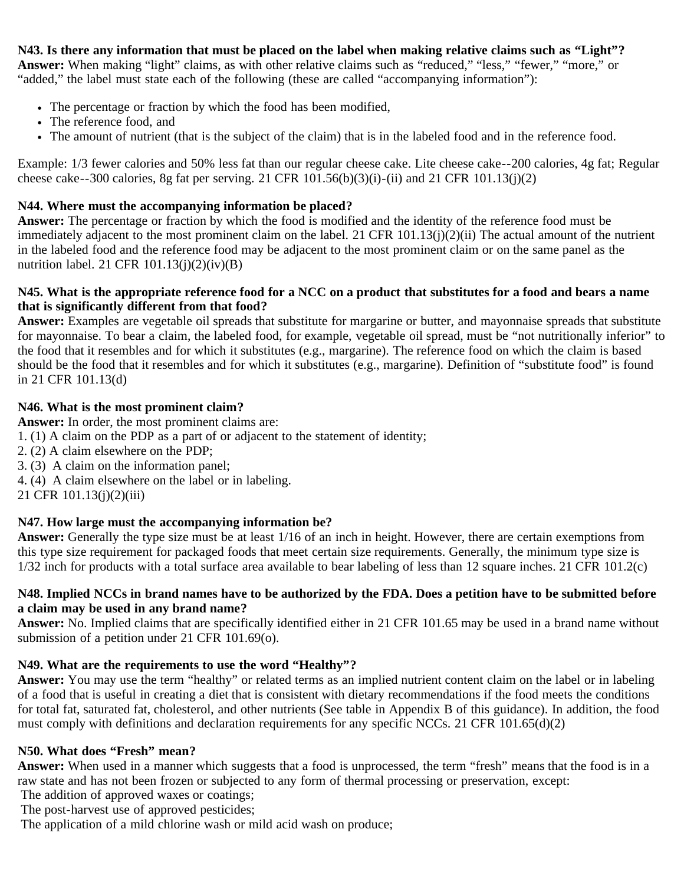**N43. Is there any information that must be placed on the label when making relative claims such as "Light"?**
**Answer:** When making "light" claims, as with other relative claims such as "reduced," "less," "fewer," "more," or "added," the label must state each of the following (these are called "accompanying information"):

- The percentage or fraction by which the food has been modified,
- The reference food, and
- The amount of nutrient (that is the subject of the claim) that is in the labeled food and in the reference food.

Example: 1/3 fewer calories and 50% less fat than our regular cheese cake. Lite cheese cake--200 calories, 4g fat; Regular cheese cake--300 calories, 8g fat per serving. 21 CFR 101.56(b)(3)(i)-(ii) and 21 CFR 101.13(j)(2)

**N44. Where must the accompanying information be placed?**
**Answer:** The percentage or fraction by which the food is modified and the identity of the reference food must be immediately adjacent to the most prominent claim on the label. 21 CFR 101.13(j)(2)(ii) The actual amount of the nutrient in the labeled food and the reference food may be adjacent to the most prominent claim or on the same panel as the nutrition label. 21 CFR 101.13(j)(2)(iv)(B)

**N45. What is the appropriate reference food for a NCC on a product that substitutes for a food and bears a name that is significantly different from that food?**
**Answer:** Examples are vegetable oil spreads that substitute for margarine or butter, and mayonnaise spreads that substitute for mayonnaise. To bear a claim, the labeled food, for example, vegetable oil spread, must be "not nutritionally inferior" to the food that it resembles and for which it substitutes (e.g., margarine). The reference food on which the claim is based should be the food that it resembles and for which it substitutes (e.g., margarine). Definition of "substitute food" is found in 21 CFR 101.13(d)

**N46. What is the most prominent claim?**
**Answer:** In order, the most prominent claims are:
1. (1) A claim on the PDP as a part of or adjacent to the statement of identity;
2. (2) A claim elsewhere on the PDP;
3. (3) A claim on the information panel;
4. (4) A claim elsewhere on the label or in labeling.

21 CFR 101.13(j)(2)(iii)

**N47. How large must the accompanying information be?**
**Answer:** Generally the type size must be at least 1/16 of an inch in height. However, there are certain exemptions from this type size requirement for packaged foods that meet certain size requirements. Generally, the minimum type size is 1/32 inch for products with a total surface area available to bear labeling of less than 12 square inches. 21 CFR 101.2(c)

**N48. Implied NCCs in brand names have to be authorized by the FDA. Does a petition have to be submitted before a claim may be used in any brand name?**
**Answer:** No. Implied claims that are specifically identified either in 21 CFR 101.65 may be used in a brand name without submission of a petition under 21 CFR 101.69(o).

**N49. What are the requirements to use the word "Healthy"?**
**Answer:** You may use the term "healthy" or related terms as an implied nutrient content claim on the label or in labeling of a food that is useful in creating a diet that is consistent with dietary recommendations if the food meets the conditions for total fat, saturated fat, cholesterol, and other nutrients (See table in Appendix B of this guidance). In addition, the food must comply with definitions and declaration requirements for any specific NCCs. 21 CFR 101.65(d)(2)

**N50. What does "Fresh" mean?**
**Answer:** When used in a manner which suggests that a food is unprocessed, the term "fresh" means that the food is in a raw state and has not been frozen or subjected to any form of thermal processing or preservation, except:
The addition of approved waxes or coatings;
The post-harvest use of approved pesticides;
The application of a mild chlorine wash or mild acid wash on produce;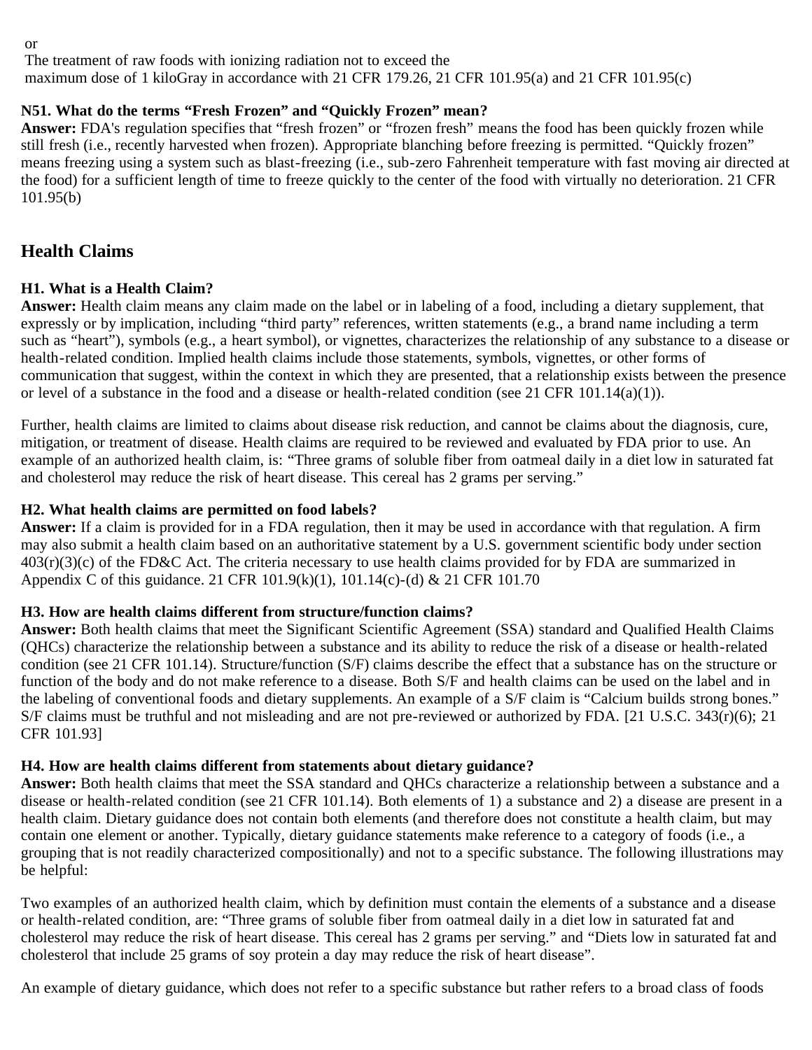or

The treatment of raw foods with ionizing radiation not to exceed the maximum dose of 1 kiloGray in accordance with 21 CFR 179.26, 21 CFR 101.95(a) and 21 CFR 101.95(c)

**N51. What do the terms "Fresh Frozen" and "Quickly Frozen" mean?**

**Answer:** FDA's regulation specifies that "fresh frozen" or "frozen fresh" means the food has been quickly frozen while still fresh (i.e., recently harvested when frozen). Appropriate blanching before freezing is permitted. "Quickly frozen" means freezing using a system such as blast-freezing (i.e., sub-zero Fahrenheit temperature with fast moving air directed at the food) for a sufficient length of time to freeze quickly to the center of the food with virtually no deterioration. 21 CFR 101.95(b)

## Health Claims

**H1. What is a Health Claim?**

**Answer:** Health claim means any claim made on the label or in labeling of a food, including a dietary supplement, that expressly or by implication, including "third party" references, written statements (e.g., a brand name including a term such as "heart"), symbols (e.g., a heart symbol), or vignettes, characterizes the relationship of any substance to a disease or health-related condition. Implied health claims include those statements, symbols, vignettes, or other forms of communication that suggest, within the context in which they are presented, that a relationship exists between the presence or level of a substance in the food and a disease or health-related condition (see 21 CFR 101.14(a)(1)).

Further, health claims are limited to claims about disease risk reduction, and cannot be claims about the diagnosis, cure, mitigation, or treatment of disease. Health claims are required to be reviewed and evaluated by FDA prior to use. An example of an authorized health claim, is: "Three grams of soluble fiber from oatmeal daily in a diet low in saturated fat and cholesterol may reduce the risk of heart disease. This cereal has 2 grams per serving."

**H2. What health claims are permitted on food labels?**

**Answer:** If a claim is provided for in a FDA regulation, then it may be used in accordance with that regulation. A firm may also submit a health claim based on an authoritative statement by a U.S. government scientific body under section 403(r)(3)(c) of the FD&C Act. The criteria necessary to use health claims provided for by FDA are summarized in Appendix C of this guidance. 21 CFR 101.9(k)(1), 101.14(c)-(d) & 21 CFR 101.70

**H3. How are health claims different from structure/function claims?**

**Answer:** Both health claims that meet the Significant Scientific Agreement (SSA) standard and Qualified Health Claims (QHCs) characterize the relationship between a substance and its ability to reduce the risk of a disease or health-related condition (see 21 CFR 101.14). Structure/function (S/F) claims describe the effect that a substance has on the structure or function of the body and do not make reference to a disease. Both S/F and health claims can be used on the label and in the labeling of conventional foods and dietary supplements. An example of a S/F claim is "Calcium builds strong bones." S/F claims must be truthful and not misleading and are not pre-reviewed or authorized by FDA. [21 U.S.C. 343(r)(6); 21 CFR 101.93]

**H4. How are health claims different from statements about dietary guidance?**

**Answer:** Both health claims that meet the SSA standard and QHCs characterize a relationship between a substance and a disease or health-related condition (see 21 CFR 101.14). Both elements of 1) a substance and 2) a disease are present in a health claim. Dietary guidance does not contain both elements (and therefore does not constitute a health claim, but may contain one element or another. Typically, dietary guidance statements make reference to a category of foods (i.e., a grouping that is not readily characterized compositionally) and not to a specific substance. The following illustrations may be helpful:

Two examples of an authorized health claim, which by definition must contain the elements of a substance and a disease or health-related condition, are: "Three grams of soluble fiber from oatmeal daily in a diet low in saturated fat and cholesterol may reduce the risk of heart disease. This cereal has 2 grams per serving." and "Diets low in saturated fat and cholesterol that include 25 grams of soy protein a day may reduce the risk of heart disease".

An example of dietary guidance, which does not refer to a specific substance but rather refers to a broad class of foods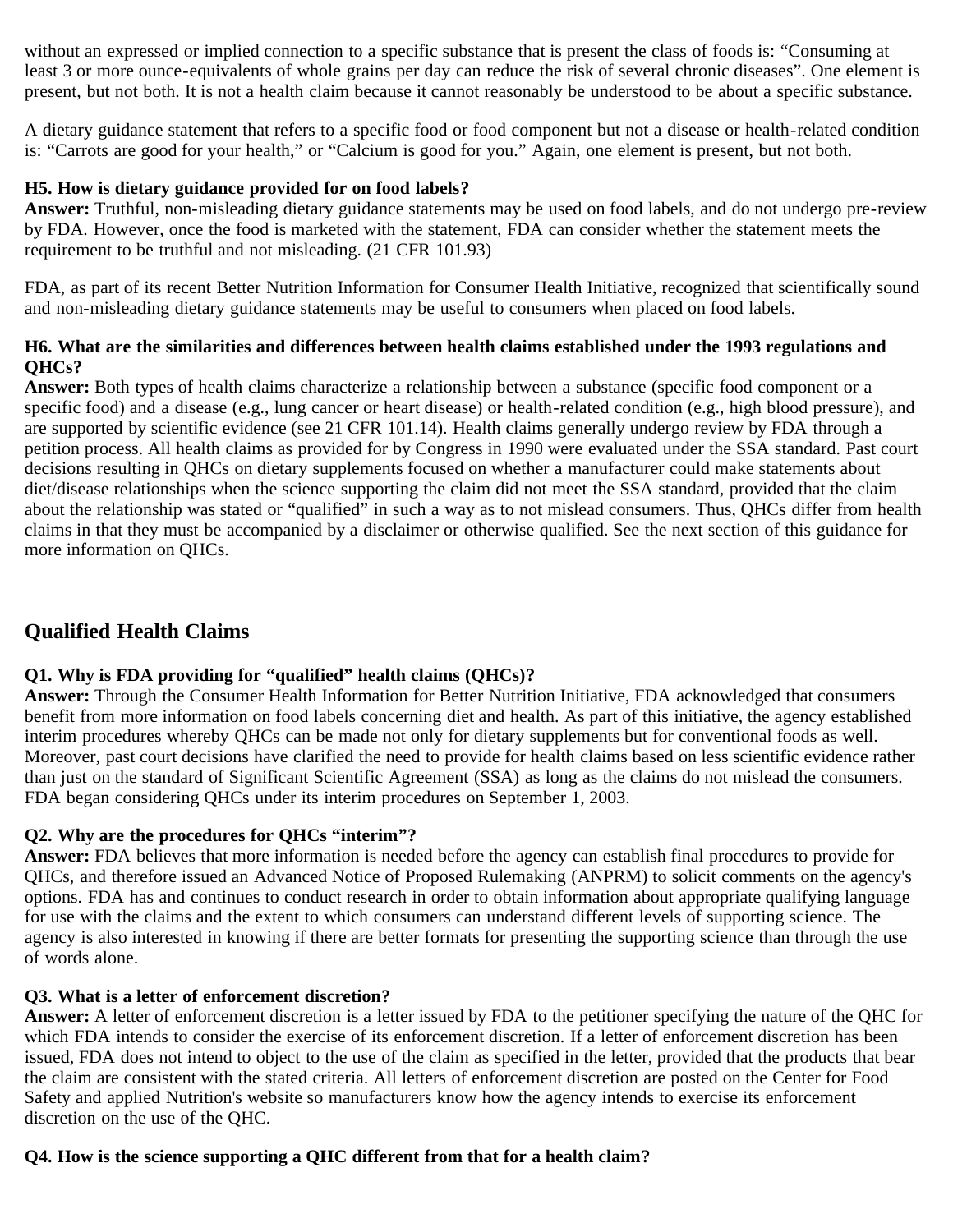without an expressed or implied connection to a specific substance that is present the class of foods is: “Consuming at least 3 or more ounce-equivalents of whole grains per day can reduce the risk of several chronic diseases”. One element is present, but not both. It is not a health claim because it cannot reasonably be understood to be about a specific substance.

A dietary guidance statement that refers to a specific food or food component but not a disease or health-related condition is: “Carrots are good for your health,” or “Calcium is good for you.” Again, one element is present, but not both.

**H5. How is dietary guidance provided for on food labels?**
**Answer:** Truthful, non-misleading dietary guidance statements may be used on food labels, and do not undergo pre-review by FDA. However, once the food is marketed with the statement, FDA can consider whether the statement meets the requirement to be truthful and not misleading. (21 CFR 101.93)

FDA, as part of its recent Better Nutrition Information for Consumer Health Initiative, recognized that scientifically sound and non-misleading dietary guidance statements may be useful to consumers when placed on food labels.

**H6. What are the similarities and differences between health claims established under the 1993 regulations and QHCs?**
**Answer:** Both types of health claims characterize a relationship between a substance (specific food component or a specific food) and a disease (e.g., lung cancer or heart disease) or health-related condition (e.g., high blood pressure), and are supported by scientific evidence (see 21 CFR 101.14). Health claims generally undergo review by FDA through a petition process. All health claims as provided for by Congress in 1990 were evaluated under the SSA standard. Past court decisions resulting in QHCs on dietary supplements focused on whether a manufacturer could make statements about diet/disease relationships when the science supporting the claim did not meet the SSA standard, provided that the claim about the relationship was stated or “qualified” in such a way as to not mislead consumers. Thus, QHCs differ from health claims in that they must be accompanied by a disclaimer or otherwise qualified. See the next section of this guidance for more information on QHCs.

## Qualified Health Claims

**Q1. Why is FDA providing for “qualified” health claims (QHCs)?**
**Answer:** Through the Consumer Health Information for Better Nutrition Initiative, FDA acknowledged that consumers benefit from more information on food labels concerning diet and health. As part of this initiative, the agency established interim procedures whereby QHCs can be made not only for dietary supplements but for conventional foods as well. Moreover, past court decisions have clarified the need to provide for health claims based on less scientific evidence rather than just on the standard of Significant Scientific Agreement (SSA) as long as the claims do not mislead the consumers. FDA began considering QHCs under its interim procedures on September 1, 2003.

**Q2. Why are the procedures for QHCs “interim”?**
**Answer:** FDA believes that more information is needed before the agency can establish final procedures to provide for QHCs, and therefore issued an Advanced Notice of Proposed Rulemaking (ANPRM) to solicit comments on the agency's options. FDA has and continues to conduct research in order to obtain information about appropriate qualifying language for use with the claims and the extent to which consumers can understand different levels of supporting science. The agency is also interested in knowing if there are better formats for presenting the supporting science than through the use of words alone.

**Q3. What is a letter of enforcement discretion?**
**Answer:** A letter of enforcement discretion is a letter issued by FDA to the petitioner specifying the nature of the QHC for which FDA intends to consider the exercise of its enforcement discretion. If a letter of enforcement discretion has been issued, FDA does not intend to object to the use of the claim as specified in the letter, provided that the products that bear the claim are consistent with the stated criteria. All letters of enforcement discretion are posted on the Center for Food Safety and applied Nutrition's website so manufacturers know how the agency intends to exercise its enforcement discretion on the use of the QHC.

**Q4. How is the science supporting a QHC different from that for a health claim?**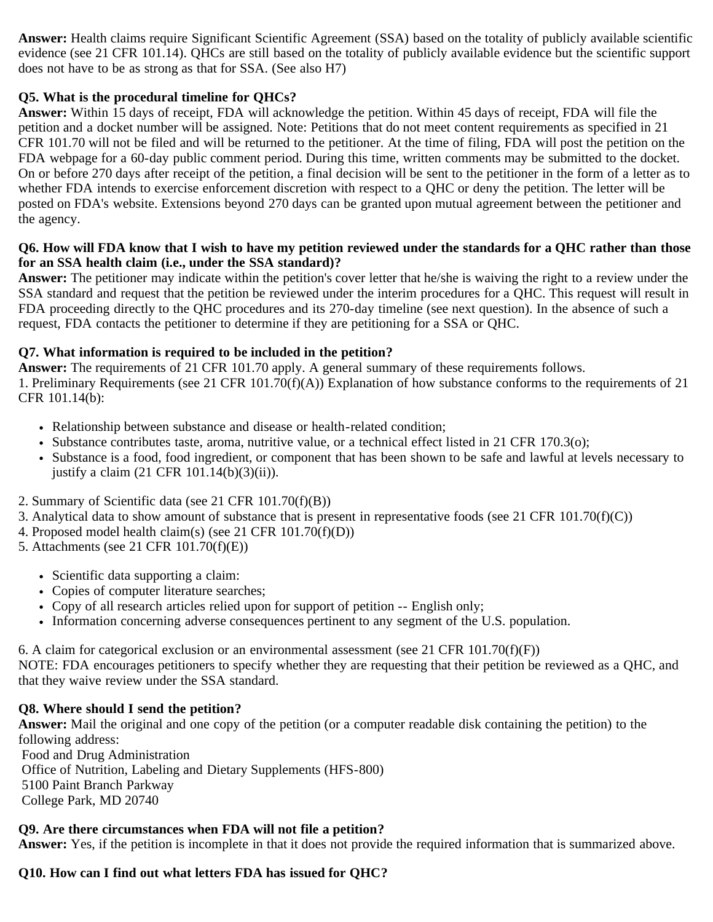**Answer:** Health claims require Significant Scientific Agreement (SSA) based on the totality of publicly available scientific evidence (see 21 CFR 101.14). QHCs are still based on the totality of publicly available evidence but the scientific support does not have to be as strong as that for SSA. (See also H7)

**Q5. What is the procedural timeline for QHCs?**
**Answer:** Within 15 days of receipt, FDA will acknowledge the petition. Within 45 days of receipt, FDA will file the petition and a docket number will be assigned. Note: Petitions that do not meet content requirements as specified in 21 CFR 101.70 will not be filed and will be returned to the petitioner. At the time of filing, FDA will post the petition on the FDA webpage for a 60-day public comment period. During this time, written comments may be submitted to the docket. On or before 270 days after receipt of the petition, a final decision will be sent to the petitioner in the form of a letter as to whether FDA intends to exercise enforcement discretion with respect to a QHC or deny the petition. The letter will be posted on FDA's website. Extensions beyond 270 days can be granted upon mutual agreement between the petitioner and the agency.

**Q6. How will FDA know that I wish to have my petition reviewed under the standards for a QHC rather than those for an SSA health claim (i.e., under the SSA standard)?**
**Answer:** The petitioner may indicate within the petition's cover letter that he/she is waiving the right to a review under the SSA standard and request that the petition be reviewed under the interim procedures for a QHC. This request will result in FDA proceeding directly to the QHC procedures and its 270-day timeline (see next question). In the absence of such a request, FDA contacts the petitioner to determine if they are petitioning for a SSA or QHC.

**Q7. What information is required to be included in the petition?**
**Answer:** The requirements of 21 CFR 101.70 apply. A general summary of these requirements follows.
1. Preliminary Requirements (see 21 CFR 101.70(f)(A)) Explanation of how substance conforms to the requirements of 21 CFR 101.14(b):

- Relationship between substance and disease or health-related condition;
- Substance contributes taste, aroma, nutritive value, or a technical effect listed in 21 CFR 170.3(o);
- Substance is a food, food ingredient, or component that has been shown to be safe and lawful at levels necessary to justify a claim (21 CFR 101.14(b)(3)(ii)).

2. Summary of Scientific data (see 21 CFR 101.70(f)(B))
3. Analytical data to show amount of substance that is present in representative foods (see 21 CFR 101.70(f)(C))
4. Proposed model health claim(s) (see 21 CFR 101.70(f)(D))
5. Attachments (see 21 CFR 101.70(f)(E))

- Scientific data supporting a claim:
- Copies of computer literature searches;
- Copy of all research articles relied upon for support of petition -- English only;
- Information concerning adverse consequences pertinent to any segment of the U.S. population.

6. A claim for categorical exclusion or an environmental assessment (see 21 CFR 101.70(f)(F))
NOTE: FDA encourages petitioners to specify whether they are requesting that their petition be reviewed as a QHC, and that they waive review under the SSA standard.

**Q8. Where should I send the petition?**
**Answer:** Mail the original and one copy of the petition (or a computer readable disk containing the petition) to the following address:
Food and Drug Administration
Office of Nutrition, Labeling and Dietary Supplements (HFS-800)
5100 Paint Branch Parkway
College Park, MD 20740

**Q9. Are there circumstances when FDA will not file a petition?**
**Answer:** Yes, if the petition is incomplete in that it does not provide the required information that is summarized above.

**Q10. How can I find out what letters FDA has issued for QHC?**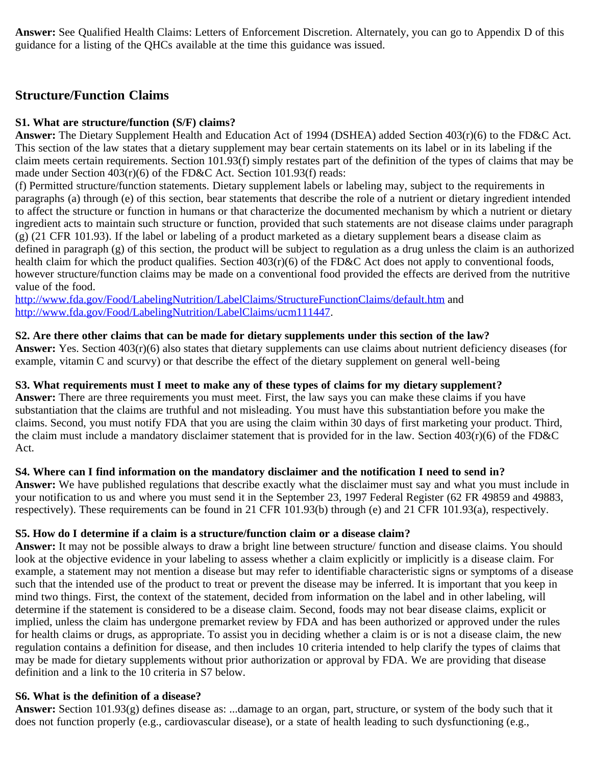**Answer:** See Qualified Health Claims: Letters of Enforcement Discretion. Alternately, you can go to Appendix D of this guidance for a listing of the QHCs available at the time this guidance was issued.

## Structure/Function Claims

**S1. What are structure/function (S/F) claims?**
**Answer:** The Dietary Supplement Health and Education Act of 1994 (DSHEA) added Section 403(r)(6) to the FD&C Act. This section of the law states that a dietary supplement may bear certain statements on its label or in its labeling if the claim meets certain requirements. Section 101.93(f) simply restates part of the definition of the types of claims that may be made under Section 403(r)(6) of the FD&C Act. Section 101.93(f) reads:
(f) Permitted structure/function statements. Dietary supplement labels or labeling may, subject to the requirements in paragraphs (a) through (e) of this section, bear statements that describe the role of a nutrient or dietary ingredient intended to affect the structure or function in humans or that characterize the documented mechanism by which a nutrient or dietary ingredient acts to maintain such structure or function, provided that such statements are not disease claims under paragraph (g) (21 CFR 101.93). If the label or labeling of a product marketed as a dietary supplement bears a disease claim as defined in paragraph (g) of this section, the product will be subject to regulation as a drug unless the claim is an authorized health claim for which the product qualifies. Section 403(r)(6) of the FD&C Act does not apply to conventional foods, however structure/function claims may be made on a conventional food provided the effects are derived from the nutritive value of the food.
http://www.fda.gov/Food/LabelingNutrition/LabelClaims/StructureFunctionClaims/default.htm and http://www.fda.gov/Food/LabelingNutrition/LabelClaims/ucm111447.

**S2. Are there other claims that can be made for dietary supplements under this section of the law?**
**Answer:** Yes. Section 403(r)(6) also states that dietary supplements can use claims about nutrient deficiency diseases (for example, vitamin C and scurvy) or that describe the effect of the dietary supplement on general well-being

**S3. What requirements must I meet to make any of these types of claims for my dietary supplement?**
**Answer:** There are three requirements you must meet. First, the law says you can make these claims if you have substantiation that the claims are truthful and not misleading. You must have this substantiation before you make the claims. Second, you must notify FDA that you are using the claim within 30 days of first marketing your product. Third, the claim must include a mandatory disclaimer statement that is provided for in the law. Section 403(r)(6) of the FD&C Act.

**S4. Where can I find information on the mandatory disclaimer and the notification I need to send in?**
**Answer:** We have published regulations that describe exactly what the disclaimer must say and what you must include in your notification to us and where you must send it in the September 23, 1997 Federal Register (62 FR 49859 and 49883, respectively). These requirements can be found in 21 CFR 101.93(b) through (e) and 21 CFR 101.93(a), respectively.

**S5. How do I determine if a claim is a structure/function claim or a disease claim?**
**Answer:** It may not be possible always to draw a bright line between structure/ function and disease claims. You should look at the objective evidence in your labeling to assess whether a claim explicitly or implicitly is a disease claim. For example, a statement may not mention a disease but may refer to identifiable characteristic signs or symptoms of a disease such that the intended use of the product to treat or prevent the disease may be inferred. It is important that you keep in mind two things. First, the context of the statement, decided from information on the label and in other labeling, will determine if the statement is considered to be a disease claim. Second, foods may not bear disease claims, explicit or implied, unless the claim has undergone premarket review by FDA and has been authorized or approved under the rules for health claims or drugs, as appropriate. To assist you in deciding whether a claim is or is not a disease claim, the new regulation contains a definition for disease, and then includes 10 criteria intended to help clarify the types of claims that may be made for dietary supplements without prior authorization or approval by FDA. We are providing that disease definition and a link to the 10 criteria in S7 below.

**S6. What is the definition of a disease?**
**Answer:** Section 101.93(g) defines disease as: ...damage to an organ, part, structure, or system of the body such that it does not function properly (e.g., cardiovascular disease), or a state of health leading to such dysfunctioning (e.g.,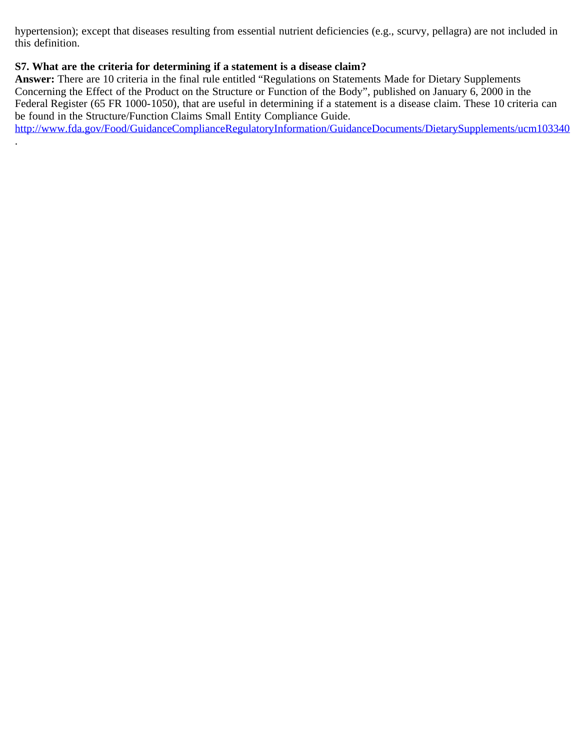hypertension); except that diseases resulting from essential nutrient deficiencies (e.g., scurvy, pellagra) are not included in this definition.

**S7. What are the criteria for determining if a statement is a disease claim?**

**Answer:** There are 10 criteria in the final rule entitled "Regulations on Statements Made for Dietary Supplements Concerning the Effect of the Product on the Structure or Function of the Body", published on January 6, 2000 in the Federal Register (65 FR 1000-1050), that are useful in determining if a statement is a disease claim. These 10 criteria can be found in the Structure/Function Claims Small Entity Compliance Guide. http://www.fda.gov/Food/GuidanceComplianceRegulatoryInformation/GuidanceDocuments/DietarySupplements/ucm103340.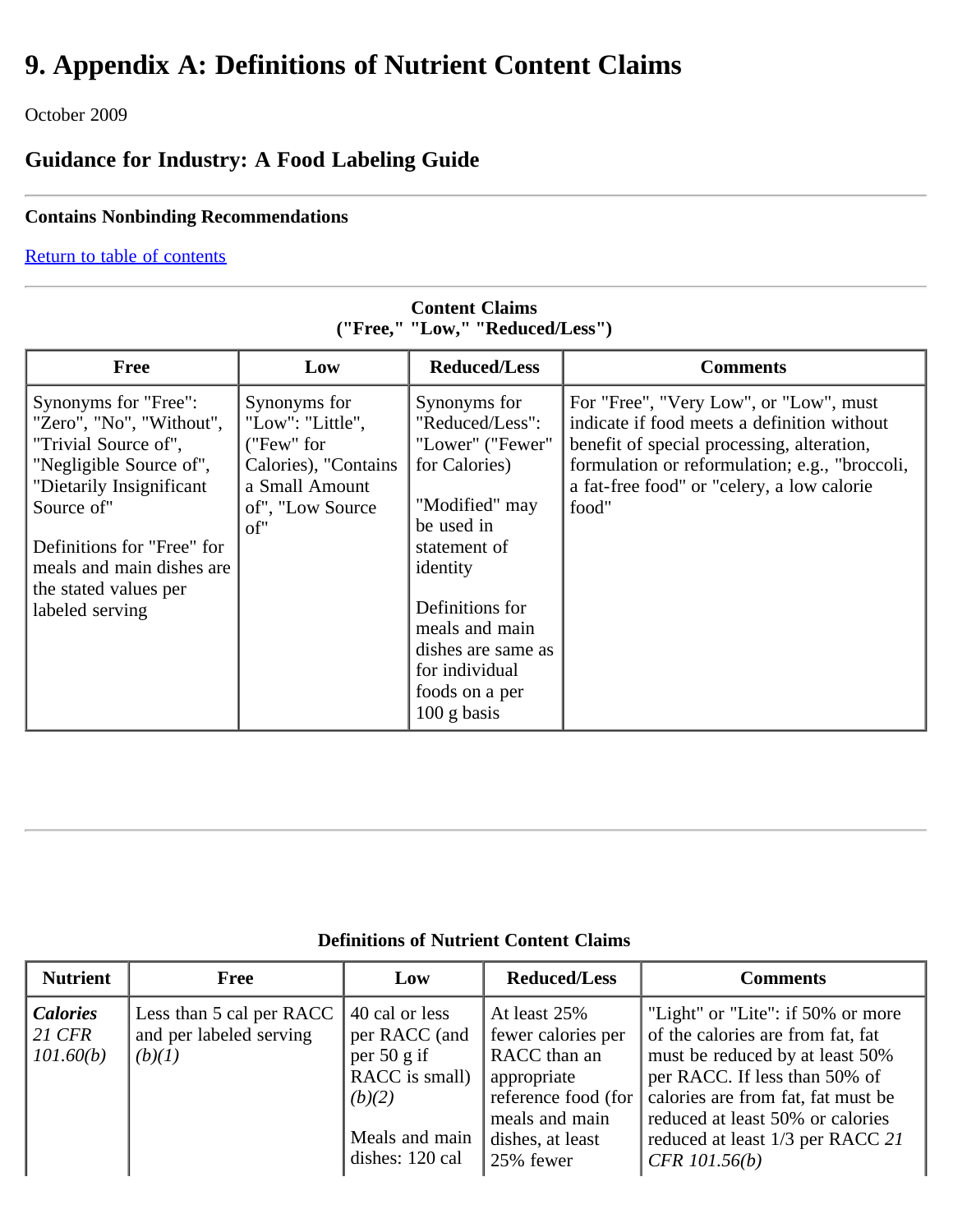# 9. Appendix A: Definitions of Nutrient Content Claims

October 2009

## Guidance for Industry: A Food Labeling Guide

---

**Contains Nonbinding Recommendations**

Return to table of contents

---

**Content Claims**
**("Free," "Low," "Reduced/Less")**

| Free | Low | Reduced/Less | Comments |
|---|---|---|---|
| Synonyms for "Free": "Zero", "No", "Without", "Trivial Source of", "Negligible Source of", "Dietarily Insignificant Source of"<br><br>Definitions for "Free" for meals and main dishes are the stated values per labeled serving | Synonyms for "Low": "Little", ("Few" for Calories), "Contains a Small Amount of", "Low Source of" | Synonyms for "Reduced/Less": "Lower" ("Fewer" for Calories)<br><br>"Modified" may be used in statement of identity<br><br>Definitions for meals and main dishes are same as for individual foods on a per 100 g basis | For "Free", "Very Low", or "Low", must indicate if food meets a definition without benefit of special processing, alteration, formulation or reformulation; e.g., "broccoli, a fat-free food" or "celery, a low calorie food" |

---

**Definitions of Nutrient Content Claims**

| Nutrient | Free | Low | Reduced/Less | Comments |
|---|---|---|---|---|
| ***Calories*** *21 CFR 101.60(b)* | Less than 5 cal per RACC and per labeled serving *(b)(1)* | 40 cal or less per RACC (and per 50 g if RACC is small) *(b)(2)*<br><br>Meals and main dishes: 120 cal | At least 25% fewer calories per RACC than an appropriate reference food (for meals and main dishes, at least 25% fewer | "Light" or "Lite": if 50% or more of the calories are from fat, fat must be reduced by at least 50% per RACC. If less than 50% of calories are from fat, fat must be reduced at least 50% or calories reduced at least 1/3 per RACC *21 CFR 101.56(b)* |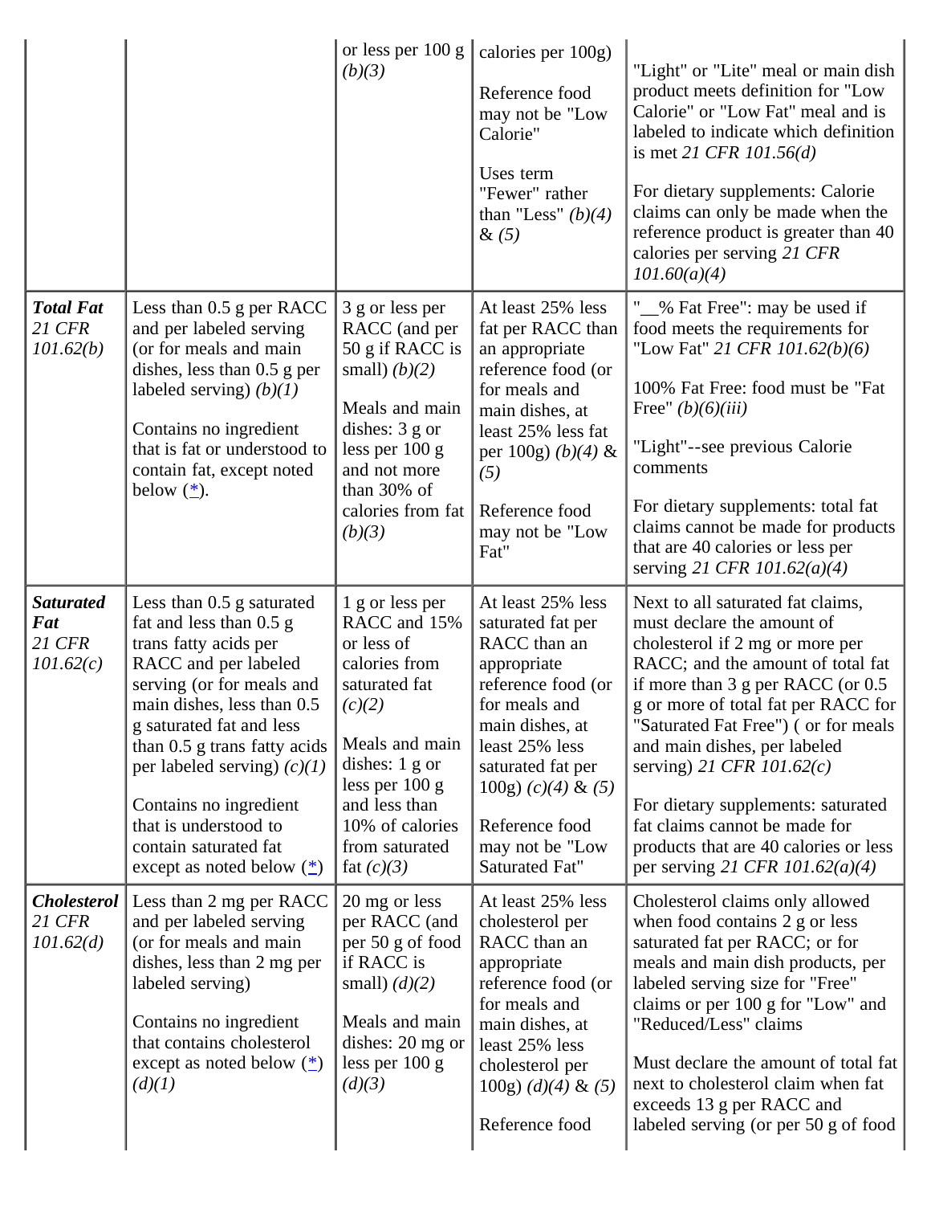| | | | | |
|---|---|---|---|---|
| | | or less per 100 g *(b)(3)* | calories per 100g)<br><br>Reference food may not be "Low Calorie"<br><br>Uses term "Fewer" rather than "Less" *(b)(4)* & *(5)* | "Light" or "Lite" meal or main dish product meets definition for "Low Calorie" or "Low Fat" meal and is labeled to indicate which definition is met *21 CFR 101.56(d)*<br><br>For dietary supplements: Calorie claims can only be made when the reference product is greater than 40 calories per serving *21 CFR 101.60(a)(4)* |
| ***Total Fat*** *21 CFR 101.62(b)* | Less than 0.5 g per RACC and per labeled serving (or for meals and main dishes, less than 0.5 g per labeled serving) *(b)(1)*<br><br>Contains no ingredient that is fat or understood to contain fat, except noted below (*). | 3 g or less per RACC (and per 50 g if RACC is small) *(b)(2)*<br><br>Meals and main dishes: 3 g or less per 100 g and not more than 30% of calories from fat *(b)(3)* | At least 25% less fat per RACC than an appropriate reference food (or for meals and main dishes, at least 25% less fat per 100g) *(b)(4)* & *(5)*<br><br>Reference food may not be "Low Fat" | "__% Fat Free": may be used if food meets the requirements for "Low Fat" *21 CFR 101.62(b)(6)*<br><br>100% Fat Free: food must be "Fat Free" *(b)(6)(iii)*<br><br>"Light"--see previous Calorie comments<br><br>For dietary supplements: total fat claims cannot be made for products that are 40 calories or less per serving *21 CFR 101.62(a)(4)* |
| ***Saturated Fat*** *21 CFR 101.62(c)* | Less than 0.5 g saturated fat and less than 0.5 g trans fatty acids per RACC and per labeled serving (or for meals and main dishes, less than 0.5 g saturated fat and less than 0.5 g trans fatty acids per labeled serving) *(c)(1)*<br><br>Contains no ingredient that is understood to contain saturated fat except as noted below (*) | 1 g or less per RACC and 15% or less of calories from saturated fat *(c)(2)*<br><br>Meals and main dishes: 1 g or less per 100 g and less than 10% of calories from saturated fat *(c)(3)* | At least 25% less saturated fat per RACC than an appropriate reference food (or for meals and main dishes, at least 25% less saturated fat per 100g) *(c)(4)* & *(5)*<br><br>Reference food may not be "Low Saturated Fat" | Next to all saturated fat claims, must declare the amount of cholesterol if 2 mg or more per RACC; and the amount of total fat if more than 3 g per RACC (or 0.5 g or more of total fat per RACC for "Saturated Fat Free") ( or for meals and main dishes, per labeled serving) *21 CFR 101.62(c)*<br><br>For dietary supplements: saturated fat claims cannot be made for products that are 40 calories or less per serving *21 CFR 101.62(a)(4)* |
| ***Cholesterol*** *21 CFR 101.62(d)* | Less than 2 mg per RACC and per labeled serving (or for meals and main dishes, less than 2 mg per labeled serving)<br><br>Contains no ingredient that contains cholesterol except as noted below (*) *(d)(1)* | 20 mg or less per RACC (and per 50 g of food if RACC is small) *(d)(2)*<br><br>Meals and main dishes: 20 mg or less per 100 g *(d)(3)* | At least 25% less cholesterol per RACC than an appropriate reference food (or for meals and main dishes, at least 25% less cholesterol per 100g) *(d)(4)* & *(5)*<br><br>Reference food | Cholesterol claims only allowed when food contains 2 g or less saturated fat per RACC; or for meals and main dish products, per labeled serving size for "Free" claims or per 100 g for "Low" and "Reduced/Less" claims<br><br>Must declare the amount of total fat next to cholesterol claim when fat exceeds 13 g per RACC and labeled serving (or per 50 g of food |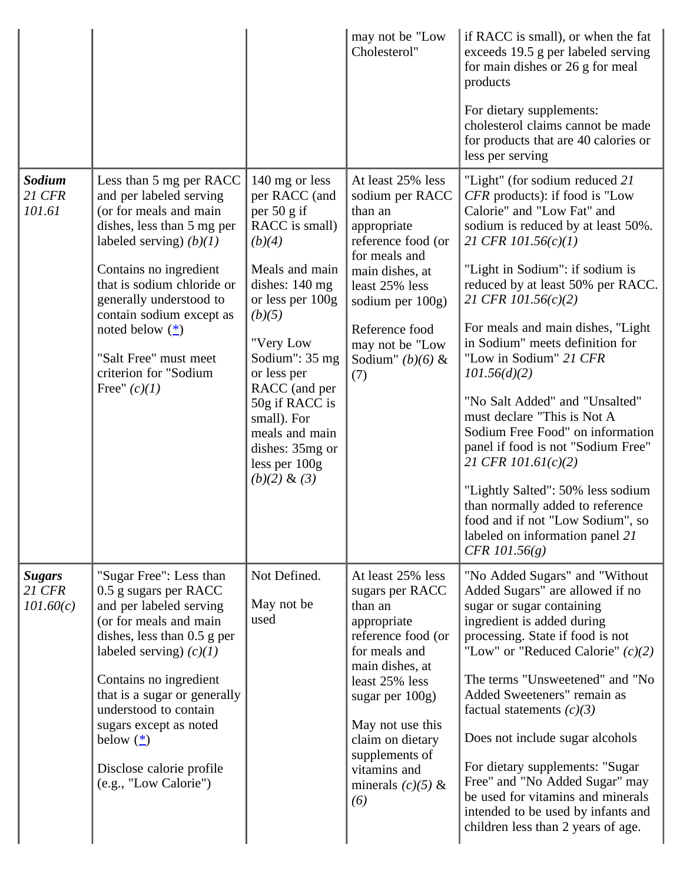| | | | | |
|---|---|---|---|---|
| | | | may not be "Low Cholesterol" | if RACC is small), or when the fat exceeds 19.5 g per labeled serving for main dishes or 26 g for meal products<br><br>For dietary supplements: cholesterol claims cannot be made for products that are 40 calories or less per serving |
| ***Sodium*** *21 CFR 101.61* | Less than 5 mg per RACC and per labeled serving (or for meals and main dishes, less than 5 mg per labeled serving) *(b)(1)*<br><br>Contains no ingredient that is sodium chloride or generally understood to contain sodium except as noted below ([*](#))<br><br>"Salt Free" must meet criterion for "Sodium Free" *(c)(1)* | 140 mg or less per RACC (and per 50 g if RACC is small) *(b)(4)*<br><br>Meals and main dishes: 140 mg or less per 100g *(b)(5)*<br><br>"Very Low Sodium": 35 mg or less per RACC (and per 50g if RACC is small). For meals and main dishes: 35mg or less per 100g *(b)(2)* & *(3)* | At least 25% less sodium per RACC than an appropriate reference food (or for meals and main dishes, at least 25% less sodium per 100g)<br><br>Reference food may not be "Low Sodium" *(b)(6)* & (7) | "Light" (for sodium reduced *21 CFR* products): if food is "Low Calorie" and "Low Fat" and sodium is reduced by at least 50%. *21 CFR 101.56(c)(1)*<br><br>"Light in Sodium": if sodium is reduced by at least 50% per RACC. *21 CFR 101.56(c)(2)*<br><br>For meals and main dishes, "Light in Sodium" meets definition for "Low in Sodium" *21 CFR 101.56(d)(2)*<br><br>"No Salt Added" and "Unsalted" must declare "This is Not A Sodium Free Food" on information panel if food is not "Sodium Free" *21 CFR 101.61(c)(2)*<br><br>"Lightly Salted": 50% less sodium than normally added to reference food and if not "Low Sodium", so labeled on information panel *21 CFR 101.56(g)* |
| ***Sugars*** *21 CFR 101.60(c)* | "Sugar Free": Less than 0.5 g sugars per RACC and per labeled serving (or for meals and main dishes, less than 0.5 g per labeled serving) *(c)(1)*<br><br>Contains no ingredient that is a sugar or generally understood to contain sugars except as noted below ([*](#))<br><br>Disclose calorie profile (e.g., "Low Calorie") | Not Defined.<br><br>May not be used | At least 25% less sugars per RACC than an appropriate reference food (or for meals and main dishes, at least 25% less sugar per 100g)<br><br>May not use this claim on dietary supplements of vitamins and minerals *(c)(5)* & *(6)* | "No Added Sugars" and "Without Added Sugars" are allowed if no sugar or sugar containing ingredient is added during processing. State if food is not "Low" or "Reduced Calorie" *(c)(2)*<br><br>The terms "Unsweetened" and "No Added Sweeteners" remain as factual statements *(c)(3)*<br><br>Does not include sugar alcohols<br><br>For dietary supplements: "Sugar Free" and "No Added Sugar" may be used for vitamins and minerals intended to be used by infants and children less than 2 years of age. |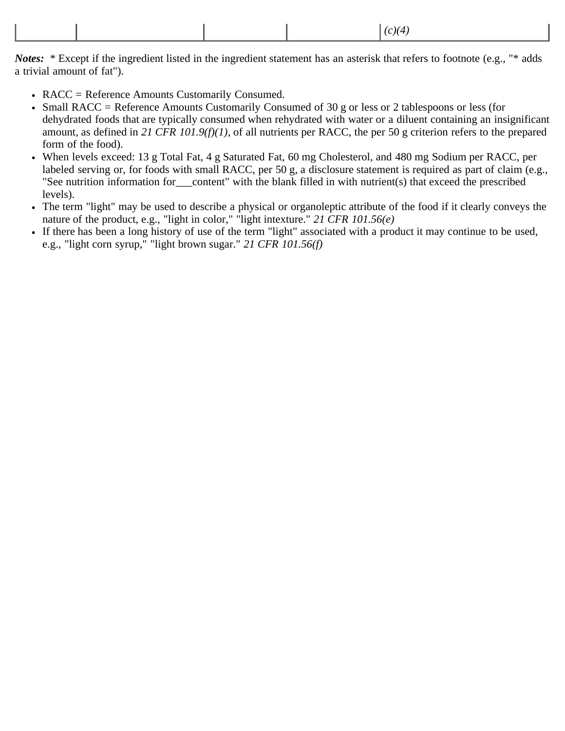| | | | | (c)(4) |
|---|---|---|---|---|

***Notes:*** * Except if the ingredient listed in the ingredient statement has an asterisk that refers to footnote (e.g., "* adds a trivial amount of fat").

- RACC = Reference Amounts Customarily Consumed.
- Small RACC = Reference Amounts Customarily Consumed of 30 g or less or 2 tablespoons or less (for dehydrated foods that are typically consumed when rehydrated with water or a diluent containing an insignificant amount, as defined in *21 CFR 101.9(f)(1)*, of all nutrients per RACC, the per 50 g criterion refers to the prepared form of the food).
- When levels exceed: 13 g Total Fat, 4 g Saturated Fat, 60 mg Cholesterol, and 480 mg Sodium per RACC, per labeled serving or, for foods with small RACC, per 50 g, a disclosure statement is required as part of claim (e.g., "See nutrition information for___content" with the blank filled in with nutrient(s) that exceed the prescribed levels).
- The term "light" may be used to describe a physical or organoleptic attribute of the food if it clearly conveys the nature of the product, e.g., "light in color," "light intexture." *21 CFR 101.56(e)*
- If there has been a long history of use of the term "light" associated with a product it may continue to be used, e.g., "light corn syrup," "light brown sugar." *21 CFR 101.56(f)*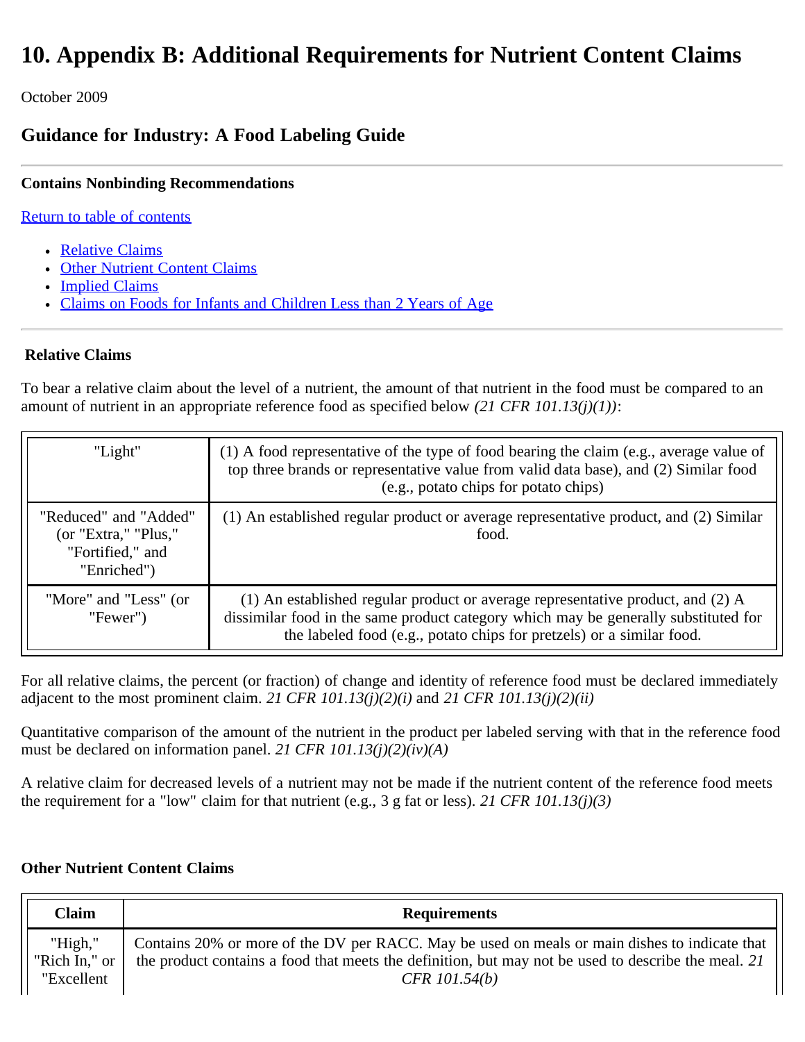# 10. Appendix B: Additional Requirements for Nutrient Content Claims

October 2009

## Guidance for Industry: A Food Labeling Guide

---

**Contains Nonbinding Recommendations**

Return to table of contents

- Relative Claims
- Other Nutrient Content Claims
- Implied Claims
- Claims on Foods for Infants and Children Less than 2 Years of Age

---

**Relative Claims**

To bear a relative claim about the level of a nutrient, the amount of that nutrient in the food must be compared to an amount of nutrient in an appropriate reference food as specified below *(21 CFR 101.13(j)(1))*:

| | |
|---|---|
| "Light" | (1) A food representative of the type of food bearing the claim (e.g., average value of top three brands or representative value from valid data base), and (2) Similar food (e.g., potato chips for potato chips) |
| "Reduced" and "Added" (or "Extra," "Plus," "Fortified," and "Enriched") | (1) An established regular product or average representative product, and (2) Similar food. |
| "More" and "Less" (or "Fewer") | (1) An established regular product or average representative product, and (2) A dissimilar food in the same product category which may be generally substituted for the labeled food (e.g., potato chips for pretzels) or a similar food. |

For all relative claims, the percent (or fraction) of change and identity of reference food must be declared immediately adjacent to the most prominent claim. *21 CFR 101.13(j)(2)(i)* and *21 CFR 101.13(j)(2)(ii)*

Quantitative comparison of the amount of the nutrient in the product per labeled serving with that in the reference food must be declared on information panel. *21 CFR 101.13(j)(2)(iv)(A)*

A relative claim for decreased levels of a nutrient may not be made if the nutrient content of the reference food meets the requirement for a "low" claim for that nutrient (e.g., 3 g fat or less). *21 CFR 101.13(j)(3)*

**Other Nutrient Content Claims**

| Claim | Requirements |
|---|---|
| "High," "Rich In," or "Excellent | Contains 20% or more of the DV per RACC. May be used on meals or main dishes to indicate that the product contains a food that meets the definition, but may not be used to describe the meal. *21 CFR 101.54(b)* |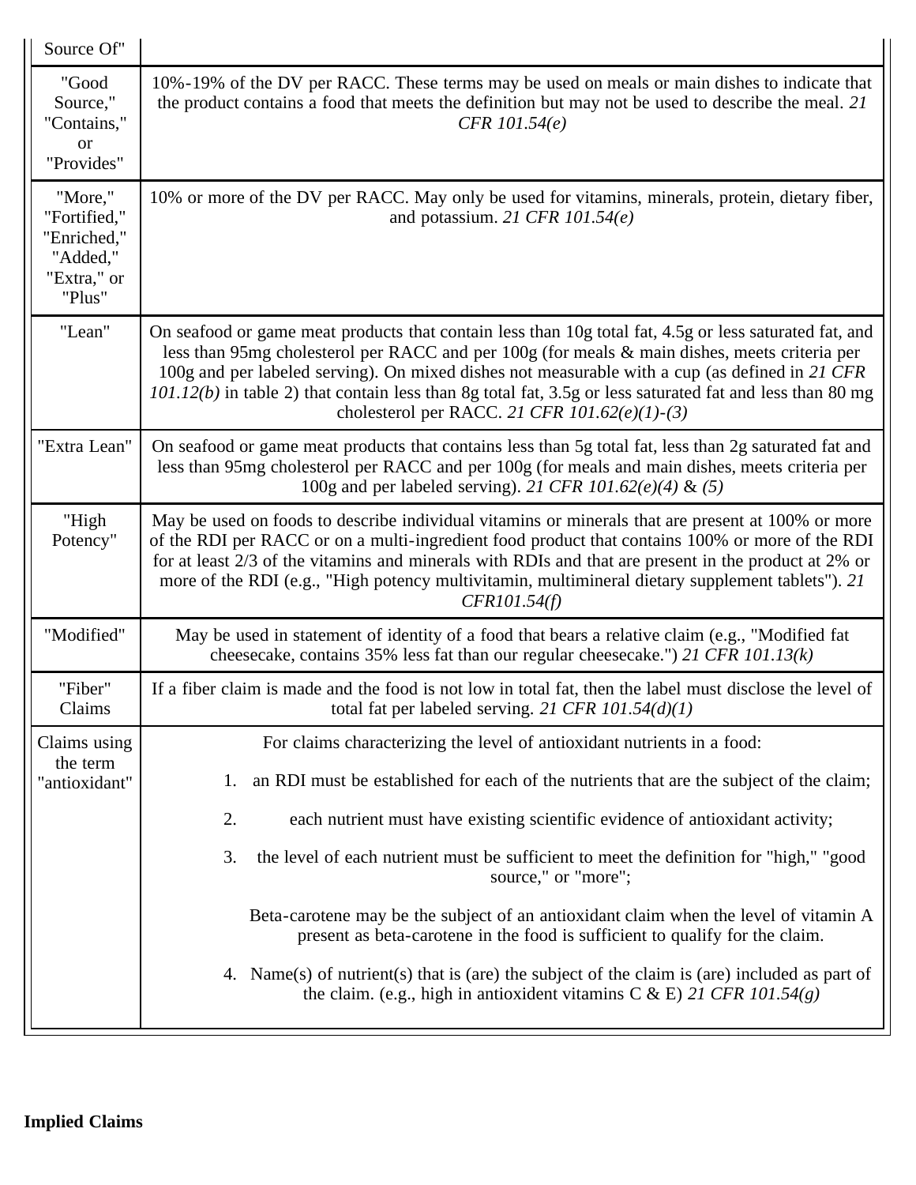| | |
|---|---|
| Source Of" | |
| "Good Source," "Contains," or "Provides" | 10%-19% of the DV per RACC. These terms may be used on meals or main dishes to indicate that the product contains a food that meets the definition but may not be used to describe the meal. *21 CFR 101.54(e)* |
| "More," "Fortified," "Enriched," "Added," "Extra," or "Plus" | 10% or more of the DV per RACC. May only be used for vitamins, minerals, protein, dietary fiber, and potassium. *21 CFR 101.54(e)* |
| "Lean" | On seafood or game meat products that contain less than 10g total fat, 4.5g or less saturated fat, and less than 95mg cholesterol per RACC and per 100g (for meals & main dishes, meets criteria per 100g and per labeled serving). On mixed dishes not measurable with a cup (as defined in *21 CFR 101.12(b)* in table 2) that contain less than 8g total fat, 3.5g or less saturated fat and less than 80 mg cholesterol per RACC. *21 CFR 101.62(e)(1)-(3)* |
| "Extra Lean" | On seafood or game meat products that contains less than 5g total fat, less than 2g saturated fat and less than 95mg cholesterol per RACC and per 100g (for meals and main dishes, meets criteria per 100g and per labeled serving). *21 CFR 101.62(e)(4)* & *(5)* |
| "High Potency" | May be used on foods to describe individual vitamins or minerals that are present at 100% or more of the RDI per RACC or on a multi-ingredient food product that contains 100% or more of the RDI for at least 2/3 of the vitamins and minerals with RDIs and that are present in the product at 2% or more of the RDI (e.g., "High potency multivitamin, multimineral dietary supplement tablets"). *21 CFR101.54(f)* |
| "Modified" | May be used in statement of identity of a food that bears a relative claim (e.g., "Modified fat cheesecake, contains 35% less fat than our regular cheesecake.") *21 CFR 101.13(k)* |
| "Fiber" Claims | If a fiber claim is made and the food is not low in total fat, then the label must disclose the level of total fat per labeled serving. *21 CFR 101.54(d)(1)* |
| Claims using the term "antioxidant" | For claims characterizing the level of antioxidant nutrients in a food: 1. an RDI must be established for each of the nutrients that are the subject of the claim; 2. each nutrient must have existing scientific evidence of antioxidant activity; 3. the level of each nutrient must be sufficient to meet the definition for "high," "good source," or "more"; Beta-carotene may be the subject of an antioxidant claim when the level of vitamin A present as beta-carotene in the food is sufficient to qualify for the claim. 4. Name(s) of nutrient(s) that is (are) the subject of the claim is (are) included as part of the claim. (e.g., high in antioxident vitamins C & E) *21 CFR 101.54(g)* |

**Implied Claims**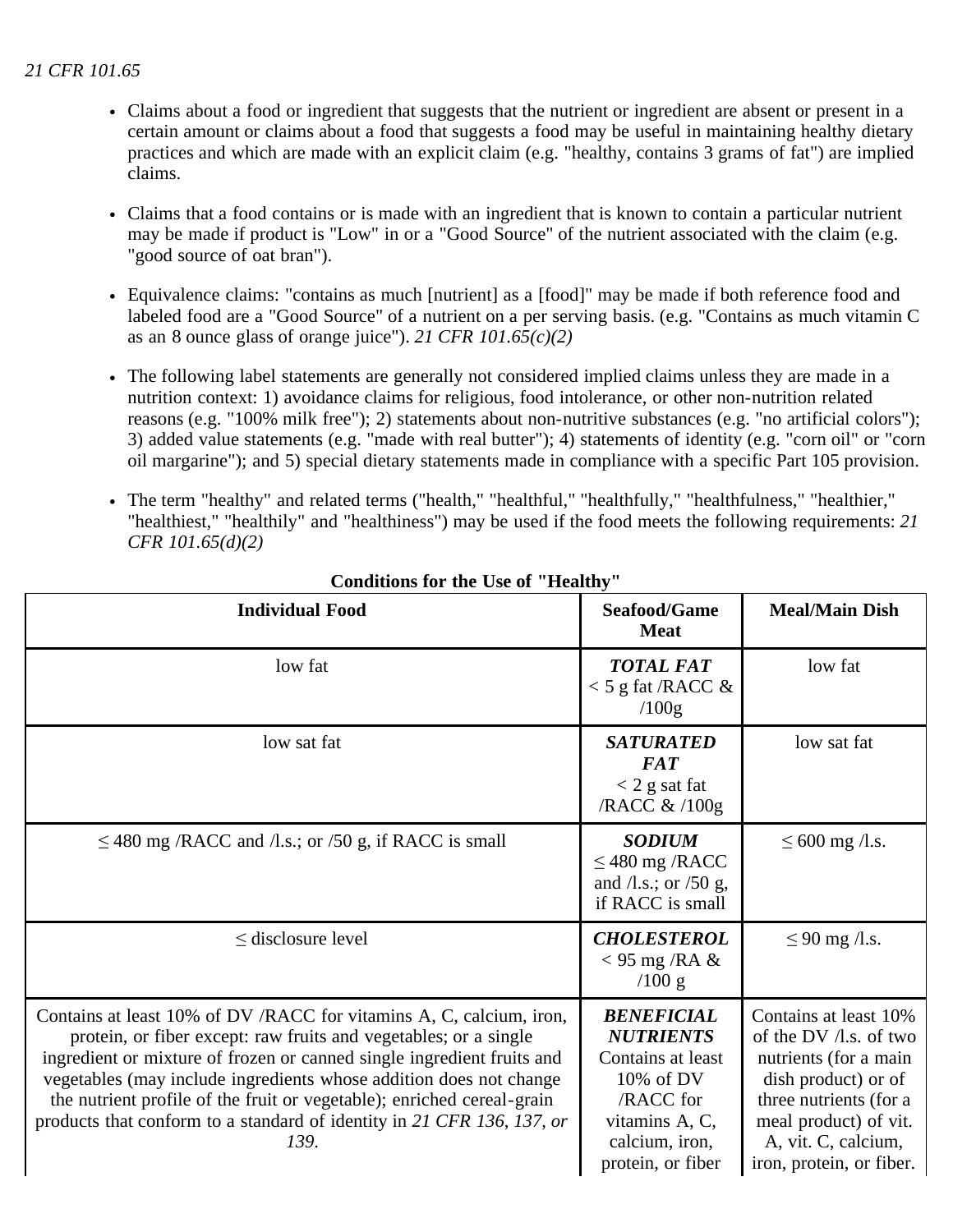*21 CFR 101.65*

- Claims about a food or ingredient that suggests that the nutrient or ingredient are absent or present in a certain amount or claims about a food that suggests a food may be useful in maintaining healthy dietary practices and which are made with an explicit claim (e.g. "healthy, contains 3 grams of fat") are implied claims.

- Claims that a food contains or is made with an ingredient that is known to contain a particular nutrient may be made if product is "Low" in or a "Good Source" of the nutrient associated with the claim (e.g. "good source of oat bran").

- Equivalence claims: "contains as much [nutrient] as a [food]" may be made if both reference food and labeled food are a "Good Source" of a nutrient on a per serving basis. (e.g. "Contains as much vitamin C as an 8 ounce glass of orange juice"). *21 CFR 101.65(c)(2)*

- The following label statements are generally not considered implied claims unless they are made in a nutrition context: 1) avoidance claims for religious, food intolerance, or other non-nutrition related reasons (e.g. "100% milk free"); 2) statements about non-nutritive substances (e.g. "no artificial colors"); 3) added value statements (e.g. "made with real butter"); 4) statements of identity (e.g. "corn oil" or "corn oil margarine"); and 5) special dietary statements made in compliance with a specific Part 105 provision.

- The term "healthy" and related terms ("health," "healthful," "healthfully," "healthfulness," "healthier," "healthiest," "healthily" and "healthiness") may be used if the food meets the following requirements: *21 CFR 101.65(d)(2)*

**Conditions for the Use of "Healthy"**

| Individual Food | Seafood/Game Meat | Meal/Main Dish |
|---|---|---|
| low fat | ***TOTAL FAT*** < 5 g fat /RACC & /100g | low fat |
| low sat fat | ***SATURATED FAT*** < 2 g sat fat /RACC & /100g | low sat fat |
| ≤ 480 mg /RACC and /l.s.; or /50 g, if RACC is small | ***SODIUM*** ≤ 480 mg /RACC and /l.s.; or /50 g, if RACC is small | ≤ 600 mg /l.s. |
| ≤ disclosure level | ***CHOLESTEROL*** < 95 mg /RA & /100 g | ≤ 90 mg /l.s. |
| Contains at least 10% of DV /RACC for vitamins A, C, calcium, iron, protein, or fiber except: raw fruits and vegetables; or a single ingredient or mixture of frozen or canned single ingredient fruits and vegetables (may include ingredients whose addition does not change the nutrient profile of the fruit or vegetable); enriched cereal-grain products that conform to a standard of identity in *21 CFR 136, 137, or 139*. | ***BENEFICIAL NUTRIENTS*** Contains at least 10% of DV /RACC for vitamins A, C, calcium, iron, protein, or fiber | Contains at least 10% of the DV /l.s. of two nutrients (for a main dish product) or of three nutrients (for a meal product) of vit. A, vit. C, calcium, iron, protein, or fiber. |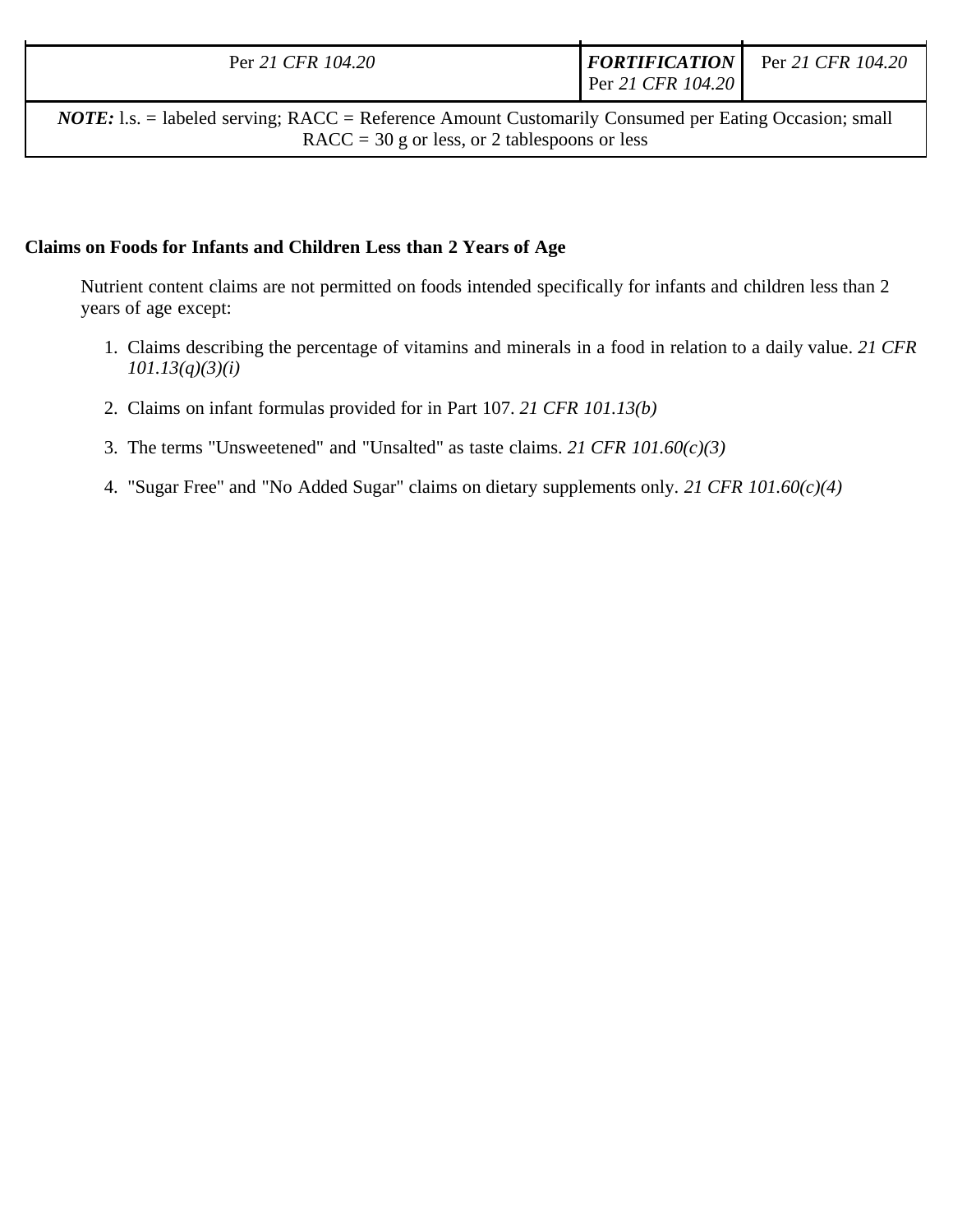| Per *21 CFR 104.20* | ***FORTIFICATION*** Per *21 CFR 104.20* | Per *21 CFR 104.20* |
|---|---|---|
| ***NOTE:*** l.s. = labeled serving; RACC = Reference Amount Customarily Consumed per Eating Occasion; small RACC = 30 g or less, or 2 tablespoons or less | | |

**Claims on Foods for Infants and Children Less than 2 Years of Age**

Nutrient content claims are not permitted on foods intended specifically for infants and children less than 2 years of age except:

1. Claims describing the percentage of vitamins and minerals in a food in relation to a daily value. *21 CFR 101.13(q)(3)(i)*
2. Claims on infant formulas provided for in Part 107. *21 CFR 101.13(b)*
3. The terms "Unsweetened" and "Unsalted" as taste claims. *21 CFR 101.60(c)(3)*
4. "Sugar Free" and "No Added Sugar" claims on dietary supplements only. *21 CFR 101.60(c)(4)*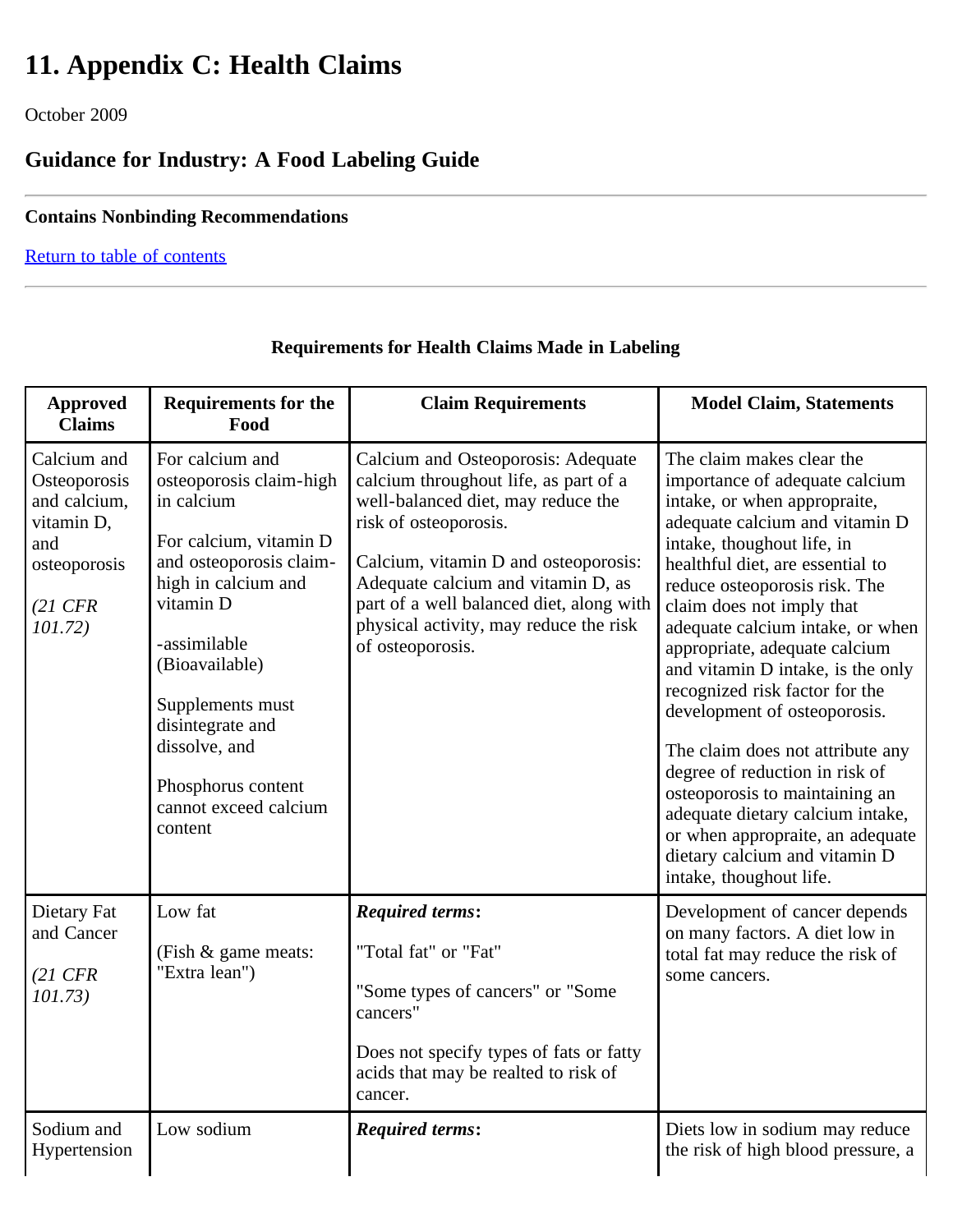# 11. Appendix C: Health Claims

October 2009

## Guidance for Industry: A Food Labeling Guide

**Contains Nonbinding Recommendations**

Return to table of contents

**Requirements for Health Claims Made in Labeling**

| Approved Claims | Requirements for the Food | Claim Requirements | Model Claim, Statements |
|---|---|---|---|
| Calcium and Osteoporosis and calcium, vitamin D, and osteoporosis<br><br>*(21 CFR 101.72)* | For calcium and osteoporosis claim-high in calcium<br><br>For calcium, vitamin D and osteoporosis claim-high in calcium and vitamin D<br><br>-assimilable (Bioavailable)<br><br>Supplements must disintegrate and dissolve, and<br><br>Phosphorus content cannot exceed calcium content | Calcium and Osteoporosis: Adequate calcium throughout life, as part of a well-balanced diet, may reduce the risk of osteoporosis.<br><br>Calcium, vitamin D and osteoporosis: Adequate calcium and vitamin D, as part of a well balanced diet, along with physical activity, may reduce the risk of osteoporosis. | The claim makes clear the importance of adequate calcium intake, or when appropraite, adequate calcium and vitamin D intake, thoughout life, in healthful diet, are essential to reduce osteoporosis risk. The claim does not imply that adequate calcium intake, or when appropriate, adequate calcium and vitamin D intake, is the only recognized risk factor for the development of osteoporosis.<br><br>The claim does not attribute any degree of reduction in risk of osteoporosis to maintaining an adequate dietary calcium intake, or when appropraite, an adequate dietary calcium and vitamin D intake, thoughout life. |
| Dietary Fat and Cancer<br><br>*(21 CFR 101.73)* | Low fat<br><br>(Fish & game meats: "Extra lean") | ***Required terms*:**<br><br>"Total fat" or "Fat"<br><br>"Some types of cancers" or "Some cancers"<br><br>Does not specify types of fats or fatty acids that may be realted to risk of cancer. | Development of cancer depends on many factors. A diet low in total fat may reduce the risk of some cancers. |
| Sodium and Hypertension | Low sodium | ***Required terms*:** | Diets low in sodium may reduce the risk of high blood pressure, a |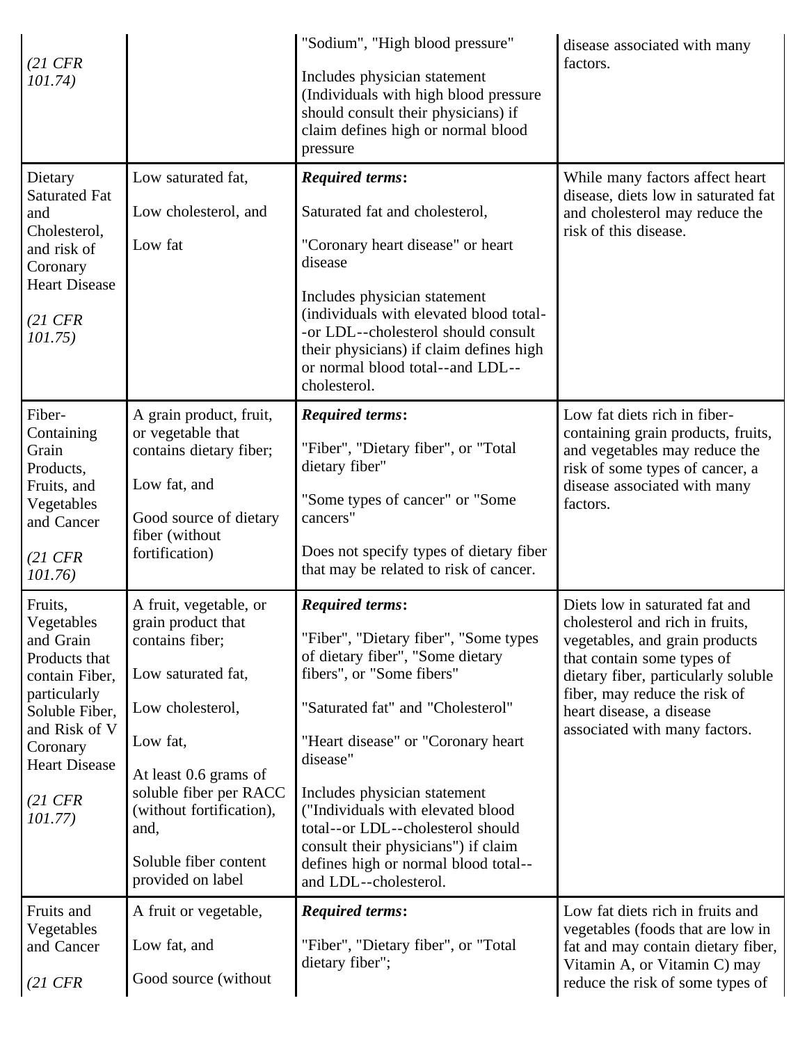| | | | |
|---|---|---|---|
| *(21 CFR 101.74)* | | "Sodium", "High blood pressure"<br><br>Includes physician statement (Individuals with high blood pressure should consult their physicians) if claim defines high or normal blood pressure | disease associated with many factors. |
| Dietary Saturated Fat and Cholesterol, and risk of Coronary Heart Disease<br><br>*(21 CFR 101.75)* | Low saturated fat,<br><br>Low cholesterol, and<br><br>Low fat | ***Required terms*:**<br><br>Saturated fat and cholesterol,<br><br>"Coronary heart disease" or heart disease<br><br>Includes physician statement (individuals with elevated blood total--or LDL--cholesterol should consult their physicians) if claim defines high or normal blood total--and LDL--cholesterol. | While many factors affect heart disease, diets low in saturated fat and cholesterol may reduce the risk of this disease. |
| Fiber-Containing Grain Products, Fruits, and Vegetables and Cancer<br><br>*(21 CFR 101.76)* | A grain product, fruit, or vegetable that contains dietary fiber;<br><br>Low fat, and<br><br>Good source of dietary fiber (without fortification) | ***Required terms*:**<br><br>"Fiber", "Dietary fiber", or "Total dietary fiber"<br><br>"Some types of cancer" or "Some cancers"<br><br>Does not specify types of dietary fiber that may be related to risk of cancer. | Low fat diets rich in fiber-containing grain products, fruits, and vegetables may reduce the risk of some types of cancer, a disease associated with many factors. |
| Fruits, Vegetables and Grain Products that contain Fiber, particularly Soluble Fiber, and Risk of V Coronary Heart Disease<br><br>*(21 CFR 101.77)* | A fruit, vegetable, or grain product that contains fiber;<br><br>Low saturated fat,<br><br>Low cholesterol,<br><br>Low fat,<br><br>At least 0.6 grams of soluble fiber per RACC (without fortification), and,<br><br>Soluble fiber content provided on label | ***Required terms*:**<br><br>"Fiber", "Dietary fiber", "Some types of dietary fiber", "Some dietary fibers", or "Some fibers"<br><br>"Saturated fat" and "Cholesterol"<br><br>"Heart disease" or "Coronary heart disease"<br><br>Includes physician statement ("Individuals with elevated blood total--or LDL--cholesterol should consult their physicians") if claim defines high or normal blood total--and LDL--cholesterol. | Diets low in saturated fat and cholesterol and rich in fruits, vegetables, and grain products that contain some types of dietary fiber, particularly soluble fiber, may reduce the risk of heart disease, a disease associated with many factors. |
| Fruits and Vegetables and Cancer<br><br>*(21 CFR* | A fruit or vegetable,<br><br>Low fat, and<br><br>Good source (without | ***Required terms*:**<br><br>"Fiber", "Dietary fiber", or "Total dietary fiber"; | Low fat diets rich in fruits and vegetables (foods that are low in fat and may contain dietary fiber, Vitamin A, or Vitamin C) may reduce the risk of some types of |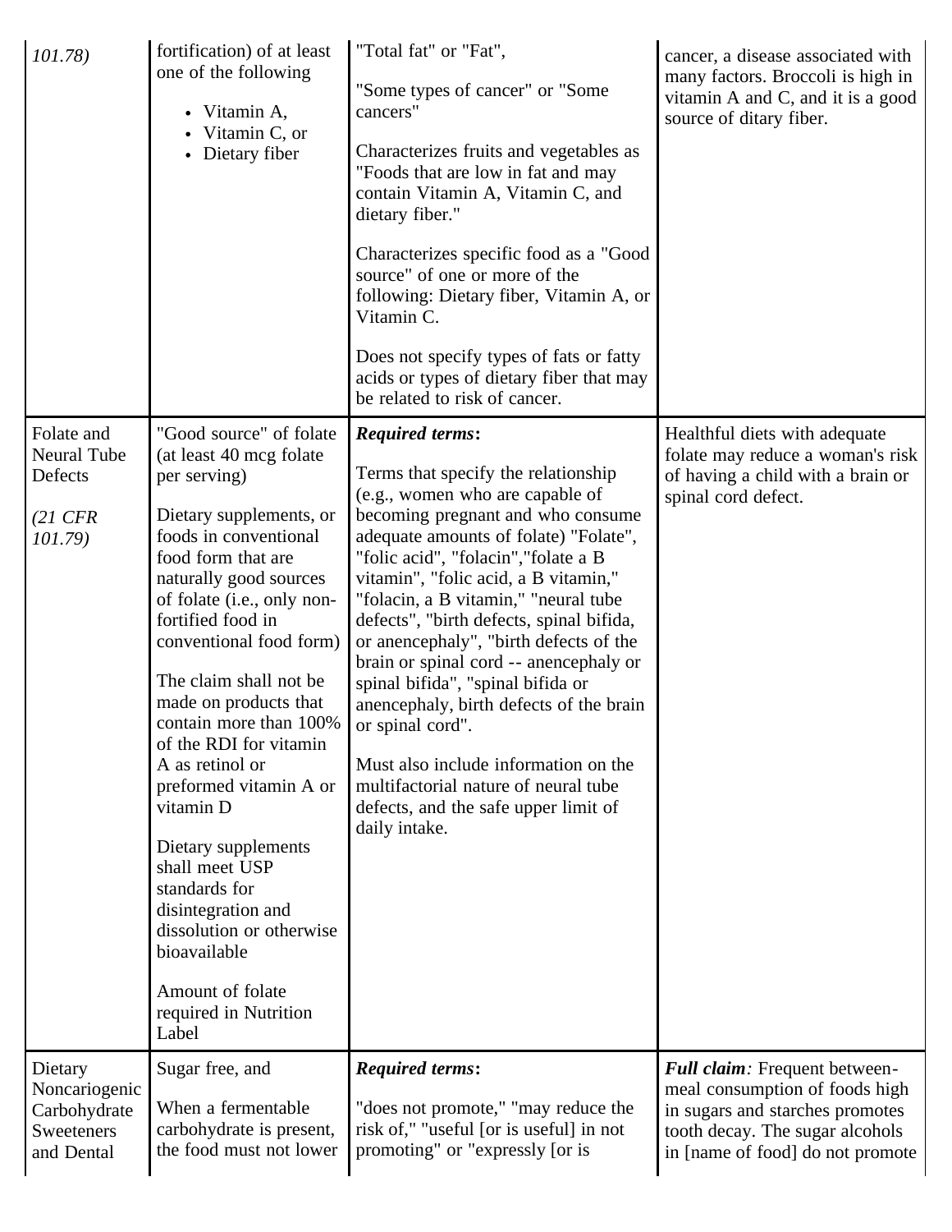| | | | |
|---|---|---|---|
| *101.78)* | fortification) of at least one of the following<br>• Vitamin A,<br>• Vitamin C, or<br>• Dietary fiber | "Total fat" or "Fat",<br><br>"Some types of cancer" or "Some cancers"<br><br>Characterizes fruits and vegetables as "Foods that are low in fat and may contain Vitamin A, Vitamin C, and dietary fiber."<br><br>Characterizes specific food as a "Good source" of one or more of the following: Dietary fiber, Vitamin A, or Vitamin C.<br><br>Does not specify types of fats or fatty acids or types of dietary fiber that may be related to risk of cancer. | cancer, a disease associated with many factors. Broccoli is high in vitamin A and C, and it is a good source of ditary fiber. |
| Folate and Neural Tube Defects<br><br>*(21 CFR 101.79)* | "Good source" of folate (at least 40 mcg folate per serving)<br><br>Dietary supplements, or foods in conventional food form that are naturally good sources of folate (i.e., only non-fortified food in conventional food form)<br><br>The claim shall not be made on products that contain more than 100% of the RDI for vitamin A as retinol or preformed vitamin A or vitamin D<br><br>Dietary supplements shall meet USP standards for disintegration and dissolution or otherwise bioavailable<br><br>Amount of folate required in Nutrition Label | ***Required terms*:**<br><br>Terms that specify the relationship (e.g., women who are capable of becoming pregnant and who consume adequate amounts of folate) "Folate", "folic acid", "folacin","folate a B vitamin", "folic acid, a B vitamin," "folacin, a B vitamin," "neural tube defects", "birth defects, spinal bifida, or anencephaly", "birth defects of the brain or spinal cord -- anencephaly or spinal bifida", "spinal bifida or anencephaly, birth defects of the brain or spinal cord".<br><br>Must also include information on the multifactorial nature of neural tube defects, and the safe upper limit of daily intake. | Healthful diets with adequate folate may reduce a woman's risk of having a child with a brain or spinal cord defect. |
| Dietary Noncariogenic Carbohydrate Sweeteners and Dental | Sugar free, and<br><br>When a fermentable carbohydrate is present, the food must not lower | ***Required terms*:**<br><br>"does not promote," "may reduce the risk of," "useful [or is useful] in not promoting" or "expressly [or is | ***Full claim**:* Frequent between-meal consumption of foods high in sugars and starches promotes tooth decay. The sugar alcohols in [name of food] do not promote |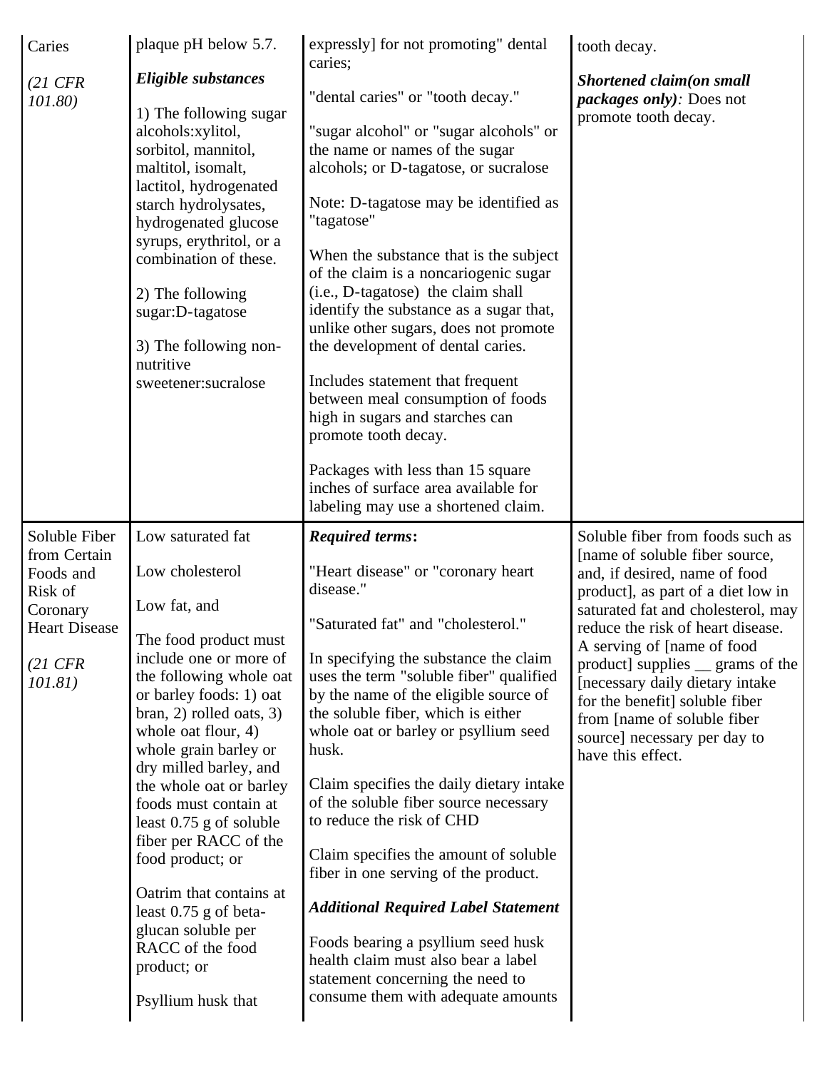| | | | |
|---|---|---|---|
| Caries<br><br>*(21 CFR 101.80)* | plaque pH below 5.7.<br><br>***Eligible substances***<br><br>1) The following sugar alcohols:xylitol, sorbitol, mannitol, maltitol, isomalt, lactitol, hydrogenated starch hydrolysates, hydrogenated glucose syrups, erythritol, or a combination of these.<br><br>2) The following sugar:D-tagatose<br><br>3) The following non-nutritive sweetener:sucralose | expressly] for not promoting" dental caries;<br><br>"dental caries" or "tooth decay."<br><br>"sugar alcohol" or "sugar alcohols" or the name or names of the sugar alcohols; or D-tagatose, or sucralose<br><br>Note: D-tagatose may be identified as "tagatose"<br><br>When the substance that is the subject of the claim is a noncariogenic sugar (i.e., D-tagatose) the claim shall identify the substance as a sugar that, unlike other sugars, does not promote the development of dental caries.<br><br>Includes statement that frequent between meal consumption of foods high in sugars and starches can promote tooth decay.<br><br>Packages with less than 15 square inches of surface area available for labeling may use a shortened claim. | tooth decay.<br><br>***Shortened claim(on small packages only)****:* Does not promote tooth decay. |
| Soluble Fiber from Certain Foods and Risk of Coronary Heart Disease<br><br>*(21 CFR 101.81)* | Low saturated fat<br><br>Low cholesterol<br><br>Low fat, and<br><br>The food product must include one or more of the following whole oat or barley foods: 1) oat bran, 2) rolled oats, 3) whole oat flour, 4) whole grain barley or dry milled barley, and the whole oat or barley foods must contain at least 0.75 g of soluble fiber per RACC of the food product; or<br><br>Oatrim that contains at least 0.75 g of beta-glucan soluble per RACC of the food product; or<br><br>Psyllium husk that | ***Required terms*****:**<br><br>"Heart disease" or "coronary heart disease."<br><br>"Saturated fat" and "cholesterol."<br><br>In specifying the substance the claim uses the term "soluble fiber" qualified by the name of the eligible source of the soluble fiber, which is either whole oat or barley or psyllium seed husk.<br><br>Claim specifies the daily dietary intake of the soluble fiber source necessary to reduce the risk of CHD<br><br>Claim specifies the amount of soluble fiber in one serving of the product.<br><br>***Additional Required Label Statement***<br><br>Foods bearing a psyllium seed husk health claim must also bear a label statement concerning the need to consume them with adequate amounts | Soluble fiber from foods such as [name of soluble fiber source, and, if desired, name of food product], as part of a diet low in saturated fat and cholesterol, may reduce the risk of heart disease. A serving of [name of food product] supplies __ grams of the [necessary daily dietary intake for the benefit] soluble fiber from [name of soluble fiber source] necessary per day to have this effect. |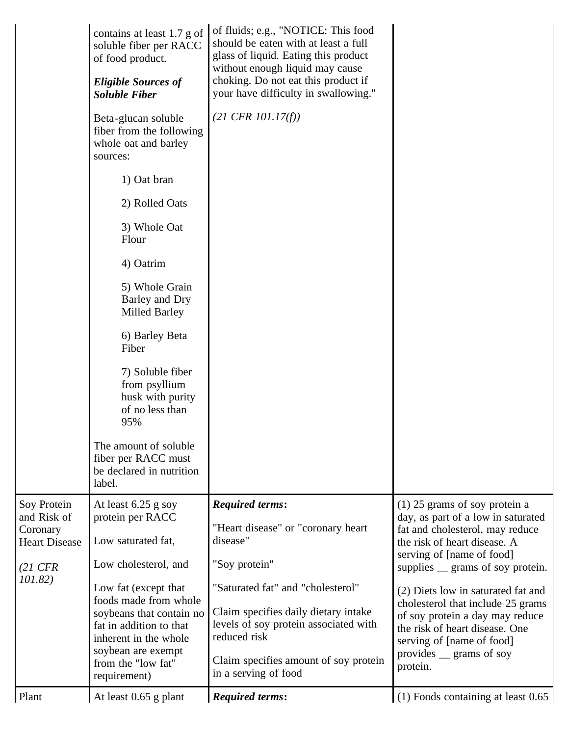| | | | |
|---|---|---|---|
| | contains at least 1.7 g of soluble fiber per RACC of food product.<br><br>***Eligible Sources of Soluble Fiber***<br><br>Beta-glucan soluble fiber from the following whole oat and barley sources:<br><br>1) Oat bran<br><br>2) Rolled Oats<br><br>3) Whole Oat Flour<br><br>4) Oatrim<br><br>5) Whole Grain Barley and Dry Milled Barley<br><br>6) Barley Beta Fiber<br><br>7) Soluble fiber from psyllium husk with purity of no less than 95%<br><br>The amount of soluble fiber per RACC must be declared in nutrition label. | of fluids; e.g., "NOTICE: This food should be eaten with at least a full glass of liquid. Eating this product without enough liquid may cause choking. Do not eat this product if your have difficulty in swallowing."<br><br>*(21 CFR 101.17(f))* | |
| Soy Protein and Risk of Coronary Heart Disease<br><br>*(21 CFR 101.82)* | At least 6.25 g soy protein per RACC<br><br>Low saturated fat,<br><br>Low cholesterol, and<br><br>Low fat (except that foods made from whole soybeans that contain no fat in addition to that inherent in the whole soybean are exempt from the "low fat" requirement) | ***Required terms*:**<br><br>"Heart disease" or "coronary heart disease"<br><br>"Soy protein"<br><br>"Saturated fat" and "cholesterol"<br><br>Claim specifies daily dietary intake levels of soy protein associated with reduced risk<br><br>Claim specifies amount of soy protein in a serving of food | (1) 25 grams of soy protein a day, as part of a low in saturated fat and cholesterol, may reduce the risk of heart disease. A serving of [name of food] supplies __ grams of soy protein.<br><br>(2) Diets low in saturated fat and cholesterol that include 25 grams of soy protein a day may reduce the risk of heart disease. One serving of [name of food] provides __ grams of soy protein. |
| Plant | At least 0.65 g plant | ***Required terms*:** | (1) Foods containing at least 0.65 |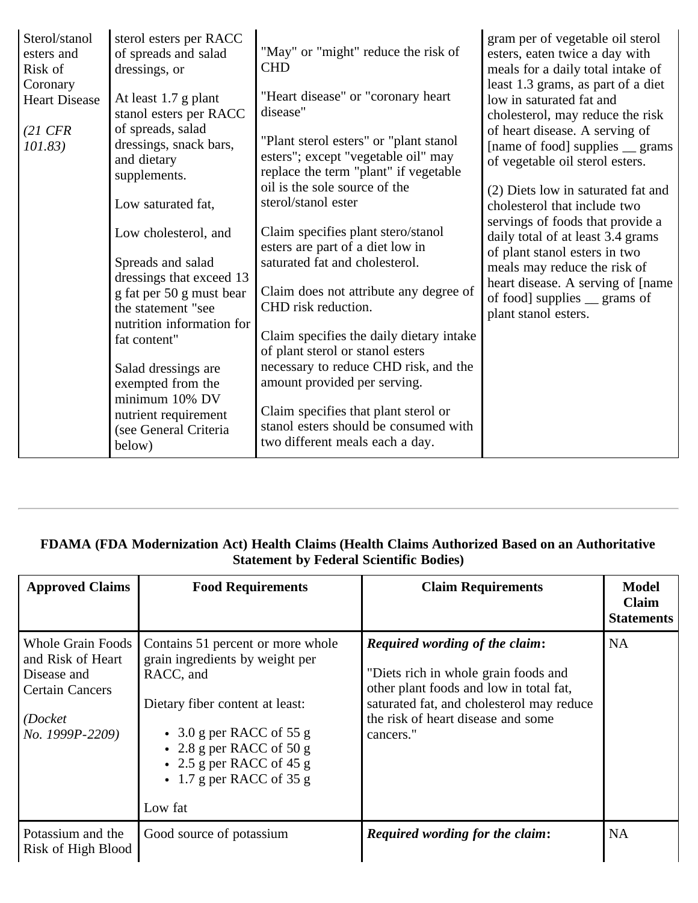| | | | |
|---|---|---|---|
| Sterol/stanol esters and Risk of Coronary Heart Disease<br><br>*(21 CFR 101.83)* | sterol esters per RACC of spreads and salad dressings, or<br><br>At least 1.7 g plant stanol esters per RACC of spreads, salad dressings, snack bars, and dietary supplements.<br><br>Low saturated fat,<br><br>Low cholesterol, and<br><br>Spreads and salad dressings that exceed 13 g fat per 50 g must bear the statement "see nutrition information for fat content"<br><br>Salad dressings are exempted from the minimum 10% DV nutrient requirement (see General Criteria below) | "May" or "might" reduce the risk of CHD<br><br>"Heart disease" or "coronary heart disease"<br><br>"Plant sterol esters" or "plant stanol esters"; except "vegetable oil" may replace the term "plant" if vegetable oil is the sole source of the sterol/stanol ester<br><br>Claim specifies plant stero/stanol esters are part of a diet low in saturated fat and cholesterol.<br><br>Claim does not attribute any degree of CHD risk reduction.<br><br>Claim specifies the daily dietary intake of plant sterol or stanol esters necessary to reduce CHD risk, and the amount provided per serving.<br><br>Claim specifies that plant sterol or stanol esters should be consumed with two different meals each a day. | gram per of vegetable oil sterol esters, eaten twice a day with meals for a daily total intake of least 1.3 grams, as part of a diet low in saturated fat and cholesterol, may reduce the risk of heart disease. A serving of [name of food] supplies __ grams of vegetable oil sterol esters.<br><br>(2) Diets low in saturated fat and cholesterol that include two servings of foods that provide a daily total of at least 3.4 grams of plant stanol esters in two meals may reduce the risk of heart disease. A serving of [name of food] supplies __ grams of plant stanol esters. |

---

**FDAMA (FDA Modernization Act) Health Claims (Health Claims Authorized Based on an Authoritative Statement by Federal Scientific Bodies)**

| Approved Claims | Food Requirements | Claim Requirements | Model Claim Statements |
|---|---|---|---|
| Whole Grain Foods and Risk of Heart Disease and Certain Cancers<br><br>*(Docket No. 1999P-2209)* | Contains 51 percent or more whole grain ingredients by weight per RACC, and<br><br>Dietary fiber content at least:<br><br>• 3.0 g per RACC of 55 g<br>• 2.8 g per RACC of 50 g<br>• 2.5 g per RACC of 45 g<br>• 1.7 g per RACC of 35 g<br><br>Low fat | ***Required wording of the claim*:**<br><br>"Diets rich in whole grain foods and other plant foods and low in total fat, saturated fat, and cholesterol may reduce the risk of heart disease and some cancers." | NA |
| Potassium and the Risk of High Blood | Good source of potassium | ***Required wording for the claim*:** | NA |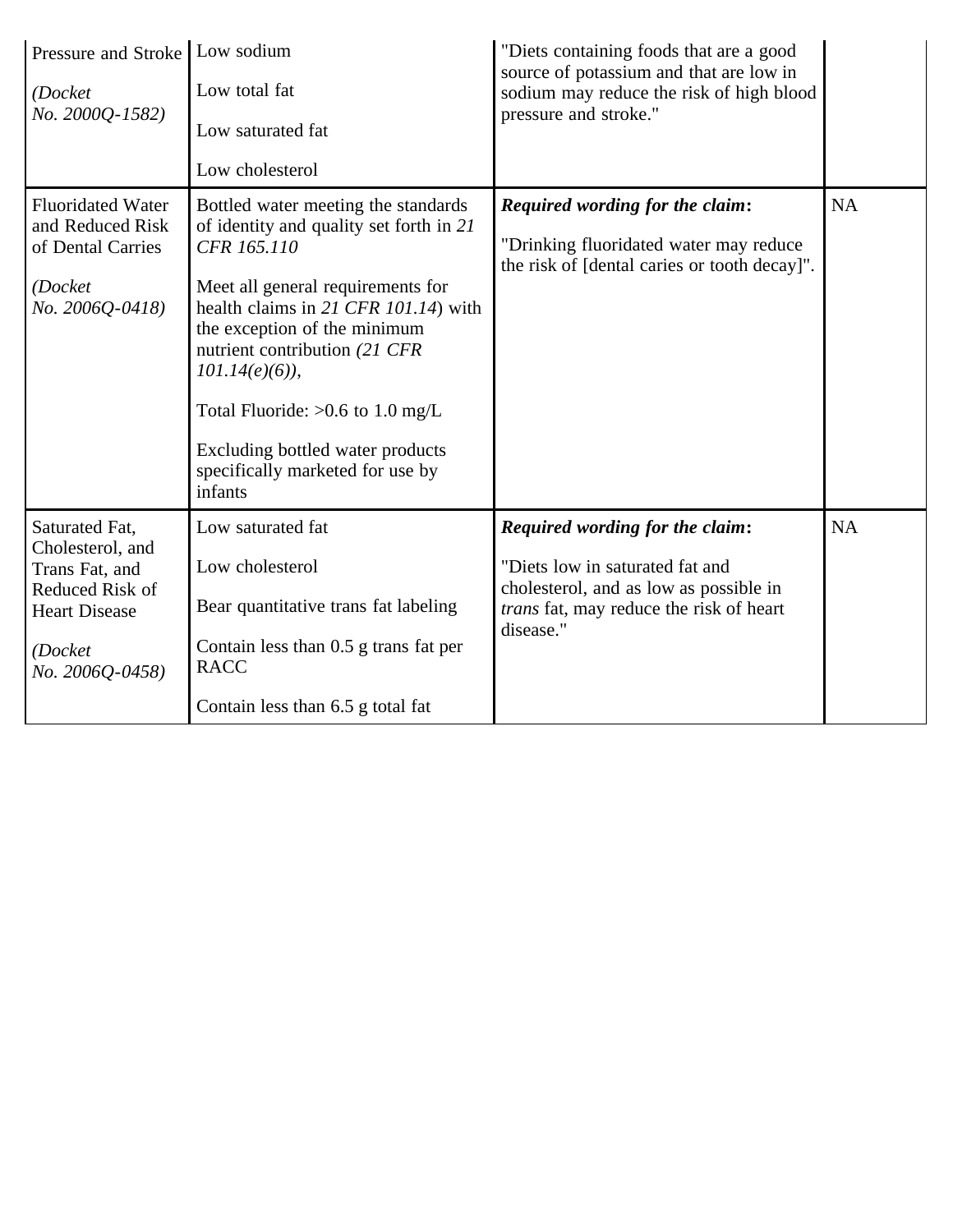| | | | |
|---|---|---|---|
| Pressure and Stroke<br><br>*(Docket No. 2000Q-1582)* | Low sodium<br><br>Low total fat<br><br>Low saturated fat<br><br>Low cholesterol | "Diets containing foods that are a good source of potassium and that are low in sodium may reduce the risk of high blood pressure and stroke." | |
| Fluoridated Water and Reduced Risk of Dental Carries<br><br>*(Docket No. 2006Q-0418)* | Bottled water meeting the standards of identity and quality set forth in *21 CFR 165.110*<br><br>Meet all general requirements for health claims in *21 CFR 101.14*) with the exception of the minimum nutrient contribution *(21 CFR 101.14(e)(6))*,<br><br>Total Fluoride: >0.6 to 1.0 mg/L<br><br>Excluding bottled water products specifically marketed for use by infants | ***Required wording for the claim*:**<br><br>"Drinking fluoridated water may reduce the risk of [dental caries or tooth decay]". | NA |
| Saturated Fat, Cholesterol, and Trans Fat, and Reduced Risk of Heart Disease<br><br>*(Docket No. 2006Q-0458)* | Low saturated fat<br><br>Low cholesterol<br><br>Bear quantitative trans fat labeling<br><br>Contain less than 0.5 g trans fat per RACC<br><br>Contain less than 6.5 g total fat | ***Required wording for the claim*:**<br><br>"Diets low in saturated fat and cholesterol, and as low as possible in *trans* fat, may reduce the risk of heart disease." | NA |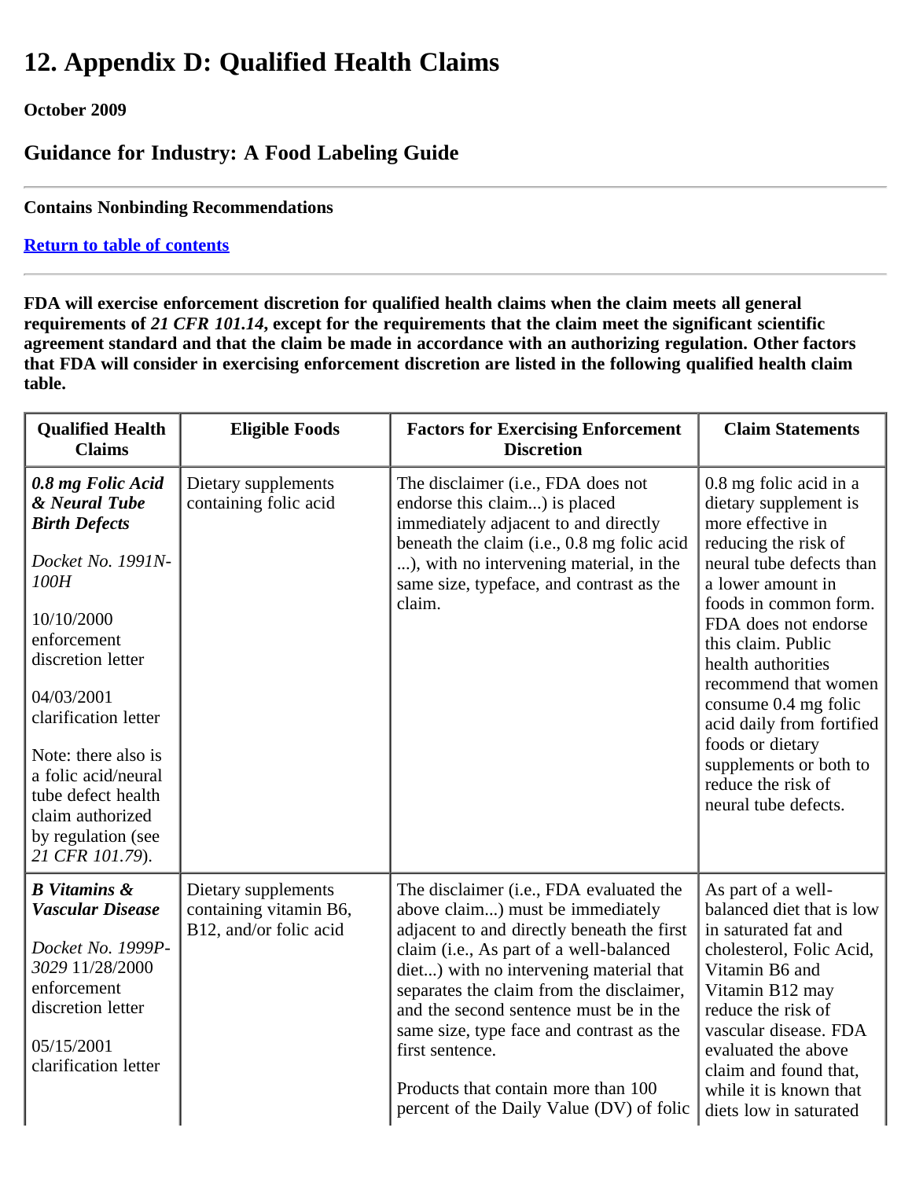# 12. Appendix D: Qualified Health Claims

**October 2009**

## Guidance for Industry: A Food Labeling Guide

---

**Contains Nonbinding Recommendations**

**[Return to table of contents]**

---

**FDA will exercise enforcement discretion for qualified health claims when the claim meets all general requirements of *21 CFR 101.14*, except for the requirements that the claim meet the significant scientific agreement standard and that the claim be made in accordance with an authorizing regulation. Other factors that FDA will consider in exercising enforcement discretion are listed in the following qualified health claim table.**

| Qualified Health Claims | Eligible Foods | Factors for Exercising Enforcement Discretion | Claim Statements |
|---|---|---|---|
| ***0.8 mg Folic Acid & Neural Tube Birth Defects*** <br><br> *Docket No. 1991N-100H* <br><br> 10/10/2000 enforcement discretion letter <br><br> 04/03/2001 clarification letter <br><br> Note: there also is a folic acid/neural tube defect health claim authorized by regulation (see *21 CFR 101.79*). | Dietary supplements containing folic acid | The disclaimer (i.e., FDA does not endorse this claim...) is placed immediately adjacent to and directly beneath the claim (i.e., 0.8 mg folic acid ...), with no intervening material, in the same size, typeface, and contrast as the claim. | 0.8 mg folic acid in a dietary supplement is more effective in reducing the risk of neural tube defects than a lower amount in foods in common form. FDA does not endorse this claim. Public health authorities recommend that women consume 0.4 mg folic acid daily from fortified foods or dietary supplements or both to reduce the risk of neural tube defects. |
| ***B Vitamins & Vascular Disease*** <br><br> *Docket No. 1999P-3029* 11/28/2000 enforcement discretion letter <br><br> 05/15/2001 clarification letter | Dietary supplements containing vitamin B6, B12, and/or folic acid | The disclaimer (i.e., FDA evaluated the above claim...) must be immediately adjacent to and directly beneath the first claim (i.e., As part of a well-balanced diet...) with no intervening material that separates the claim from the disclaimer, and the second sentence must be in the same size, type face and contrast as the first sentence. <br><br> Products that contain more than 100 percent of the Daily Value (DV) of folic | As part of a well-balanced diet that is low in saturated fat and cholesterol, Folic Acid, Vitamin B6 and Vitamin B12 may reduce the risk of vascular disease. FDA evaluated the above claim and found that, while it is known that diets low in saturated |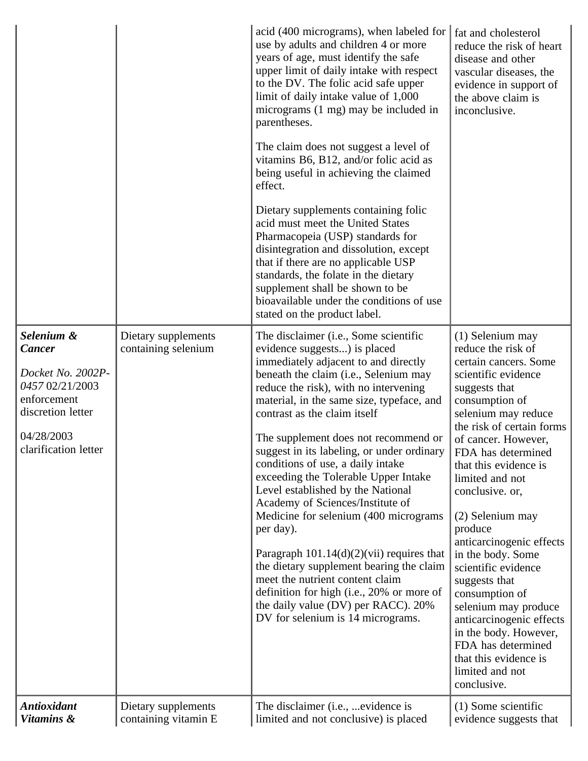| | | acid (400 micrograms), when labeled for use by adults and children 4 or more years of age, must identify the safe upper limit of daily intake with respect to the DV. The folic acid safe upper limit of daily intake value of 1,000 micrograms (1 mg) may be included in parentheses.<br><br>The claim does not suggest a level of vitamins B6, B12, and/or folic acid as being useful in achieving the claimed effect.<br><br>Dietary supplements containing folic acid must meet the United States Pharmacopeia (USP) standards for disintegration and dissolution, except that if there are no applicable USP standards, the folate in the dietary supplement shall be shown to be bioavailable under the conditions of use stated on the product label. | fat and cholesterol reduce the risk of heart disease and other vascular diseases, the evidence in support of the above claim is inconclusive. |
|---|---|---|---|
| ***Selenium & Cancer***<br><br>*Docket No. 2002P-0457* 02/21/2003 enforcement discretion letter<br><br>04/28/2003 clarification letter | Dietary supplements containing selenium | The disclaimer (i.e., Some scientific evidence suggests...) is placed immediately adjacent to and directly beneath the claim (i.e., Selenium may reduce the risk), with no intervening material, in the same size, typeface, and contrast as the claim itself<br><br>The supplement does not recommend or suggest in its labeling, or under ordinary conditions of use, a daily intake exceeding the Tolerable Upper Intake Level established by the National Academy of Sciences/Institute of Medicine for selenium (400 micrograms per day).<br><br>Paragraph 101.14(d)(2)(vii) requires that the dietary supplement bearing the claim meet the nutrient content claim definition for high (i.e., 20% or more of the daily value (DV) per RACC). 20% DV for selenium is 14 micrograms. | (1) Selenium may reduce the risk of certain cancers. Some scientific evidence suggests that consumption of selenium may reduce the risk of certain forms of cancer. However, FDA has determined that this evidence is limited and not conclusive. or,<br><br>(2) Selenium may produce anticarcinogenic effects in the body. Some scientific evidence suggests that consumption of selenium may produce anticarcinogenic effects in the body. However, FDA has determined that this evidence is limited and not conclusive. |
| ***Antioxidant Vitamins &*** | Dietary supplements containing vitamin E | The disclaimer (i.e., ...evidence is limited and not conclusive) is placed | (1) Some scientific evidence suggests that |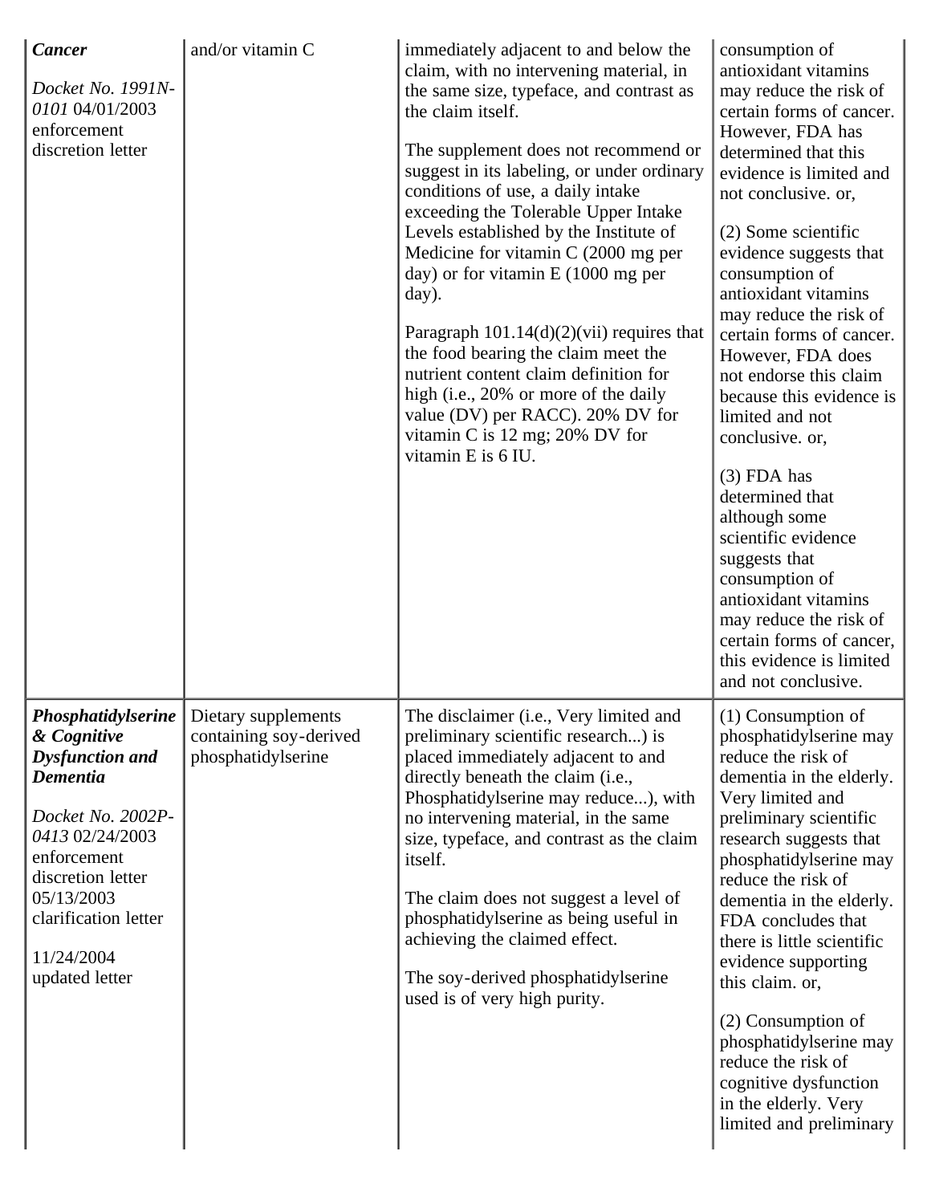| | | | |
|---|---|---|---|
| ***Cancer***<br><br>*Docket No. 1991N-0101* 04/01/2003 enforcement discretion letter | and/or vitamin C | immediately adjacent to and below the claim, with no intervening material, in the same size, typeface, and contrast as the claim itself.<br><br>The supplement does not recommend or suggest in its labeling, or under ordinary conditions of use, a daily intake exceeding the Tolerable Upper Intake Levels established by the Institute of Medicine for vitamin C (2000 mg per day) or for vitamin E (1000 mg per day).<br><br>Paragraph 101.14(d)(2)(vii) requires that the food bearing the claim meet the nutrient content claim definition for high (i.e., 20% or more of the daily value (DV) per RACC). 20% DV for vitamin C is 12 mg; 20% DV for vitamin E is 6 IU. | consumption of antioxidant vitamins may reduce the risk of certain forms of cancer. However, FDA has determined that this evidence is limited and not conclusive. or,<br><br>(2) Some scientific evidence suggests that consumption of antioxidant vitamins may reduce the risk of certain forms of cancer. However, FDA does not endorse this claim because this evidence is limited and not conclusive. or,<br><br>(3) FDA has determined that although some scientific evidence suggests that consumption of antioxidant vitamins may reduce the risk of certain forms of cancer, this evidence is limited and not conclusive. |
| ***Phosphatidylserine & Cognitive Dysfunction and Dementia***<br><br>*Docket No. 2002P-0413* 02/24/2003 enforcement discretion letter 05/13/2003 clarification letter<br><br>11/24/2004 updated letter | Dietary supplements containing soy-derived phosphatidylserine | The disclaimer (i.e., Very limited and preliminary scientific research...) is placed immediately adjacent to and directly beneath the claim (i.e., Phosphatidylserine may reduce...), with no intervening material, in the same size, typeface, and contrast as the claim itself.<br><br>The claim does not suggest a level of phosphatidylserine as being useful in achieving the claimed effect.<br><br>The soy-derived phosphatidylserine used is of very high purity. | (1) Consumption of phosphatidylserine may reduce the risk of dementia in the elderly. Very limited and preliminary scientific research suggests that phosphatidylserine may reduce the risk of dementia in the elderly. FDA concludes that there is little scientific evidence supporting this claim. or,<br><br>(2) Consumption of phosphatidylserine may reduce the risk of cognitive dysfunction in the elderly. Very limited and preliminary |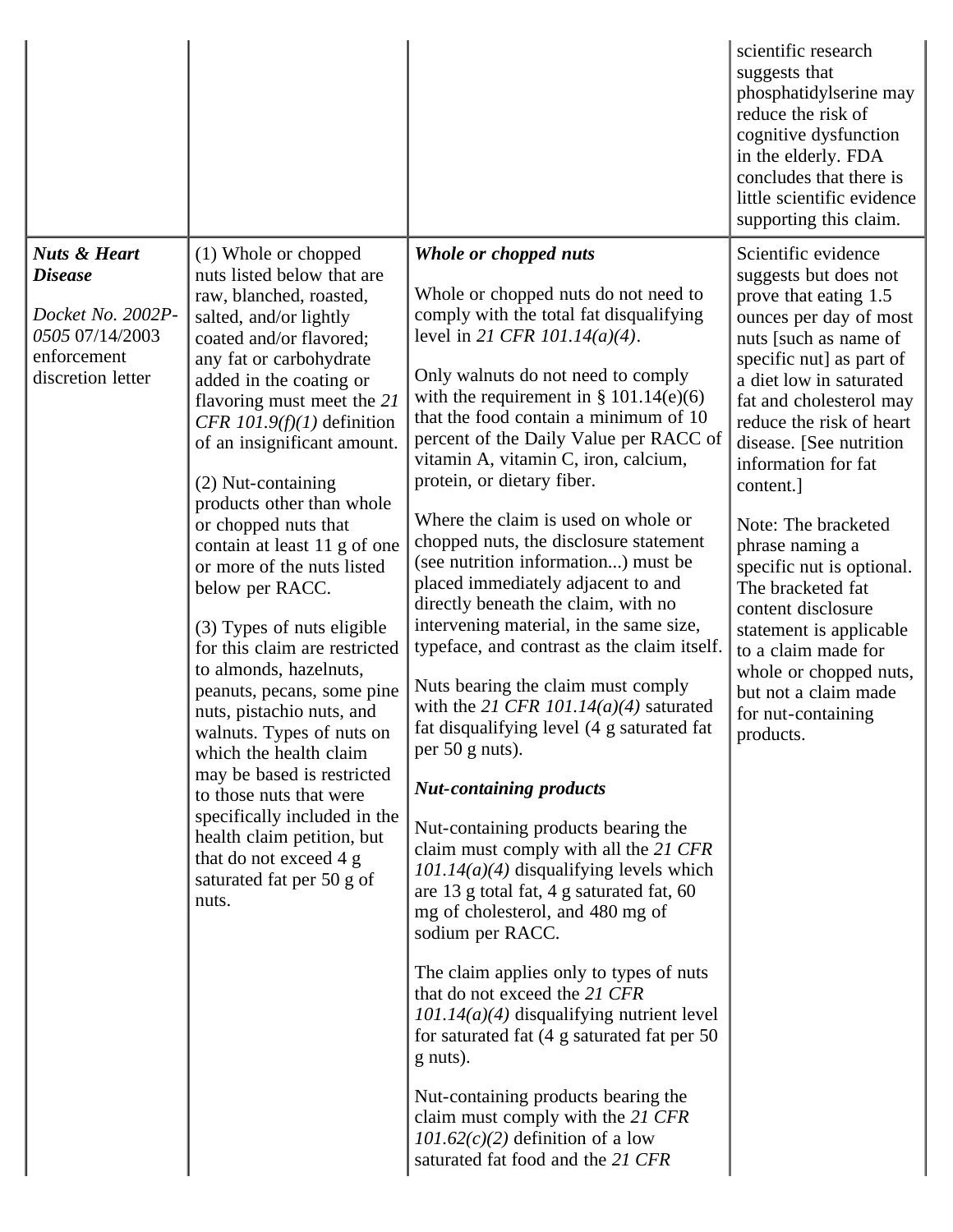| | | | |
|---|---|---|---|
| | | | scientific research suggests that phosphatidylserine may reduce the risk of cognitive dysfunction in the elderly. FDA concludes that there is little scientific evidence supporting this claim. |
| ***Nuts & Heart Disease***<br><br>*Docket No. 2002P-0505* 07/14/2003 enforcement discretion letter | (1) Whole or chopped nuts listed below that are raw, blanched, roasted, salted, and/or lightly coated and/or flavored; any fat or carbohydrate added in the coating or flavoring must meet the *21 CFR 101.9(f)(1)* definition of an insignificant amount.<br><br>(2) Nut-containing products other than whole or chopped nuts that contain at least 11 g of one or more of the nuts listed below per RACC.<br><br>(3) Types of nuts eligible for this claim are restricted to almonds, hazelnuts, peanuts, pecans, some pine nuts, pistachio nuts, and walnuts. Types of nuts on which the health claim may be based is restricted to those nuts that were specifically included in the health claim petition, but that do not exceed 4 g saturated fat per 50 g of nuts. | ***Whole or chopped nuts***<br><br>Whole or chopped nuts do not need to comply with the total fat disqualifying level in *21 CFR 101.14(a)(4)*.<br><br>Only walnuts do not need to comply with the requirement in § 101.14(e)(6) that the food contain a minimum of 10 percent of the Daily Value per RACC of vitamin A, vitamin C, iron, calcium, protein, or dietary fiber.<br><br>Where the claim is used on whole or chopped nuts, the disclosure statement (see nutrition information...) must be placed immediately adjacent to and directly beneath the claim, with no intervening material, in the same size, typeface, and contrast as the claim itself.<br><br>Nuts bearing the claim must comply with the *21 CFR 101.14(a)(4)* saturated fat disqualifying level (4 g saturated fat per 50 g nuts).<br><br>***Nut-containing products***<br><br>Nut-containing products bearing the claim must comply with all the *21 CFR 101.14(a)(4)* disqualifying levels which are 13 g total fat, 4 g saturated fat, 60 mg of cholesterol, and 480 mg of sodium per RACC.<br><br>The claim applies only to types of nuts that do not exceed the *21 CFR 101.14(a)(4)* disqualifying nutrient level for saturated fat (4 g saturated fat per 50 g nuts).<br><br>Nut-containing products bearing the claim must comply with the *21 CFR 101.62(c)(2)* definition of a low saturated fat food and the *21 CFR* | Scientific evidence suggests but does not prove that eating 1.5 ounces per day of most nuts [such as name of specific nut] as part of a diet low in saturated fat and cholesterol may reduce the risk of heart disease. [See nutrition information for fat content.]<br><br>Note: The bracketed phrase naming a specific nut is optional. The bracketed fat content disclosure statement is applicable to a claim made for whole or chopped nuts, but not a claim made for nut-containing products. |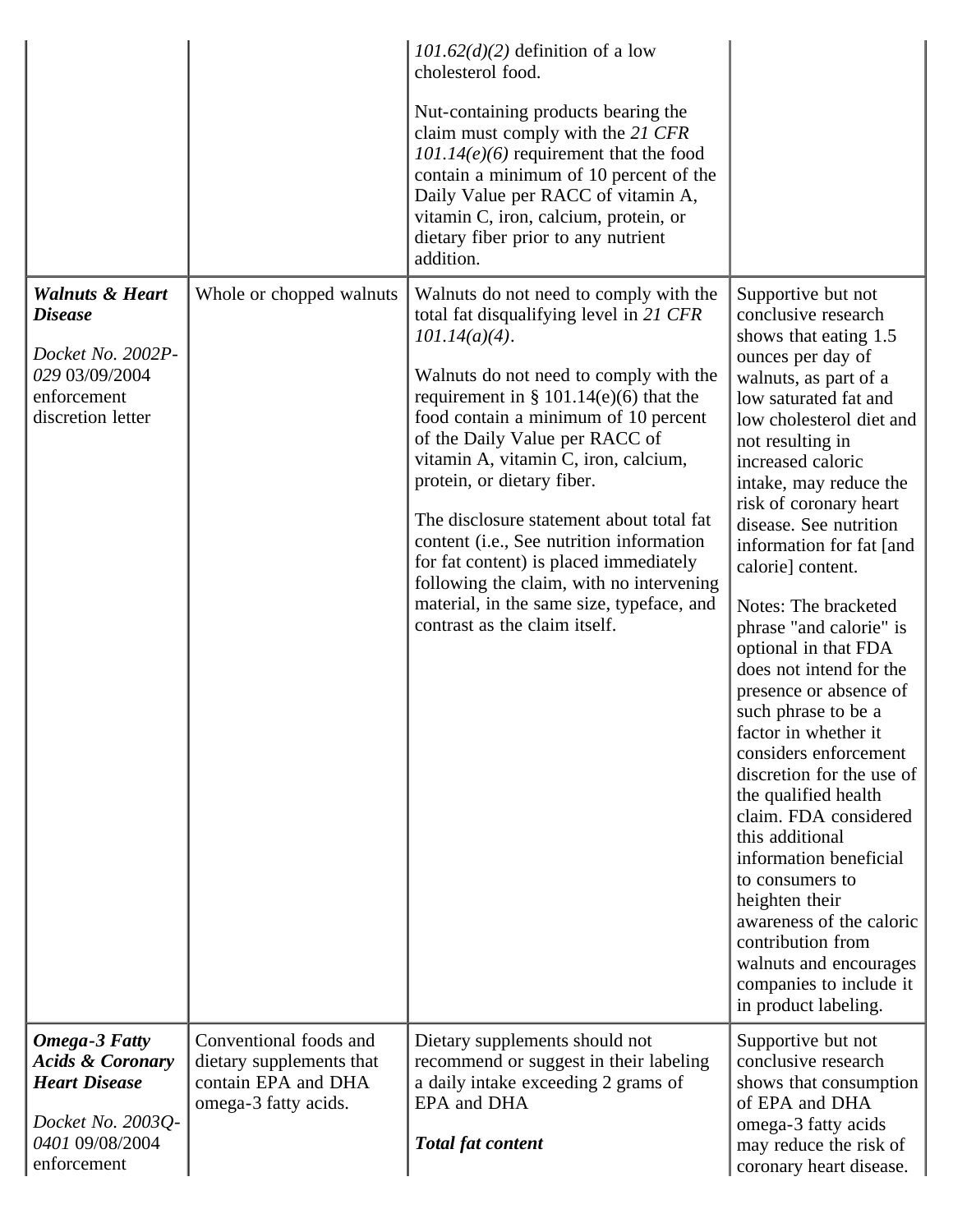| | | | |
|---|---|---|---|
| | | *101.62(d)(2)* definition of a low cholesterol food.<br><br>Nut-containing products bearing the claim must comply with the *21 CFR 101.14(e)(6)* requirement that the food contain a minimum of 10 percent of the Daily Value per RACC of vitamin A, vitamin C, iron, calcium, protein, or dietary fiber prior to any nutrient addition. | |
| ***Walnuts & Heart Disease***<br><br>*Docket No. 2002P-029* 03/09/2004 enforcement discretion letter | Whole or chopped walnuts | Walnuts do not need to comply with the total fat disqualifying level in *21 CFR 101.14(a)(4)*.<br><br>Walnuts do not need to comply with the requirement in § 101.14(e)(6) that the food contain a minimum of 10 percent of the Daily Value per RACC of vitamin A, vitamin C, iron, calcium, protein, or dietary fiber.<br><br>The disclosure statement about total fat content (i.e., See nutrition information for fat content) is placed immediately following the claim, with no intervening material, in the same size, typeface, and contrast as the claim itself. | Supportive but not conclusive research shows that eating 1.5 ounces per day of walnuts, as part of a low saturated fat and low cholesterol diet and not resulting in increased caloric intake, may reduce the risk of coronary heart disease. See nutrition information for fat [and calorie] content.<br><br>Notes: The bracketed phrase "and calorie" is optional in that FDA does not intend for the presence or absence of such phrase to be a factor in whether it considers enforcement discretion for the use of the qualified health claim. FDA considered this additional information beneficial to consumers to heighten their awareness of the caloric contribution from walnuts and encourages companies to include it in product labeling. |
| ***Omega-3 Fatty Acids & Coronary Heart Disease***<br><br>*Docket No. 2003Q-0401* 09/08/2004 enforcement | Conventional foods and dietary supplements that contain EPA and DHA omega-3 fatty acids. | Dietary supplements should not recommend or suggest in their labeling a daily intake exceeding 2 grams of EPA and DHA<br><br>***Total fat content*** | Supportive but not conclusive research shows that consumption of EPA and DHA omega-3 fatty acids may reduce the risk of coronary heart disease. |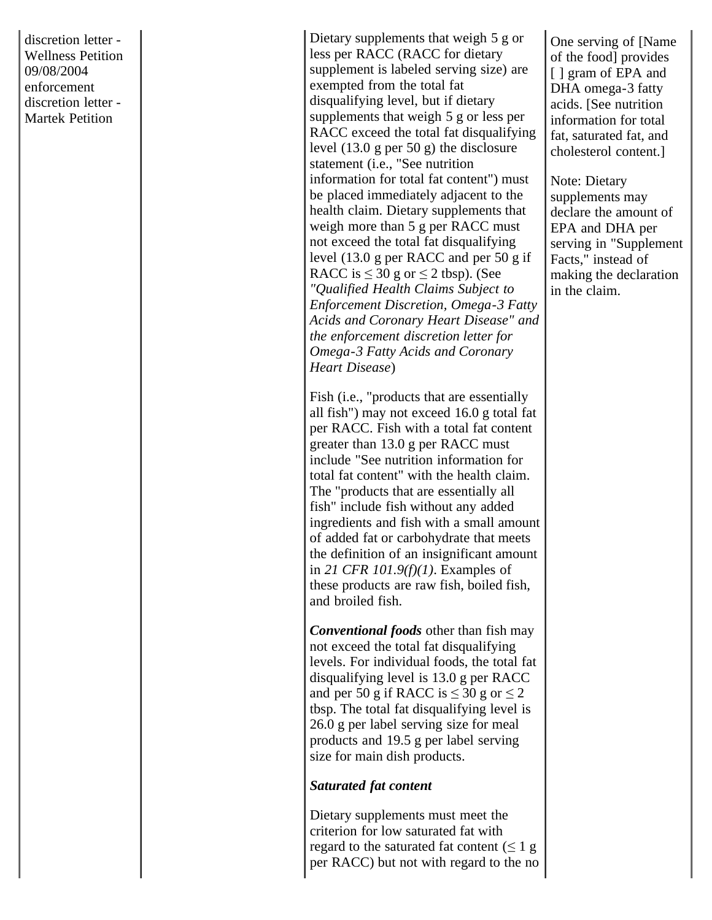| | | | |
|---|---|---|---|
| discretion letter - Wellness Petition 09/08/2004 enforcement discretion letter - Martek Petition | | Dietary supplements that weigh 5 g or less per RACC (RACC for dietary supplement is labeled serving size) are exempted from the total fat disqualifying level, but if dietary supplements that weigh 5 g or less per RACC exceed the total fat disqualifying level (13.0 g per 50 g) the disclosure statement (i.e., "See nutrition information for total fat content") must be placed immediately adjacent to the health claim. Dietary supplements that weigh more than 5 g per RACC must not exceed the total fat disqualifying level (13.0 g per RACC and per 50 g if RACC is ≤ 30 g or ≤ 2 tbsp). (See *"Qualified Health Claims Subject to Enforcement Discretion, Omega-3 Fatty Acids and Coronary Heart Disease" and the enforcement discretion letter for Omega-3 Fatty Acids and Coronary Heart Disease*)<br><br>Fish (i.e., "products that are essentially all fish") may not exceed 16.0 g total fat per RACC. Fish with a total fat content greater than 13.0 g per RACC must include "See nutrition information for total fat content" with the health claim. The "products that are essentially all fish" include fish without any added ingredients and fish with a small amount of added fat or carbohydrate that meets the definition of an insignificant amount in *21 CFR 101.9(f)(1)*. Examples of these products are raw fish, boiled fish, and broiled fish.<br><br>***Conventional foods*** other than fish may not exceed the total fat disqualifying levels. For individual foods, the total fat disqualifying level is 13.0 g per RACC and per 50 g if RACC is ≤ 30 g or ≤ 2 tbsp. The total fat disqualifying level is 26.0 g per label serving size for meal products and 19.5 g per label serving size for main dish products.<br><br>***Saturated fat content***<br><br>Dietary supplements must meet the criterion for low saturated fat with regard to the saturated fat content (≤ 1 g per RACC) but not with regard to the no | One serving of [Name of the food] provides [ ] gram of EPA and DHA omega-3 fatty acids. [See nutrition information for total fat, saturated fat, and cholesterol content.]<br><br>Note: Dietary supplements may declare the amount of EPA and DHA per serving in "Supplement Facts," instead of making the declaration in the claim. |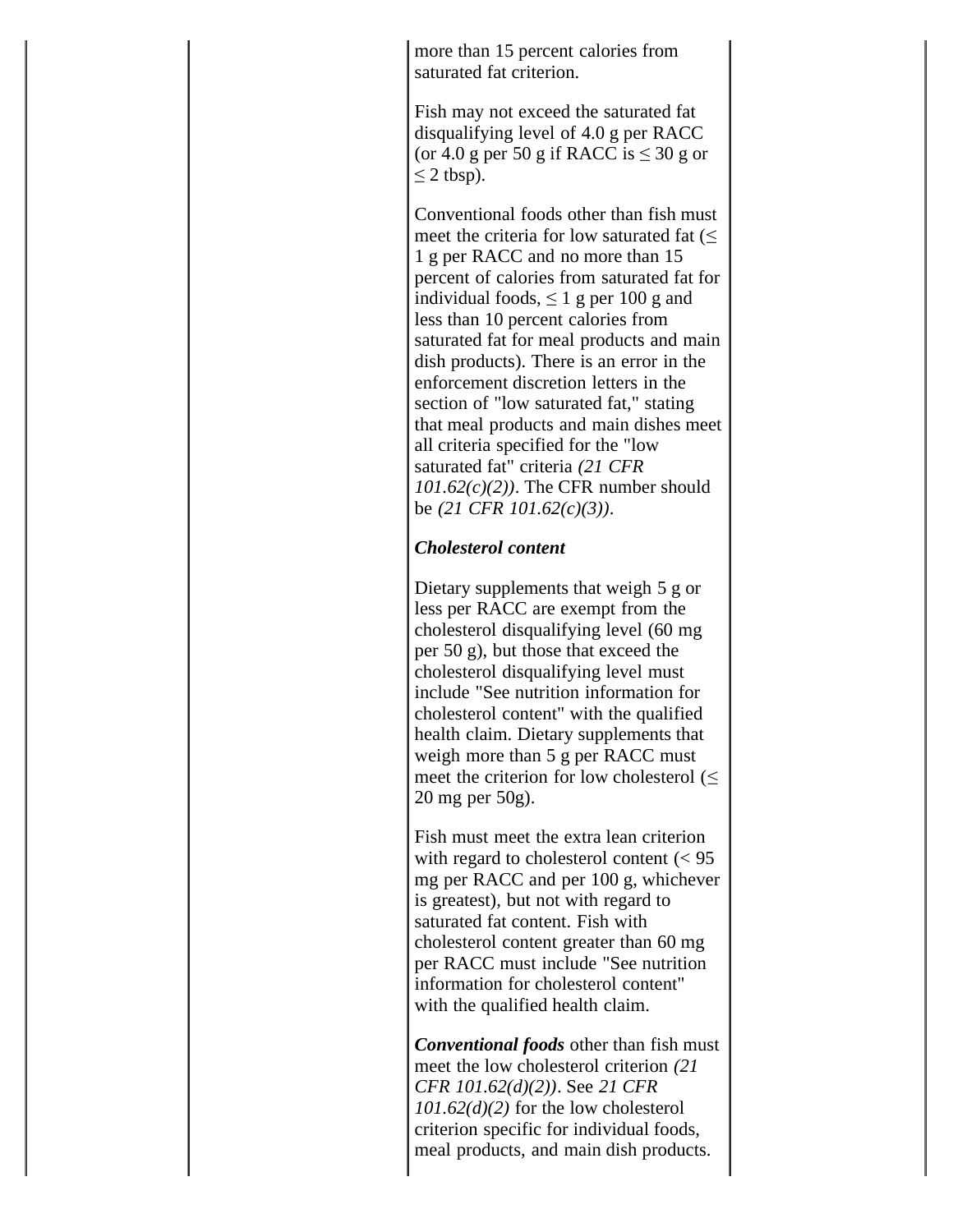| | | | |
|---|---|---|---|
| | | more than 15 percent calories from saturated fat criterion.<br><br>Fish may not exceed the saturated fat disqualifying level of 4.0 g per RACC (or 4.0 g per 50 g if RACC is ≤ 30 g or ≤ 2 tbsp).<br><br>Conventional foods other than fish must meet the criteria for low saturated fat (≤ 1 g per RACC and no more than 15 percent of calories from saturated fat for individual foods, ≤ 1 g per 100 g and less than 10 percent calories from saturated fat for meal products and main dish products). There is an error in the enforcement discretion letters in the section of "low saturated fat," stating that meal products and main dishes meet all criteria specified for the "low saturated fat" criteria *(21 CFR 101.62(c)(2))*. The CFR number should be *(21 CFR 101.62(c)(3))*.<br><br>***Cholesterol content***<br><br>Dietary supplements that weigh 5 g or less per RACC are exempt from the cholesterol disqualifying level (60 mg per 50 g), but those that exceed the cholesterol disqualifying level must include "See nutrition information for cholesterol content" with the qualified health claim. Dietary supplements that weigh more than 5 g per RACC must meet the criterion for low cholesterol (≤ 20 mg per 50g).<br><br>Fish must meet the extra lean criterion with regard to cholesterol content (< 95 mg per RACC and per 100 g, whichever is greatest), but not with regard to saturated fat content. Fish with cholesterol content greater than 60 mg per RACC must include "See nutrition information for cholesterol content" with the qualified health claim.<br><br>***Conventional foods*** other than fish must meet the low cholesterol criterion *(21 CFR 101.62(d)(2))*. See *21 CFR 101.62(d)(2)* for the low cholesterol criterion specific for individual foods, meal products, and main dish products. | |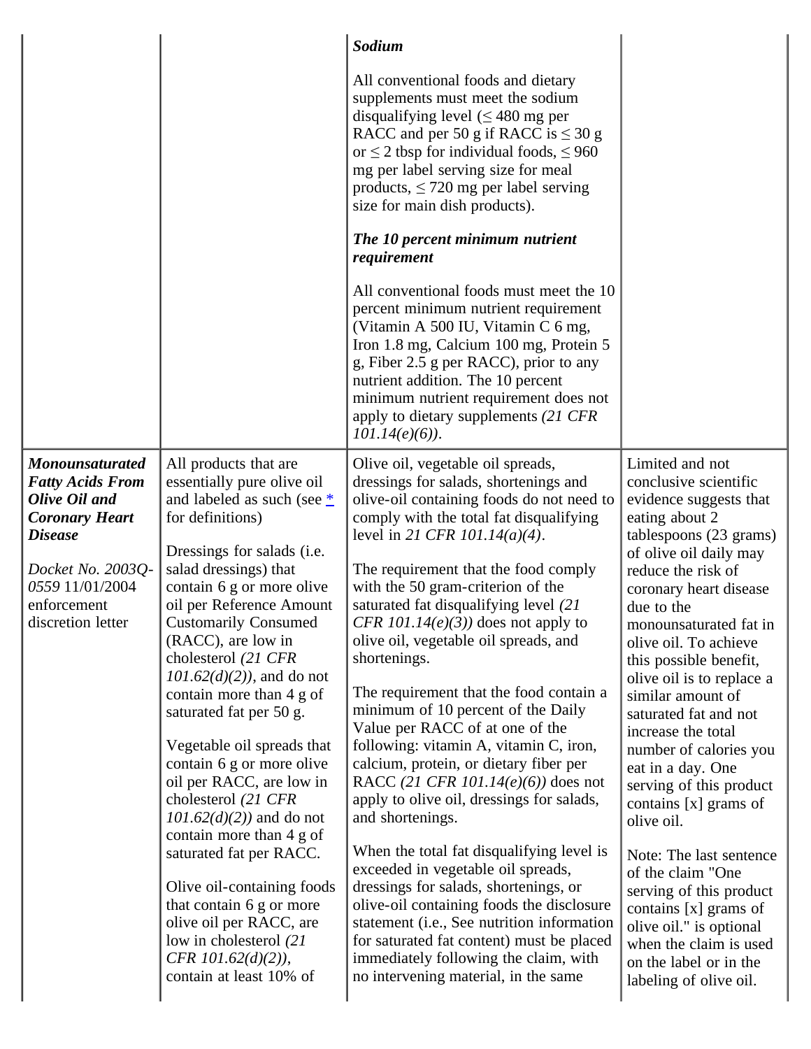| | | | |
|---|---|---|---|
| | | ***Sodium***<br><br>All conventional foods and dietary supplements must meet the sodium disqualifying level (≤ 480 mg per RACC and per 50 g if RACC is ≤ 30 g or ≤ 2 tbsp for individual foods, ≤ 960 mg per label serving size for meal products, ≤ 720 mg per label serving size for main dish products).<br><br>***The 10 percent minimum nutrient requirement***<br><br>All conventional foods must meet the 10 percent minimum nutrient requirement (Vitamin A 500 IU, Vitamin C 6 mg, Iron 1.8 mg, Calcium 100 mg, Protein 5 g, Fiber 2.5 g per RACC), prior to any nutrient addition. The 10 percent minimum nutrient requirement does not apply to dietary supplements *(21 CFR 101.14(e)(6))*. | |
| ***Monounsaturated Fatty Acids From Olive Oil and Coronary Heart Disease***<br><br>*Docket No. 2003Q-0559* 11/01/2004 enforcement discretion letter | All products that are essentially pure olive oil and labeled as such (see * for definitions)<br><br>Dressings for salads (i.e. salad dressings) that contain 6 g or more olive oil per Reference Amount Customarily Consumed (RACC), are low in cholesterol *(21 CFR 101.62(d)(2))*, and do not contain more than 4 g of saturated fat per 50 g.<br><br>Vegetable oil spreads that contain 6 g or more olive oil per RACC, are low in cholesterol *(21 CFR 101.62(d)(2))* and do not contain more than 4 g of saturated fat per RACC.<br><br>Olive oil-containing foods that contain 6 g or more olive oil per RACC, are low in cholesterol *(21 CFR 101.62(d)(2))*, contain at least 10% of | Olive oil, vegetable oil spreads, dressings for salads, shortenings and olive-oil containing foods do not need to comply with the total fat disqualifying level in *21 CFR 101.14(a)(4)*.<br><br>The requirement that the food comply with the 50 gram-criterion of the saturated fat disqualifying level *(21 CFR 101.14(e)(3))* does not apply to olive oil, vegetable oil spreads, and shortenings.<br><br>The requirement that the food contain a minimum of 10 percent of the Daily Value per RACC of at one of the following: vitamin A, vitamin C, iron, calcium, protein, or dietary fiber per RACC *(21 CFR 101.14(e)(6))* does not apply to olive oil, dressings for salads, and shortenings.<br><br>When the total fat disqualifying level is exceeded in vegetable oil spreads, dressings for salads, shortenings, or olive-oil containing foods the disclosure statement (i.e., See nutrition information for saturated fat content) must be placed immediately following the claim, with no intervening material, in the same | Limited and not conclusive scientific evidence suggests that eating about 2 tablespoons (23 grams) of olive oil daily may reduce the risk of coronary heart disease due to the monounsaturated fat in olive oil. To achieve this possible benefit, olive oil is to replace a similar amount of saturated fat and not increase the total number of calories you eat in a day. One serving of this product contains [x] grams of olive oil.<br><br>Note: The last sentence of the claim "One serving of this product contains [x] grams of olive oil." is optional when the claim is used on the label or in the labeling of olive oil. |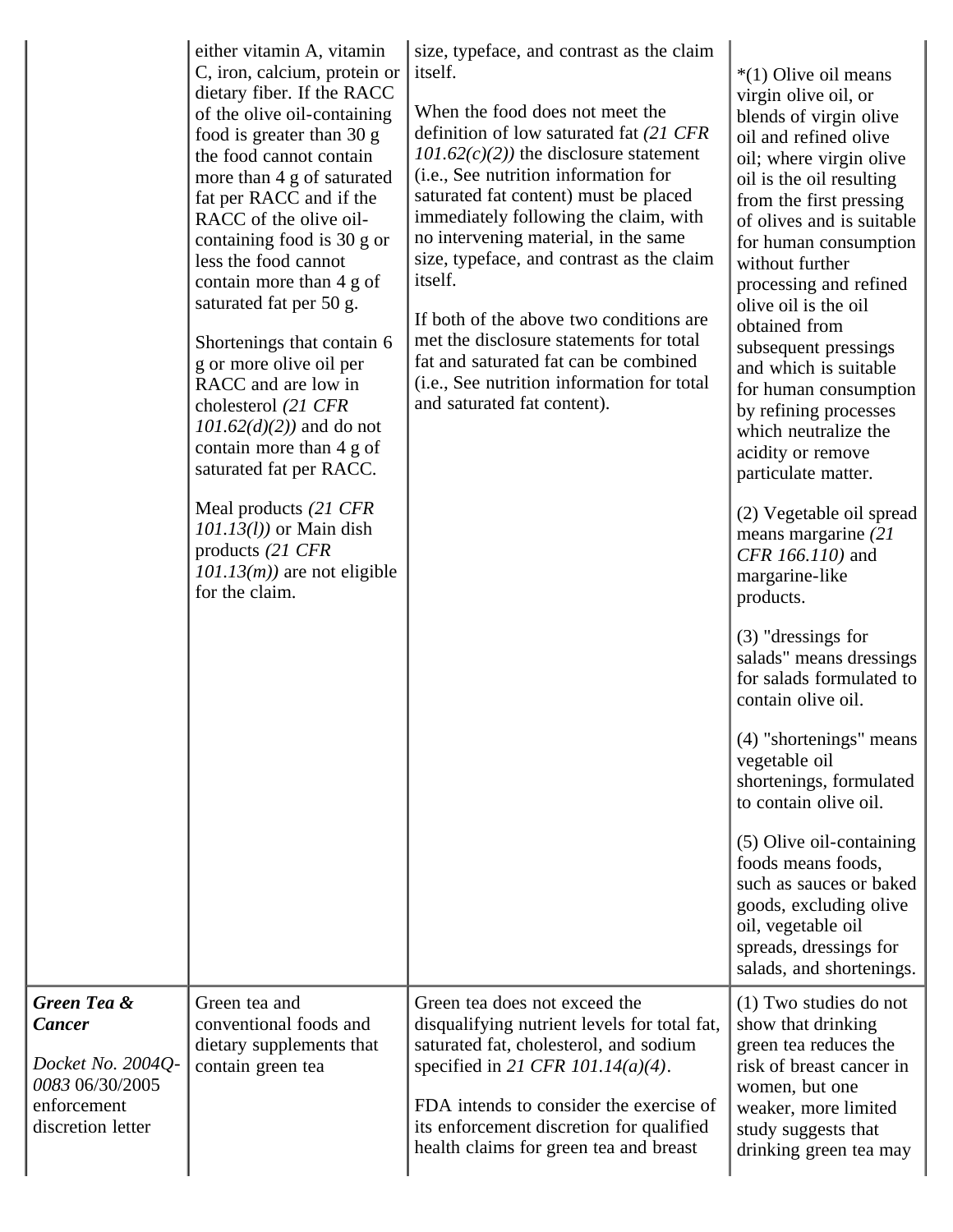| | | | |
|---|---|---|---|
| | either vitamin A, vitamin C, iron, calcium, protein or dietary fiber. If the RACC of the olive oil-containing food is greater than 30 g the food cannot contain more than 4 g of saturated fat per RACC and if the RACC of the olive oil-containing food is 30 g or less the food cannot contain more than 4 g of saturated fat per 50 g.<br><br>Shortenings that contain 6 g or more olive oil per RACC and are low in cholesterol *(21 CFR 101.62(d)(2))* and do not contain more than 4 g of saturated fat per RACC.<br><br>Meal products *(21 CFR 101.13(l))* or Main dish products *(21 CFR 101.13(m))* are not eligible for the claim. | size, typeface, and contrast as the claim itself.<br><br>When the food does not meet the definition of low saturated fat *(21 CFR 101.62(c)(2))* the disclosure statement (i.e., See nutrition information for saturated fat content) must be placed immediately following the claim, with no intervening material, in the same size, typeface, and contrast as the claim itself.<br><br>If both of the above two conditions are met the disclosure statements for total fat and saturated fat can be combined (i.e., See nutrition information for total and saturated fat content). | *(1) Olive oil means virgin olive oil, or blends of virgin olive oil and refined olive oil; where virgin olive oil is the oil resulting from the first pressing of olives and is suitable for human consumption without further processing and refined olive oil is the oil obtained from subsequent pressings and which is suitable for human consumption by refining processes which neutralize the acidity or remove particulate matter.<br><br>(2) Vegetable oil spread means margarine *(21 CFR 166.110)* and margarine-like products.<br><br>(3) "dressings for salads" means dressings for salads formulated to contain olive oil.<br><br>(4) "shortenings" means vegetable oil shortenings, formulated to contain olive oil.<br><br>(5) Olive oil-containing foods means foods, such as sauces or baked goods, excluding olive oil, vegetable oil spreads, dressings for salads, and shortenings. |
| ***Green Tea & Cancer***<br><br>*Docket No. 2004Q-0083* 06/30/2005 enforcement discretion letter | Green tea and conventional foods and dietary supplements that contain green tea | Green tea does not exceed the disqualifying nutrient levels for total fat, saturated fat, cholesterol, and sodium specified in *21 CFR 101.14(a)(4)*.<br><br>FDA intends to consider the exercise of its enforcement discretion for qualified health claims for green tea and breast | (1) Two studies do not show that drinking green tea reduces the risk of breast cancer in women, but one weaker, more limited study suggests that drinking green tea may |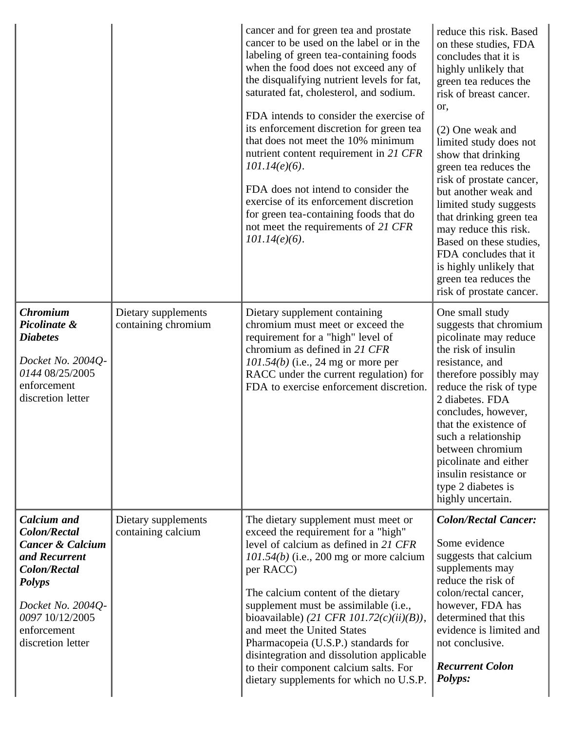| | | | |
|---|---|---|---|
| | | cancer and for green tea and prostate cancer to be used on the label or in the labeling of green tea-containing foods when the food does not exceed any of the disqualifying nutrient levels for fat, saturated fat, cholesterol, and sodium.<br><br>FDA intends to consider the exercise of its enforcement discretion for green tea that does not meet the 10% minimum nutrient content requirement in *21 CFR 101.14(e)(6)*.<br><br>FDA does not intend to consider the exercise of its enforcement discretion for green tea-containing foods that do not meet the requirements of *21 CFR 101.14(e)(6)*. | reduce this risk. Based on these studies, FDA concludes that it is highly unlikely that green tea reduces the risk of breast cancer.<br>or,<br><br>(2) One weak and limited study does not show that drinking green tea reduces the risk of prostate cancer, but another weak and limited study suggests that drinking green tea may reduce this risk. Based on these studies, FDA concludes that it is highly unlikely that green tea reduces the risk of prostate cancer. |
| ***Chromium Picolinate & Diabetes***<br><br>*Docket No. 2004Q-0144* 08/25/2005 enforcement discretion letter | Dietary supplements containing chromium | Dietary supplement containing chromium must meet or exceed the requirement for a "high" level of chromium as defined in *21 CFR 101.54(b)* (i.e., 24 mg or more per RACC under the current regulation) for FDA to exercise enforcement discretion. | One small study suggests that chromium picolinate may reduce the risk of insulin resistance, and therefore possibly may reduce the risk of type 2 diabetes. FDA concludes, however, that the existence of such a relationship between chromium picolinate and either insulin resistance or type 2 diabetes is highly uncertain. |
| ***Calcium and Colon/Rectal Cancer & Calcium and Recurrent Colon/Rectal Polyps***<br><br>*Docket No. 2004Q-0097* 10/12/2005 enforcement discretion letter | Dietary supplements containing calcium | The dietary supplement must meet or exceed the requirement for a "high" level of calcium as defined in *21 CFR 101.54(b)* (i.e., 200 mg or more calcium per RACC)<br><br>The calcium content of the dietary supplement must be assimilable (i.e., bioavailable) *(21 CFR 101.72(c)(ii)(B))*, and meet the United States Pharmacopeia (U.S.P.) standards for disintegration and dissolution applicable to their component calcium salts. For dietary supplements for which no U.S.P. | ***Colon/Rectal Cancer:***<br><br>Some evidence suggests that calcium supplements may reduce the risk of colon/rectal cancer, however, FDA has determined that this evidence is limited and not conclusive.<br><br>***Recurrent Colon Polyps:*** |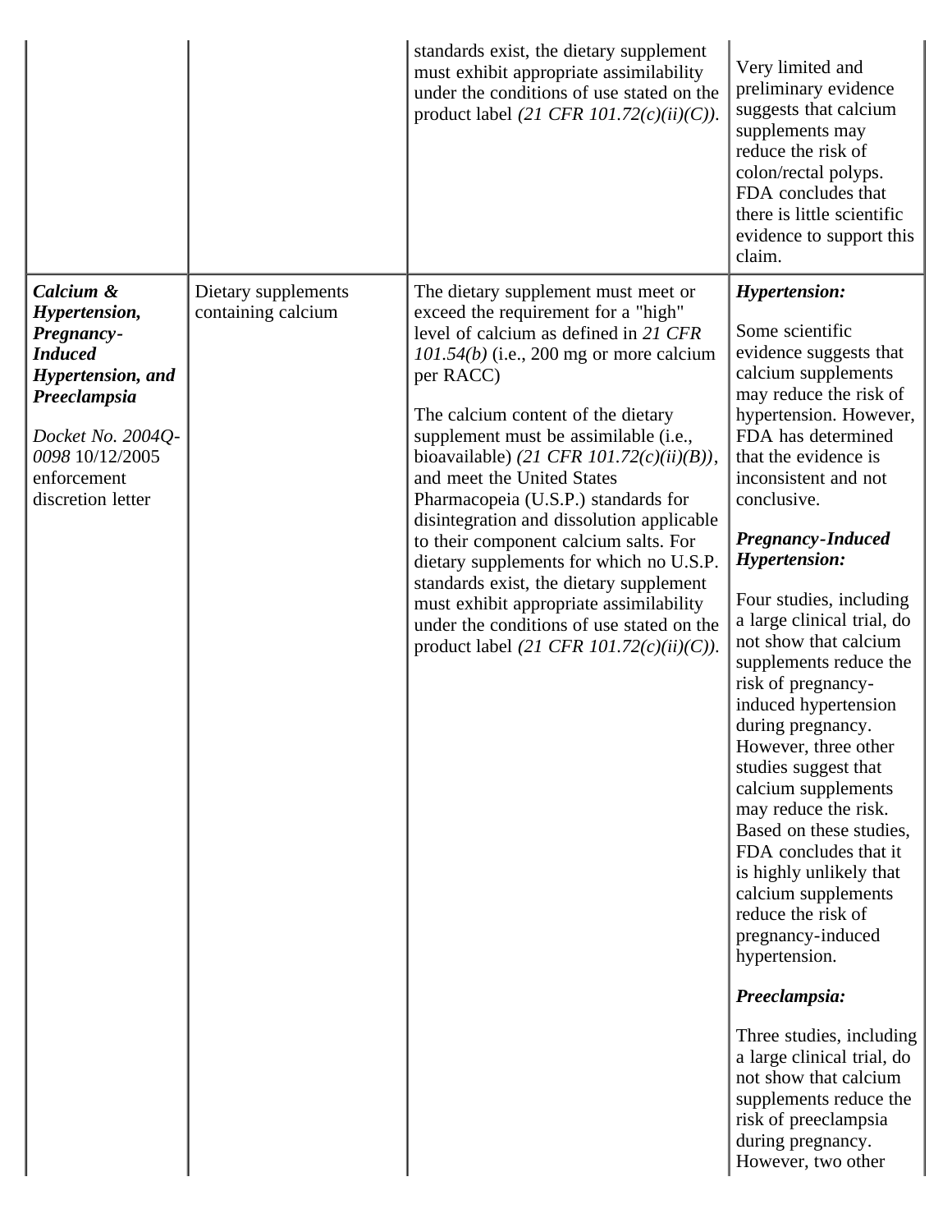| | | standards exist, the dietary supplement must exhibit appropriate assimilability under the conditions of use stated on the product label *(21 CFR 101.72(c)(ii)(C))*. | Very limited and preliminary evidence suggests that calcium supplements may reduce the risk of colon/rectal polyps. FDA concludes that there is little scientific evidence to support this claim. |
|---|---|---|---|
| ***Calcium & Hypertension, Pregnancy-Induced Hypertension, and Preeclampsia***<br><br>*Docket No. 2004Q-0098* 10/12/2005 enforcement discretion letter | Dietary supplements containing calcium | The dietary supplement must meet or exceed the requirement for a "high" level of calcium as defined in *21 CFR 101.54(b)* (i.e., 200 mg or more calcium per RACC)<br><br>The calcium content of the dietary supplement must be assimilable (i.e., bioavailable) *(21 CFR 101.72(c)(ii)(B))*, and meet the United States Pharmacopeia (U.S.P.) standards for disintegration and dissolution applicable to their component calcium salts. For dietary supplements for which no U.S.P. standards exist, the dietary supplement must exhibit appropriate assimilability under the conditions of use stated on the product label *(21 CFR 101.72(c)(ii)(C))*. | ***Hypertension:***<br><br>Some scientific evidence suggests that calcium supplements may reduce the risk of hypertension. However, FDA has determined that the evidence is inconsistent and not conclusive.<br><br>***Pregnancy-Induced Hypertension:***<br><br>Four studies, including a large clinical trial, do not show that calcium supplements reduce the risk of pregnancy-induced hypertension during pregnancy. However, three other studies suggest that calcium supplements may reduce the risk. Based on these studies, FDA concludes that it is highly unlikely that calcium supplements reduce the risk of pregnancy-induced hypertension.<br><br>***Preeclampsia:***<br><br>Three studies, including a large clinical trial, do not show that calcium supplements reduce the risk of preeclampsia during pregnancy. However, two other |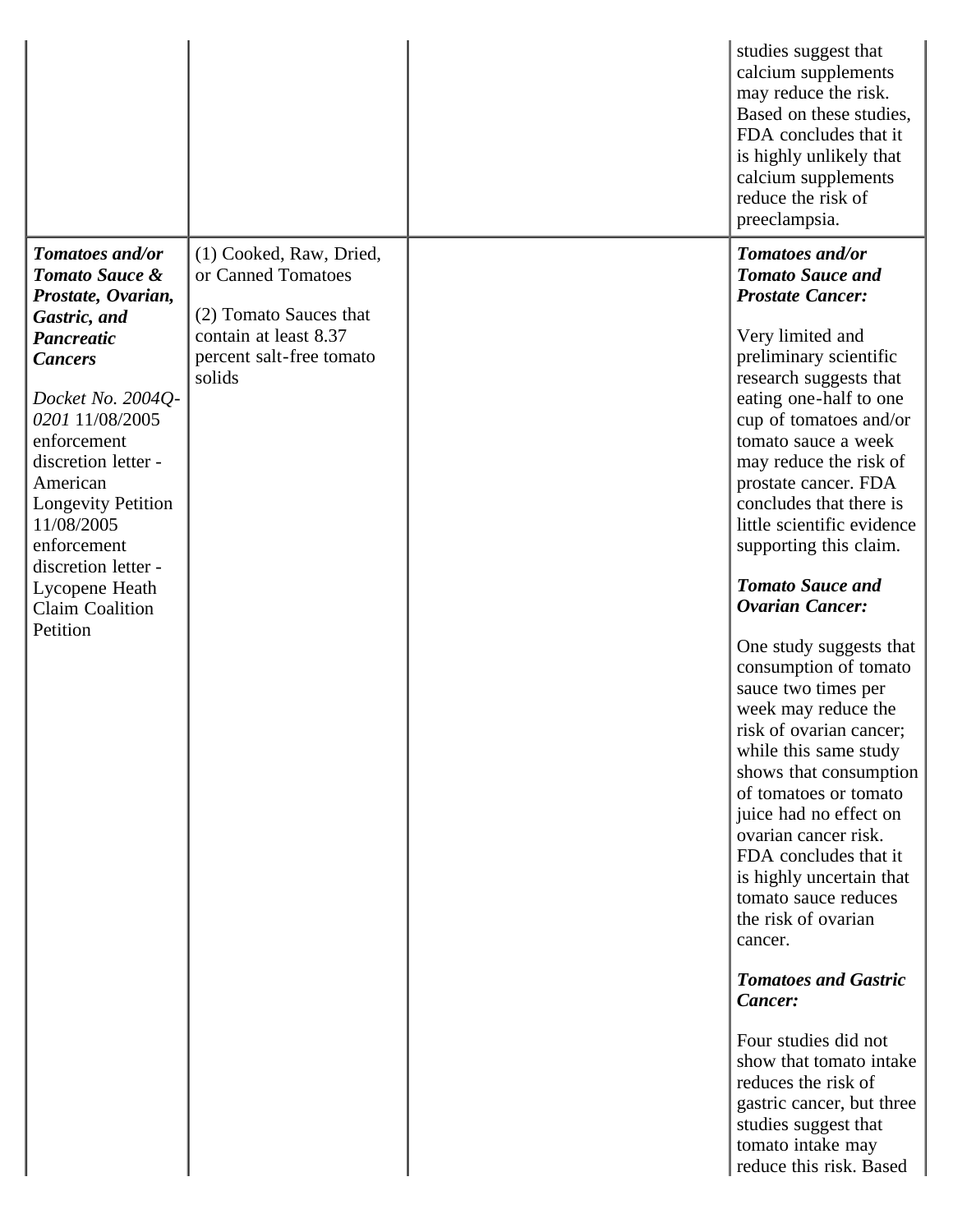| | | | |
|---|---|---|---|
| | | | studies suggest that calcium supplements may reduce the risk. Based on these studies, FDA concludes that it is highly unlikely that calcium supplements reduce the risk of preeclampsia. |
| ***Tomatoes and/or Tomato Sauce & Prostate, Ovarian, Gastric, and Pancreatic Cancers*** <br><br> *Docket No. 2004Q-0201* 11/08/2005 enforcement discretion letter - American Longevity Petition 11/08/2005 enforcement discretion letter - Lycopene Heath Claim Coalition Petition | (1) Cooked, Raw, Dried, or Canned Tomatoes <br><br> (2) Tomato Sauces that contain at least 8.37 percent salt-free tomato solids | | ***Tomatoes and/or Tomato Sauce and Prostate Cancer:*** <br><br> Very limited and preliminary scientific research suggests that eating one-half to one cup of tomatoes and/or tomato sauce a week may reduce the risk of prostate cancer. FDA concludes that there is little scientific evidence supporting this claim. <br><br> ***Tomato Sauce and Ovarian Cancer:*** <br><br> One study suggests that consumption of tomato sauce two times per week may reduce the risk of ovarian cancer; while this same study shows that consumption of tomatoes or tomato juice had no effect on ovarian cancer risk. FDA concludes that it is highly uncertain that tomato sauce reduces the risk of ovarian cancer. <br><br> ***Tomatoes and Gastric Cancer:*** <br><br> Four studies did not show that tomato intake reduces the risk of gastric cancer, but three studies suggest that tomato intake may reduce this risk. Based |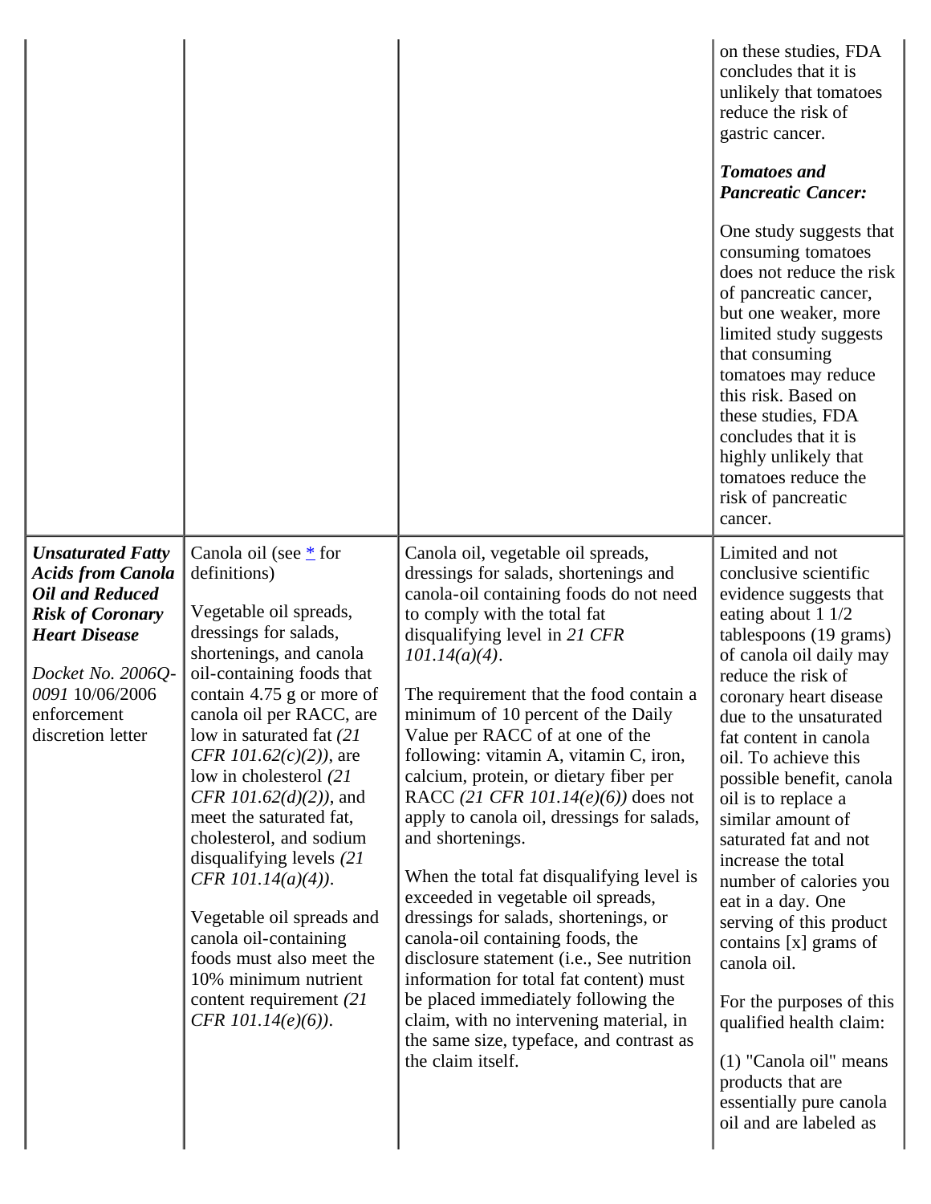| | | | |
|---|---|---|---|
| | | | on these studies, FDA concludes that it is unlikely that tomatoes reduce the risk of gastric cancer.<br><br>***Tomatoes and Pancreatic Cancer:***<br><br>One study suggests that consuming tomatoes does not reduce the risk of pancreatic cancer, but one weaker, more limited study suggests that consuming tomatoes may reduce this risk. Based on these studies, FDA concludes that it is highly unlikely that tomatoes reduce the risk of pancreatic cancer. |
| ***Unsaturated Fatty Acids from Canola Oil and Reduced Risk of Coronary Heart Disease***<br><br>*Docket No. 2006Q-0091* 10/06/2006 enforcement discretion letter | Canola oil (see * for definitions)<br><br>Vegetable oil spreads, dressings for salads, shortenings, and canola oil-containing foods that contain 4.75 g or more of canola oil per RACC, are low in saturated fat *(21 CFR 101.62(c)(2))*, are low in cholesterol *(21 CFR 101.62(d)(2))*, and meet the saturated fat, cholesterol, and sodium disqualifying levels *(21 CFR 101.14(a)(4))*.<br><br>Vegetable oil spreads and canola oil-containing foods must also meet the 10% minimum nutrient content requirement *(21 CFR 101.14(e)(6))*. | Canola oil, vegetable oil spreads, dressings for salads, shortenings and canola-oil containing foods do not need to comply with the total fat disqualifying level in *21 CFR 101.14(a)(4)*.<br><br>The requirement that the food contain a minimum of 10 percent of the Daily Value per RACC of at one of the following: vitamin A, vitamin C, iron, calcium, protein, or dietary fiber per RACC *(21 CFR 101.14(e)(6))* does not apply to canola oil, dressings for salads, and shortenings.<br><br>When the total fat disqualifying level is exceeded in vegetable oil spreads, dressings for salads, shortenings, or canola-oil containing foods, the disclosure statement (i.e., See nutrition information for total fat content) must be placed immediately following the claim, with no intervening material, in the same size, typeface, and contrast as the claim itself. | Limited and not conclusive scientific evidence suggests that eating about 1 1/2 tablespoons (19 grams) of canola oil daily may reduce the risk of coronary heart disease due to the unsaturated fat content in canola oil. To achieve this possible benefit, canola oil is to replace a similar amount of saturated fat and not increase the total number of calories you eat in a day. One serving of this product contains [x] grams of canola oil.<br><br>For the purposes of this qualified health claim:<br><br>(1) "Canola oil" means products that are essentially pure canola oil and are labeled as |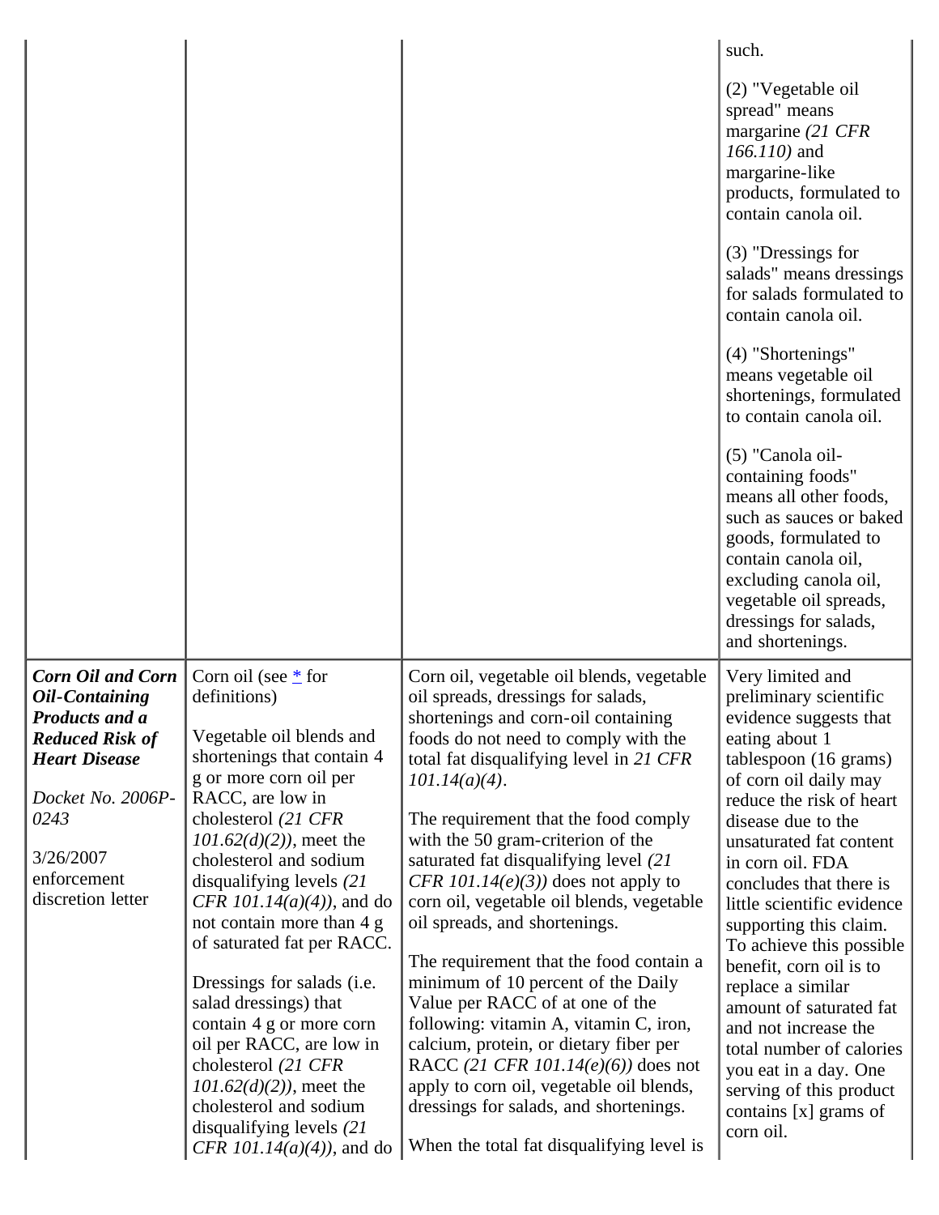| | | | |
|---|---|---|---|
| | | | such.<br><br>(2) "Vegetable oil spread" means margarine *(21 CFR 166.110)* and margarine-like products, formulated to contain canola oil.<br><br>(3) "Dressings for salads" means dressings for salads formulated to contain canola oil.<br><br>(4) "Shortenings" means vegetable oil shortenings, formulated to contain canola oil.<br><br>(5) "Canola oil-containing foods" means all other foods, such as sauces or baked goods, formulated to contain canola oil, excluding canola oil, vegetable oil spreads, dressings for salads, and shortenings. |
| ***Corn Oil and Corn Oil-Containing Products and a Reduced Risk of Heart Disease***<br><br>*Docket No. 2006P-0243*<br><br>3/26/2007 enforcement discretion letter | Corn oil (see * for definitions)<br><br>Vegetable oil blends and shortenings that contain 4 g or more corn oil per RACC, are low in cholesterol *(21 CFR 101.62(d)(2))*, meet the cholesterol and sodium disqualifying levels *(21 CFR 101.14(a)(4))*, and do not contain more than 4 g of saturated fat per RACC.<br><br>Dressings for salads (i.e. salad dressings) that contain 4 g or more corn oil per RACC, are low in cholesterol *(21 CFR 101.62(d)(2))*, meet the cholesterol and sodium disqualifying levels *(21 CFR 101.14(a)(4))*, and do | Corn oil, vegetable oil blends, vegetable oil spreads, dressings for salads, shortenings and corn-oil containing foods do not need to comply with the total fat disqualifying level in *21 CFR 101.14(a)(4)*.<br><br>The requirement that the food comply with the 50 gram-criterion of the saturated fat disqualifying level *(21 CFR 101.14(e)(3))* does not apply to corn oil, vegetable oil blends, vegetable oil spreads, and shortenings.<br><br>The requirement that the food contain a minimum of 10 percent of the Daily Value per RACC of at one of the following: vitamin A, vitamin C, iron, calcium, protein, or dietary fiber per RACC *(21 CFR 101.14(e)(6))* does not apply to corn oil, vegetable oil blends, dressings for salads, and shortenings.<br><br>When the total fat disqualifying level is | Very limited and preliminary scientific evidence suggests that eating about 1 tablespoon (16 grams) of corn oil daily may reduce the risk of heart disease due to the unsaturated fat content in corn oil. FDA concludes that there is little scientific evidence supporting this claim. To achieve this possible benefit, corn oil is to replace a similar amount of saturated fat and not increase the total number of calories you eat in a day. One serving of this product contains [x] grams of corn oil. |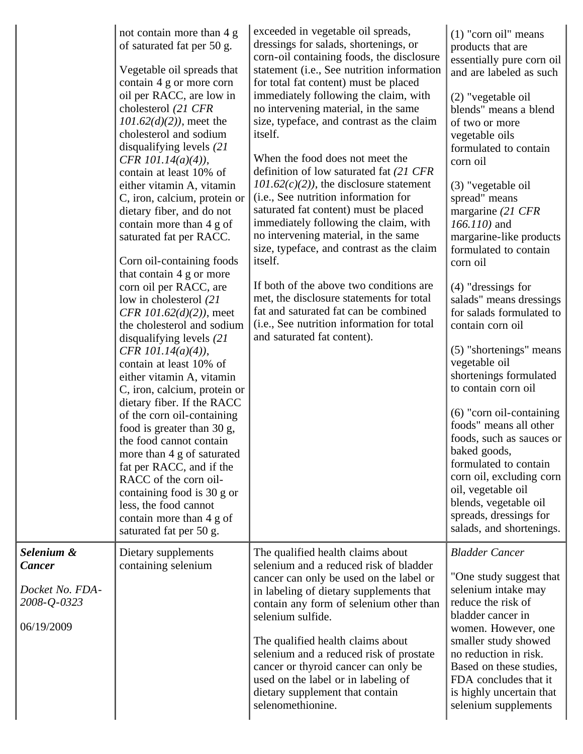| | | | |
|---|---|---|---|
| | not contain more than 4 g of saturated fat per 50 g.<br><br>Vegetable oil spreads that contain 4 g or more corn oil per RACC, are low in cholesterol *(21 CFR 101.62(d)(2))*, meet the cholesterol and sodium disqualifying levels *(21 CFR 101.14(a)(4))*, contain at least 10% of either vitamin A, vitamin C, iron, calcium, protein or dietary fiber, and do not contain more than 4 g of saturated fat per RACC.<br><br>Corn oil-containing foods that contain 4 g or more corn oil per RACC, are low in cholesterol *(21 CFR 101.62(d)(2))*, meet the cholesterol and sodium disqualifying levels *(21 CFR 101.14(a)(4))*, contain at least 10% of either vitamin A, vitamin C, iron, calcium, protein or dietary fiber. If the RACC of the corn oil-containing food is greater than 30 g, the food cannot contain more than 4 g of saturated fat per RACC, and if the RACC of the corn oil-containing food is 30 g or less, the food cannot contain more than 4 g of saturated fat per 50 g. | exceeded in vegetable oil spreads, dressings for salads, shortenings, or corn-oil containing foods, the disclosure statement (i.e., See nutrition information for total fat content) must be placed immediately following the claim, with no intervening material, in the same size, typeface, and contrast as the claim itself.<br><br>When the food does not meet the definition of low saturated fat *(21 CFR 101.62(c)(2))*, the disclosure statement (i.e., See nutrition information for saturated fat content) must be placed immediately following the claim, with no intervening material, in the same size, typeface, and contrast as the claim itself.<br><br>If both of the above two conditions are met, the disclosure statements for total fat and saturated fat can be combined (i.e., See nutrition information for total and saturated fat content). | (1) "corn oil" means products that are essentially pure corn oil and are labeled as such<br><br>(2) "vegetable oil blends" means a blend of two or more vegetable oils formulated to contain corn oil<br><br>(3) "vegetable oil spread" means margarine *(21 CFR 166.110)* and margarine-like products formulated to contain corn oil<br><br>(4) "dressings for salads" means dressings for salads formulated to contain corn oil<br><br>(5) "shortenings" means vegetable oil shortenings formulated to contain corn oil<br><br>(6) "corn oil-containing foods" means all other foods, such as sauces or baked goods, formulated to contain corn oil, excluding corn oil, vegetable oil blends, vegetable oil spreads, dressings for salads, and shortenings. |
| ***Selenium & Cancer***<br><br>*Docket No. FDA-2008-Q-0323*<br><br>06/19/2009 | Dietary supplements containing selenium | The qualified health claims about selenium and a reduced risk of bladder cancer can only be used on the label or in labeling of dietary supplements that contain any form of selenium other than selenium sulfide.<br><br>The qualified health claims about selenium and a reduced risk of prostate cancer or thyroid cancer can only be used on the label or in labeling of dietary supplement that contain selenomethionine. | *Bladder Cancer*<br><br>"One study suggest that selenium intake may reduce the risk of bladder cancer in women. However, one smaller study showed no reduction in risk. Based on these studies, FDA concludes that it is highly uncertain that selenium supplements |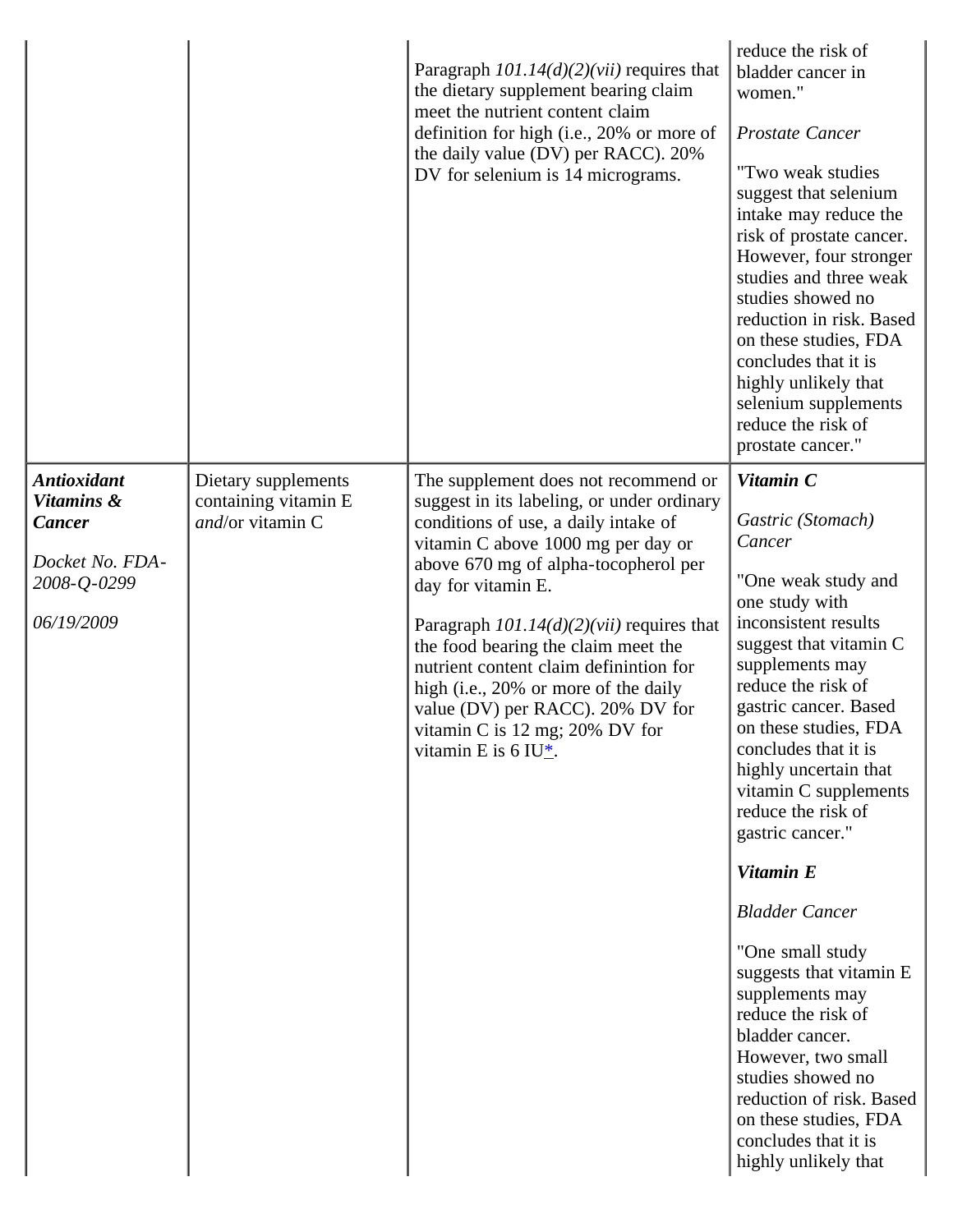| | | | |
|---|---|---|---|
| | | Paragraph *101.14(d)(2)(vii)* requires that the dietary supplement bearing claim meet the nutrient content claim definition for high (i.e., 20% or more of the daily value (DV) per RACC). 20% DV for selenium is 14 micrograms. | reduce the risk of bladder cancer in women."<br><br>*Prostate Cancer*<br><br>"Two weak studies suggest that selenium intake may reduce the risk of prostate cancer. However, four stronger studies and three weak studies showed no reduction in risk. Based on these studies, FDA concludes that it is highly unlikely that selenium supplements reduce the risk of prostate cancer." |
| ***Antioxidant Vitamins & Cancer***<br><br>*Docket No. FDA-2008-Q-0299*<br><br>*06/19/2009* | Dietary supplements containing vitamin E *and*/or vitamin C | The supplement does not recommend or suggest in its labeling, or under ordinary conditions of use, a daily intake of vitamin C above 1000 mg per day or above 670 mg of alpha-tocopherol per day for vitamin E.<br><br>Paragraph *101.14(d)(2)(vii)* requires that the food bearing the claim meet the nutrient content claim definintion for high (i.e., 20% or more of the daily value (DV) per RACC). 20% DV for vitamin C is 12 mg; 20% DV for vitamin E is 6 IU*. | ***Vitamin C***<br><br>*Gastric (Stomach) Cancer*<br><br>"One weak study and one study with inconsistent results suggest that vitamin C supplements may reduce the risk of gastric cancer. Based on these studies, FDA concludes that it is highly uncertain that vitamin C supplements reduce the risk of gastric cancer."<br><br>***Vitamin E***<br><br>*Bladder Cancer*<br><br>"One small study suggests that vitamin E supplements may reduce the risk of bladder cancer. However, two small studies showed no reduction of risk. Based on these studies, FDA concludes that it is highly unlikely that |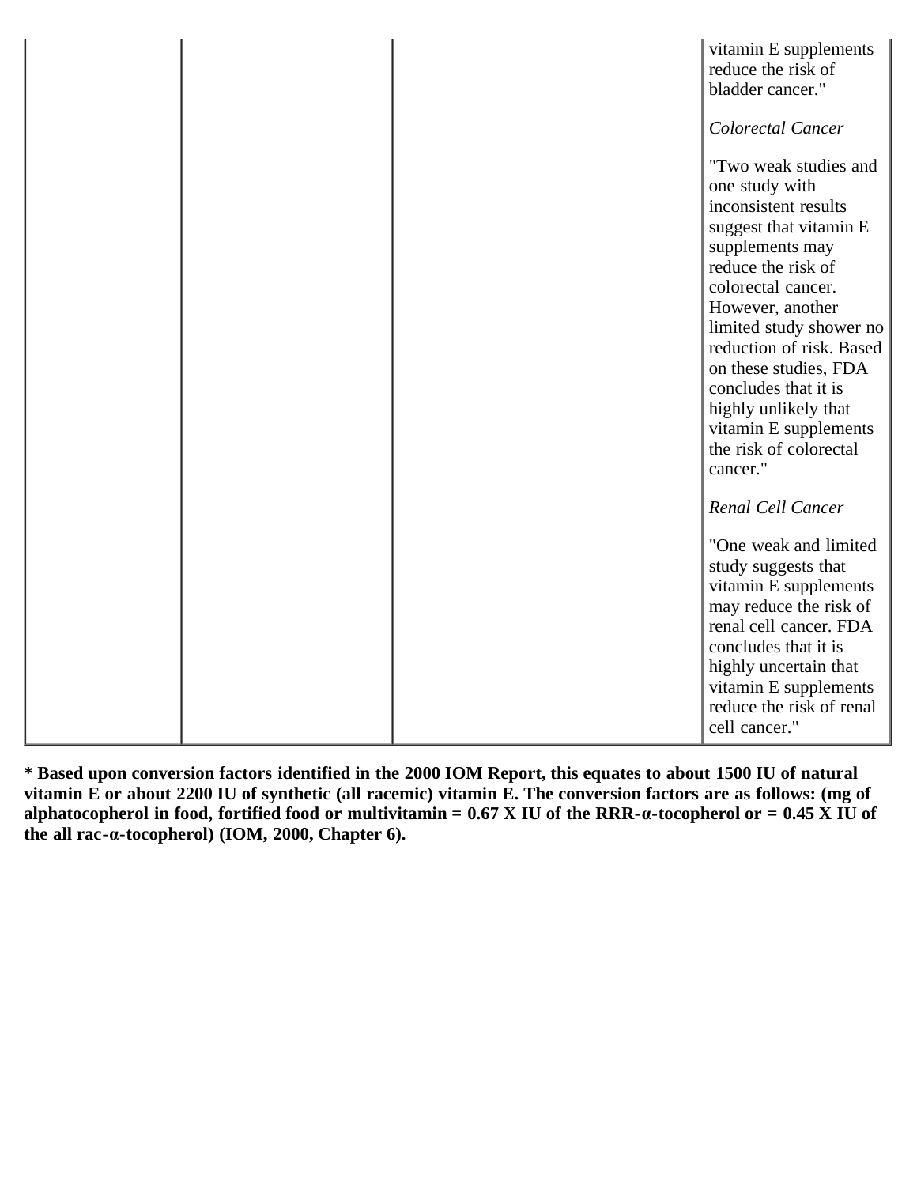| | | | vitamin E supplements reduce the risk of bladder cancer."<br><br>*Colorectal Cancer*<br><br>"Two weak studies and one study with inconsistent results suggest that vitamin E supplements may reduce the risk of colorectal cancer. However, another limited study shower no reduction of risk. Based on these studies, FDA concludes that it is highly unlikely that vitamin E supplements the risk of colorectal cancer."<br><br>*Renal Cell Cancer*<br><br>"One weak and limited study suggests that vitamin E supplements may reduce the risk of renal cell cancer. FDA concludes that it is highly uncertain that vitamin E supplements reduce the risk of renal cell cancer." |
|---|---|---|---|

**\* Based upon conversion factors identified in the 2000 IOM Report, this equates to about 1500 IU of natural vitamin E or about 2200 IU of synthetic (all racemic) vitamin E. The conversion factors are as follows: (mg of alphatocopherol in food, fortified food or multivitamin = 0.67 X IU of the RRR-α-tocopherol or = 0.45 X IU of the all rac-α-tocopherol) (IOM, 2000, Chapter 6).**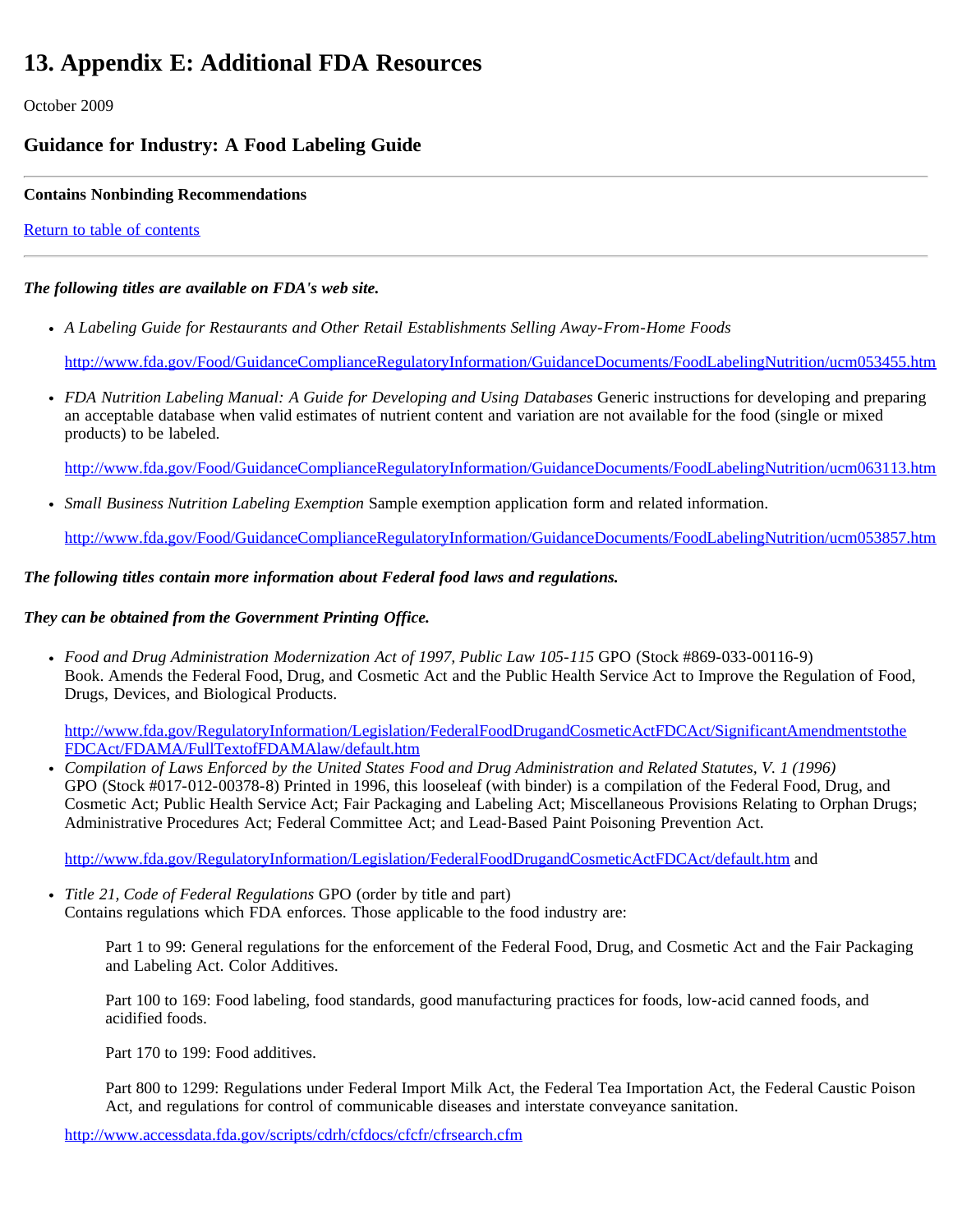# 13. Appendix E: Additional FDA Resources

October 2009

## Guidance for Industry: A Food Labeling Guide

---

**Contains Nonbinding Recommendations**

[Return to table of contents]

---

***The following titles are available on FDA's web site.***

- *A Labeling Guide for Restaurants and Other Retail Establishments Selling Away-From-Home Foods*

  http://www.fda.gov/Food/GuidanceComplianceRegulatoryInformation/GuidanceDocuments/FoodLabelingNutrition/ucm053455.htm

- *FDA Nutrition Labeling Manual: A Guide for Developing and Using Databases* Generic instructions for developing and preparing an acceptable database when valid estimates of nutrient content and variation are not available for the food (single or mixed products) to be labeled.

  http://www.fda.gov/Food/GuidanceComplianceRegulatoryInformation/GuidanceDocuments/FoodLabelingNutrition/ucm063113.htm

- *Small Business Nutrition Labeling Exemption* Sample exemption application form and related information.

  http://www.fda.gov/Food/GuidanceComplianceRegulatoryInformation/GuidanceDocuments/FoodLabelingNutrition/ucm053857.htm

***The following titles contain more information about Federal food laws and regulations.***

***They can be obtained from the Government Printing Office.***

- *Food and Drug Administration Modernization Act of 1997, Public Law 105-115* GPO (Stock #869-033-00116-9)
  Book. Amends the Federal Food, Drug, and Cosmetic Act and the Public Health Service Act to Improve the Regulation of Food, Drugs, Devices, and Biological Products.

  http://www.fda.gov/RegulatoryInformation/Legislation/FederalFoodDrugandCosmeticActFDCAct/SignificantAmendmentstotheFDCAct/FDAMA/FullTextofFDAMAlaw/default.htm

- *Compilation of Laws Enforced by the United States Food and Drug Administration and Related Statutes, V. 1 (1996)*
  GPO (Stock #017-012-00378-8) Printed in 1996, this looseleaf (with binder) is a compilation of the Federal Food, Drug, and Cosmetic Act; Public Health Service Act; Fair Packaging and Labeling Act; Miscellaneous Provisions Relating to Orphan Drugs; Administrative Procedures Act; Federal Committee Act; and Lead-Based Paint Poisoning Prevention Act.

  http://www.fda.gov/RegulatoryInformation/Legislation/FederalFoodDrugandCosmeticActFDCAct/default.htm and

- *Title 21, Code of Federal Regulations* GPO (order by title and part)
  Contains regulations which FDA enforces. Those applicable to the food industry are:

  Part 1 to 99: General regulations for the enforcement of the Federal Food, Drug, and Cosmetic Act and the Fair Packaging and Labeling Act. Color Additives.

  Part 100 to 169: Food labeling, food standards, good manufacturing practices for foods, low-acid canned foods, and acidified foods.

  Part 170 to 199: Food additives.

  Part 800 to 1299: Regulations under Federal Import Milk Act, the Federal Tea Importation Act, the Federal Caustic Poison Act, and regulations for control of communicable diseases and interstate conveyance sanitation.

  http://www.accessdata.fda.gov/scripts/cdrh/cfdocs/cfcfr/cfrsearch.cfm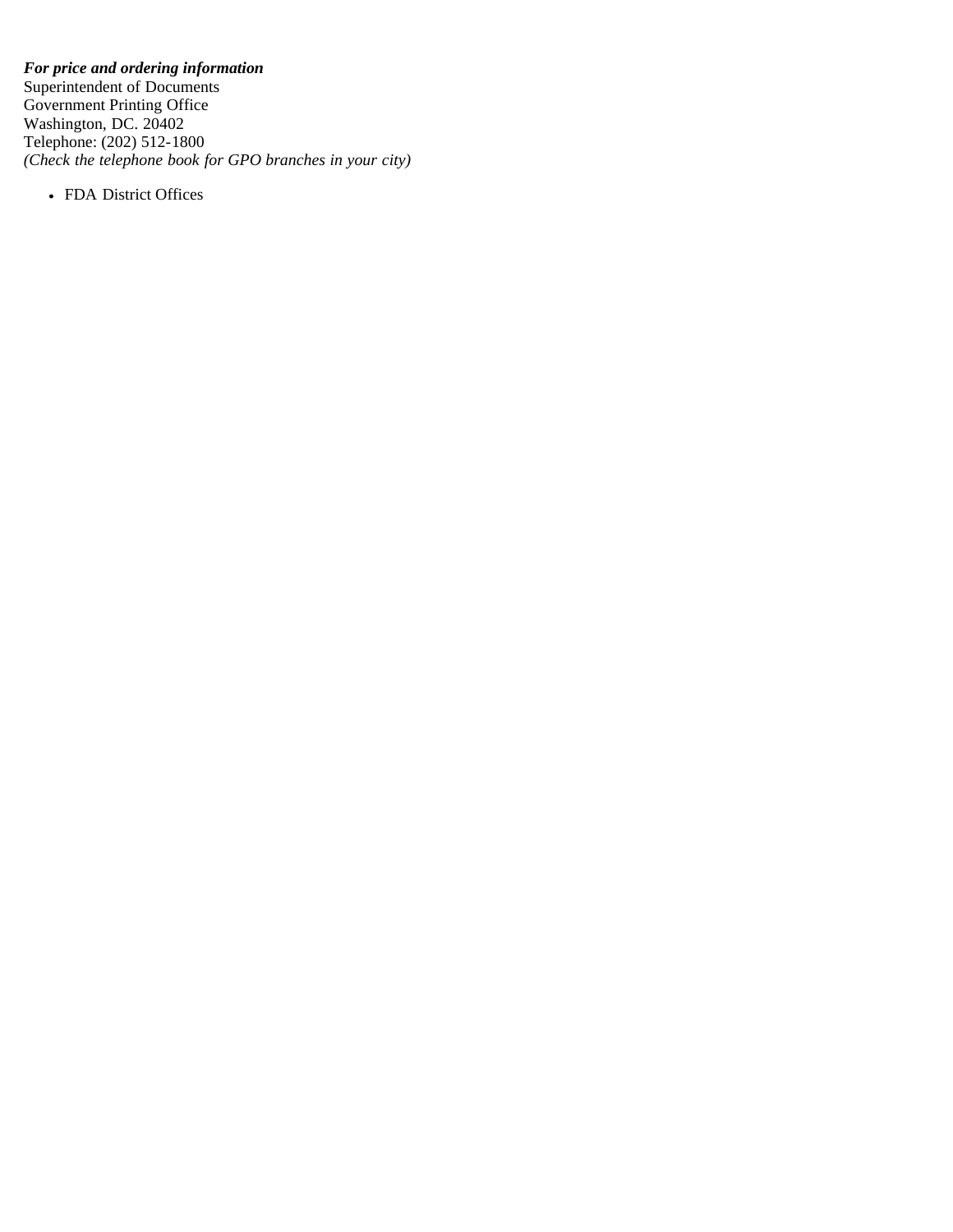***For price and ordering information***
Superintendent of Documents
Government Printing Office
Washington, DC. 20402
Telephone: (202) 512-1800
*(Check the telephone book for GPO branches in your city)*

- FDA District Offices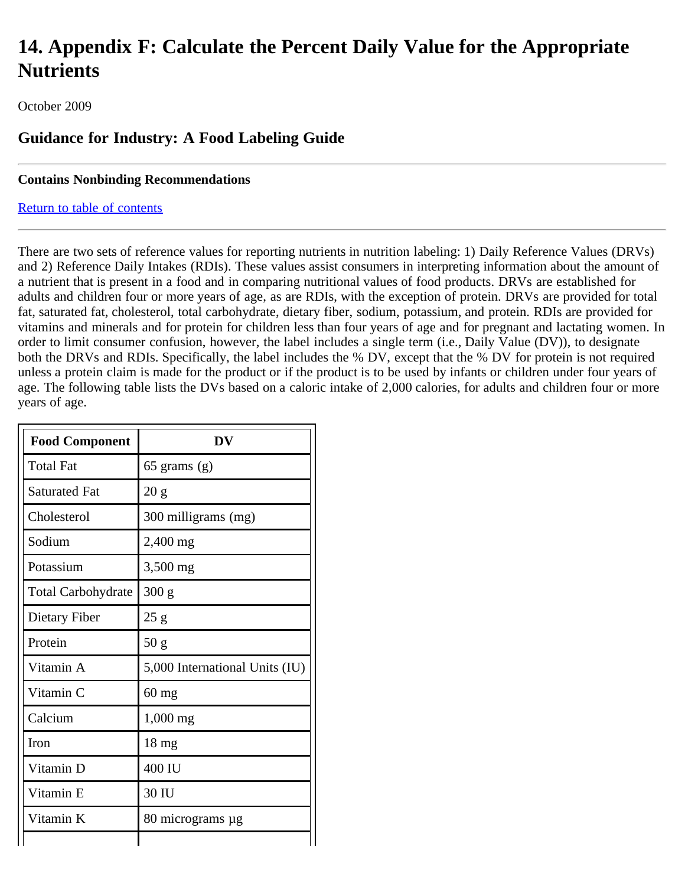# 14. Appendix F: Calculate the Percent Daily Value for the Appropriate Nutrients

October 2009

## Guidance for Industry: A Food Labeling Guide

---

**Contains Nonbinding Recommendations**

Return to table of contents

---

There are two sets of reference values for reporting nutrients in nutrition labeling: 1) Daily Reference Values (DRVs) and 2) Reference Daily Intakes (RDIs). These values assist consumers in interpreting information about the amount of a nutrient that is present in a food and in comparing nutritional values of food products. DRVs are established for adults and children four or more years of age, as are RDIs, with the exception of protein. DRVs are provided for total fat, saturated fat, cholesterol, total carbohydrate, dietary fiber, sodium, potassium, and protein. RDIs are provided for vitamins and minerals and for protein for children less than four years of age and for pregnant and lactating women. In order to limit consumer confusion, however, the label includes a single term (i.e., Daily Value (DV)), to designate both the DRVs and RDIs. Specifically, the label includes the % DV, except that the % DV for protein is not required unless a protein claim is made for the product or if the product is to be used by infants or children under four years of age. The following table lists the DVs based on a caloric intake of 2,000 calories, for adults and children four or more years of age.

| Food Component | DV |
|---|---|
| Total Fat | 65 grams (g) |
| Saturated Fat | 20 g |
| Cholesterol | 300 milligrams (mg) |
| Sodium | 2,400 mg |
| Potassium | 3,500 mg |
| Total Carbohydrate | 300 g |
| Dietary Fiber | 25 g |
| Protein | 50 g |
| Vitamin A | 5,000 International Units (IU) |
| Vitamin C | 60 mg |
| Calcium | 1,000 mg |
| Iron | 18 mg |
| Vitamin D | 400 IU |
| Vitamin E | 30 IU |
| Vitamin K | 80 micrograms µg |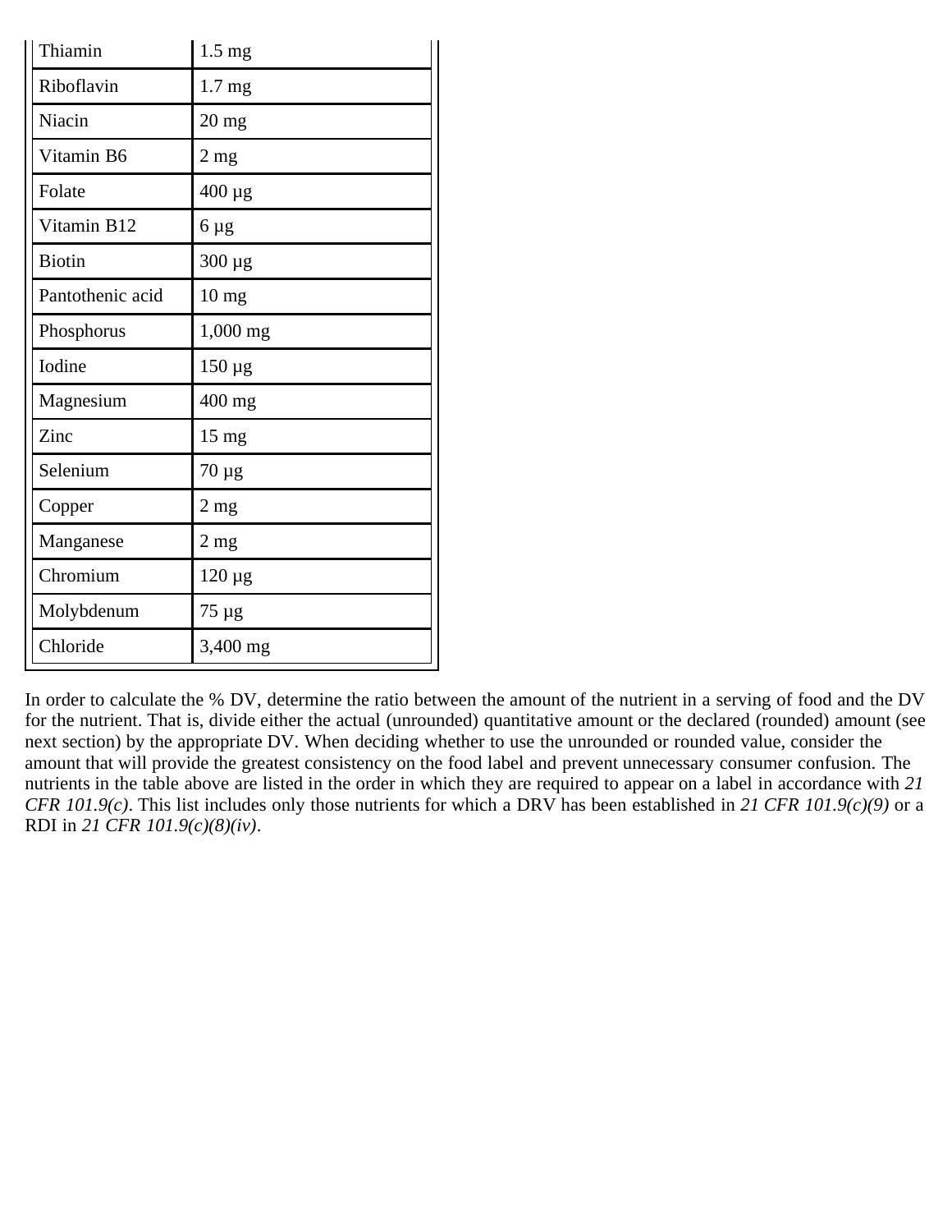| | |
|---|---|
| Thiamin | 1.5 mg |
| Riboflavin | 1.7 mg |
| Niacin | 20 mg |
| Vitamin B6 | 2 mg |
| Folate | 400 µg |
| Vitamin B12 | 6 µg |
| Biotin | 300 µg |
| Pantothenic acid | 10 mg |
| Phosphorus | 1,000 mg |
| Iodine | 150 µg |
| Magnesium | 400 mg |
| Zinc | 15 mg |
| Selenium | 70 µg |
| Copper | 2 mg |
| Manganese | 2 mg |
| Chromium | 120 µg |
| Molybdenum | 75 µg |
| Chloride | 3,400 mg |

In order to calculate the % DV, determine the ratio between the amount of the nutrient in a serving of food and the DV for the nutrient. That is, divide either the actual (unrounded) quantitative amount or the declared (rounded) amount (see next section) by the appropriate DV. When deciding whether to use the unrounded or rounded value, consider the amount that will provide the greatest consistency on the food label and prevent unnecessary consumer confusion. The nutrients in the table above are listed in the order in which they are required to appear on a label in accordance with *21 CFR 101.9(c)*. This list includes only those nutrients for which a DRV has been established in *21 CFR 101.9(c)(9)* or a RDI in *21 CFR 101.9(c)(8)(iv)*.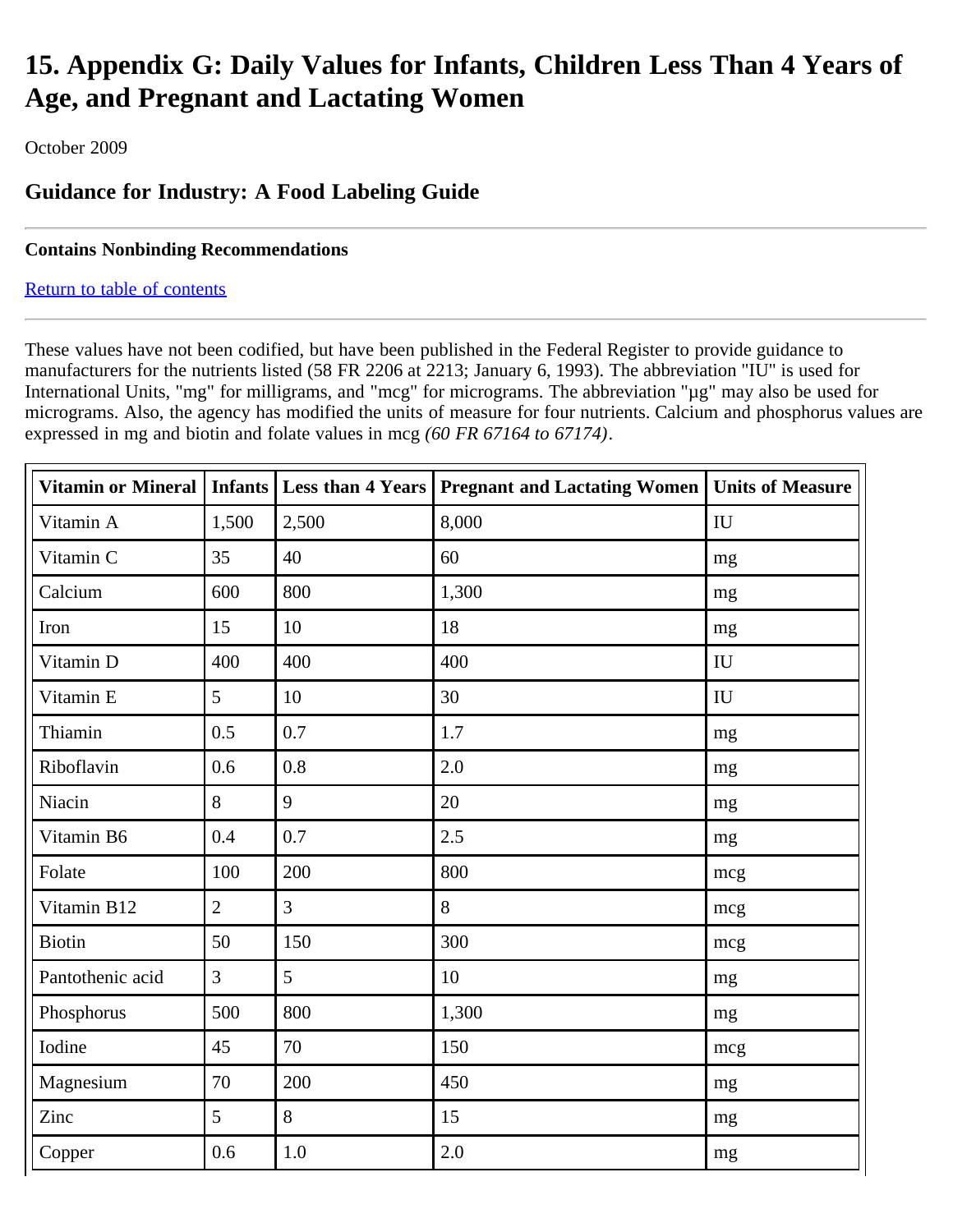# 15. Appendix G: Daily Values for Infants, Children Less Than 4 Years of Age, and Pregnant and Lactating Women

October 2009

## Guidance for Industry: A Food Labeling Guide

---

#### Contains Nonbinding Recommendations

Return to table of contents

---

These values have not been codified, but have been published in the Federal Register to provide guidance to manufacturers for the nutrients listed (58 FR 2206 at 2213; January 6, 1993). The abbreviation "IU" is used for International Units, "mg" for milligrams, and "mcg" for micrograms. The abbreviation "µg" may also be used for micrograms. Also, the agency has modified the units of measure for four nutrients. Calcium and phosphorus values are expressed in mg and biotin and folate values in mcg *(60 FR 67164 to 67174)*.

| Vitamin or Mineral | Infants | Less than 4 Years | Pregnant and Lactating Women | Units of Measure |
|---|---|---|---|---|
| Vitamin A | 1,500 | 2,500 | 8,000 | IU |
| Vitamin C | 35 | 40 | 60 | mg |
| Calcium | 600 | 800 | 1,300 | mg |
| Iron | 15 | 10 | 18 | mg |
| Vitamin D | 400 | 400 | 400 | IU |
| Vitamin E | 5 | 10 | 30 | IU |
| Thiamin | 0.5 | 0.7 | 1.7 | mg |
| Riboflavin | 0.6 | 0.8 | 2.0 | mg |
| Niacin | 8 | 9 | 20 | mg |
| Vitamin B6 | 0.4 | 0.7 | 2.5 | mg |
| Folate | 100 | 200 | 800 | mcg |
| Vitamin B12 | 2 | 3 | 8 | mcg |
| Biotin | 50 | 150 | 300 | mcg |
| Pantothenic acid | 3 | 5 | 10 | mg |
| Phosphorus | 500 | 800 | 1,300 | mg |
| Iodine | 45 | 70 | 150 | mcg |
| Magnesium | 70 | 200 | 450 | mg |
| Zinc | 5 | 8 | 15 | mg |
| Copper | 0.6 | 1.0 | 2.0 | mg |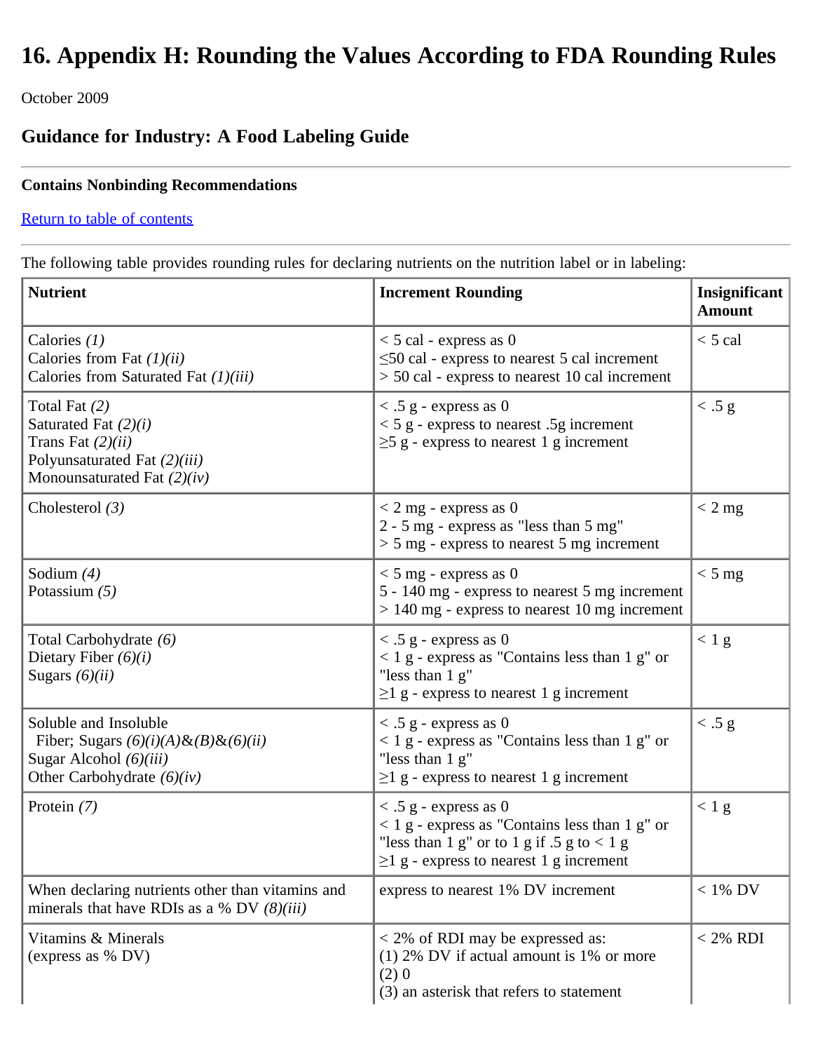# 16. Appendix H: Rounding the Values According to FDA Rounding Rules

October 2009

## Guidance for Industry: A Food Labeling Guide

**Contains Nonbinding Recommendations**

Return to table of contents

The following table provides rounding rules for declaring nutrients on the nutrition label or in labeling:

| **Nutrient** | **Increment Rounding** | **Insignificant Amount** |
|---|---|---|
| Calories *(1)*<br>Calories from Fat *(1)(ii)*<br>Calories from Saturated Fat *(1)(iii)* | < 5 cal - express as 0<br>≤50 cal - express to nearest 5 cal increment<br>> 50 cal - express to nearest 10 cal increment | < 5 cal |
| Total Fat *(2)*<br>Saturated Fat *(2)(i)*<br>Trans Fat *(2)(ii)*<br>Polyunsaturated Fat *(2)(iii)*<br>Monounsaturated Fat *(2)(iv)* | < .5 g - express as 0<br>< 5 g - express to nearest .5g increment<br>≥5 g - express to nearest 1 g increment | < .5 g |
| Cholesterol *(3)* | < 2 mg - express as 0<br>2 - 5 mg - express as "less than 5 mg"<br>> 5 mg - express to nearest 5 mg increment | < 2 mg |
| Sodium *(4)*<br>Potassium *(5)* | < 5 mg - express as 0<br>5 - 140 mg - express to nearest 5 mg increment<br>> 140 mg - express to nearest 10 mg increment | < 5 mg |
| Total Carbohydrate *(6)*<br>Dietary Fiber *(6)(i)*<br>Sugars *(6)(ii)* | < .5 g - express as 0<br>< 1 g - express as "Contains less than 1 g" or "less than 1 g"<br>≥1 g - express to nearest 1 g increment | < 1 g |
| Soluble and Insoluble Fiber; Sugars *(6)(i)(A)&(B)&(6)(ii)*<br>Sugar Alcohol *(6)(iii)*<br>Other Carbohydrate *(6)(iv)* | < .5 g - express as 0<br>< 1 g - express as "Contains less than 1 g" or "less than 1 g"<br>≥1 g - express to nearest 1 g increment | < .5 g |
| Protein *(7)* | < .5 g - express as 0<br>< 1 g - express as "Contains less than 1 g" or "less than 1 g" or to 1 g if .5 g to < 1 g<br>≥1 g - express to nearest 1 g increment | < 1 g |
| When declaring nutrients other than vitamins and minerals that have RDIs as a % DV *(8)(iii)* | express to nearest 1% DV increment | < 1% DV |
| Vitamins & Minerals<br>(express as % DV) | < 2% of RDI may be expressed as:<br>(1) 2% DV if actual amount is 1% or more<br>(2) 0<br>(3) an asterisk that refers to statement | < 2% RDI |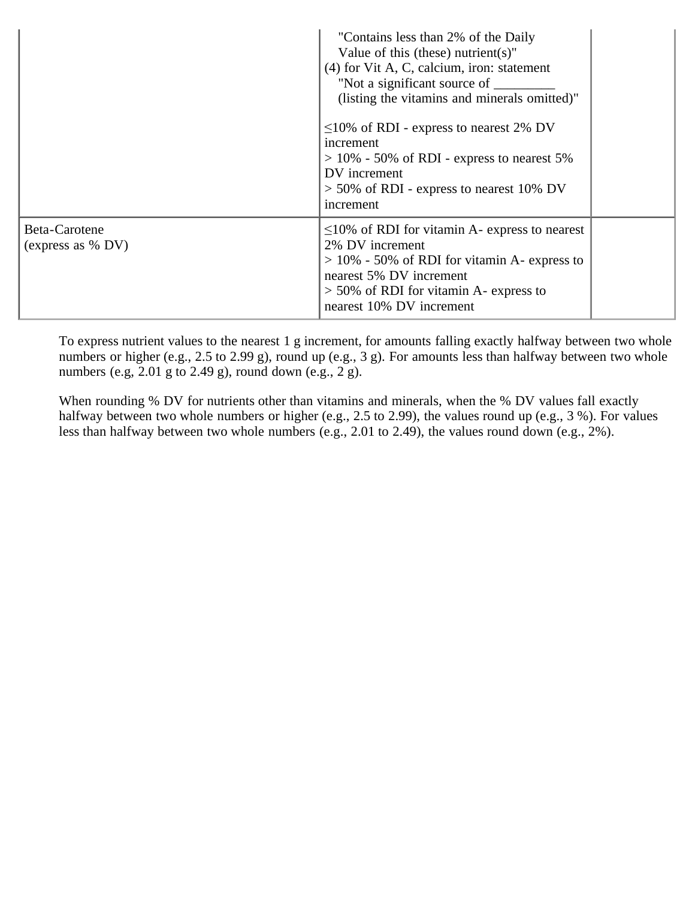| | | |
|---|---|---|
| | "Contains less than 2% of the Daily Value of this (these) nutrient(s)"<br>(4) for Vit A, C, calcium, iron: statement "Not a significant source of _________ (listing the vitamins and minerals omitted)"<br><br>≤10% of RDI - express to nearest 2% DV increment<br>> 10% - 50% of RDI - express to nearest 5% DV increment<br>> 50% of RDI - express to nearest 10% DV increment | |
| Beta-Carotene<br>(express as % DV) | ≤10% of RDI for vitamin A- express to nearest 2% DV increment<br>> 10% - 50% of RDI for vitamin A- express to nearest 5% DV increment<br>> 50% of RDI for vitamin A- express to nearest 10% DV increment | |

To express nutrient values to the nearest 1 g increment, for amounts falling exactly halfway between two whole numbers or higher (e.g., 2.5 to 2.99 g), round up (e.g., 3 g). For amounts less than halfway between two whole numbers (e.g, 2.01 g to 2.49 g), round down (e.g., 2 g).

When rounding % DV for nutrients other than vitamins and minerals, when the % DV values fall exactly halfway between two whole numbers or higher (e.g., 2.5 to 2.99), the values round up (e.g., 3 %). For values less than halfway between two whole numbers (e.g., 2.01 to 2.49), the values round down (e.g., 2%).